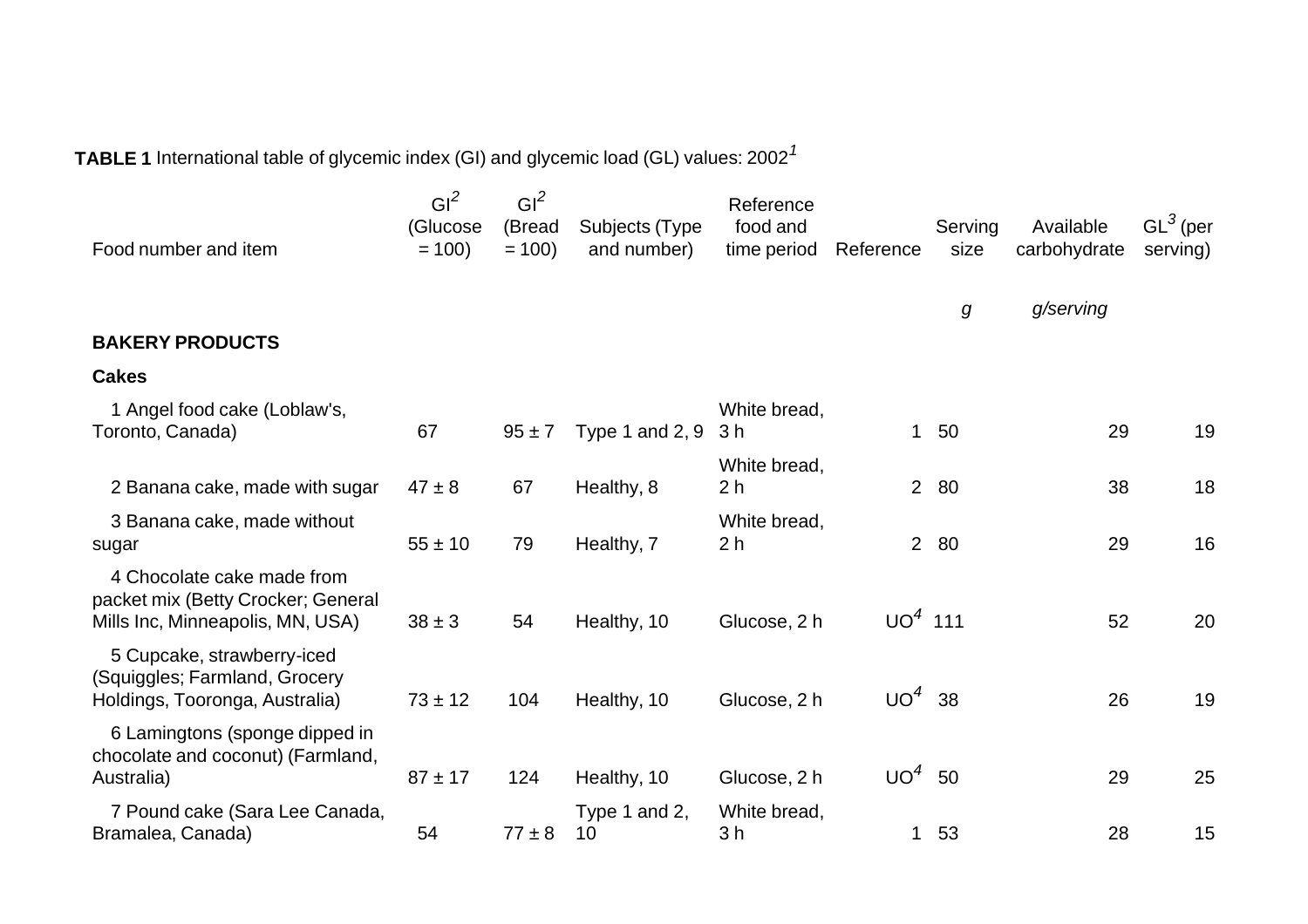**TABLE 1** International table of glycemic index (GI) and glycemic load (GL) values: 2002[1]

| Food number and item | GI[2] (Glucose = 100) | GI[2] (Bread = 100) | Subjects (Type and number) | Reference food and time period | Reference | Serving size | Available carbohydrate | GL[3] (per serving) |
|---|---|---|---|---|---|---|---|---|
| | | | | | | *g* | *g/serving* | |
| **BAKERY PRODUCTS** | | | | | | | | |
| **Cakes** | | | | | | | | |
| 1 Angel food cake (Loblaw's, Toronto, Canada) | 67 | 95 ± 7 | Type 1 and 2, 9 | White bread, 3 h | 1 | 50 | 29 | 19 |
| 2 Banana cake, made with sugar | 47 ± 8 | 67 | Healthy, 8 | White bread, 2 h | 2 | 80 | 38 | 18 |
| 3 Banana cake, made without sugar | 55 ± 10 | 79 | Healthy, 7 | White bread, 2 h | 2 | 80 | 29 | 16 |
| 4 Chocolate cake made from packet mix (Betty Crocker; General Mills Inc, Minneapolis, MN, USA) | 38 ± 3 | 54 | Healthy, 10 | Glucose, 2 h | UO[4] | 111 | 52 | 20 |
| 5 Cupcake, strawberry-iced (Squiggles; Farmland, Grocery Holdings, Tooronga, Australia) | 73 ± 12 | 104 | Healthy, 10 | Glucose, 2 h | UO[4] | 38 | 26 | 19 |
| 6 Lamingtons (sponge dipped in chocolate and coconut) (Farmland, Australia) | 87 ± 17 | 124 | Healthy, 10 | Glucose, 2 h | UO[4] | 50 | 29 | 25 |
| 7 Pound cake (Sara Lee Canada, Bramalea, Canada) | 54 | 77 ± 8 | Type 1 and 2, 10 | White bread, 3 h | 1 | 53 | 28 | 15 |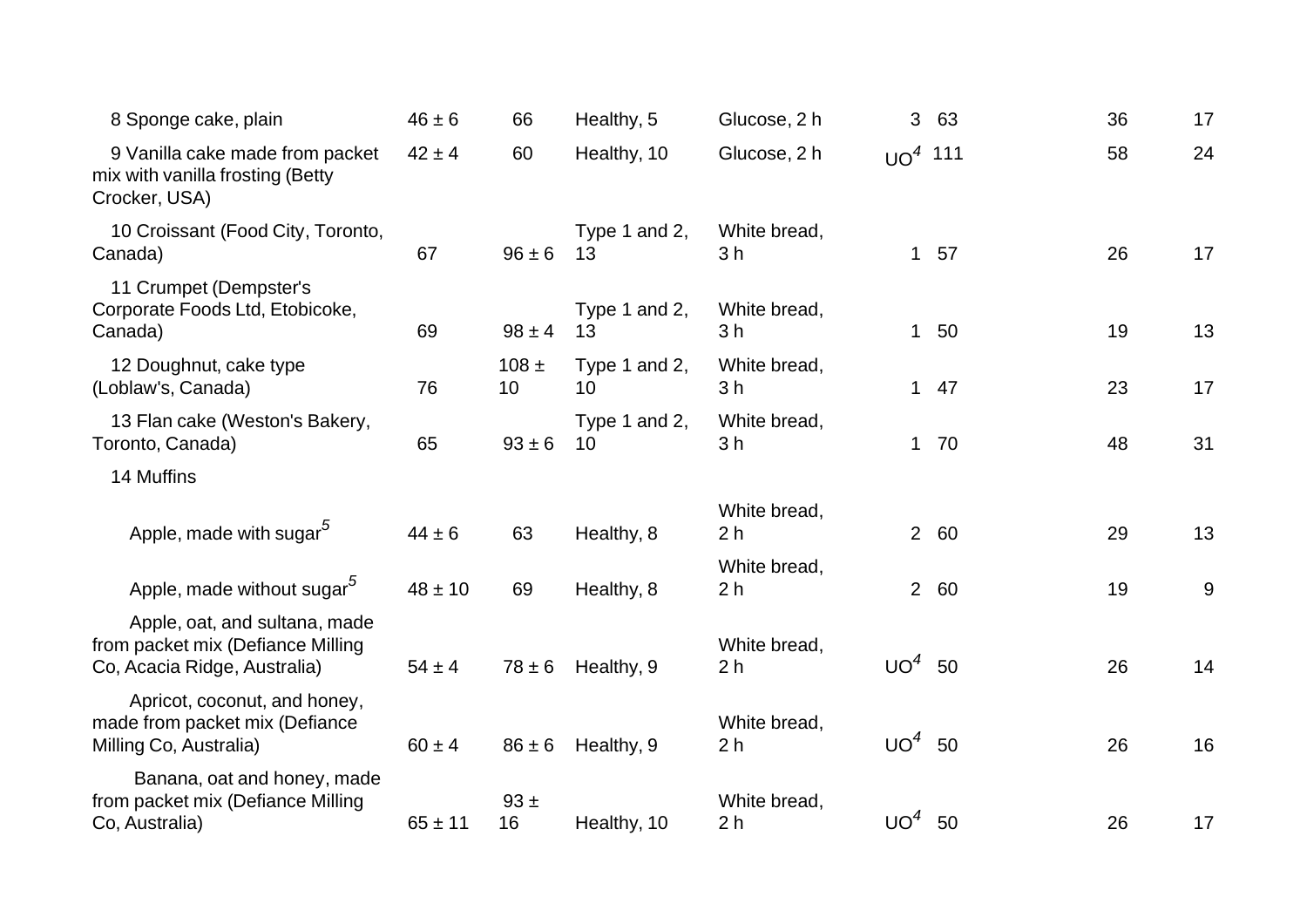| | | | | | | | | |
|---|---|---|---|---|---|---|---|---|
| 8 Sponge cake, plain | 46 ± 6 | 66 | Healthy, 5 | Glucose, 2 h | 3 | 63 | 36 | 17 |
| 9 Vanilla cake made from packet mix with vanilla frosting (Betty Crocker, USA) | 42 ± 4 | 60 | Healthy, 10 | Glucose, 2 h | UO[4] | 111 | 58 | 24 |
| 10 Croissant (Food City, Toronto, Canada) | 67 | 96 ± 6 | Type 1 and 2, 13 | White bread, 3 h | 1 | 57 | 26 | 17 |
| 11 Crumpet (Dempster's Corporate Foods Ltd, Etobicoke, Canada) | 69 | 98 ± 4 | Type 1 and 2, 13 | White bread, 3 h | 1 | 50 | 19 | 13 |
| 12 Doughnut, cake type (Loblaw's, Canada) | 76 | 108 ± 10 | Type 1 and 2, 10 | White bread, 3 h | 1 | 47 | 23 | 17 |
| 13 Flan cake (Weston's Bakery, Toronto, Canada) | 65 | 93 ± 6 | Type 1 and 2, 10 | White bread, 3 h | 1 | 70 | 48 | 31 |
| 14 Muffins | | | | | | | | |
| Apple, made with sugar[5] | 44 ± 6 | 63 | Healthy, 8 | White bread, 2 h | 2 | 60 | 29 | 13 |
| Apple, made without sugar[5] | 48 ± 10 | 69 | Healthy, 8 | White bread, 2 h | 2 | 60 | 19 | 9 |
| Apple, oat, and sultana, made from packet mix (Defiance Milling Co, Acacia Ridge, Australia) | 54 ± 4 | 78 ± 6 | Healthy, 9 | White bread, 2 h | UO[4] | 50 | 26 | 14 |
| Apricot, coconut, and honey, made from packet mix (Defiance Milling Co, Australia) | 60 ± 4 | 86 ± 6 | Healthy, 9 | White bread, 2 h | UO[4] | 50 | 26 | 16 |
| Banana, oat and honey, made from packet mix (Defiance Milling Co, Australia) | 65 ± 11 | 93 ± 16 | Healthy, 10 | White bread, 2 h | UO[4] | 50 | 26 | 17 |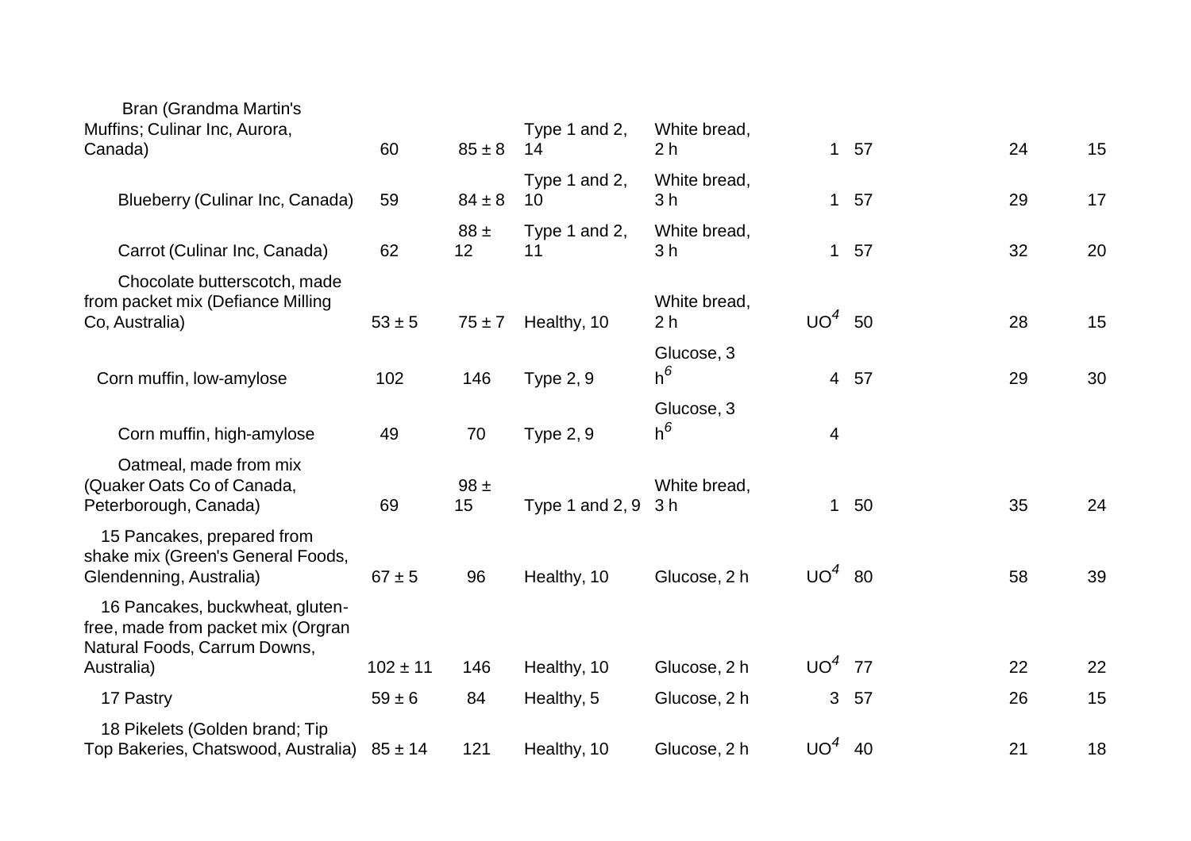| | | | | | | | | |
|---|---|---|---|---|---|---|---|---|
| Bran (Grandma Martin's Muffins; Culinar Inc, Aurora, Canada) | 60 | 85 ± 8 | Type 1 and 2, 14 | White bread, 2 h | 1 | 57 | 24 | 15 |
| Blueberry (Culinar Inc, Canada) | 59 | 84 ± 8 | Type 1 and 2, 10 | White bread, 3 h | 1 | 57 | 29 | 17 |
| Carrot (Culinar Inc, Canada) | 62 | 88 ± 12 | Type 1 and 2, 11 | White bread, 3 h | 1 | 57 | 32 | 20 |
| Chocolate butterscotch, made from packet mix (Defiance Milling Co, Australia) | 53 ± 5 | 75 ± 7 | Healthy, 10 | White bread, 2 h | UO[4] | 50 | 28 | 15 |
| Corn muffin, low-amylose | 102 | 146 | Type 2, 9 | Glucose, 3 h[6] | 4 | 57 | 29 | 30 |
| Corn muffin, high-amylose | 49 | 70 | Type 2, 9 | Glucose, 3 h[6] | 4 | | | |
| Oatmeal, made from mix (Quaker Oats Co of Canada, Peterborough, Canada) | 69 | 98 ± 15 | Type 1 and 2, 9 | White bread, 3 h | 1 | 50 | 35 | 24 |
| 15 Pancakes, prepared from shake mix (Green's General Foods, Glendenning, Australia) | 67 ± 5 | 96 | Healthy, 10 | Glucose, 2 h | UO[4] | 80 | 58 | 39 |
| 16 Pancakes, buckwheat, gluten-free, made from packet mix (Orgran Natural Foods, Carrum Downs, Australia) | 102 ± 11 | 146 | Healthy, 10 | Glucose, 2 h | UO[4] | 77 | 22 | 22 |
| 17 Pastry | 59 ± 6 | 84 | Healthy, 5 | Glucose, 2 h | 3 | 57 | 26 | 15 |
| 18 Pikelets (Golden brand; Tip Top Bakeries, Chatswood, Australia) | 85 ± 14 | 121 | Healthy, 10 | Glucose, 2 h | UO[4] | 40 | 21 | 18 |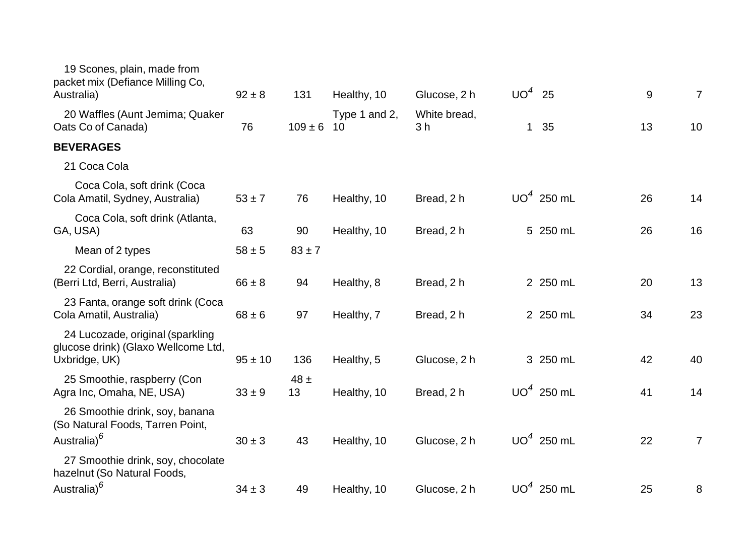| | | | | | | | | |
|---|---|---|---|---|---|---|---|---|
| 19 Scones, plain, made from packet mix (Defiance Milling Co, Australia) | 92 ± 8 | 131 | Healthy, 10 | Glucose, 2 h | UO[4] | 25 | 9 | 7 |
| 20 Waffles (Aunt Jemima; Quaker Oats Co of Canada) | 76 | 109 ± 6 | Type 1 and 2, 10 | White bread, 3 h | 1 | 35 | 13 | 10 |
| **BEVERAGES** | | | | | | | | |
| 21 Coca Cola | | | | | | | | |
| Coca Cola, soft drink (Coca Cola Amatil, Sydney, Australia) | 53 ± 7 | 76 | Healthy, 10 | Bread, 2 h | UO[4] | 250 mL | 26 | 14 |
| Coca Cola, soft drink (Atlanta, GA, USA) | 63 | 90 | Healthy, 10 | Bread, 2 h | 5 | 250 mL | 26 | 16 |
| Mean of 2 types | 58 ± 5 | 83 ± 7 | | | | | | |
| 22 Cordial, orange, reconstituted (Berri Ltd, Berri, Australia) | 66 ± 8 | 94 | Healthy, 8 | Bread, 2 h | 2 | 250 mL | 20 | 13 |
| 23 Fanta, orange soft drink (Coca Cola Amatil, Australia) | 68 ± 6 | 97 | Healthy, 7 | Bread, 2 h | 2 | 250 mL | 34 | 23 |
| 24 Lucozade, original (sparkling glucose drink) (Glaxo Wellcome Ltd, Uxbridge, UK) | 95 ± 10 | 136 | Healthy, 5 | Glucose, 2 h | 3 | 250 mL | 42 | 40 |
| 25 Smoothie, raspberry (Con Agra Inc, Omaha, NE, USA) | 33 ± 9 | 48 ± 13 | Healthy, 10 | Bread, 2 h | UO[4] | 250 mL | 41 | 14 |
| 26 Smoothie drink, soy, banana (So Natural Foods, Tarren Point, Australia)[6] | 30 ± 3 | 43 | Healthy, 10 | Glucose, 2 h | UO[4] | 250 mL | 22 | 7 |
| 27 Smoothie drink, soy, chocolate hazelnut (So Natural Foods, Australia)[6] | 34 ± 3 | 49 | Healthy, 10 | Glucose, 2 h | UO[4] | 250 mL | 25 | 8 |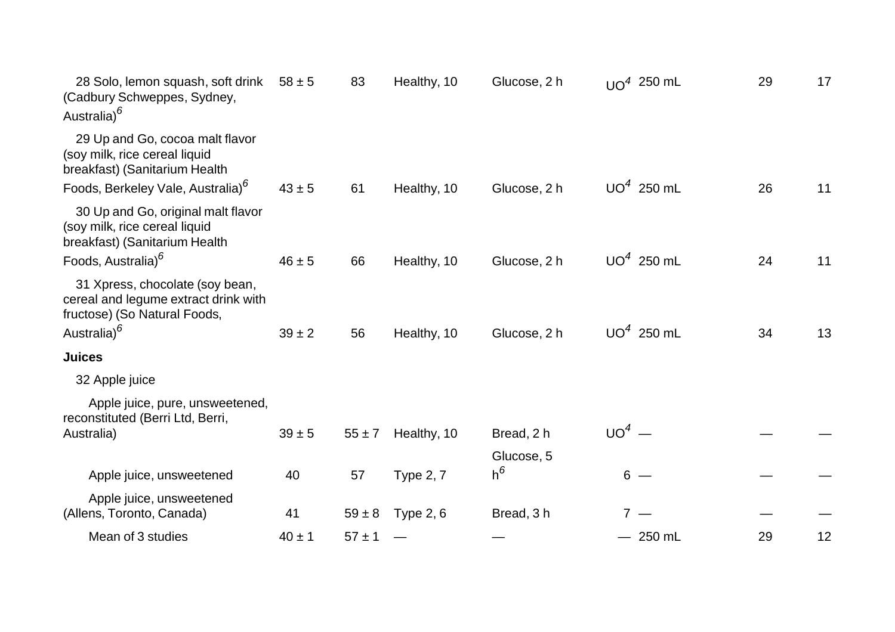| | | | | | | | | |
|---|---|---|---|---|---|---|---|---|
| 28 Solo, lemon squash, soft drink (Cadbury Schweppes, Sydney, Australia)[6] | 58 ± 5 | 83 | Healthy, 10 | Glucose, 2 h | UO[4] | 250 mL | 29 | 17 |
| 29 Up and Go, cocoa malt flavor (soy milk, rice cereal liquid breakfast) (Sanitarium Health Foods, Berkeley Vale, Australia)[6] | 43 ± 5 | 61 | Healthy, 10 | Glucose, 2 h | UO[4] | 250 mL | 26 | 11 |
| 30 Up and Go, original malt flavor (soy milk, rice cereal liquid breakfast) (Sanitarium Health Foods, Australia)[6] | 46 ± 5 | 66 | Healthy, 10 | Glucose, 2 h | UO[4] | 250 mL | 24 | 11 |
| 31 Xpress, chocolate (soy bean, cereal and legume extract drink with fructose) (So Natural Foods, Australia)[6] | 39 ± 2 | 56 | Healthy, 10 | Glucose, 2 h | UO[4] | 250 mL | 34 | 13 |
| **Juices** | | | | | | | | |
| 32 Apple juice | | | | | | | | |
| Apple juice, pure, unsweetened, reconstituted (Berri Ltd, Berri, Australia) | 39 ± 5 | 55 ± 7 | Healthy, 10 | Bread, 2 h | UO[4] | — | — | — |
| Apple juice, unsweetened | 40 | 57 | Type 2, 7 | Glucose, 5 h[6] | 6 | — | — | — |
| Apple juice, unsweetened (Allens, Toronto, Canada) | 41 | 59 ± 8 | Type 2, 6 | Bread, 3 h | 7 | — | — | — |
| Mean of 3 studies | 40 ± 1 | 57 ± 1 | — | — | — | 250 mL | 29 | 12 |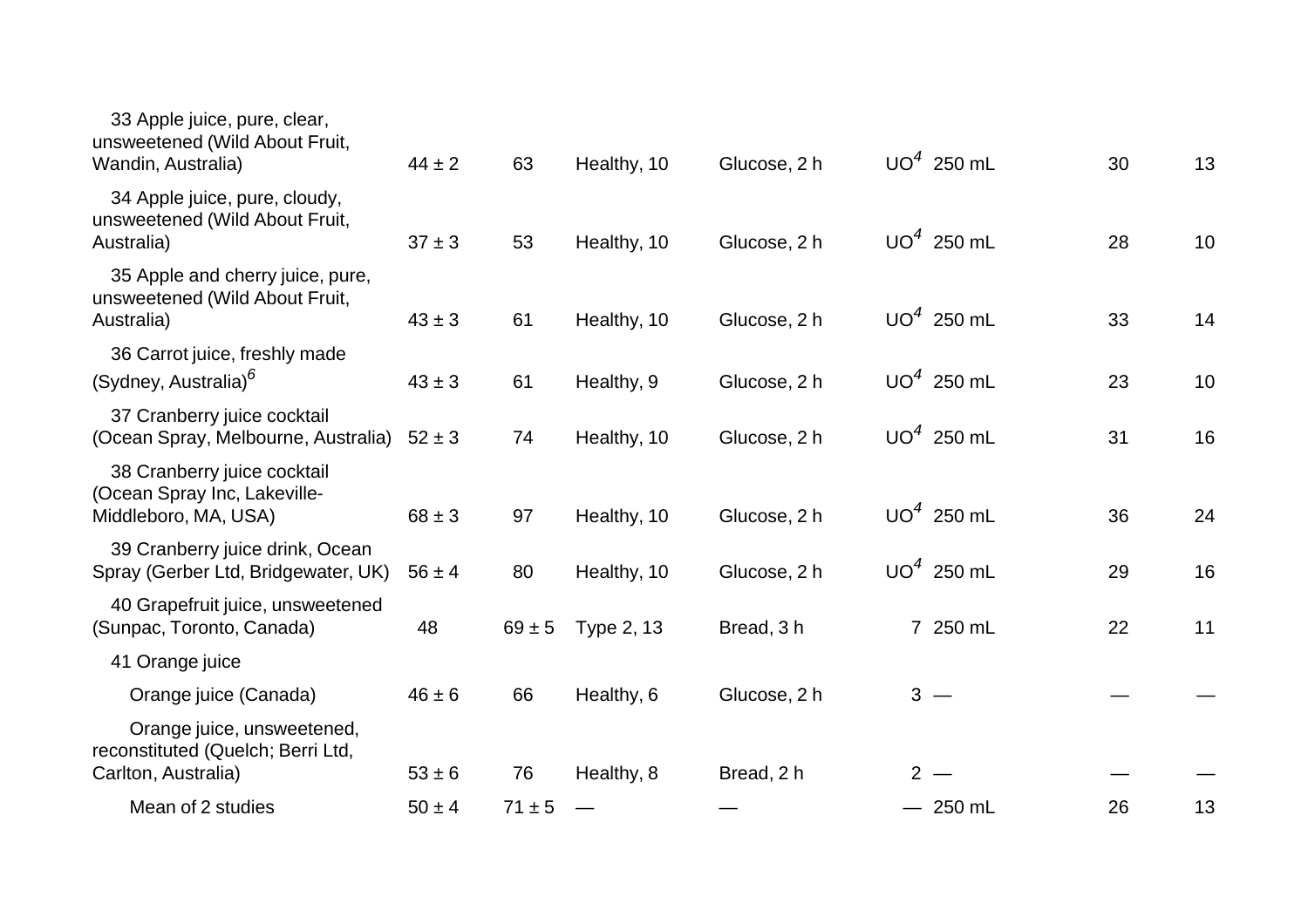| | | | | | | | | |
|---|---|---|---|---|---|---|---|---|
| 33 Apple juice, pure, clear, unsweetened (Wild About Fruit, Wandin, Australia) | 44 ± 2 | 63 | Healthy, 10 | Glucose, 2 h | UO[4] | 250 mL | 30 | 13 |
| 34 Apple juice, pure, cloudy, unsweetened (Wild About Fruit, Australia) | 37 ± 3 | 53 | Healthy, 10 | Glucose, 2 h | UO[4] | 250 mL | 28 | 10 |
| 35 Apple and cherry juice, pure, unsweetened (Wild About Fruit, Australia) | 43 ± 3 | 61 | Healthy, 10 | Glucose, 2 h | UO[4] | 250 mL | 33 | 14 |
| 36 Carrot juice, freshly made (Sydney, Australia)[6] | 43 ± 3 | 61 | Healthy, 9 | Glucose, 2 h | UO[4] | 250 mL | 23 | 10 |
| 37 Cranberry juice cocktail (Ocean Spray, Melbourne, Australia) | 52 ± 3 | 74 | Healthy, 10 | Glucose, 2 h | UO[4] | 250 mL | 31 | 16 |
| 38 Cranberry juice cocktail (Ocean Spray Inc, Lakeville-Middleboro, MA, USA) | 68 ± 3 | 97 | Healthy, 10 | Glucose, 2 h | UO[4] | 250 mL | 36 | 24 |
| 39 Cranberry juice drink, Ocean Spray (Gerber Ltd, Bridgewater, UK) | 56 ± 4 | 80 | Healthy, 10 | Glucose, 2 h | UO[4] | 250 mL | 29 | 16 |
| 40 Grapefruit juice, unsweetened (Sunpac, Toronto, Canada) | 48 | 69 ± 5 | Type 2, 13 | Bread, 3 h | 7 | 250 mL | 22 | 11 |
| 41 Orange juice | | | | | | | | |
| Orange juice (Canada) | 46 ± 6 | 66 | Healthy, 6 | Glucose, 2 h | 3 | — | — | — |
| Orange juice, unsweetened, reconstituted (Quelch; Berri Ltd, Carlton, Australia) | 53 ± 6 | 76 | Healthy, 8 | Bread, 2 h | 2 | — | — | — |
| Mean of 2 studies | 50 ± 4 | 71 ± 5 | — | — | — | 250 mL | 26 | 13 |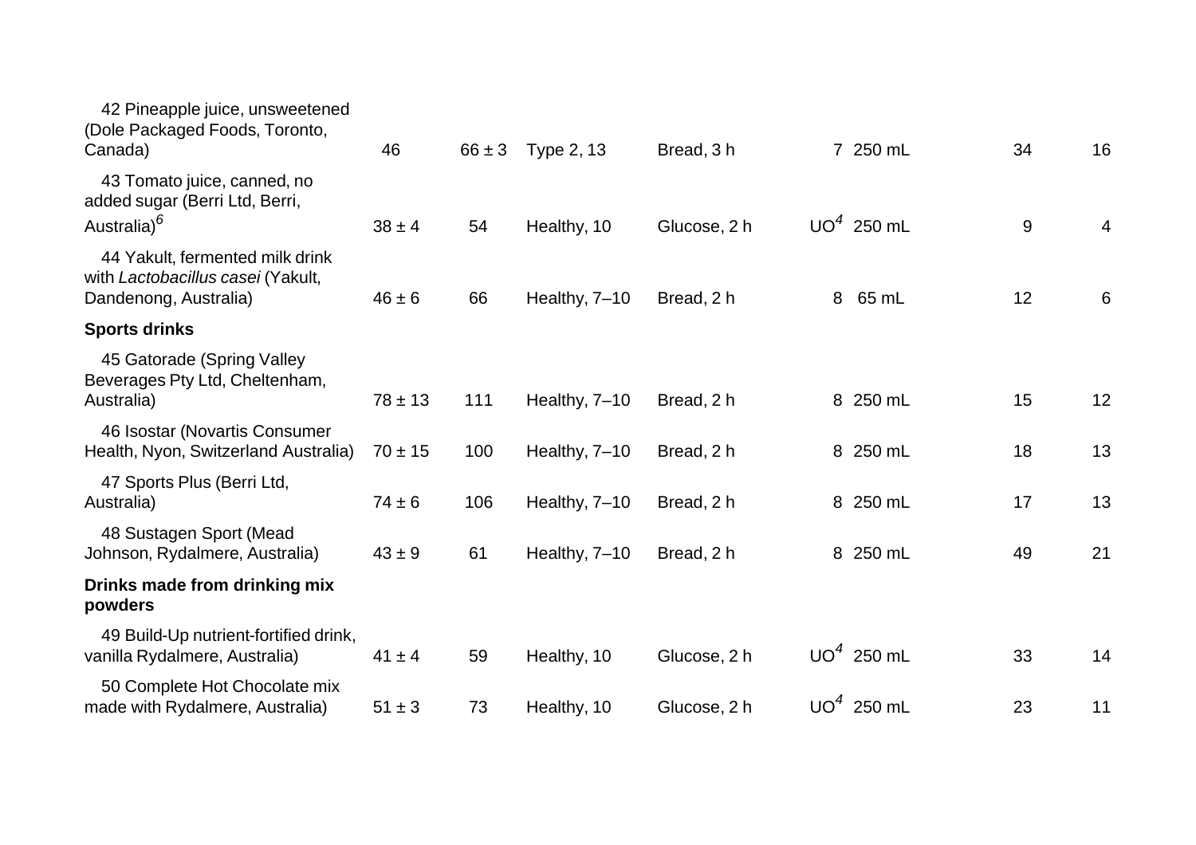| | | | | | | | | |
|---|---|---|---|---|---|---|---|---|
| 42 Pineapple juice, unsweetened (Dole Packaged Foods, Toronto, Canada) | 46 | 66 ± 3 | Type 2, 13 | Bread, 3 h | 7 | 250 mL | 34 | 16 |
| 43 Tomato juice, canned, no added sugar (Berri Ltd, Berri, Australia)[6] | 38 ± 4 | 54 | Healthy, 10 | Glucose, 2 h | UO[4] | 250 mL | 9 | 4 |
| 44 Yakult, fermented milk drink with *Lactobacillus casei* (Yakult, Dandenong, Australia) | 46 ± 6 | 66 | Healthy, 7–10 | Bread, 2 h | 8 | 65 mL | 12 | 6 |
| **Sports drinks** | | | | | | | | |
| 45 Gatorade (Spring Valley Beverages Pty Ltd, Cheltenham, Australia) | 78 ± 13 | 111 | Healthy, 7–10 | Bread, 2 h | 8 | 250 mL | 15 | 12 |
| 46 Isostar (Novartis Consumer Health, Nyon, Switzerland Australia) | 70 ± 15 | 100 | Healthy, 7–10 | Bread, 2 h | 8 | 250 mL | 18 | 13 |
| 47 Sports Plus (Berri Ltd, Australia) | 74 ± 6 | 106 | Healthy, 7–10 | Bread, 2 h | 8 | 250 mL | 17 | 13 |
| 48 Sustagen Sport (Mead Johnson, Rydalmere, Australia) | 43 ± 9 | 61 | Healthy, 7–10 | Bread, 2 h | 8 | 250 mL | 49 | 21 |
| **Drinks made from drinking mix powders** | | | | | | | | |
| 49 Build-Up nutrient-fortified drink, vanilla Rydalmere, Australia) | 41 ± 4 | 59 | Healthy, 10 | Glucose, 2 h | UO[4] | 250 mL | 33 | 14 |
| 50 Complete Hot Chocolate mix made with Rydalmere, Australia) | 51 ± 3 | 73 | Healthy, 10 | Glucose, 2 h | UO[4] | 250 mL | 23 | 11 |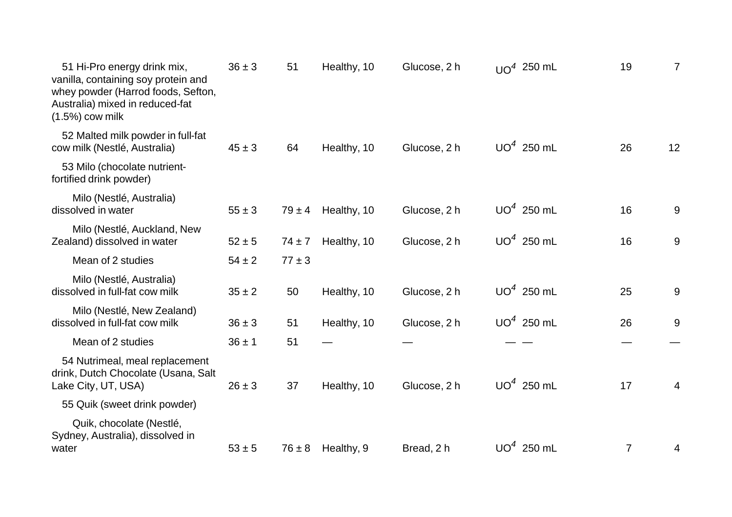| | | | | | | | | |
|---|---|---|---|---|---|---|---|---|
| 51 Hi-Pro energy drink mix, vanilla, containing soy protein and whey powder (Harrod foods, Sefton, Australia) mixed in reduced-fat (1.5%) cow milk | 36 ± 3 | 51 | Healthy, 10 | Glucose, 2 h | UO[4] | 250 mL | 19 | 7 |
| 52 Malted milk powder in full-fat cow milk (Nestlé, Australia) | 45 ± 3 | 64 | Healthy, 10 | Glucose, 2 h | UO[4] | 250 mL | 26 | 12 |
| 53 Milo (chocolate nutrient-fortified drink powder) | | | | | | | | |
| Milo (Nestlé, Australia) dissolved in water | 55 ± 3 | 79 ± 4 | Healthy, 10 | Glucose, 2 h | UO[4] | 250 mL | 16 | 9 |
| Milo (Nestlé, Auckland, New Zealand) dissolved in water | 52 ± 5 | 74 ± 7 | Healthy, 10 | Glucose, 2 h | UO[4] | 250 mL | 16 | 9 |
| Mean of 2 studies | 54 ± 2 | 77 ± 3 | | | | | | |
| Milo (Nestlé, Australia) dissolved in full-fat cow milk | 35 ± 2 | 50 | Healthy, 10 | Glucose, 2 h | UO[4] | 250 mL | 25 | 9 |
| Milo (Nestlé, New Zealand) dissolved in full-fat cow milk | 36 ± 3 | 51 | Healthy, 10 | Glucose, 2 h | UO[4] | 250 mL | 26 | 9 |
| Mean of 2 studies | 36 ± 1 | 51 | — | — | — | — | — | — |
| 54 Nutrimeal, meal replacement drink, Dutch Chocolate (Usana, Salt Lake City, UT, USA) | 26 ± 3 | 37 | Healthy, 10 | Glucose, 2 h | UO[4] | 250 mL | 17 | 4 |
| 55 Quik (sweet drink powder) | | | | | | | | |
| Quik, chocolate (Nestlé, Sydney, Australia), dissolved in water | 53 ± 5 | 76 ± 8 | Healthy, 9 | Bread, 2 h | UO[4] | 250 mL | 7 | 4 |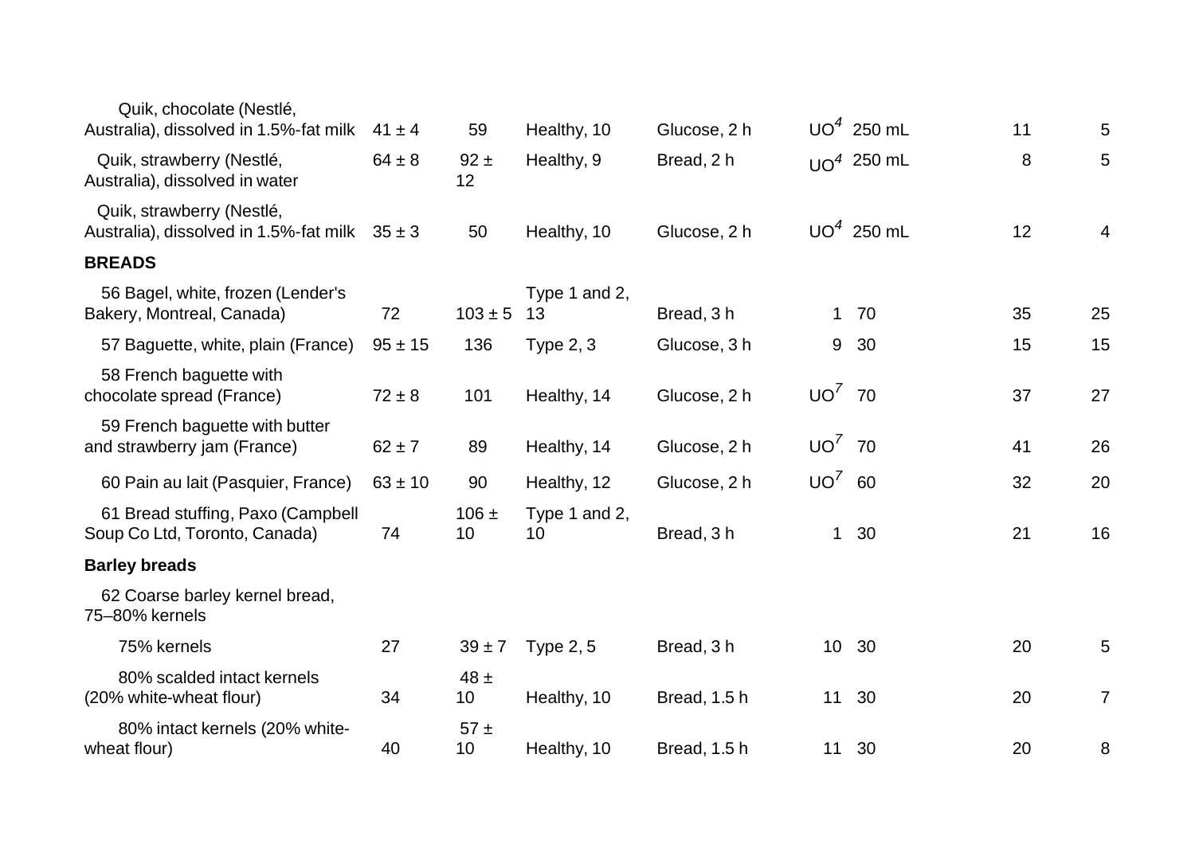| | | | | | | | | |
|---|---|---|---|---|---|---|---|---|
| Quik, chocolate (Nestlé, Australia), dissolved in 1.5%-fat milk | 41 ± 4 | 59 | Healthy, 10 | Glucose, 2 h | UO[4] | 250 mL | 11 | 5 |
| Quik, strawberry (Nestlé, Australia), dissolved in water | 64 ± 8 | 92 ± 12 | Healthy, 9 | Bread, 2 h | UO[4] | 250 mL | 8 | 5 |
| Quik, strawberry (Nestlé, Australia), dissolved in 1.5%-fat milk | 35 ± 3 | 50 | Healthy, 10 | Glucose, 2 h | UO[4] | 250 mL | 12 | 4 |
| **BREADS** | | | | | | | | |
| 56 Bagel, white, frozen (Lender's Bakery, Montreal, Canada) | 72 | 103 ± 5 | Type 1 and 2, 13 | Bread, 3 h | 1 | 70 | 35 | 25 |
| 57 Baguette, white, plain (France) | 95 ± 15 | 136 | Type 2, 3 | Glucose, 3 h | 9 | 30 | 15 | 15 |
| 58 French baguette with chocolate spread (France) | 72 ± 8 | 101 | Healthy, 14 | Glucose, 2 h | UO[7] | 70 | 37 | 27 |
| 59 French baguette with butter and strawberry jam (France) | 62 ± 7 | 89 | Healthy, 14 | Glucose, 2 h | UO[7] | 70 | 41 | 26 |
| 60 Pain au lait (Pasquier, France) | 63 ± 10 | 90 | Healthy, 12 | Glucose, 2 h | UO[7] | 60 | 32 | 20 |
| 61 Bread stuffing, Paxo (Campbell Soup Co Ltd, Toronto, Canada) | 74 | 106 ± 10 | Type 1 and 2, 10 | Bread, 3 h | 1 | 30 | 21 | 16 |
| **Barley breads** | | | | | | | | |
| 62 Coarse barley kernel bread, 75–80% kernels | | | | | | | | |
| 75% kernels | 27 | 39 ± 7 | Type 2, 5 | Bread, 3 h | 10 | 30 | 20 | 5 |
| 80% scalded intact kernels (20% white-wheat flour) | 34 | 48 ± 10 | Healthy, 10 | Bread, 1.5 h | 11 | 30 | 20 | 7 |
| 80% intact kernels (20% white-wheat flour) | 40 | 57 ± 10 | Healthy, 10 | Bread, 1.5 h | 11 | 30 | 20 | 8 |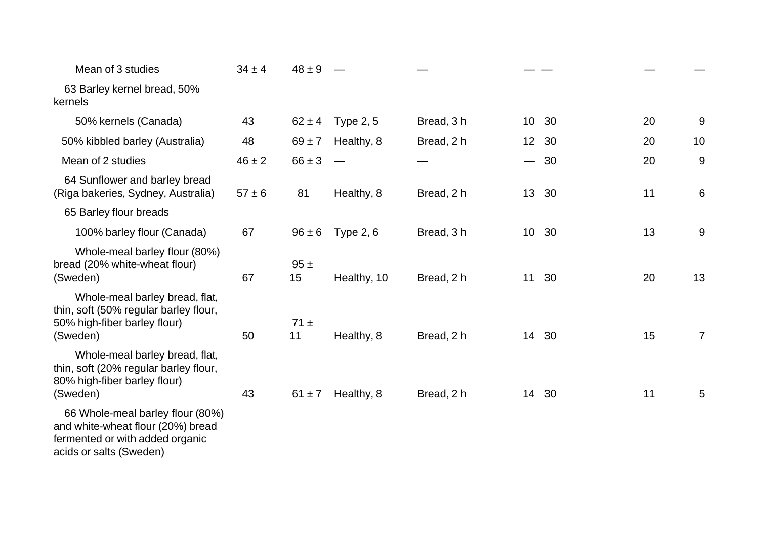| | | | | | | | | |
|---|---|---|---|---|---|---|---|---|
| Mean of 3 studies | 34 ± 4 | 48 ± 9 | — | — | — | — | — | — |
| 63 Barley kernel bread, 50% kernels | | | | | | | | |
| 50% kernels (Canada) | 43 | 62 ± 4 | Type 2, 5 | Bread, 3 h | 10 | 30 | 20 | 9 |
| 50% kibbled barley (Australia) | 48 | 69 ± 7 | Healthy, 8 | Bread, 2 h | 12 | 30 | 20 | 10 |
| Mean of 2 studies | 46 ± 2 | 66 ± 3 | — | — | — | 30 | 20 | 9 |
| 64 Sunflower and barley bread (Riga bakeries, Sydney, Australia) | 57 ± 6 | 81 | Healthy, 8 | Bread, 2 h | 13 | 30 | 11 | 6 |
| 65 Barley flour breads | | | | | | | | |
| 100% barley flour (Canada) | 67 | 96 ± 6 | Type 2, 6 | Bread, 3 h | 10 | 30 | 13 | 9 |
| Whole-meal barley flour (80%) bread (20% white-wheat flour) (Sweden) | 67 | 95 ± 15 | Healthy, 10 | Bread, 2 h | 11 | 30 | 20 | 13 |
| Whole-meal barley bread, flat, thin, soft (50% regular barley flour, 50% high-fiber barley flour) (Sweden) | 50 | 71 ± 11 | Healthy, 8 | Bread, 2 h | 14 | 30 | 15 | 7 |
| Whole-meal barley bread, flat, thin, soft (20% regular barley flour, 80% high-fiber barley flour) (Sweden) | 43 | 61 ± 7 | Healthy, 8 | Bread, 2 h | 14 | 30 | 11 | 5 |
| 66 Whole-meal barley flour (80%) and white-wheat flour (20%) bread fermented or with added organic acids or salts (Sweden) | | | | | | | | |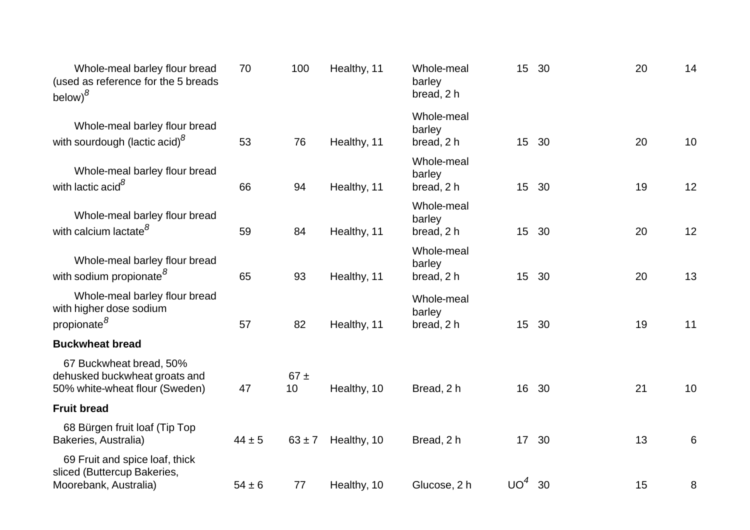| | | | | | | | | |
|---|---|---|---|---|---|---|---|---|
| Whole-meal barley flour bread (used as reference for the 5 breads below)[8] | 70 | 100 | Healthy, 11 | Whole-meal barley bread, 2 h | 15 | 30 | 20 | 14 |
| Whole-meal barley flour bread with sourdough (lactic acid)[8] | 53 | 76 | Healthy, 11 | Whole-meal barley bread, 2 h | 15 | 30 | 20 | 10 |
| Whole-meal barley flour bread with lactic acid[8] | 66 | 94 | Healthy, 11 | Whole-meal barley bread, 2 h | 15 | 30 | 19 | 12 |
| Whole-meal barley flour bread with calcium lactate[8] | 59 | 84 | Healthy, 11 | Whole-meal barley bread, 2 h | 15 | 30 | 20 | 12 |
| Whole-meal barley flour bread with sodium propionate[8] | 65 | 93 | Healthy, 11 | Whole-meal barley bread, 2 h | 15 | 30 | 20 | 13 |
| Whole-meal barley flour bread with higher dose sodium propionate[8] | 57 | 82 | Healthy, 11 | Whole-meal barley bread, 2 h | 15 | 30 | 19 | 11 |
| **Buckwheat bread** | | | | | | | | |
| 67 Buckwheat bread, 50% dehusked buckwheat groats and 50% white-wheat flour (Sweden) | 47 | 67 ± 10 | Healthy, 10 | Bread, 2 h | 16 | 30 | 21 | 10 |
| **Fruit bread** | | | | | | | | |
| 68 Bürgen fruit loaf (Tip Top Bakeries, Australia) | 44 ± 5 | 63 ± 7 | Healthy, 10 | Bread, 2 h | 17 | 30 | 13 | 6 |
| 69 Fruit and spice loaf, thick sliced (Buttercup Bakeries, Moorebank, Australia) | 54 ± 6 | 77 | Healthy, 10 | Glucose, 2 h | UO[4] | 30 | 15 | 8 |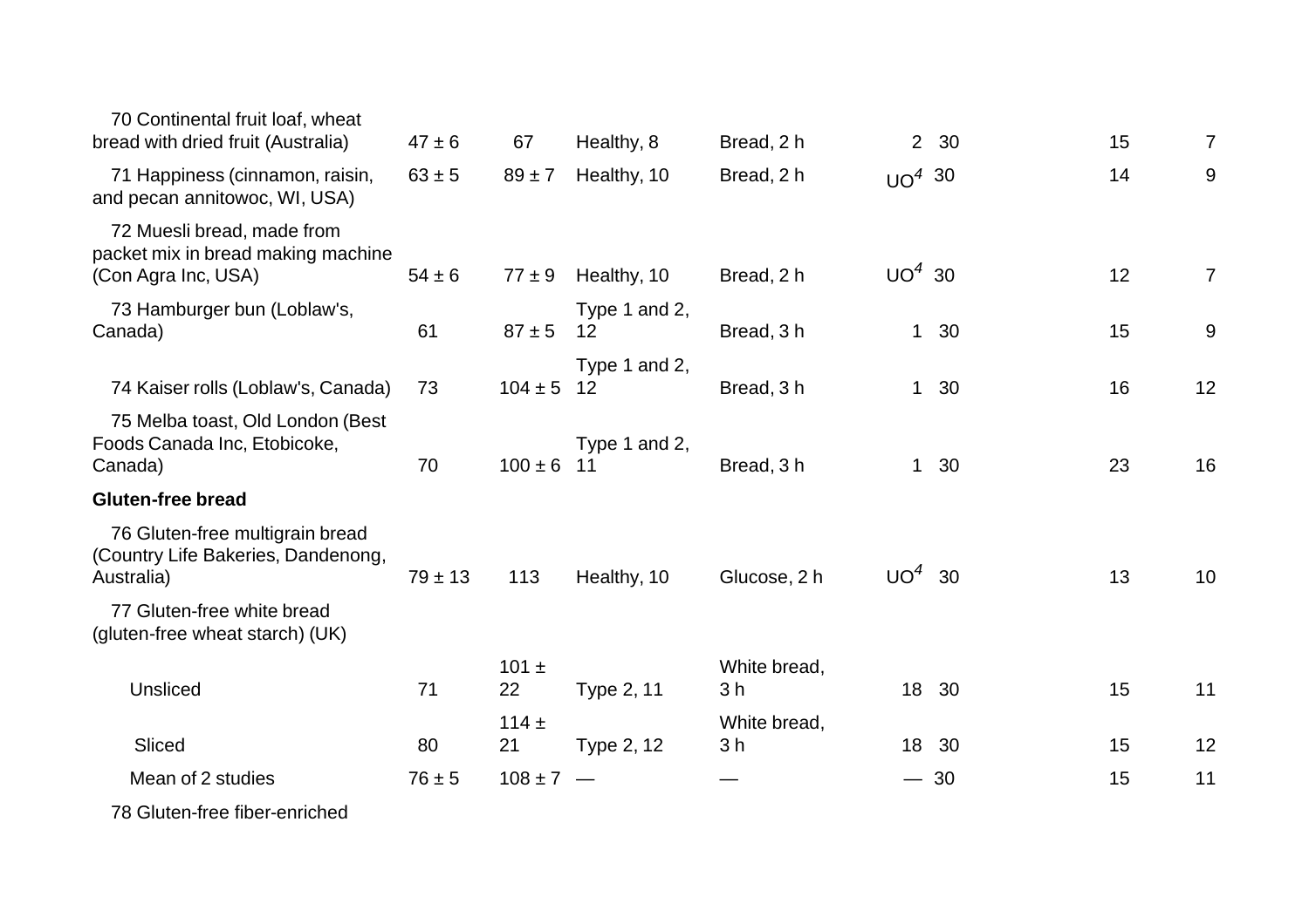| | | | | | | | | |
|---|---|---|---|---|---|---|---|---|
| 70 Continental fruit loaf, wheat bread with dried fruit (Australia) | 47 ± 6 | 67 | Healthy, 8 | Bread, 2 h | 2 | 30 | 15 | 7 |
| 71 Happiness (cinnamon, raisin, and pecan annitowoc, WI, USA) | 63 ± 5 | 89 ± 7 | Healthy, 10 | Bread, 2 h | UO[4] | 30 | 14 | 9 |
| 72 Muesli bread, made from packet mix in bread making machine (Con Agra Inc, USA) | 54 ± 6 | 77 ± 9 | Healthy, 10 | Bread, 2 h | UO[4] | 30 | 12 | 7 |
| 73 Hamburger bun (Loblaw's, Canada) | 61 | 87 ± 5 | Type 1 and 2, 12 | Bread, 3 h | 1 | 30 | 15 | 9 |
| 74 Kaiser rolls (Loblaw's, Canada) | 73 | 104 ± 5 | Type 1 and 2, 12 | Bread, 3 h | 1 | 30 | 16 | 12 |
| 75 Melba toast, Old London (Best Foods Canada Inc, Etobicoke, Canada) | 70 | 100 ± 6 | Type 1 and 2, 11 | Bread, 3 h | 1 | 30 | 23 | 16 |
| **Gluten-free bread** | | | | | | | | |
| 76 Gluten-free multigrain bread (Country Life Bakeries, Dandenong, Australia) | 79 ± 13 | 113 | Healthy, 10 | Glucose, 2 h | UO[4] | 30 | 13 | 10 |
| 77 Gluten-free white bread (gluten-free wheat starch) (UK) | | | | | | | | |
| Unsliced | 71 | 101 ± 22 | Type 2, 11 | White bread, 3 h | 18 | 30 | 15 | 11 |
| Sliced | 80 | 114 ± 21 | Type 2, 12 | White bread, 3 h | 18 | 30 | 15 | 12 |
| Mean of 2 studies | 76 ± 5 | 108 ± 7 | — | — | — | 30 | 15 | 11 |
| 78 Gluten-free fiber-enriched | | | | | | | | |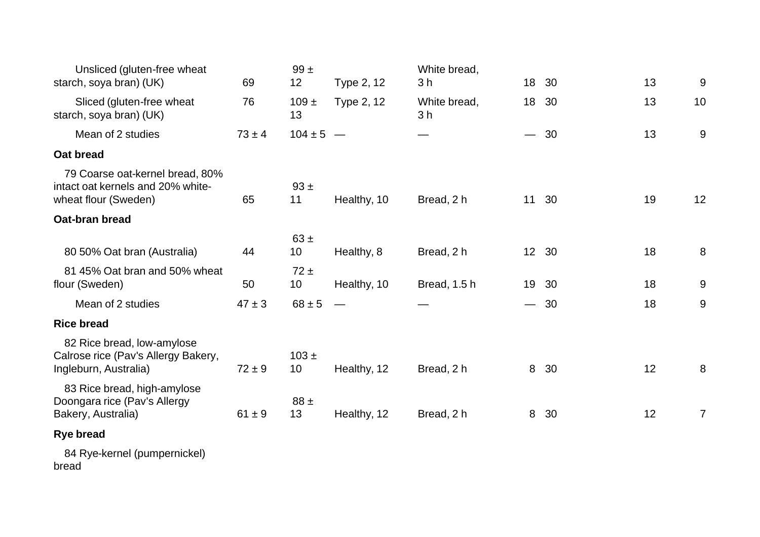| | | | | | | | | |
|---|---|---|---|---|---|---|---|---|
| Unsliced (gluten-free wheat starch, soya bran) (UK) | 69 | 99 ± 12 | Type 2, 12 | White bread, 3 h | 18 | 30 | 13 | 9 |
| Sliced (gluten-free wheat starch, soya bran) (UK) | 76 | 109 ± 13 | Type 2, 12 | White bread, 3 h | 18 | 30 | 13 | 10 |
| Mean of 2 studies | 73 ± 4 | 104 ± 5 | — | — | — | 30 | 13 | 9 |
| **Oat bread** | | | | | | | | |
| 79 Coarse oat-kernel bread, 80% intact oat kernels and 20% white-wheat flour (Sweden) | 65 | 93 ± 11 | Healthy, 10 | Bread, 2 h | 11 | 30 | 19 | 12 |
| **Oat-bran bread** | | | | | | | | |
| 80 50% Oat bran (Australia) | 44 | 63 ± 10 | Healthy, 8 | Bread, 2 h | 12 | 30 | 18 | 8 |
| 81 45% Oat bran and 50% wheat flour (Sweden) | 50 | 72 ± 10 | Healthy, 10 | Bread, 1.5 h | 19 | 30 | 18 | 9 |
| Mean of 2 studies | 47 ± 3 | 68 ± 5 | — | — | — | 30 | 18 | 9 |
| **Rice bread** | | | | | | | | |
| 82 Rice bread, low-amylose Calrose rice (Pav's Allergy Bakery, Ingleburn, Australia) | 72 ± 9 | 103 ± 10 | Healthy, 12 | Bread, 2 h | 8 | 30 | 12 | 8 |
| 83 Rice bread, high-amylose Doongara rice (Pav's Allergy Bakery, Australia) | 61 ± 9 | 88 ± 13 | Healthy, 12 | Bread, 2 h | 8 | 30 | 12 | 7 |
| **Rye bread** | | | | | | | | |
| 84 Rye-kernel (pumpernickel) bread | | | | | | | | |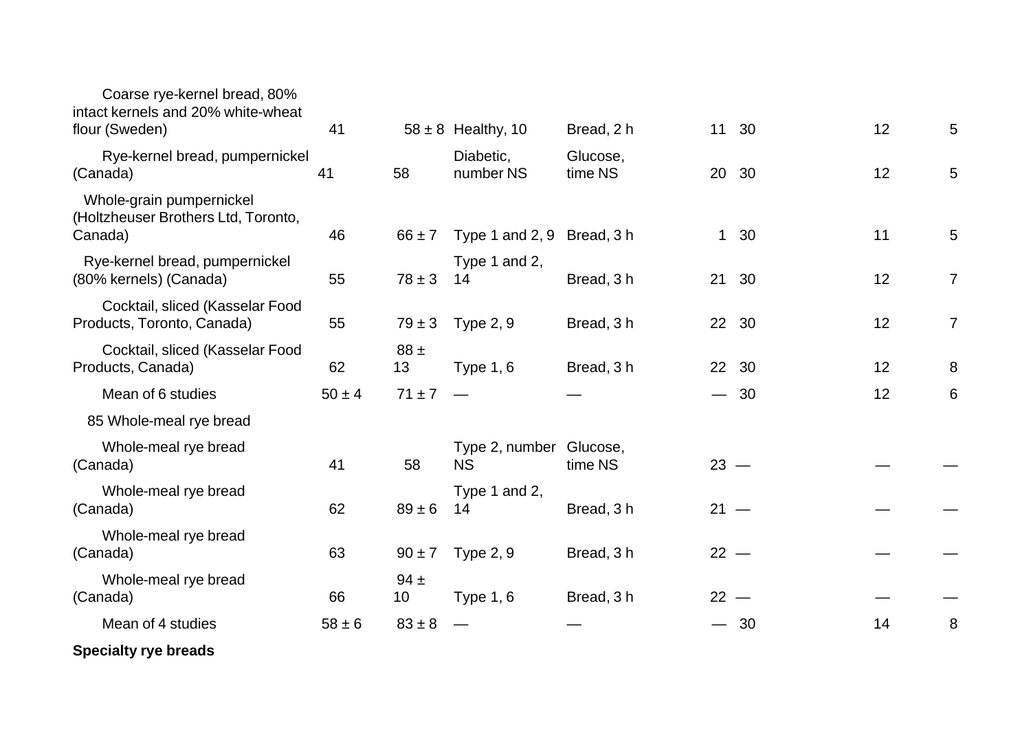| | | | | | | | | |
|---|---|---|---|---|---|---|---|---|
| Coarse rye-kernel bread, 80% intact kernels and 20% white-wheat flour (Sweden) | 41 | 58 ± 8 | Healthy, 10 | Bread, 2 h | 11 | 30 | 12 | 5 |
| Rye-kernel bread, pumpernickel (Canada) | 41 | 58 | Diabetic, number NS | Glucose, time NS | 20 | 30 | 12 | 5 |
| Whole-grain pumpernickel (Holtzheuser Brothers Ltd, Toronto, Canada) | 46 | 66 ± 7 | Type 1 and 2, 9 | Bread, 3 h | 1 | 30 | 11 | 5 |
| Rye-kernel bread, pumpernickel (80% kernels) (Canada) | 55 | 78 ± 3 | Type 1 and 2, 14 | Bread, 3 h | 21 | 30 | 12 | 7 |
| Cocktail, sliced (Kasselar Food Products, Toronto, Canada) | 55 | 79 ± 3 | Type 2, 9 | Bread, 3 h | 22 | 30 | 12 | 7 |
| Cocktail, sliced (Kasselar Food Products, Canada) | 62 | 88 ± 13 | Type 1, 6 | Bread, 3 h | 22 | 30 | 12 | 8 |
| Mean of 6 studies | 50 ± 4 | 71 ± 7 | — | — | — | 30 | 12 | 6 |
| 85 Whole-meal rye bread | | | | | | | | |
| Whole-meal rye bread (Canada) | 41 | 58 | Type 2, number NS | Glucose, time NS | 23 | — | — | — |
| Whole-meal rye bread (Canada) | 62 | 89 ± 6 | Type 1 and 2, 14 | Bread, 3 h | 21 | — | — | — |
| Whole-meal rye bread (Canada) | 63 | 90 ± 7 | Type 2, 9 | Bread, 3 h | 22 | — | — | — |
| Whole-meal rye bread (Canada) | 66 | 94 ± 10 | Type 1, 6 | Bread, 3 h | 22 | — | — | — |
| Mean of 4 studies | 58 ± 6 | 83 ± 8 | — | — | — | 30 | 14 | 8 |
| **Specialty rye breads** | | | | | | | | |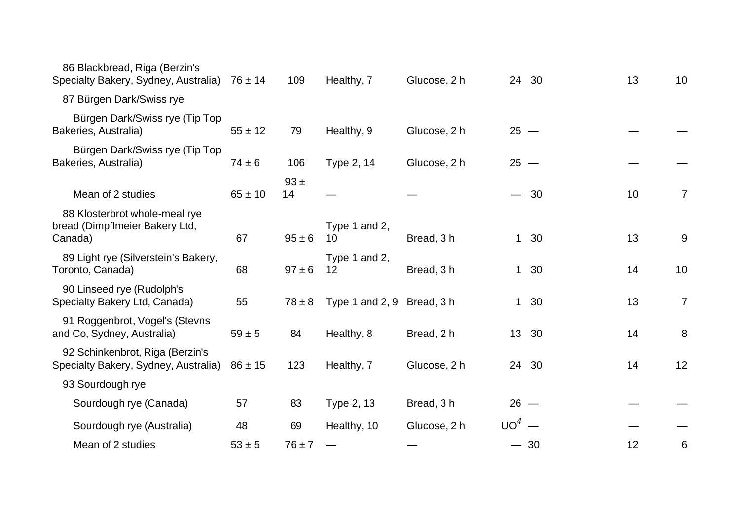| | | | | | | | | |
|---|---|---|---|---|---|---|---|---|
| 86 Blackbread, Riga (Berzin's Specialty Bakery, Sydney, Australia) | 76 ± 14 | 109 | Healthy, 7 | Glucose, 2 h | 24 | 30 | 13 | 10 |
| 87 Bürgen Dark/Swiss rye | | | | | | | | |
| Bürgen Dark/Swiss rye (Tip Top Bakeries, Australia) | 55 ± 12 | 79 | Healthy, 9 | Glucose, 2 h | 25 | — | — | — |
| Bürgen Dark/Swiss rye (Tip Top Bakeries, Australia) | 74 ± 6 | 106 | Type 2, 14 | Glucose, 2 h | 25 | — | — | — |
| Mean of 2 studies | 65 ± 10 | 93 ± 14 | — | — | — | 30 | 10 | 7 |
| 88 Klosterbrot whole-meal rye bread (Dimpflmeier Bakery Ltd, Canada) | 67 | 95 ± 6 | Type 1 and 2, 10 | Bread, 3 h | 1 | 30 | 13 | 9 |
| 89 Light rye (Silverstein's Bakery, Toronto, Canada) | 68 | 97 ± 6 | Type 1 and 2, 12 | Bread, 3 h | 1 | 30 | 14 | 10 |
| 90 Linseed rye (Rudolph's Specialty Bakery Ltd, Canada) | 55 | 78 ± 8 | Type 1 and 2, 9 | Bread, 3 h | 1 | 30 | 13 | 7 |
| 91 Roggenbrot, Vogel's (Stevns and Co, Sydney, Australia) | 59 ± 5 | 84 | Healthy, 8 | Bread, 2 h | 13 | 30 | 14 | 8 |
| 92 Schinkenbrot, Riga (Berzin's Specialty Bakery, Sydney, Australia) | 86 ± 15 | 123 | Healthy, 7 | Glucose, 2 h | 24 | 30 | 14 | 12 |
| 93 Sourdough rye | | | | | | | | |
| Sourdough rye (Canada) | 57 | 83 | Type 2, 13 | Bread, 3 h | 26 | — | — | — |
| Sourdough rye (Australia) | 48 | 69 | Healthy, 10 | Glucose, 2 h | UO[4] | — | — | — |
| Mean of 2 studies | 53 ± 5 | 76 ± 7 | — | — | — | 30 | 12 | 6 |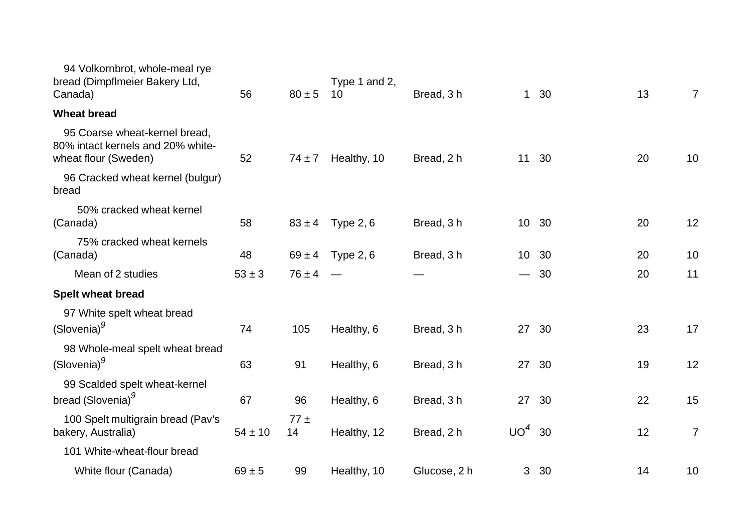| | | | | | | | | |
|---|---|---|---|---|---|---|---|---|
| 94 Volkornbrot, whole-meal rye bread (Dimpflmeier Bakery Ltd, Canada) | 56 | 80 ± 5 | Type 1 and 2, 10 | Bread, 3 h | 1 | 30 | 13 | 7 |
| **Wheat bread** | | | | | | | | |
| 95 Coarse wheat-kernel bread, 80% intact kernels and 20% white-wheat flour (Sweden) | 52 | 74 ± 7 | Healthy, 10 | Bread, 2 h | 11 | 30 | 20 | 10 |
| 96 Cracked wheat kernel (bulgur) bread | | | | | | | | |
| 50% cracked wheat kernel (Canada) | 58 | 83 ± 4 | Type 2, 6 | Bread, 3 h | 10 | 30 | 20 | 12 |
| 75% cracked wheat kernels (Canada) | 48 | 69 ± 4 | Type 2, 6 | Bread, 3 h | 10 | 30 | 20 | 10 |
| Mean of 2 studies | 53 ± 3 | 76 ± 4 | — | — | — | 30 | 20 | 11 |
| **Spelt wheat bread** | | | | | | | | |
| 97 White spelt wheat bread (Slovenia)[9] | 74 | 105 | Healthy, 6 | Bread, 3 h | 27 | 30 | 23 | 17 |
| 98 Whole-meal spelt wheat bread (Slovenia)[9] | 63 | 91 | Healthy, 6 | Bread, 3 h | 27 | 30 | 19 | 12 |
| 99 Scalded spelt wheat-kernel bread (Slovenia)[9] | 67 | 96 | Healthy, 6 | Bread, 3 h | 27 | 30 | 22 | 15 |
| 100 Spelt multigrain bread (Pav's bakery, Australia) | 54 ± 10 | 77 ± 14 | Healthy, 12 | Bread, 2 h | UO[4] | 30 | 12 | 7 |
| 101 White-wheat-flour bread | | | | | | | | |
| White flour (Canada) | 69 ± 5 | 99 | Healthy, 10 | Glucose, 2 h | 3 | 30 | 14 | 10 |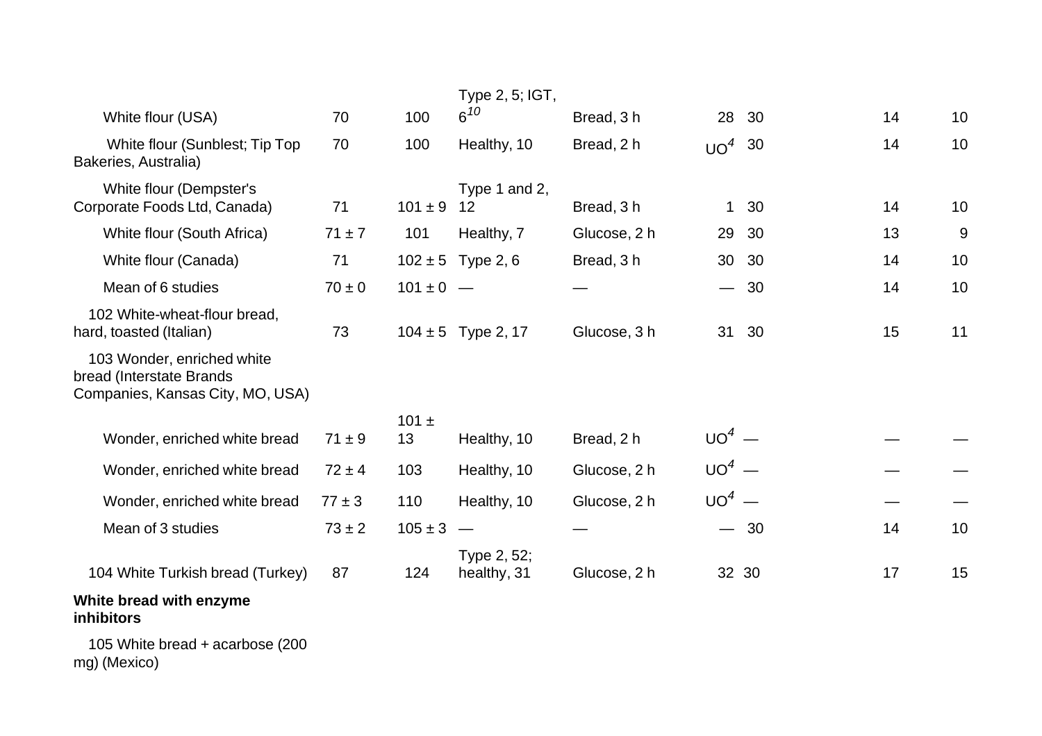|  |  |  |  |  |  |  |  |  |
|---|---|---|---|---|---|---|---|---|
| White flour (USA) | 70 | 100 | Type 2, 5; IGT, 6[10] | Bread, 3 h | 28 | 30 | 14 | 10 |
| White flour (Sunblest; Tip Top Bakeries, Australia) | 70 | 100 | Healthy, 10 | Bread, 2 h | UO[4] | 30 | 14 | 10 |
| White flour (Dempster's Corporate Foods Ltd, Canada) | 71 | 101 ± 9 | Type 1 and 2, 12 | Bread, 3 h | 1 | 30 | 14 | 10 |
| White flour (South Africa) | 71 ± 7 | 101 | Healthy, 7 | Glucose, 2 h | 29 | 30 | 13 | 9 |
| White flour (Canada) | 71 | 102 ± 5 | Type 2, 6 | Bread, 3 h | 30 | 30 | 14 | 10 |
| Mean of 6 studies | 70 ± 0 | 101 ± 0 | — | — | — | 30 | 14 | 10 |
| 102 White-wheat-flour bread, hard, toasted (Italian) | 73 | 104 ± 5 | Type 2, 17 | Glucose, 3 h | 31 | 30 | 15 | 11 |
| 103 Wonder, enriched white bread (Interstate Brands Companies, Kansas City, MO, USA) |  |  |  |  |  |  |  |  |
| Wonder, enriched white bread | 71 ± 9 | 101 ± 13 | Healthy, 10 | Bread, 2 h | UO[4] | — | — | — |
| Wonder, enriched white bread | 72 ± 4 | 103 | Healthy, 10 | Glucose, 2 h | UO[4] | — | — | — |
| Wonder, enriched white bread | 77 ± 3 | 110 | Healthy, 10 | Glucose, 2 h | UO[4] | — | — | — |
| Mean of 3 studies | 73 ± 2 | 105 ± 3 | — | — | — | 30 | 14 | 10 |
| 104 White Turkish bread (Turkey) | 87 | 124 | Type 2, 52; healthy, 31 | Glucose, 2 h | 32 | 30 | 17 | 15 |
| **White bread with enzyme inhibitors** |  |  |  |  |  |  |  |  |
| 105 White bread + acarbose (200 mg) (Mexico) |  |  |  |  |  |  |  |  |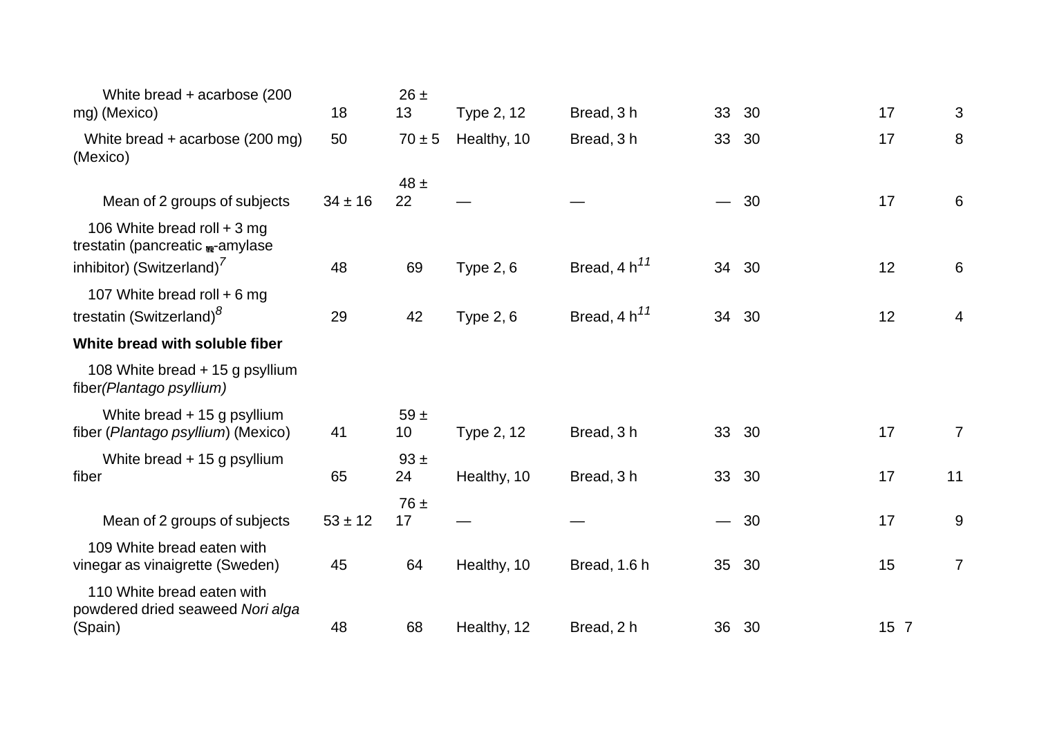| | | | | | | | | |
|---|---|---|---|---|---|---|---|---|
| White bread + acarbose (200 mg) (Mexico) | 18 | 26 ± 13 | Type 2, 12 | Bread, 3 h | 33 | 30 | 17 | 3 |
| White bread + acarbose (200 mg) (Mexico) | 50 | 70 ± 5 | Healthy, 10 | Bread, 3 h | 33 | 30 | 17 | 8 |
| Mean of 2 groups of subjects | 34 ± 16 | 48 ± 22 | — | — | — | 30 | 17 | 6 |
| 106 White bread roll + 3 mg trestatin (pancreatic α-amylase inhibitor) (Switzerland)[7] | 48 | 69 | Type 2, 6 | Bread, 4 h[11] | 34 | 30 | 12 | 6 |
| 107 White bread roll + 6 mg trestatin (Switzerland)[8] | 29 | 42 | Type 2, 6 | Bread, 4 h[11] | 34 | 30 | 12 | 4 |
| **White bread with soluble fiber** | | | | | | | | |
| 108 White bread + 15 g psyllium fiber *(Plantago psyllium)* | | | | | | | | |
| White bread + 15 g psyllium fiber (*Plantago psyllium*) (Mexico) | 41 | 59 ± 10 | Type 2, 12 | Bread, 3 h | 33 | 30 | 17 | 7 |
| White bread + 15 g psyllium fiber | 65 | 93 ± 24 | Healthy, 10 | Bread, 3 h | 33 | 30 | 17 | 11 |
| Mean of 2 groups of subjects | 53 ± 12 | 76 ± 17 | — | — | — | 30 | 17 | 9 |
| 109 White bread eaten with vinegar as vinaigrette (Sweden) | 45 | 64 | Healthy, 10 | Bread, 1.6 h | 35 | 30 | 15 | 7 |
| 110 White bread eaten with powdered dried seaweed *Nori alga* (Spain) | 48 | 68 | Healthy, 12 | Bread, 2 h | 36 | 30 | 15 | 7 |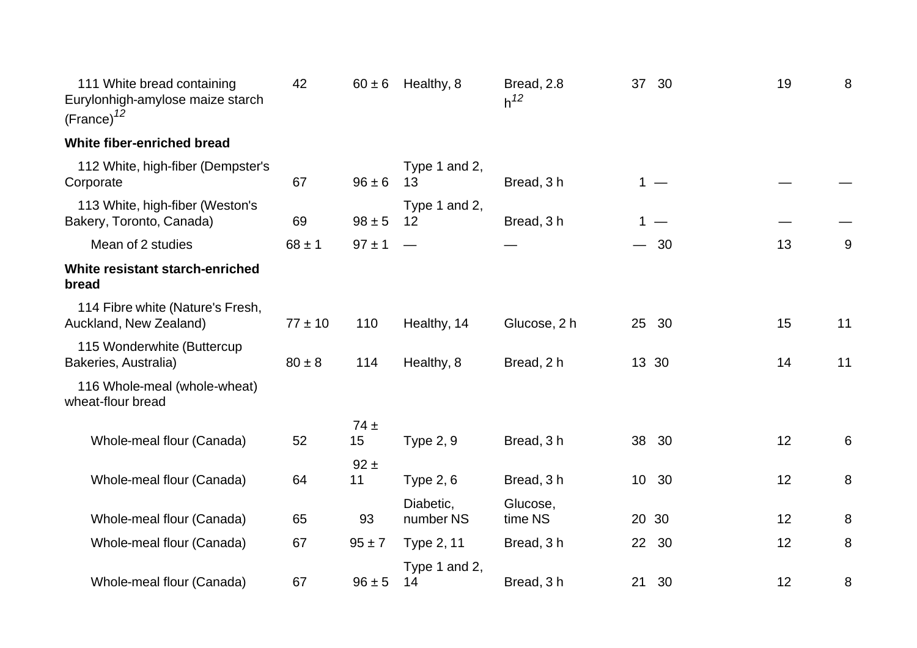| | | | | | | | | |
|---|---|---|---|---|---|---|---|---|
| 111 White bread containing Eurylonhigh-amylose maize starch (France)[12] | 42 | 60 ± 6 | Healthy, 8 | Bread, 2.8 h[12] | 37 | 30 | 19 | 8 |
| **White fiber-enriched bread** | | | | | | | | |
| 112 White, high-fiber (Dempster's Corporate | 67 | 96 ± 6 | Type 1 and 2, 13 | Bread, 3 h | 1 | — | — | — |
| 113 White, high-fiber (Weston's Bakery, Toronto, Canada) | 69 | 98 ± 5 | Type 1 and 2, 12 | Bread, 3 h | 1 | — | — | — |
| Mean of 2 studies | 68 ± 1 | 97 ± 1 | — | — | — | 30 | 13 | 9 |
| **White resistant starch-enriched bread** | | | | | | | | |
| 114 Fibre white (Nature's Fresh, Auckland, New Zealand) | 77 ± 10 | 110 | Healthy, 14 | Glucose, 2 h | 25 | 30 | 15 | 11 |
| 115 Wonderwhite (Buttercup Bakeries, Australia) | 80 ± 8 | 114 | Healthy, 8 | Bread, 2 h | 13 | 30 | 14 | 11 |
| 116 Whole-meal (whole-wheat) wheat-flour bread | | | | | | | | |
| Whole-meal flour (Canada) | 52 | 74 ± 15 | Type 2, 9 | Bread, 3 h | 38 | 30 | 12 | 6 |
| Whole-meal flour (Canada) | 64 | 92 ± 11 | Type 2, 6 | Bread, 3 h | 10 | 30 | 12 | 8 |
| Whole-meal flour (Canada) | 65 | 93 | Diabetic, number NS | Glucose, time NS | 20 | 30 | 12 | 8 |
| Whole-meal flour (Canada) | 67 | 95 ± 7 | Type 2, 11 | Bread, 3 h | 22 | 30 | 12 | 8 |
| Whole-meal flour (Canada) | 67 | 96 ± 5 | Type 1 and 2, 14 | Bread, 3 h | 21 | 30 | 12 | 8 |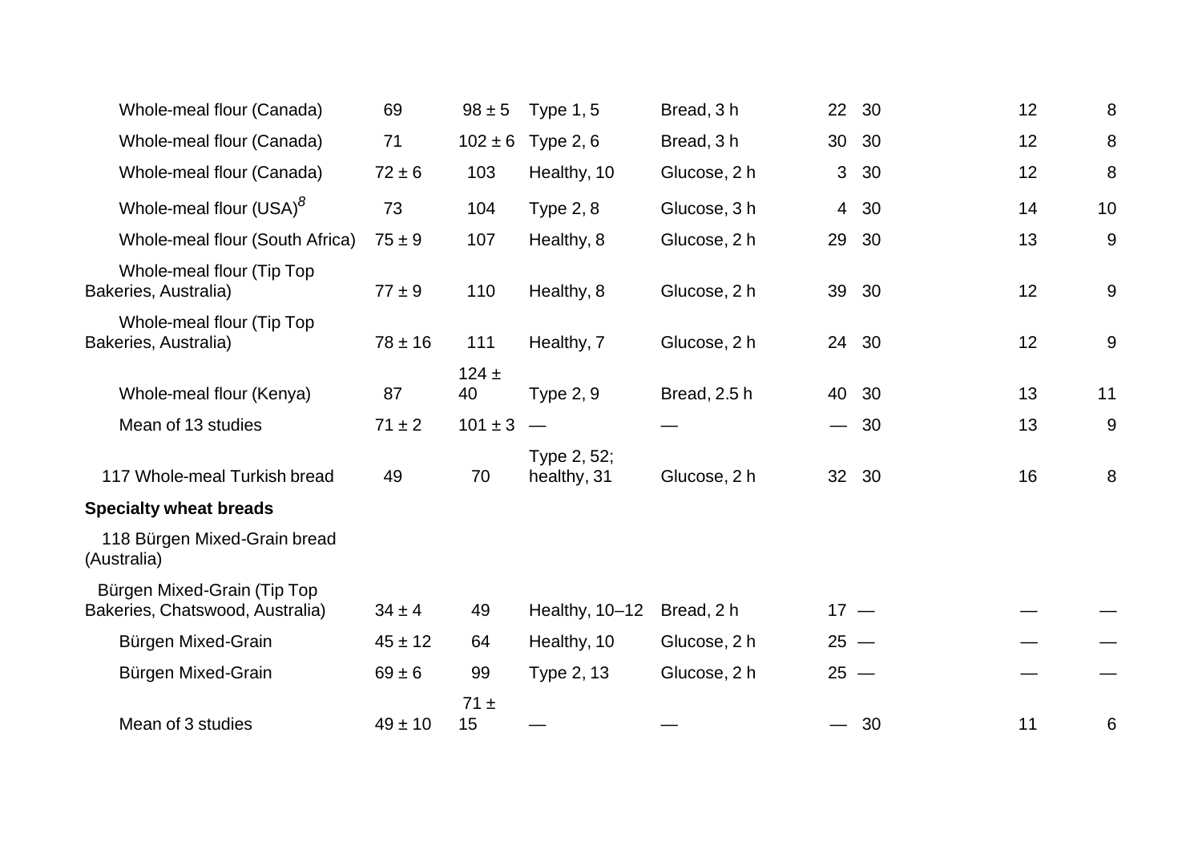| | | | | | | | | |
|---|---|---|---|---|---|---|---|---|
| Whole-meal flour (Canada) | 69 | 98 ± 5 | Type 1, 5 | Bread, 3 h | 22 | 30 | 12 | 8 |
| Whole-meal flour (Canada) | 71 | 102 ± 6 | Type 2, 6 | Bread, 3 h | 30 | 30 | 12 | 8 |
| Whole-meal flour (Canada) | 72 ± 6 | 103 | Healthy, 10 | Glucose, 2 h | 3 | 30 | 12 | 8 |
| Whole-meal flour (USA)[8] | 73 | 104 | Type 2, 8 | Glucose, 3 h | 4 | 30 | 14 | 10 |
| Whole-meal flour (South Africa) | 75 ± 9 | 107 | Healthy, 8 | Glucose, 2 h | 29 | 30 | 13 | 9 |
| Whole-meal flour (Tip Top Bakeries, Australia) | 77 ± 9 | 110 | Healthy, 8 | Glucose, 2 h | 39 | 30 | 12 | 9 |
| Whole-meal flour (Tip Top Bakeries, Australia) | 78 ± 16 | 111 | Healthy, 7 | Glucose, 2 h | 24 | 30 | 12 | 9 |
| Whole-meal flour (Kenya) | 87 | 124 ± 40 | Type 2, 9 | Bread, 2.5 h | 40 | 30 | 13 | 11 |
| Mean of 13 studies | 71 ± 2 | 101 ± 3 | — | — | — | 30 | 13 | 9 |
| 117 Whole-meal Turkish bread | 49 | 70 | Type 2, 52; healthy, 31 | Glucose, 2 h | 32 | 30 | 16 | 8 |
| **Specialty wheat breads** | | | | | | | | |
| 118 Bürgen Mixed-Grain bread (Australia) | | | | | | | | |
| Bürgen Mixed-Grain (Tip Top Bakeries, Chatswood, Australia) | 34 ± 4 | 49 | Healthy, 10–12 | Bread, 2 h | 17 | — | — | — |
| Bürgen Mixed-Grain | 45 ± 12 | 64 | Healthy, 10 | Glucose, 2 h | 25 | — | — | — |
| Bürgen Mixed-Grain | 69 ± 6 | 99 | Type 2, 13 | Glucose, 2 h | 25 | — | — | — |
| Mean of 3 studies | 49 ± 10 | 71 ± 15 | — | — | — | 30 | 11 | 6 |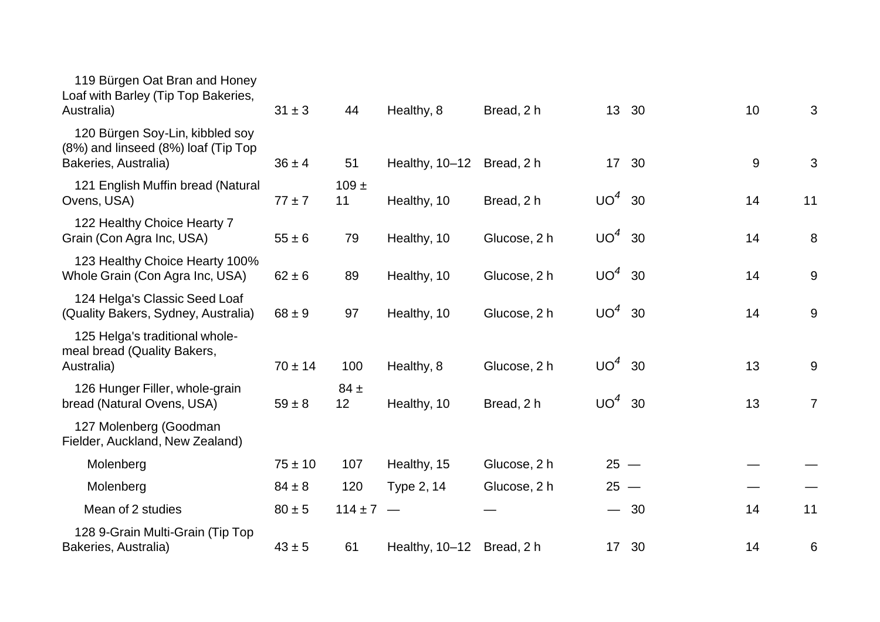| | | | | | | | | |
|---|---|---|---|---|---|---|---|---|
| 119 Bürgen Oat Bran and Honey Loaf with Barley (Tip Top Bakeries, Australia) | 31 ± 3 | 44 | Healthy, 8 | Bread, 2 h | 13 | 30 | 10 | 3 |
| 120 Bürgen Soy-Lin, kibbled soy (8%) and linseed (8%) loaf (Tip Top Bakeries, Australia) | 36 ± 4 | 51 | Healthy, 10–12 | Bread, 2 h | 17 | 30 | 9 | 3 |
| 121 English Muffin bread (Natural Ovens, USA) | 77 ± 7 | 109 ± 11 | Healthy, 10 | Bread, 2 h | UO[4] | 30 | 14 | 11 |
| 122 Healthy Choice Hearty 7 Grain (Con Agra Inc, USA) | 55 ± 6 | 79 | Healthy, 10 | Glucose, 2 h | UO[4] | 30 | 14 | 8 |
| 123 Healthy Choice Hearty 100% Whole Grain (Con Agra Inc, USA) | 62 ± 6 | 89 | Healthy, 10 | Glucose, 2 h | UO[4] | 30 | 14 | 9 |
| 124 Helga's Classic Seed Loaf (Quality Bakers, Sydney, Australia) | 68 ± 9 | 97 | Healthy, 10 | Glucose, 2 h | UO[4] | 30 | 14 | 9 |
| 125 Helga's traditional whole-meal bread (Quality Bakers, Australia) | 70 ± 14 | 100 | Healthy, 8 | Glucose, 2 h | UO[4] | 30 | 13 | 9 |
| 126 Hunger Filler, whole-grain bread (Natural Ovens, USA) | 59 ± 8 | 84 ± 12 | Healthy, 10 | Bread, 2 h | UO[4] | 30 | 13 | 7 |
| 127 Molenberg (Goodman Fielder, Auckland, New Zealand) | | | | | | | | |
| Molenberg | 75 ± 10 | 107 | Healthy, 15 | Glucose, 2 h | 25 | — | — | — |
| Molenberg | 84 ± 8 | 120 | Type 2, 14 | Glucose, 2 h | 25 | — | — | — |
| Mean of 2 studies | 80 ± 5 | 114 ± 7 | — | — | — | 30 | 14 | 11 |
| 128 9-Grain Multi-Grain (Tip Top Bakeries, Australia) | 43 ± 5 | 61 | Healthy, 10–12 | Bread, 2 h | 17 | 30 | 14 | 6 |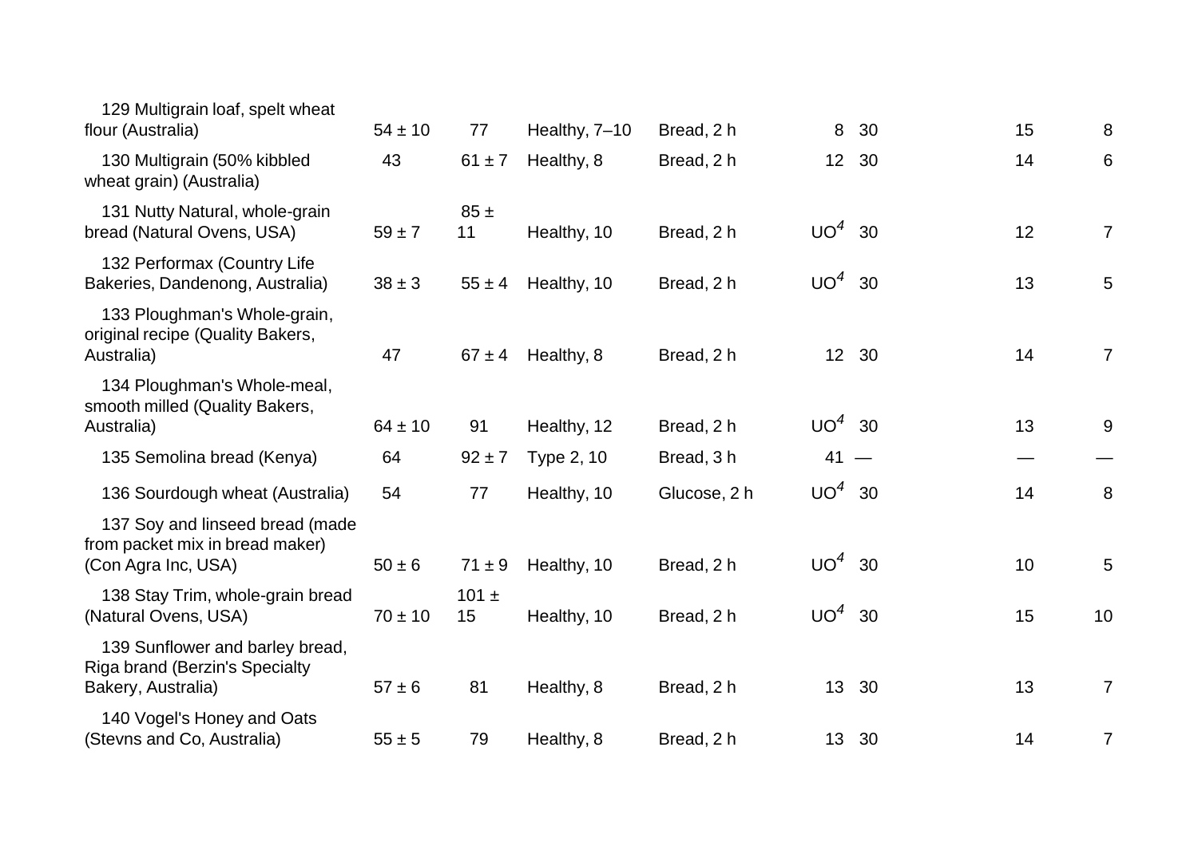| | | | | | | | | |
|---|---|---|---|---|---|---|---|---|
| 129 Multigrain loaf, spelt wheat flour (Australia) | 54 ± 10 | 77 | Healthy, 7–10 | Bread, 2 h | 8 | 30 | 15 | 8 |
| 130 Multigrain (50% kibbled wheat grain) (Australia) | 43 | 61 ± 7 | Healthy, 8 | Bread, 2 h | 12 | 30 | 14 | 6 |
| 131 Nutty Natural, whole-grain bread (Natural Ovens, USA) | 59 ± 7 | 85 ± 11 | Healthy, 10 | Bread, 2 h | UO[4] | 30 | 12 | 7 |
| 132 Performax (Country Life Bakeries, Dandenong, Australia) | 38 ± 3 | 55 ± 4 | Healthy, 10 | Bread, 2 h | UO[4] | 30 | 13 | 5 |
| 133 Ploughman's Whole-grain, original recipe (Quality Bakers, Australia) | 47 | 67 ± 4 | Healthy, 8 | Bread, 2 h | 12 | 30 | 14 | 7 |
| 134 Ploughman's Whole-meal, smooth milled (Quality Bakers, Australia) | 64 ± 10 | 91 | Healthy, 12 | Bread, 2 h | UO[4] | 30 | 13 | 9 |
| 135 Semolina bread (Kenya) | 64 | 92 ± 7 | Type 2, 10 | Bread, 3 h | 41 | — | — | — |
| 136 Sourdough wheat (Australia) | 54 | 77 | Healthy, 10 | Glucose, 2 h | UO[4] | 30 | 14 | 8 |
| 137 Soy and linseed bread (made from packet mix in bread maker) (Con Agra Inc, USA) | 50 ± 6 | 71 ± 9 | Healthy, 10 | Bread, 2 h | UO[4] | 30 | 10 | 5 |
| 138 Stay Trim, whole-grain bread (Natural Ovens, USA) | 70 ± 10 | 101 ± 15 | Healthy, 10 | Bread, 2 h | UO[4] | 30 | 15 | 10 |
| 139 Sunflower and barley bread, Riga brand (Berzin's Specialty Bakery, Australia) | 57 ± 6 | 81 | Healthy, 8 | Bread, 2 h | 13 | 30 | 13 | 7 |
| 140 Vogel's Honey and Oats (Stevns and Co, Australia) | 55 ± 5 | 79 | Healthy, 8 | Bread, 2 h | 13 | 30 | 14 | 7 |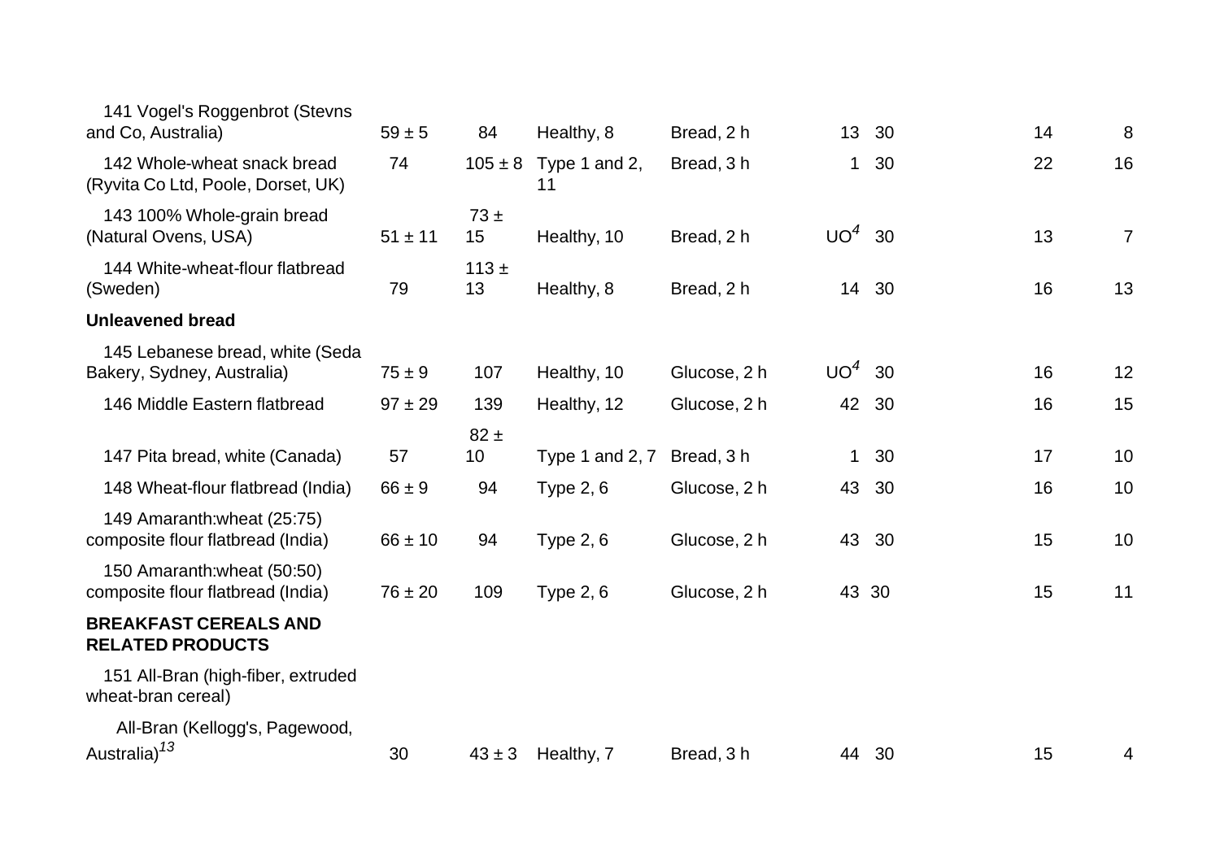| | | | | | | | | |
|---|---|---|---|---|---|---|---|---|
| 141 Vogel's Roggenbrot (Stevns and Co, Australia) | 59 ± 5 | 84 | Healthy, 8 | Bread, 2 h | 13 | 30 | 14 | 8 |
| 142 Whole-wheat snack bread (Ryvita Co Ltd, Poole, Dorset, UK) | 74 | 105 ± 8 | Type 1 and 2, 11 | Bread, 3 h | 1 | 30 | 22 | 16 |
| 143 100% Whole-grain bread (Natural Ovens, USA) | 51 ± 11 | 73 ± 15 | Healthy, 10 | Bread, 2 h | UO[4] | 30 | 13 | 7 |
| 144 White-wheat-flour flatbread (Sweden) | 79 | 113 ± 13 | Healthy, 8 | Bread, 2 h | 14 | 30 | 16 | 13 |
| **Unleavened bread** | | | | | | | | |
| 145 Lebanese bread, white (Seda Bakery, Sydney, Australia) | 75 ± 9 | 107 | Healthy, 10 | Glucose, 2 h | UO[4] | 30 | 16 | 12 |
| 146 Middle Eastern flatbread | 97 ± 29 | 139 | Healthy, 12 | Glucose, 2 h | 42 | 30 | 16 | 15 |
| 147 Pita bread, white (Canada) | 57 | 82 ± 10 | Type 1 and 2, 7 | Bread, 3 h | 1 | 30 | 17 | 10 |
| 148 Wheat-flour flatbread (India) | 66 ± 9 | 94 | Type 2, 6 | Glucose, 2 h | 43 | 30 | 16 | 10 |
| 149 Amaranth:wheat (25:75) composite flour flatbread (India) | 66 ± 10 | 94 | Type 2, 6 | Glucose, 2 h | 43 | 30 | 15 | 10 |
| 150 Amaranth:wheat (50:50) composite flour flatbread (India) | 76 ± 20 | 109 | Type 2, 6 | Glucose, 2 h | 43 | 30 | 15 | 11 |
| **BREAKFAST CEREALS AND RELATED PRODUCTS** | | | | | | | | |
| 151 All-Bran (high-fiber, extruded wheat-bran cereal) | | | | | | | | |
| All-Bran (Kellogg's, Pagewood, Australia)[13] | 30 | 43 ± 3 | Healthy, 7 | Bread, 3 h | 44 | 30 | 15 | 4 |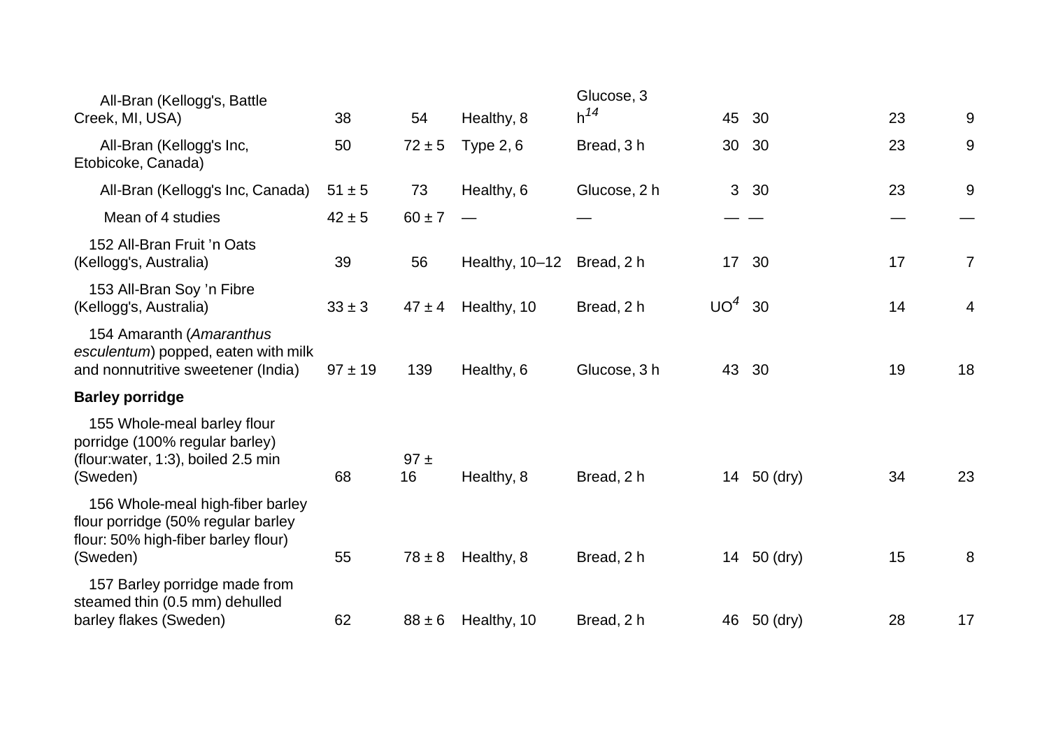| | | | | | | | | |
|---|---|---|---|---|---|---|---|---|
| All-Bran (Kellogg's, Battle Creek, MI, USA) | 38 | 54 | Healthy, 8 | Glucose, 3 h[14] | 45 | 30 | 23 | 9 |
| All-Bran (Kellogg's Inc, Etobicoke, Canada) | 50 | 72 ± 5 | Type 2, 6 | Bread, 3 h | 30 | 30 | 23 | 9 |
| All-Bran (Kellogg's Inc, Canada) | 51 ± 5 | 73 | Healthy, 6 | Glucose, 2 h | 3 | 30 | 23 | 9 |
| Mean of 4 studies | 42 ± 5 | 60 ± 7 | — | — | — | — | — | — |
| 152 All-Bran Fruit 'n Oats (Kellogg's, Australia) | 39 | 56 | Healthy, 10–12 | Bread, 2 h | 17 | 30 | 17 | 7 |
| 153 All-Bran Soy 'n Fibre (Kellogg's, Australia) | 33 ± 3 | 47 ± 4 | Healthy, 10 | Bread, 2 h | UO[4] | 30 | 14 | 4 |
| 154 Amaranth (*Amaranthus esculentum*) popped, eaten with milk and nonnutritive sweetener (India) | 97 ± 19 | 139 | Healthy, 6 | Glucose, 3 h | 43 | 30 | 19 | 18 |
| **Barley porridge** | | | | | | | | |
| 155 Whole-meal barley flour porridge (100% regular barley) (flour:water, 1:3), boiled 2.5 min (Sweden) | 68 | 97 ± 16 | Healthy, 8 | Bread, 2 h | 14 | 50 (dry) | 34 | 23 |
| 156 Whole-meal high-fiber barley flour porridge (50% regular barley flour: 50% high-fiber barley flour) (Sweden) | 55 | 78 ± 8 | Healthy, 8 | Bread, 2 h | 14 | 50 (dry) | 15 | 8 |
| 157 Barley porridge made from steamed thin (0.5 mm) dehulled barley flakes (Sweden) | 62 | 88 ± 6 | Healthy, 10 | Bread, 2 h | 46 | 50 (dry) | 28 | 17 |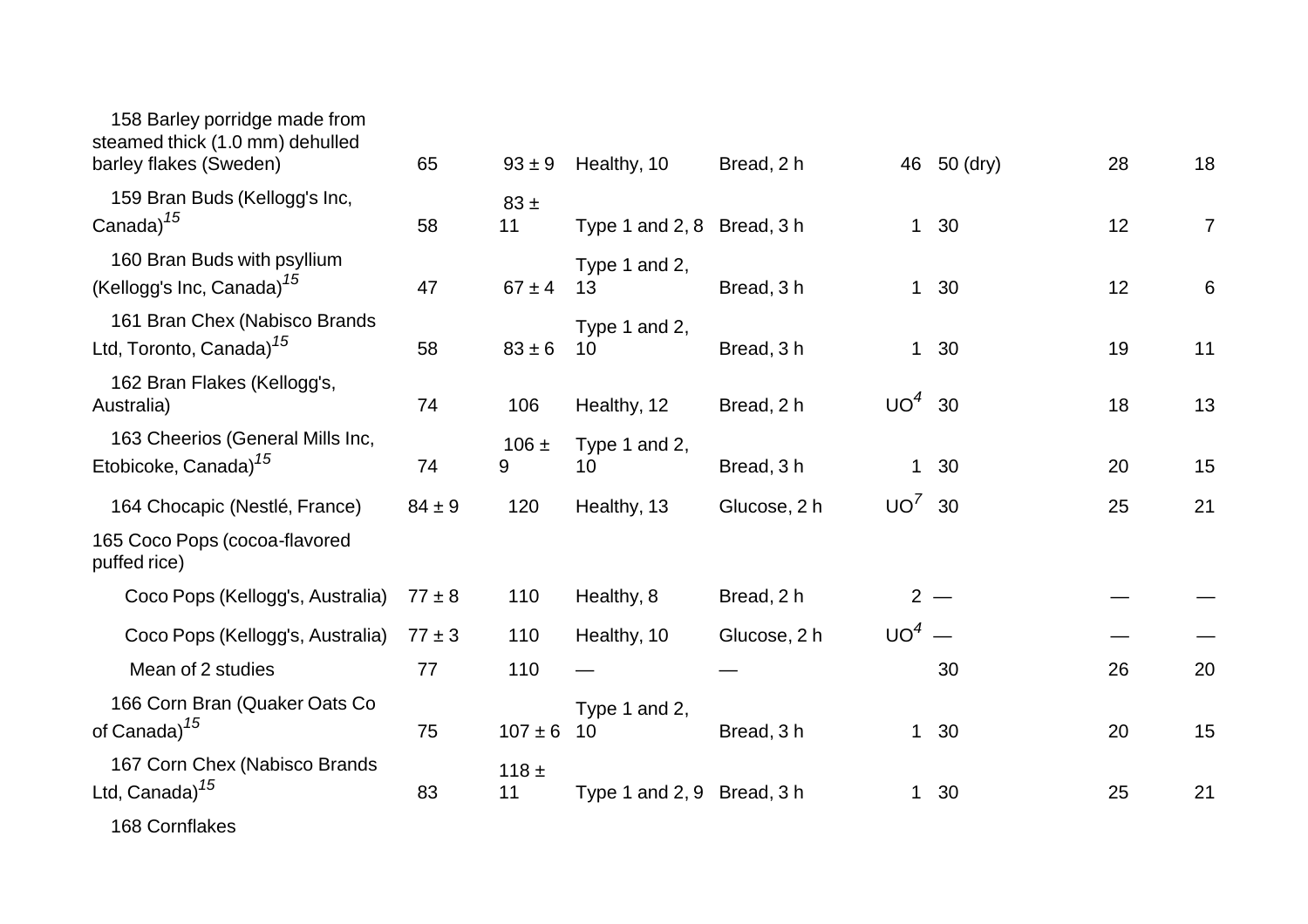| | | | | | | | | |
|---|---|---|---|---|---|---|---|---|
| 158 Barley porridge made from steamed thick (1.0 mm) dehulled barley flakes (Sweden) | 65 | 93 ± 9 | Healthy, 10 | Bread, 2 h | 46 | 50 (dry) | 28 | 18 |
| 159 Bran Buds (Kellogg's Inc, Canada)[15] | 58 | 83 ± 11 | Type 1 and 2, 8 | Bread, 3 h | 1 | 30 | 12 | 7 |
| 160 Bran Buds with psyllium (Kellogg's Inc, Canada)[15] | 47 | 67 ± 4 | Type 1 and 2, 13 | Bread, 3 h | 1 | 30 | 12 | 6 |
| 161 Bran Chex (Nabisco Brands Ltd, Toronto, Canada)[15] | 58 | 83 ± 6 | Type 1 and 2, 10 | Bread, 3 h | 1 | 30 | 19 | 11 |
| 162 Bran Flakes (Kellogg's, Australia) | 74 | 106 | Healthy, 12 | Bread, 2 h | UO[4] | 30 | 18 | 13 |
| 163 Cheerios (General Mills Inc, Etobicoke, Canada)[15] | 74 | 106 ± 9 | Type 1 and 2, 10 | Bread, 3 h | 1 | 30 | 20 | 15 |
| 164 Chocapic (Nestlé, France) | 84 ± 9 | 120 | Healthy, 13 | Glucose, 2 h | UO[7] | 30 | 25 | 21 |
| 165 Coco Pops (cocoa-flavored puffed rice) | | | | | | | | |
| Coco Pops (Kellogg's, Australia) | 77 ± 8 | 110 | Healthy, 8 | Bread, 2 h | 2 | — | — | — |
| Coco Pops (Kellogg's, Australia) | 77 ± 3 | 110 | Healthy, 10 | Glucose, 2 h | UO[4] | — | — | — |
| Mean of 2 studies | 77 | 110 | — | — | | 30 | 26 | 20 |
| 166 Corn Bran (Quaker Oats Co of Canada)[15] | 75 | 107 ± 6 | Type 1 and 2, 10 | Bread, 3 h | 1 | 30 | 20 | 15 |
| 167 Corn Chex (Nabisco Brands Ltd, Canada)[15] | 83 | 118 ± 11 | Type 1 and 2, 9 | Bread, 3 h | 1 | 30 | 25 | 21 |
| 168 Cornflakes | | | | | | | | |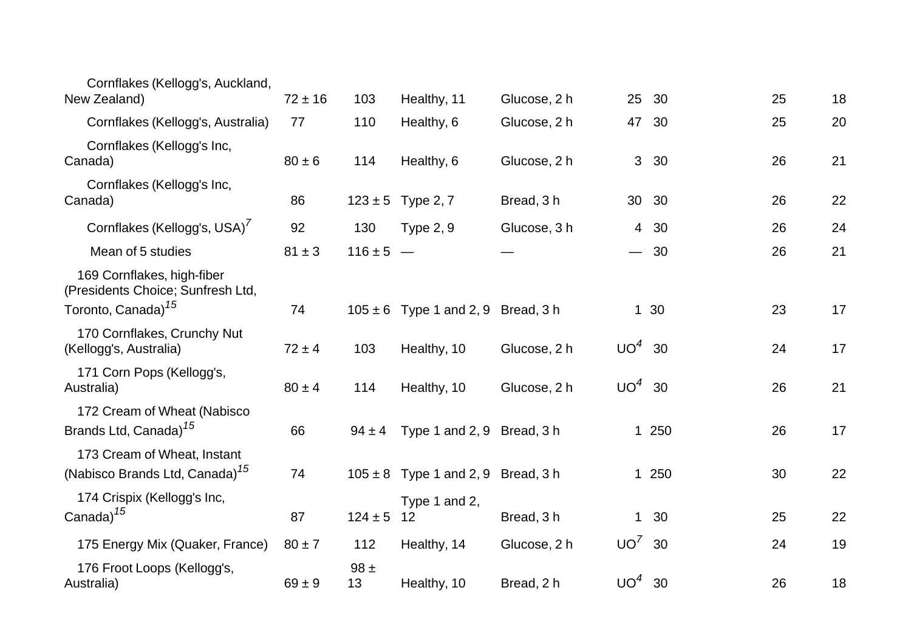| | | | | | | | | |
|---|---|---|---|---|---|---|---|---|
| Cornflakes (Kellogg's, Auckland, New Zealand) | 72 ± 16 | 103 | Healthy, 11 | Glucose, 2 h | 25 | 30 | 25 | 18 |
| Cornflakes (Kellogg's, Australia) | 77 | 110 | Healthy, 6 | Glucose, 2 h | 47 | 30 | 25 | 20 |
| Cornflakes (Kellogg's Inc, Canada) | 80 ± 6 | 114 | Healthy, 6 | Glucose, 2 h | 3 | 30 | 26 | 21 |
| Cornflakes (Kellogg's Inc, Canada) | 86 | 123 ± 5 | Type 2, 7 | Bread, 3 h | 30 | 30 | 26 | 22 |
| Cornflakes (Kellogg's, USA)[7] | 92 | 130 | Type 2, 9 | Glucose, 3 h | 4 | 30 | 26 | 24 |
| Mean of 5 studies | 81 ± 3 | 116 ± 5 | — | — | — | 30 | 26 | 21 |
| 169 Cornflakes, high-fiber (Presidents Choice; Sunfresh Ltd, Toronto, Canada)[15] | 74 | 105 ± 6 | Type 1 and 2, 9 | Bread, 3 h | 1 | 30 | 23 | 17 |
| 170 Cornflakes, Crunchy Nut (Kellogg's, Australia) | 72 ± 4 | 103 | Healthy, 10 | Glucose, 2 h | UO[4] | 30 | 24 | 17 |
| 171 Corn Pops (Kellogg's, Australia) | 80 ± 4 | 114 | Healthy, 10 | Glucose, 2 h | UO[4] | 30 | 26 | 21 |
| 172 Cream of Wheat (Nabisco Brands Ltd, Canada)[15] | 66 | 94 ± 4 | Type 1 and 2, 9 | Bread, 3 h | 1 | 250 | 26 | 17 |
| 173 Cream of Wheat, Instant (Nabisco Brands Ltd, Canada)[15] | 74 | 105 ± 8 | Type 1 and 2, 9 | Bread, 3 h | 1 | 250 | 30 | 22 |
| 174 Crispix (Kellogg's Inc, Canada)[15] | 87 | 124 ± 5 | Type 1 and 2, 12 | Bread, 3 h | 1 | 30 | 25 | 22 |
| 175 Energy Mix (Quaker, France) | 80 ± 7 | 112 | Healthy, 14 | Glucose, 2 h | UO[7] | 30 | 24 | 19 |
| 176 Froot Loops (Kellogg's, Australia) | 69 ± 9 | 98 ± 13 | Healthy, 10 | Bread, 2 h | UO[4] | 30 | 26 | 18 |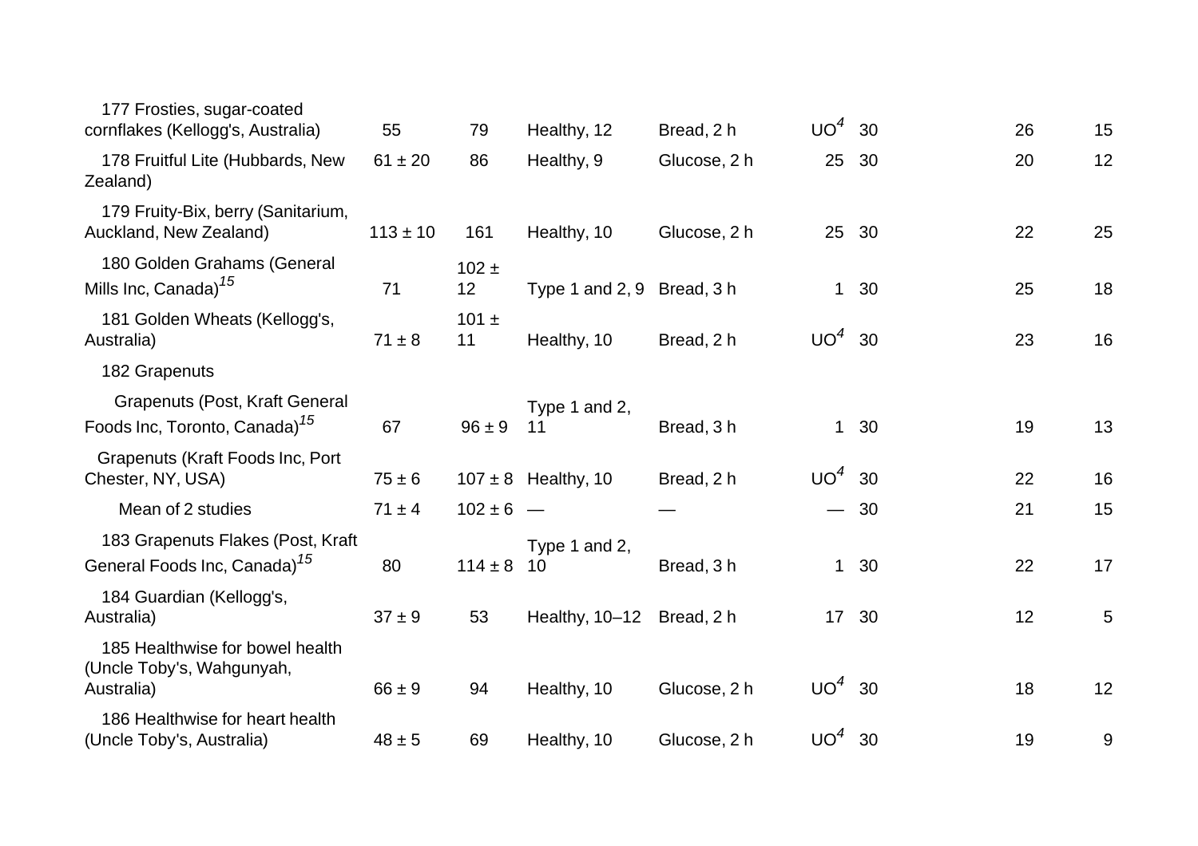| | | | | | | | | |
|---|---|---|---|---|---|---|---|---|
| 177 Frosties, sugar-coated cornflakes (Kellogg's, Australia) | 55 | 79 | Healthy, 12 | Bread, 2 h | UO[4] | 30 | 26 | 15 |
| 178 Fruitful Lite (Hubbards, New Zealand) | 61 ± 20 | 86 | Healthy, 9 | Glucose, 2 h | 25 | 30 | 20 | 12 |
| 179 Fruity-Bix, berry (Sanitarium, Auckland, New Zealand) | 113 ± 10 | 161 | Healthy, 10 | Glucose, 2 h | 25 | 30 | 22 | 25 |
| 180 Golden Grahams (General Mills Inc, Canada)[15] | 71 | 102 ± 12 | Type 1 and 2, 9 | Bread, 3 h | 1 | 30 | 25 | 18 |
| 181 Golden Wheats (Kellogg's, Australia) | 71 ± 8 | 101 ± 11 | Healthy, 10 | Bread, 2 h | UO[4] | 30 | 23 | 16 |
| 182 Grapenuts | | | | | | | | |
| Grapenuts (Post, Kraft General Foods Inc, Toronto, Canada)[15] | 67 | 96 ± 9 | Type 1 and 2, 11 | Bread, 3 h | 1 | 30 | 19 | 13 |
| Grapenuts (Kraft Foods Inc, Port Chester, NY, USA) | 75 ± 6 | 107 ± 8 | Healthy, 10 | Bread, 2 h | UO[4] | 30 | 22 | 16 |
| Mean of 2 studies | 71 ± 4 | 102 ± 6 | — | — | — | 30 | 21 | 15 |
| 183 Grapenuts Flakes (Post, Kraft General Foods Inc, Canada)[15] | 80 | 114 ± 8 | Type 1 and 2, 10 | Bread, 3 h | 1 | 30 | 22 | 17 |
| 184 Guardian (Kellogg's, Australia) | 37 ± 9 | 53 | Healthy, 10–12 | Bread, 2 h | 17 | 30 | 12 | 5 |
| 185 Healthwise for bowel health (Uncle Toby's, Wahgunyah, Australia) | 66 ± 9 | 94 | Healthy, 10 | Glucose, 2 h | UO[4] | 30 | 18 | 12 |
| 186 Healthwise for heart health (Uncle Toby's, Australia) | 48 ± 5 | 69 | Healthy, 10 | Glucose, 2 h | UO[4] | 30 | 19 | 9 |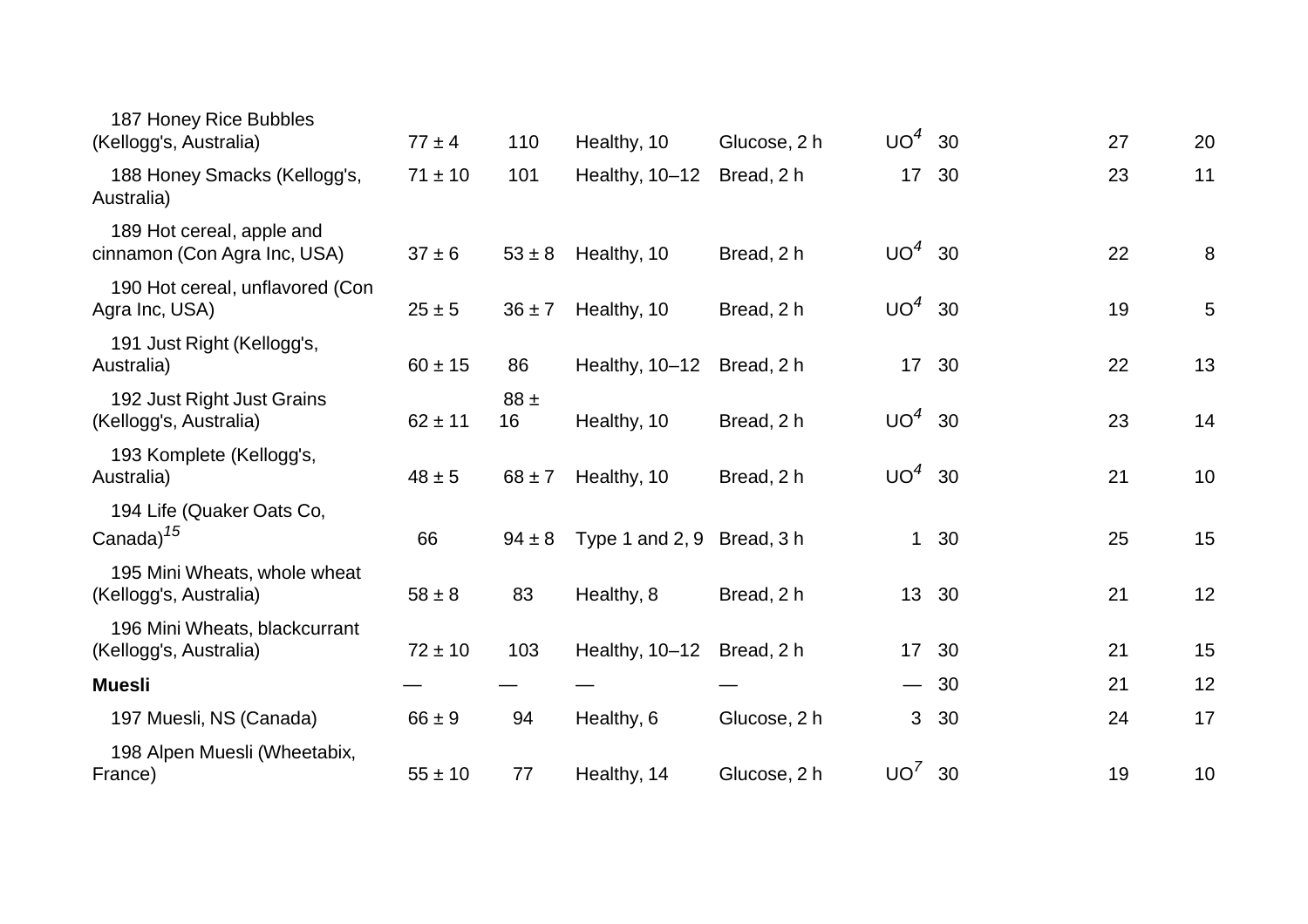| | | | | | | | | | |
|---|---|---|---|---|---|---|---|---|---|
| 187 Honey Rice Bubbles (Kellogg's, Australia) | 77 ± 4 | 110 | Healthy, 10 | Glucose, 2 h | UO[4] | 30 | | 27 | 20 |
| 188 Honey Smacks (Kellogg's, Australia) | 71 ± 10 | 101 | Healthy, 10–12 | Bread, 2 h | 17 | 30 | | 23 | 11 |
| 189 Hot cereal, apple and cinnamon (Con Agra Inc, USA) | 37 ± 6 | 53 ± 8 | Healthy, 10 | Bread, 2 h | UO[4] | 30 | | 22 | 8 |
| 190 Hot cereal, unflavored (Con Agra Inc, USA) | 25 ± 5 | 36 ± 7 | Healthy, 10 | Bread, 2 h | UO[4] | 30 | | 19 | 5 |
| 191 Just Right (Kellogg's, Australia) | 60 ± 15 | 86 | Healthy, 10–12 | Bread, 2 h | 17 | 30 | | 22 | 13 |
| 192 Just Right Just Grains (Kellogg's, Australia) | 62 ± 11 | 88 ± 16 | Healthy, 10 | Bread, 2 h | UO[4] | 30 | | 23 | 14 |
| 193 Komplete (Kellogg's, Australia) | 48 ± 5 | 68 ± 7 | Healthy, 10 | Bread, 2 h | UO[4] | 30 | | 21 | 10 |
| 194 Life (Quaker Oats Co, Canada)[15] | 66 | 94 ± 8 | Type 1 and 2, 9 | Bread, 3 h | 1 | 30 | | 25 | 15 |
| 195 Mini Wheats, whole wheat (Kellogg's, Australia) | 58 ± 8 | 83 | Healthy, 8 | Bread, 2 h | 13 | 30 | | 21 | 12 |
| 196 Mini Wheats, blackcurrant (Kellogg's, Australia) | 72 ± 10 | 103 | Healthy, 10–12 | Bread, 2 h | 17 | 30 | | 21 | 15 |
| **Muesli** | — | — | — | — | — | 30 | | 21 | 12 |
| 197 Muesli, NS (Canada) | 66 ± 9 | 94 | Healthy, 6 | Glucose, 2 h | 3 | 30 | | 24 | 17 |
| 198 Alpen Muesli (Wheetabix, France) | 55 ± 10 | 77 | Healthy, 14 | Glucose, 2 h | UO[7] | 30 | | 19 | 10 |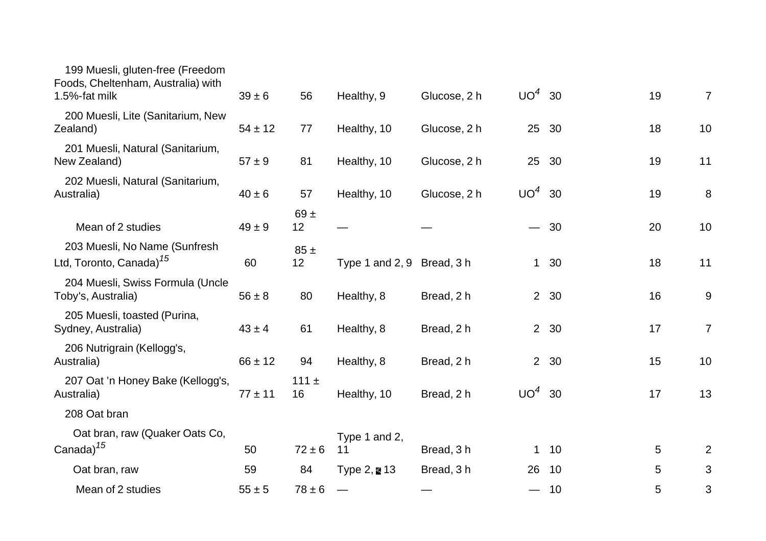| | | | | | | | | |
|---|---|---|---|---|---|---|---|---|
| 199 Muesli, gluten-free (Freedom Foods, Cheltenham, Australia) with 1.5%-fat milk | 39 ± 6 | 56 | Healthy, 9 | Glucose, 2 h | UO[4] | 30 | 19 | 7 |
| 200 Muesli, Lite (Sanitarium, New Zealand) | 54 ± 12 | 77 | Healthy, 10 | Glucose, 2 h | 25 | 30 | 18 | 10 |
| 201 Muesli, Natural (Sanitarium, New Zealand) | 57 ± 9 | 81 | Healthy, 10 | Glucose, 2 h | 25 | 30 | 19 | 11 |
| 202 Muesli, Natural (Sanitarium, Australia) | 40 ± 6 | 57 | Healthy, 10 | Glucose, 2 h | UO[4] | 30 | 19 | 8 |
| Mean of 2 studies | 49 ± 9 | 69 ± 12 | — | — | — | 30 | 20 | 10 |
| 203 Muesli, No Name (Sunfresh Ltd, Toronto, Canada)[15] | 60 | 85 ± 12 | Type 1 and 2, 9 | Bread, 3 h | 1 | 30 | 18 | 11 |
| 204 Muesli, Swiss Formula (Uncle Toby's, Australia) | 56 ± 8 | 80 | Healthy, 8 | Bread, 2 h | 2 | 30 | 16 | 9 |
| 205 Muesli, toasted (Purina, Sydney, Australia) | 43 ± 4 | 61 | Healthy, 8 | Bread, 2 h | 2 | 30 | 17 | 7 |
| 206 Nutrigrain (Kellogg's, Australia) | 66 ± 12 | 94 | Healthy, 8 | Bread, 2 h | 2 | 30 | 15 | 10 |
| 207 Oat 'n Honey Bake (Kellogg's, Australia) | 77 ± 11 | 111 ± 16 | Healthy, 10 | Bread, 2 h | UO[4] | 30 | 17 | 13 |
| 208 Oat bran | | | | | | | | |
| Oat bran, raw (Quaker Oats Co, Canada)[15] | 50 | 72 ± 6 | Type 1 and 2, 11 | Bread, 3 h | 1 | 10 | 5 | 2 |
| Oat bran, raw | 59 | 84 | Type 2, 13 | Bread, 3 h | 26 | 10 | 5 | 3 |
| Mean of 2 studies | 55 ± 5 | 78 ± 6 | — | — | — | 10 | 5 | 3 |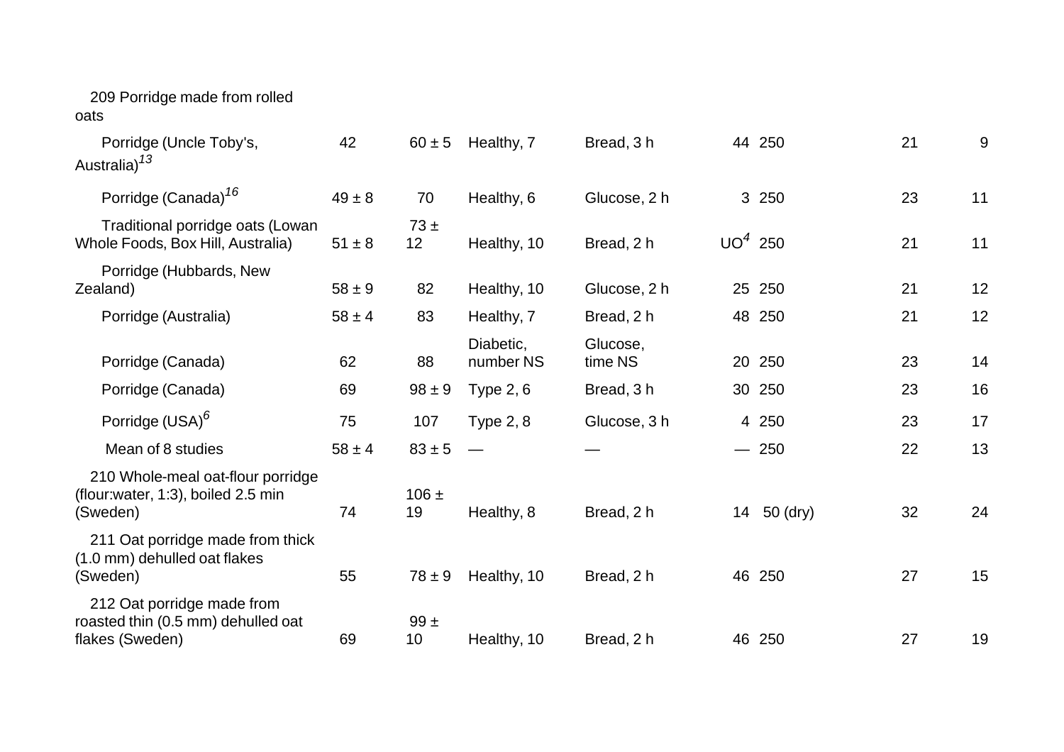| | | | | | | | | |
|---|---|---|---|---|---|---|---|---|
| 209 Porridge made from rolled oats | | | | | | | | |
| Porridge (Uncle Toby's, Australia)[13] | 42 | 60 ± 5 | Healthy, 7 | Bread, 3 h | 44 | 250 | 21 | 9 |
| Porridge (Canada)[16] | 49 ± 8 | 70 | Healthy, 6 | Glucose, 2 h | 3 | 250 | 23 | 11 |
| Traditional porridge oats (Lowan Whole Foods, Box Hill, Australia) | 51 ± 8 | 73 ± 12 | Healthy, 10 | Bread, 2 h | UO[4] | 250 | 21 | 11 |
| Porridge (Hubbards, New Zealand) | 58 ± 9 | 82 | Healthy, 10 | Glucose, 2 h | 25 | 250 | 21 | 12 |
| Porridge (Australia) | 58 ± 4 | 83 | Healthy, 7 | Bread, 2 h | 48 | 250 | 21 | 12 |
| Porridge (Canada) | 62 | 88 | Diabetic, number NS | Glucose, time NS | 20 | 250 | 23 | 14 |
| Porridge (Canada) | 69 | 98 ± 9 | Type 2, 6 | Bread, 3 h | 30 | 250 | 23 | 16 |
| Porridge (USA)[6] | 75 | 107 | Type 2, 8 | Glucose, 3 h | 4 | 250 | 23 | 17 |
| Mean of 8 studies | 58 ± 4 | 83 ± 5 | — | — | — | 250 | 22 | 13 |
| 210 Whole-meal oat-flour porridge (flour:water, 1:3), boiled 2.5 min (Sweden) | 74 | 106 ± 19 | Healthy, 8 | Bread, 2 h | 14 | 50 (dry) | 32 | 24 |
| 211 Oat porridge made from thick (1.0 mm) dehulled oat flakes (Sweden) | 55 | 78 ± 9 | Healthy, 10 | Bread, 2 h | 46 | 250 | 27 | 15 |
| 212 Oat porridge made from roasted thin (0.5 mm) dehulled oat flakes (Sweden) | 69 | 99 ± 10 | Healthy, 10 | Bread, 2 h | 46 | 250 | 27 | 19 |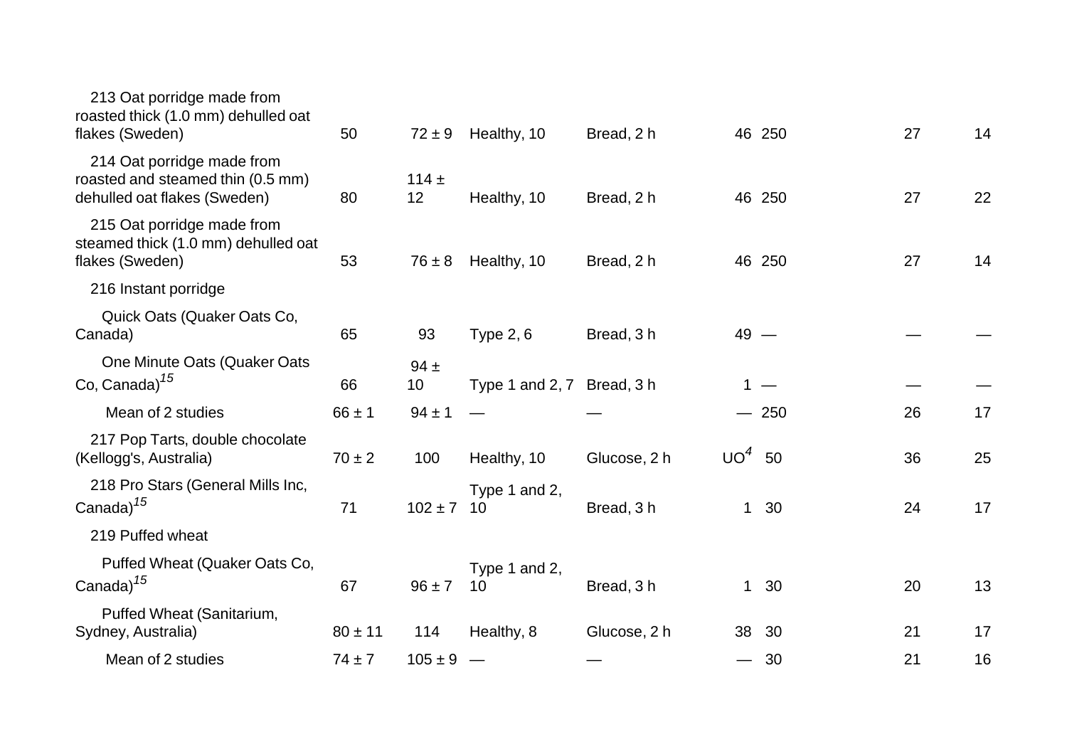| | | | | | | | | |
|---|---|---|---|---|---|---|---|---|
| 213 Oat porridge made from roasted thick (1.0 mm) dehulled oat flakes (Sweden) | 50 | 72 ± 9 | Healthy, 10 | Bread, 2 h | 46 | 250 | 27 | 14 |
| 214 Oat porridge made from roasted and steamed thin (0.5 mm) dehulled oat flakes (Sweden) | 80 | 114 ± 12 | Healthy, 10 | Bread, 2 h | 46 | 250 | 27 | 22 |
| 215 Oat porridge made from steamed thick (1.0 mm) dehulled oat flakes (Sweden) | 53 | 76 ± 8 | Healthy, 10 | Bread, 2 h | 46 | 250 | 27 | 14 |
| 216 Instant porridge | | | | | | | | |
| Quick Oats (Quaker Oats Co, Canada) | 65 | 93 | Type 2, 6 | Bread, 3 h | 49 | — | — | — |
| One Minute Oats (Quaker Oats Co, Canada)[15] | 66 | 94 ± 10 | Type 1 and 2, 7 | Bread, 3 h | 1 | — | — | — |
| Mean of 2 studies | 66 ± 1 | 94 ± 1 | — | — | — | 250 | 26 | 17 |
| 217 Pop Tarts, double chocolate (Kellogg's, Australia) | 70 ± 2 | 100 | Healthy, 10 | Glucose, 2 h | UO[4] | 50 | 36 | 25 |
| 218 Pro Stars (General Mills Inc, Canada)[15] | 71 | 102 ± 7 | Type 1 and 2, 10 | Bread, 3 h | 1 | 30 | 24 | 17 |
| 219 Puffed wheat | | | | | | | | |
| Puffed Wheat (Quaker Oats Co, Canada)[15] | 67 | 96 ± 7 | Type 1 and 2, 10 | Bread, 3 h | 1 | 30 | 20 | 13 |
| Puffed Wheat (Sanitarium, Sydney, Australia) | 80 ± 11 | 114 | Healthy, 8 | Glucose, 2 h | 38 | 30 | 21 | 17 |
| Mean of 2 studies | 74 ± 7 | 105 ± 9 | — | — | — | 30 | 21 | 16 |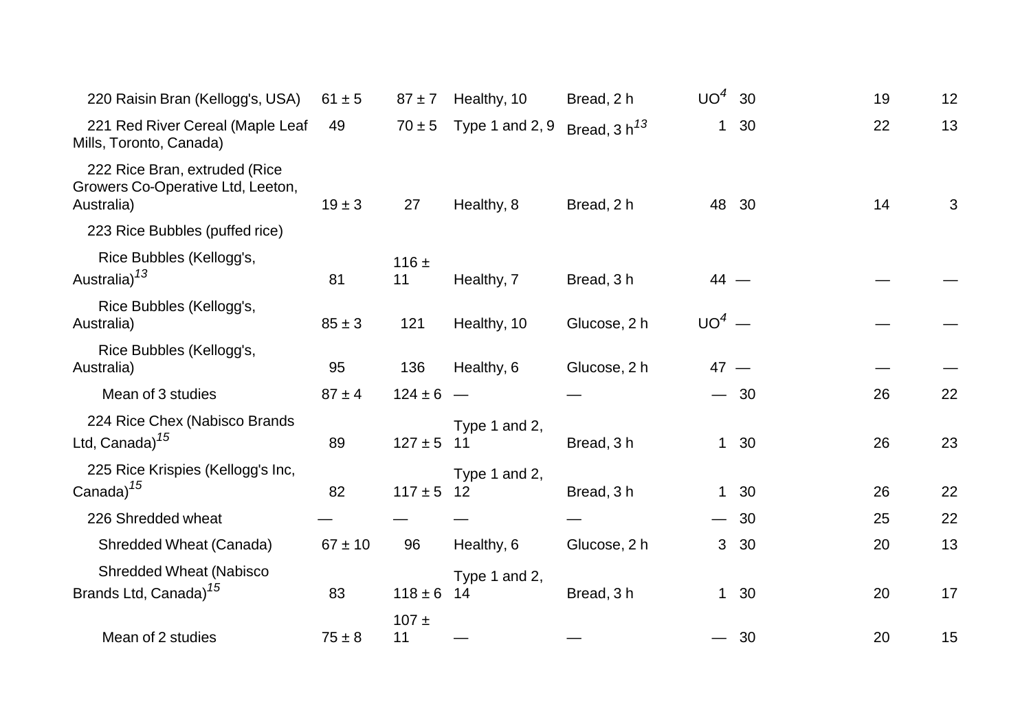| | | | | | | | | |
|---|---|---|---|---|---|---|---|---|
| 220 Raisin Bran (Kellogg's, USA) | 61 ± 5 | 87 ± 7 | Healthy, 10 | Bread, 2 h | UO[4] | 30 | 19 | 12 |
| 221 Red River Cereal (Maple Leaf Mills, Toronto, Canada) | 49 | 70 ± 5 | Type 1 and 2, 9 | Bread, 3 h[13] | 1 | 30 | 22 | 13 |
| 222 Rice Bran, extruded (Rice Growers Co-Operative Ltd, Leeton, Australia) | 19 ± 3 | 27 | Healthy, 8 | Bread, 2 h | 48 | 30 | 14 | 3 |
| 223 Rice Bubbles (puffed rice) | | | | | | | | |
| Rice Bubbles (Kellogg's, Australia)[13] | 81 | 116 ± 11 | Healthy, 7 | Bread, 3 h | 44 | — | — | — |
| Rice Bubbles (Kellogg's, Australia) | 85 ± 3 | 121 | Healthy, 10 | Glucose, 2 h | UO[4] | — | — | — |
| Rice Bubbles (Kellogg's, Australia) | 95 | 136 | Healthy, 6 | Glucose, 2 h | 47 | — | — | — |
| Mean of 3 studies | 87 ± 4 | 124 ± 6 | — | — | — | 30 | 26 | 22 |
| 224 Rice Chex (Nabisco Brands Ltd, Canada)[15] | 89 | 127 ± 5 | Type 1 and 2, 11 | Bread, 3 h | 1 | 30 | 26 | 23 |
| 225 Rice Krispies (Kellogg's Inc, Canada)[15] | 82 | 117 ± 5 | Type 1 and 2, 12 | Bread, 3 h | 1 | 30 | 26 | 22 |
| 226 Shredded wheat | — | — | — | — | — | 30 | 25 | 22 |
| Shredded Wheat (Canada) | 67 ± 10 | 96 | Healthy, 6 | Glucose, 2 h | 3 | 30 | 20 | 13 |
| Shredded Wheat (Nabisco Brands Ltd, Canada)[15] | 83 | 118 ± 6 | Type 1 and 2, 14 | Bread, 3 h | 1 | 30 | 20 | 17 |
| Mean of 2 studies | 75 ± 8 | 107 ± 11 | — | — | — | 30 | 20 | 15 |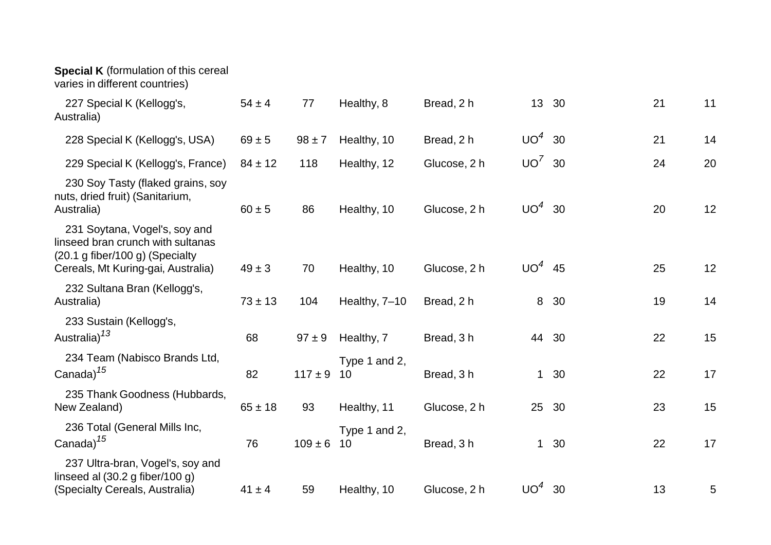| | | | | | | | | |
|---|---|---|---|---|---|---|---|---|
| **Special K** (formulation of this cereal varies in different countries) | | | | | | | | |
| 227 Special K (Kellogg's, Australia) | 54 ± 4 | 77 | Healthy, 8 | Bread, 2 h | 13 | 30 | 21 | 11 |
| 228 Special K (Kellogg's, USA) | 69 ± 5 | 98 ± 7 | Healthy, 10 | Bread, 2 h | UO[4] | 30 | 21 | 14 |
| 229 Special K (Kellogg's, France) | 84 ± 12 | 118 | Healthy, 12 | Glucose, 2 h | UO[7] | 30 | 24 | 20 |
| 230 Soy Tasty (flaked grains, soy nuts, dried fruit) (Sanitarium, Australia) | 60 ± 5 | 86 | Healthy, 10 | Glucose, 2 h | UO[4] | 30 | 20 | 12 |
| 231 Soytana, Vogel's, soy and linseed bran crunch with sultanas (20.1 g fiber/100 g) (Specialty Cereals, Mt Kuring-gai, Australia) | 49 ± 3 | 70 | Healthy, 10 | Glucose, 2 h | UO[4] | 45 | 25 | 12 |
| 232 Sultana Bran (Kellogg's, Australia) | 73 ± 13 | 104 | Healthy, 7–10 | Bread, 2 h | 8 | 30 | 19 | 14 |
| 233 Sustain (Kellogg's, Australia)[13] | 68 | 97 ± 9 | Healthy, 7 | Bread, 3 h | 44 | 30 | 22 | 15 |
| 234 Team (Nabisco Brands Ltd, Canada)[15] | 82 | 117 ± 9 | Type 1 and 2, 10 | Bread, 3 h | 1 | 30 | 22 | 17 |
| 235 Thank Goodness (Hubbards, New Zealand) | 65 ± 18 | 93 | Healthy, 11 | Glucose, 2 h | 25 | 30 | 23 | 15 |
| 236 Total (General Mills Inc, Canada)[15] | 76 | 109 ± 6 | Type 1 and 2, 10 | Bread, 3 h | 1 | 30 | 22 | 17 |
| 237 Ultra-bran, Vogel's, soy and linseed al (30.2 g fiber/100 g) (Specialty Cereals, Australia) | 41 ± 4 | 59 | Healthy, 10 | Glucose, 2 h | UO[4] | 30 | 13 | 5 |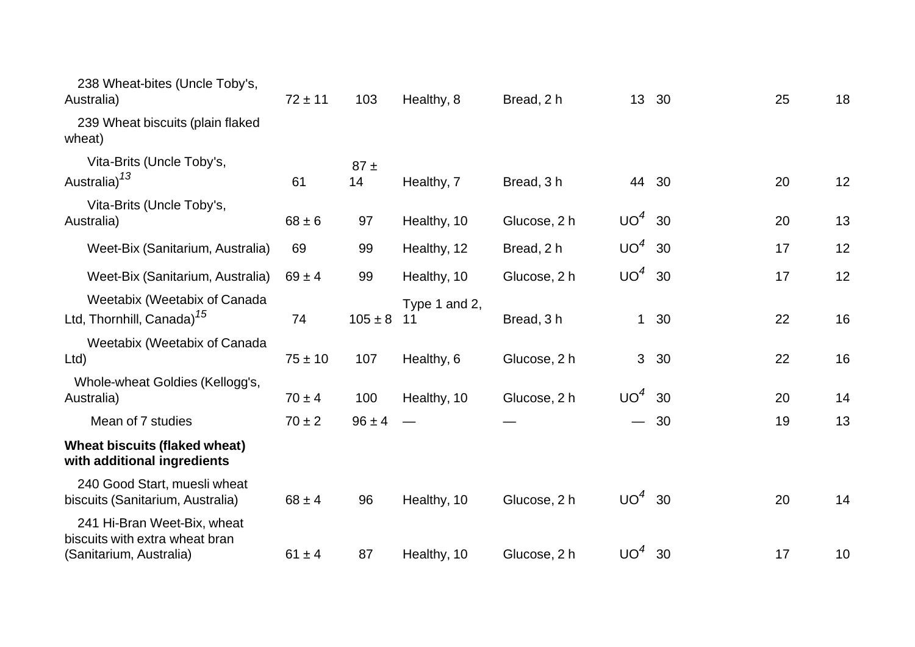| | | | | | | | | |
|---|---|---|---|---|---|---|---|---|
| 238 Wheat-bites (Uncle Toby's, Australia) | 72 ± 11 | 103 | Healthy, 8 | Bread, 2 h | 13 | 30 | 25 | 18 |
| 239 Wheat biscuits (plain flaked wheat) | | | | | | | | |
| Vita-Brits (Uncle Toby's, Australia)[13] | 61 | 87 ± 14 | Healthy, 7 | Bread, 3 h | 44 | 30 | 20 | 12 |
| Vita-Brits (Uncle Toby's, Australia) | 68 ± 6 | 97 | Healthy, 10 | Glucose, 2 h | UO[4] | 30 | 20 | 13 |
| Weet-Bix (Sanitarium, Australia) | 69 | 99 | Healthy, 12 | Bread, 2 h | UO[4] | 30 | 17 | 12 |
| Weet-Bix (Sanitarium, Australia) | 69 ± 4 | 99 | Healthy, 10 | Glucose, 2 h | UO[4] | 30 | 17 | 12 |
| Weetabix (Weetabix of Canada Ltd, Thornhill, Canada)[15] | 74 | 105 ± 8 | Type 1 and 2, 11 | Bread, 3 h | 1 | 30 | 22 | 16 |
| Weetabix (Weetabix of Canada Ltd) | 75 ± 10 | 107 | Healthy, 6 | Glucose, 2 h | 3 | 30 | 22 | 16 |
| Whole-wheat Goldies (Kellogg's, Australia) | 70 ± 4 | 100 | Healthy, 10 | Glucose, 2 h | UO[4] | 30 | 20 | 14 |
| Mean of 7 studies | 70 ± 2 | 96 ± 4 | — | — | — | 30 | 19 | 13 |
| **Wheat biscuits (flaked wheat) with additional ingredients** | | | | | | | | |
| 240 Good Start, muesli wheat biscuits (Sanitarium, Australia) | 68 ± 4 | 96 | Healthy, 10 | Glucose, 2 h | UO[4] | 30 | 20 | 14 |
| 241 Hi-Bran Weet-Bix, wheat biscuits with extra wheat bran (Sanitarium, Australia) | 61 ± 4 | 87 | Healthy, 10 | Glucose, 2 h | UO[4] | 30 | 17 | 10 |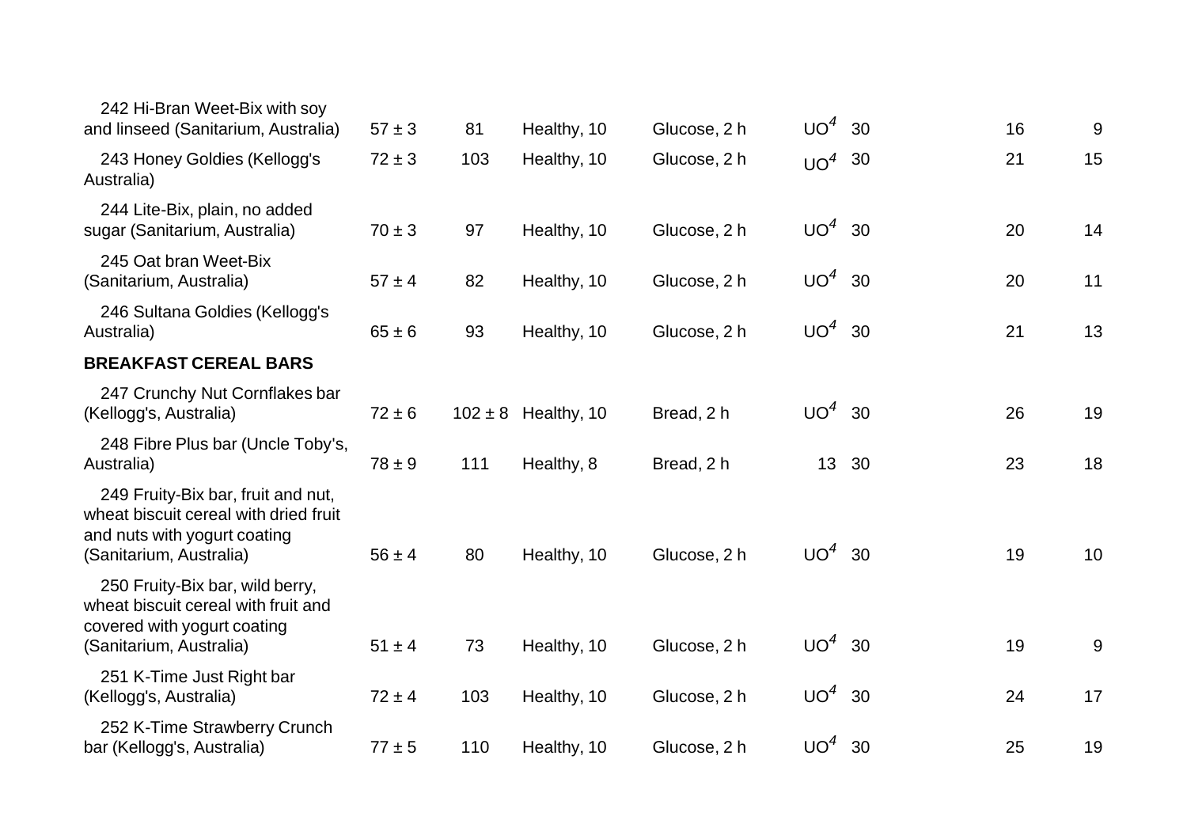| | | | | | | | | |
|---|---|---|---|---|---|---|---|---|
| 242 Hi-Bran Weet-Bix with soy and linseed (Sanitarium, Australia) | 57 ± 3 | 81 | Healthy, 10 | Glucose, 2 h | UO[4] | 30 | 16 | 9 |
| 243 Honey Goldies (Kellogg's Australia) | 72 ± 3 | 103 | Healthy, 10 | Glucose, 2 h | UO[4] | 30 | 21 | 15 |
| 244 Lite-Bix, plain, no added sugar (Sanitarium, Australia) | 70 ± 3 | 97 | Healthy, 10 | Glucose, 2 h | UO[4] | 30 | 20 | 14 |
| 245 Oat bran Weet-Bix (Sanitarium, Australia) | 57 ± 4 | 82 | Healthy, 10 | Glucose, 2 h | UO[4] | 30 | 20 | 11 |
| 246 Sultana Goldies (Kellogg's Australia) | 65 ± 6 | 93 | Healthy, 10 | Glucose, 2 h | UO[4] | 30 | 21 | 13 |
| **BREAKFAST CEREAL BARS** | | | | | | | | |
| 247 Crunchy Nut Cornflakes bar (Kellogg's, Australia) | 72 ± 6 | 102 ± 8 | Healthy, 10 | Bread, 2 h | UO[4] | 30 | 26 | 19 |
| 248 Fibre Plus bar (Uncle Toby's, Australia) | 78 ± 9 | 111 | Healthy, 8 | Bread, 2 h | 13 | 30 | 23 | 18 |
| 249 Fruity-Bix bar, fruit and nut, wheat biscuit cereal with dried fruit and nuts with yogurt coating (Sanitarium, Australia) | 56 ± 4 | 80 | Healthy, 10 | Glucose, 2 h | UO[4] | 30 | 19 | 10 |
| 250 Fruity-Bix bar, wild berry, wheat biscuit cereal with fruit and covered with yogurt coating (Sanitarium, Australia) | 51 ± 4 | 73 | Healthy, 10 | Glucose, 2 h | UO[4] | 30 | 19 | 9 |
| 251 K-Time Just Right bar (Kellogg's, Australia) | 72 ± 4 | 103 | Healthy, 10 | Glucose, 2 h | UO[4] | 30 | 24 | 17 |
| 252 K-Time Strawberry Crunch bar (Kellogg's, Australia) | 77 ± 5 | 110 | Healthy, 10 | Glucose, 2 h | UO[4] | 30 | 25 | 19 |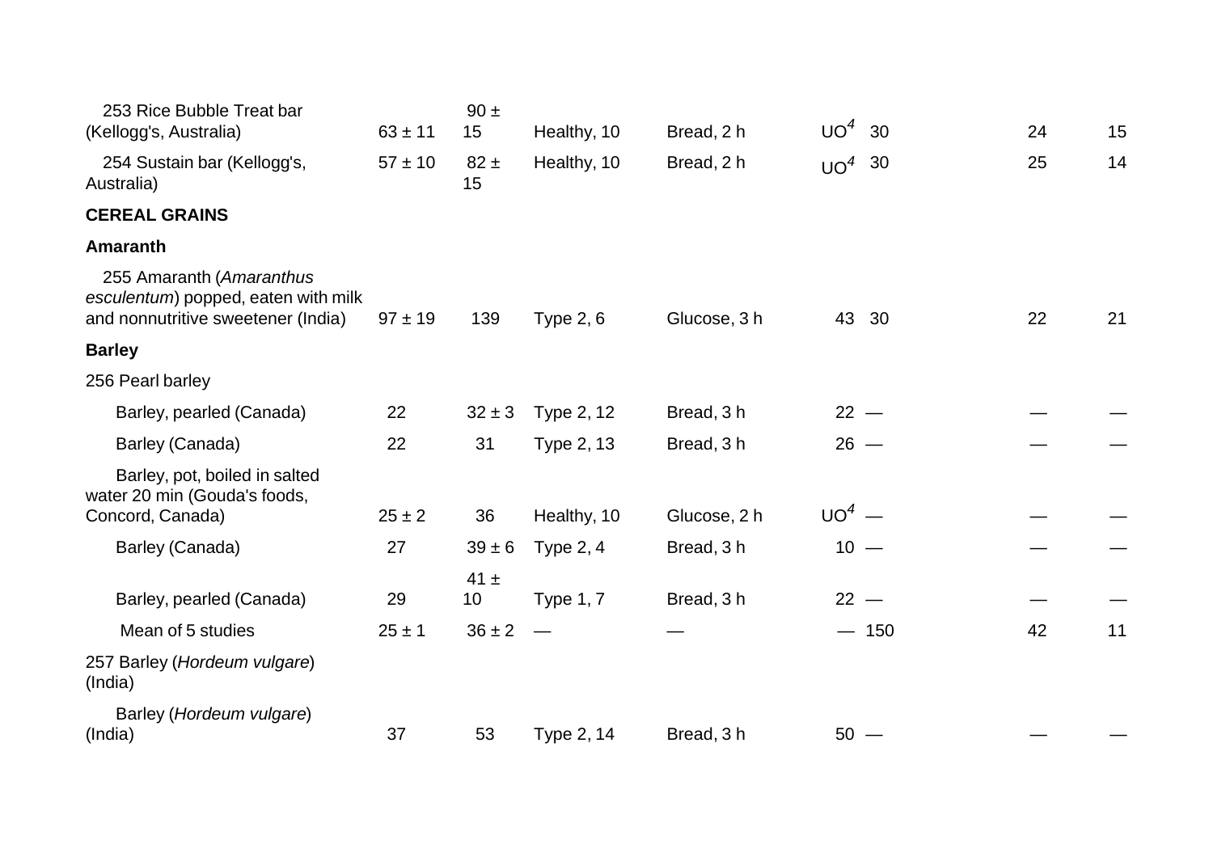| | | | | | | | | |
|---|---|---|---|---|---|---|---|---|
| 253 Rice Bubble Treat bar (Kellogg's, Australia) | 63 ± 11 | 90 ± 15 | Healthy, 10 | Bread, 2 h | UO[4] | 30 | 24 | 15 |
| 254 Sustain bar (Kellogg's, Australia) | 57 ± 10 | 82 ± 15 | Healthy, 10 | Bread, 2 h | UO[4] | 30 | 25 | 14 |
| **CEREAL GRAINS** | | | | | | | | |
| **Amaranth** | | | | | | | | |
| 255 Amaranth (*Amaranthus esculentum*) popped, eaten with milk and nonnutritive sweetener (India) | 97 ± 19 | 139 | Type 2, 6 | Glucose, 3 h | 43 | 30 | 22 | 21 |
| **Barley** | | | | | | | | |
| 256 Pearl barley | | | | | | | | |
| Barley, pearled (Canada) | 22 | 32 ± 3 | Type 2, 12 | Bread, 3 h | 22 | — | — | — |
| Barley (Canada) | 22 | 31 | Type 2, 13 | Bread, 3 h | 26 | — | — | — |
| Barley, pot, boiled in salted water 20 min (Gouda's foods, Concord, Canada) | 25 ± 2 | 36 | Healthy, 10 | Glucose, 2 h | UO[4] | — | — | — |
| Barley (Canada) | 27 | 39 ± 6 | Type 2, 4 | Bread, 3 h | 10 | — | — | — |
| Barley, pearled (Canada) | 29 | 41 ± 10 | Type 1, 7 | Bread, 3 h | 22 | — | — | — |
| Mean of 5 studies | 25 ± 1 | 36 ± 2 | — | — | — | 150 | 42 | 11 |
| 257 Barley (*Hordeum vulgare*) (India) | | | | | | | | |
| Barley (*Hordeum vulgare*) (India) | 37 | 53 | Type 2, 14 | Bread, 3 h | 50 | — | — | — |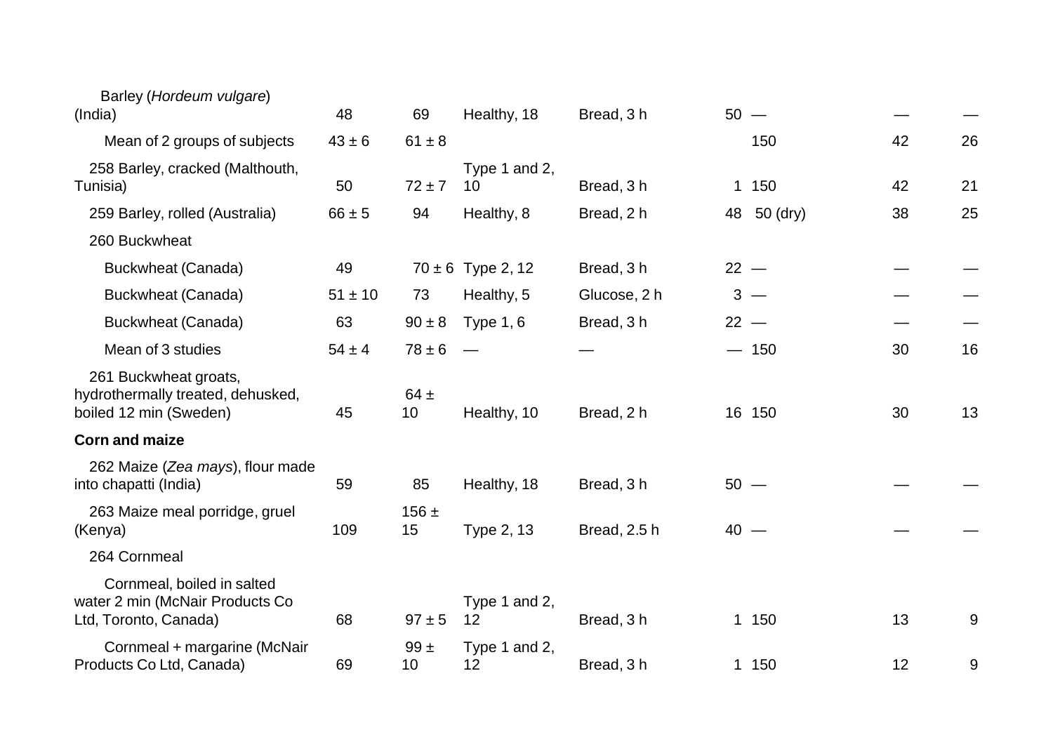| | | | | | | | | |
|---|---|---|---|---|---|---|---|---|
| Barley (*Hordeum vulgare*) (India) | 48 | 69 | Healthy, 18 | Bread, 3 h | 50 | — | — | — |
| Mean of 2 groups of subjects | 43 ± 6 | 61 ± 8 | | | | 150 | 42 | 26 |
| 258 Barley, cracked (Malthouth, Tunisia) | 50 | 72 ± 7 | Type 1 and 2, 10 | Bread, 3 h | 1 | 150 | 42 | 21 |
| 259 Barley, rolled (Australia) | 66 ± 5 | 94 | Healthy, 8 | Bread, 2 h | 48 | 50 (dry) | 38 | 25 |
| 260 Buckwheat | | | | | | | | |
| Buckwheat (Canada) | 49 | 70 ± 6 | Type 2, 12 | Bread, 3 h | 22 | — | — | — |
| Buckwheat (Canada) | 51 ± 10 | 73 | Healthy, 5 | Glucose, 2 h | 3 | — | — | — |
| Buckwheat (Canada) | 63 | 90 ± 8 | Type 1, 6 | Bread, 3 h | 22 | — | — | — |
| Mean of 3 studies | 54 ± 4 | 78 ± 6 | — | — | — | 150 | 30 | 16 |
| 261 Buckwheat groats, hydrothermally treated, dehusked, boiled 12 min (Sweden) | 45 | 64 ± 10 | Healthy, 10 | Bread, 2 h | 16 | 150 | 30 | 13 |
| **Corn and maize** | | | | | | | | |
| 262 Maize (*Zea mays*), flour made into chapatti (India) | 59 | 85 | Healthy, 18 | Bread, 3 h | 50 | — | — | — |
| 263 Maize meal porridge, gruel (Kenya) | 109 | 156 ± 15 | Type 2, 13 | Bread, 2.5 h | 40 | — | — | — |
| 264 Cornmeal | | | | | | | | |
| Cornmeal, boiled in salted water 2 min (McNair Products Co Ltd, Toronto, Canada) | 68 | 97 ± 5 | Type 1 and 2, 12 | Bread, 3 h | 1 | 150 | 13 | 9 |
| Cornmeal + margarine (McNair Products Co Ltd, Canada) | 69 | 99 ± 10 | Type 1 and 2, 12 | Bread, 3 h | 1 | 150 | 12 | 9 |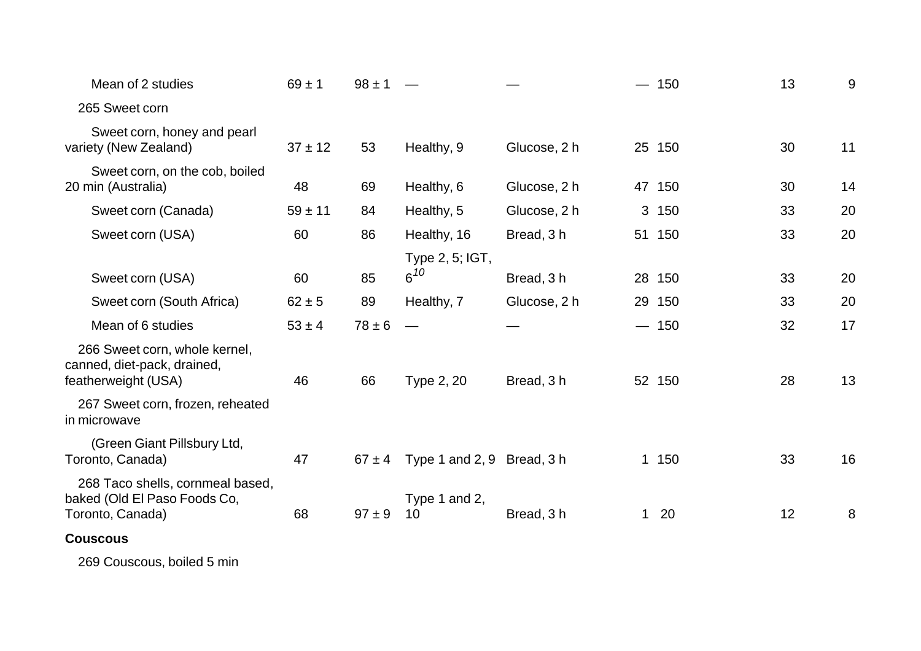| | | | | | | | | |
|---|---|---|---|---|---|---|---|---|
| Mean of 2 studies | 69 ± 1 | 98 ± 1 | — | — | — | 150 | 13 | 9 |
| 265 Sweet corn | | | | | | | | |
| Sweet corn, honey and pearl variety (New Zealand) | 37 ± 12 | 53 | Healthy, 9 | Glucose, 2 h | 25 | 150 | 30 | 11 |
| Sweet corn, on the cob, boiled 20 min (Australia) | 48 | 69 | Healthy, 6 | Glucose, 2 h | 47 | 150 | 30 | 14 |
| Sweet corn (Canada) | 59 ± 11 | 84 | Healthy, 5 | Glucose, 2 h | 3 | 150 | 33 | 20 |
| Sweet corn (USA) | 60 | 86 | Healthy, 16 | Bread, 3 h | 51 | 150 | 33 | 20 |
| Sweet corn (USA) | 60 | 85 | Type 2, 5; IGT, 6[10] | Bread, 3 h | 28 | 150 | 33 | 20 |
| Sweet corn (South Africa) | 62 ± 5 | 89 | Healthy, 7 | Glucose, 2 h | 29 | 150 | 33 | 20 |
| Mean of 6 studies | 53 ± 4 | 78 ± 6 | — | — | — | 150 | 32 | 17 |
| 266 Sweet corn, whole kernel, canned, diet-pack, drained, featherweight (USA) | 46 | 66 | Type 2, 20 | Bread, 3 h | 52 | 150 | 28 | 13 |
| 267 Sweet corn, frozen, reheated in microwave | | | | | | | | |
| (Green Giant Pillsbury Ltd, Toronto, Canada) | 47 | 67 ± 4 | Type 1 and 2, 9 | Bread, 3 h | 1 | 150 | 33 | 16 |
| 268 Taco shells, cornmeal based, baked (Old El Paso Foods Co, Toronto, Canada) | 68 | 97 ± 9 | Type 1 and 2, 10 | Bread, 3 h | 1 | 20 | 12 | 8 |
| **Couscous** | | | | | | | | |
| 269 Couscous, boiled 5 min | | | | | | | | |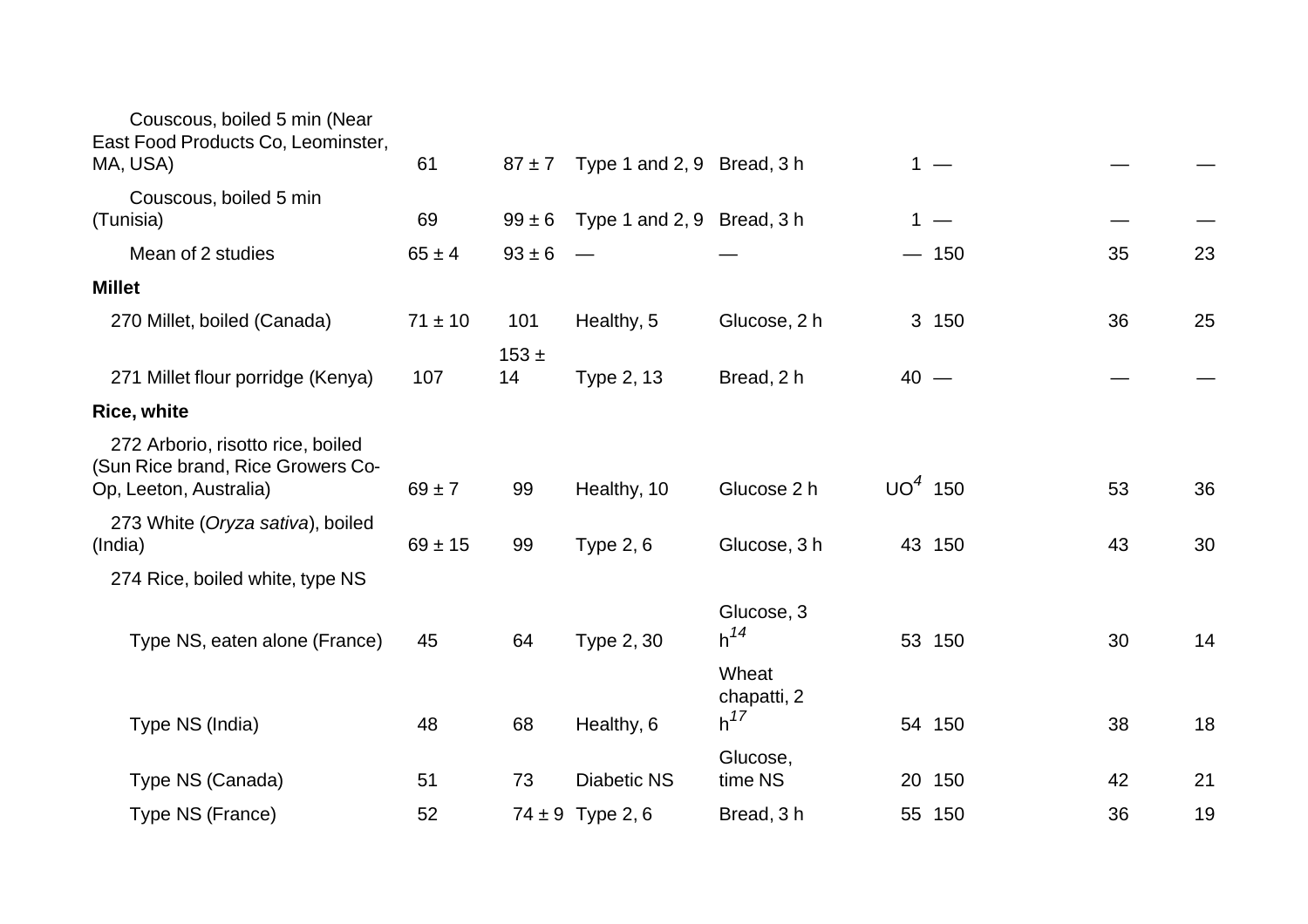| | | | | | | | | |
|---|---|---|---|---|---|---|---|---|
| Couscous, boiled 5 min (Near East Food Products Co, Leominster, MA, USA) | 61 | 87 ± 7 | Type 1 and 2, 9 | Bread, 3 h | 1 | — | — | — |
| Couscous, boiled 5 min (Tunisia) | 69 | 99 ± 6 | Type 1 and 2, 9 | Bread, 3 h | 1 | — | — | — |
| Mean of 2 studies | 65 ± 4 | 93 ± 6 | — | — | — | 150 | 35 | 23 |
| **Millet** | | | | | | | | |
| 270 Millet, boiled (Canada) | 71 ± 10 | 101 | Healthy, 5 | Glucose, 2 h | 3 | 150 | 36 | 25 |
| 271 Millet flour porridge (Kenya) | 107 | 153 ± 14 | Type 2, 13 | Bread, 2 h | 40 | — | — | — |
| **Rice, white** | | | | | | | | |
| 272 Arborio, risotto rice, boiled (Sun Rice brand, Rice Growers Co-Op, Leeton, Australia) | 69 ± 7 | 99 | Healthy, 10 | Glucose 2 h | UO[4] | 150 | 53 | 36 |
| 273 White (*Oryza sativa*), boiled (India) | 69 ± 15 | 99 | Type 2, 6 | Glucose, 3 h | 43 | 150 | 43 | 30 |
| 274 Rice, boiled white, type NS | | | | | | | | |
| Type NS, eaten alone (France) | 45 | 64 | Type 2, 30 | Glucose, 3 h[14] | 53 | 150 | 30 | 14 |
| Type NS (India) | 48 | 68 | Healthy, 6 | Wheat chapatti, 2 h[17] | 54 | 150 | 38 | 18 |
| Type NS (Canada) | 51 | 73 | Diabetic NS | Glucose, time NS | 20 | 150 | 42 | 21 |
| Type NS (France) | 52 | 74 ± 9 | Type 2, 6 | Bread, 3 h | 55 | 150 | 36 | 19 |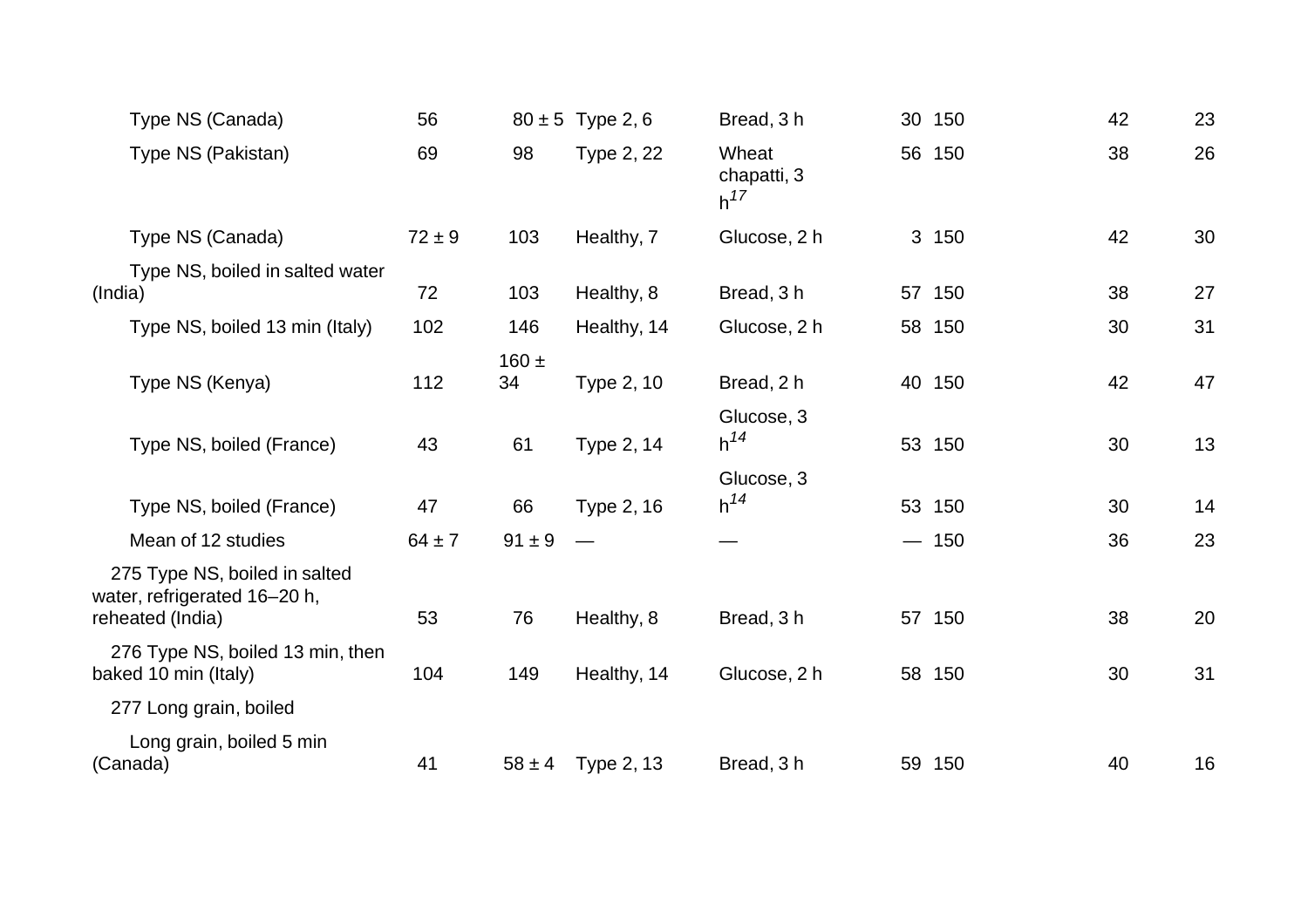| | | | | | | | | |
|---|---|---|---|---|---|---|---|---|
| Type NS (Canada) | 56 | 80 ± 5 | Type 2, 6 | Bread, 3 h | 30 | 150 | 42 | 23 |
| Type NS (Pakistan) | 69 | 98 | Type 2, 22 | Wheat chapatti, 3 h[17] | 56 | 150 | 38 | 26 |
| Type NS (Canada) | 72 ± 9 | 103 | Healthy, 7 | Glucose, 2 h | 3 | 150 | 42 | 30 |
| Type NS, boiled in salted water (India) | 72 | 103 | Healthy, 8 | Bread, 3 h | 57 | 150 | 38 | 27 |
| Type NS, boiled 13 min (Italy) | 102 | 146 | Healthy, 14 | Glucose, 2 h | 58 | 150 | 30 | 31 |
| Type NS (Kenya) | 112 | 160 ± 34 | Type 2, 10 | Bread, 2 h | 40 | 150 | 42 | 47 |
| Type NS, boiled (France) | 43 | 61 | Type 2, 14 | Glucose, 3 h[14] | 53 | 150 | 30 | 13 |
| Type NS, boiled (France) | 47 | 66 | Type 2, 16 | Glucose, 3 h[14] | 53 | 150 | 30 | 14 |
| Mean of 12 studies | 64 ± 7 | 91 ± 9 | — | — | — | 150 | 36 | 23 |
| 275 Type NS, boiled in salted water, refrigerated 16–20 h, reheated (India) | 53 | 76 | Healthy, 8 | Bread, 3 h | 57 | 150 | 38 | 20 |
| 276 Type NS, boiled 13 min, then baked 10 min (Italy) | 104 | 149 | Healthy, 14 | Glucose, 2 h | 58 | 150 | 30 | 31 |
| 277 Long grain, boiled | | | | | | | | |
| Long grain, boiled 5 min (Canada) | 41 | 58 ± 4 | Type 2, 13 | Bread, 3 h | 59 | 150 | 40 | 16 |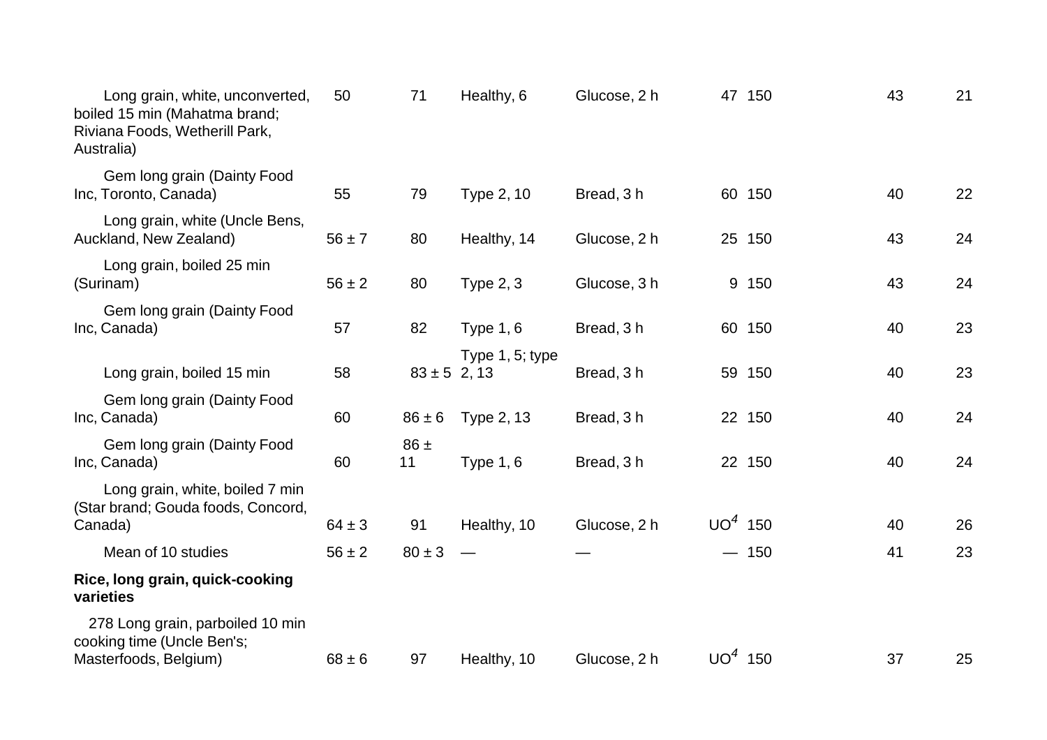| | | | | | | | | |
|---|---|---|---|---|---|---|---|---|
| Long grain, white, unconverted, boiled 15 min (Mahatma brand; Riviana Foods, Wetherill Park, Australia) | 50 | 71 | Healthy, 6 | Glucose, 2 h | 47 | 150 | 43 | 21 |
| Gem long grain (Dainty Food Inc, Toronto, Canada) | 55 | 79 | Type 2, 10 | Bread, 3 h | 60 | 150 | 40 | 22 |
| Long grain, white (Uncle Bens, Auckland, New Zealand) | 56 ± 7 | 80 | Healthy, 14 | Glucose, 2 h | 25 | 150 | 43 | 24 |
| Long grain, boiled 25 min (Surinam) | 56 ± 2 | 80 | Type 2, 3 | Glucose, 3 h | 9 | 150 | 43 | 24 |
| Gem long grain (Dainty Food Inc, Canada) | 57 | 82 | Type 1, 6 | Bread, 3 h | 60 | 150 | 40 | 23 |
| Long grain, boiled 15 min | 58 | 83 ± 5 | Type 1, 5; type 2, 13 | Bread, 3 h | 59 | 150 | 40 | 23 |
| Gem long grain (Dainty Food Inc, Canada) | 60 | 86 ± 6 | Type 2, 13 | Bread, 3 h | 22 | 150 | 40 | 24 |
| Gem long grain (Dainty Food Inc, Canada) | 60 | 86 ± 11 | Type 1, 6 | Bread, 3 h | 22 | 150 | 40 | 24 |
| Long grain, white, boiled 7 min (Star brand; Gouda foods, Concord, Canada) | 64 ± 3 | 91 | Healthy, 10 | Glucose, 2 h | UO[4] | 150 | 40 | 26 |
| Mean of 10 studies | 56 ± 2 | 80 ± 3 | — | — | — | 150 | 41 | 23 |
| **Rice, long grain, quick-cooking varieties** | | | | | | | | |
| 278 Long grain, parboiled 10 min cooking time (Uncle Ben's; Masterfoods, Belgium) | 68 ± 6 | 97 | Healthy, 10 | Glucose, 2 h | UO[4] | 150 | 37 | 25 |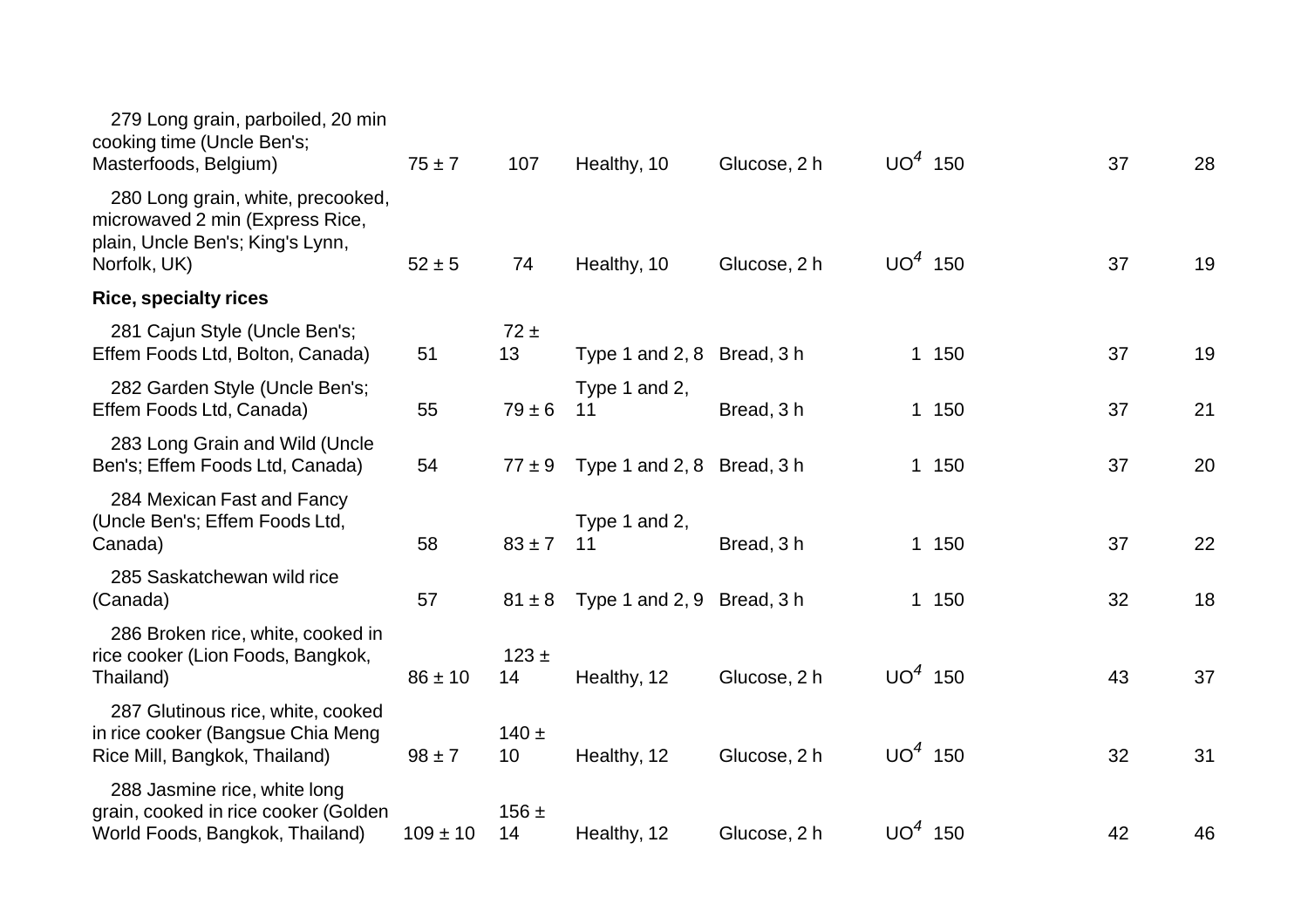| | | | | | | | | |
|---|---|---|---|---|---|---|---|---|
| 279 Long grain, parboiled, 20 min cooking time (Uncle Ben's; Masterfoods, Belgium) | 75 ± 7 | 107 | Healthy, 10 | Glucose, 2 h | UO[4] | 150 | 37 | 28 |
| 280 Long grain, white, precooked, microwaved 2 min (Express Rice, plain, Uncle Ben's; King's Lynn, Norfolk, UK) | 52 ± 5 | 74 | Healthy, 10 | Glucose, 2 h | UO[4] | 150 | 37 | 19 |
| **Rice, specialty rices** | | | | | | | | |
| 281 Cajun Style (Uncle Ben's; Effem Foods Ltd, Bolton, Canada) | 51 | 72 ± 13 | Type 1 and 2, 8 | Bread, 3 h | 1 | 150 | 37 | 19 |
| 282 Garden Style (Uncle Ben's; Effem Foods Ltd, Canada) | 55 | 79 ± 6 | Type 1 and 2, 11 | Bread, 3 h | 1 | 150 | 37 | 21 |
| 283 Long Grain and Wild (Uncle Ben's; Effem Foods Ltd, Canada) | 54 | 77 ± 9 | Type 1 and 2, 8 | Bread, 3 h | 1 | 150 | 37 | 20 |
| 284 Mexican Fast and Fancy (Uncle Ben's; Effem Foods Ltd, Canada) | 58 | 83 ± 7 | Type 1 and 2, 11 | Bread, 3 h | 1 | 150 | 37 | 22 |
| 285 Saskatchewan wild rice (Canada) | 57 | 81 ± 8 | Type 1 and 2, 9 | Bread, 3 h | 1 | 150 | 32 | 18 |
| 286 Broken rice, white, cooked in rice cooker (Lion Foods, Bangkok, Thailand) | 86 ± 10 | 123 ± 14 | Healthy, 12 | Glucose, 2 h | UO[4] | 150 | 43 | 37 |
| 287 Glutinous rice, white, cooked in rice cooker (Bangsue Chia Meng Rice Mill, Bangkok, Thailand) | 98 ± 7 | 140 ± 10 | Healthy, 12 | Glucose, 2 h | UO[4] | 150 | 32 | 31 |
| 288 Jasmine rice, white long grain, cooked in rice cooker (Golden World Foods, Bangkok, Thailand) | 109 ± 10 | 156 ± 14 | Healthy, 12 | Glucose, 2 h | UO[4] | 150 | 42 | 46 |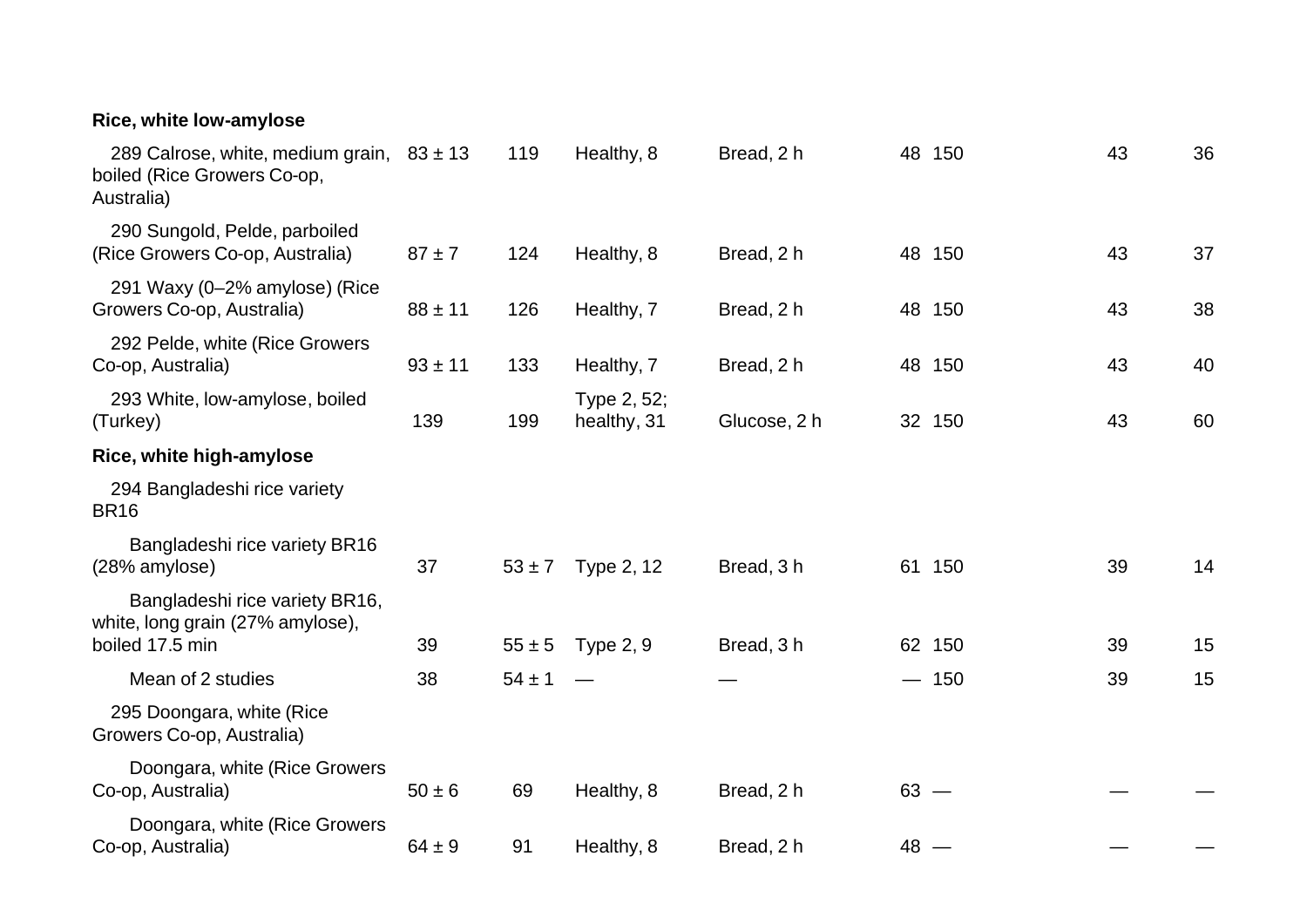| | | | | | | | | |
|---|---|---|---|---|---|---|---|---|
| **Rice, white low-amylose** | | | | | | | | |
| 289 Calrose, white, medium grain, boiled (Rice Growers Co-op, Australia) | 83 ± 13 | 119 | Healthy, 8 | Bread, 2 h | 48 | 150 | 43 | 36 |
| 290 Sungold, Pelde, parboiled (Rice Growers Co-op, Australia) | 87 ± 7 | 124 | Healthy, 8 | Bread, 2 h | 48 | 150 | 43 | 37 |
| 291 Waxy (0–2% amylose) (Rice Growers Co-op, Australia) | 88 ± 11 | 126 | Healthy, 7 | Bread, 2 h | 48 | 150 | 43 | 38 |
| 292 Pelde, white (Rice Growers Co-op, Australia) | 93 ± 11 | 133 | Healthy, 7 | Bread, 2 h | 48 | 150 | 43 | 40 |
| 293 White, low-amylose, boiled (Turkey) | 139 | 199 | Type 2, 52; healthy, 31 | Glucose, 2 h | 32 | 150 | 43 | 60 |
| **Rice, white high-amylose** | | | | | | | | |
| 294 Bangladeshi rice variety BR16 | | | | | | | | |
| Bangladeshi rice variety BR16 (28% amylose) | 37 | 53 ± 7 | Type 2, 12 | Bread, 3 h | 61 | 150 | 39 | 14 |
| Bangladeshi rice variety BR16, white, long grain (27% amylose), boiled 17.5 min | 39 | 55 ± 5 | Type 2, 9 | Bread, 3 h | 62 | 150 | 39 | 15 |
| Mean of 2 studies | 38 | 54 ± 1 | — | — | — | 150 | 39 | 15 |
| 295 Doongara, white (Rice Growers Co-op, Australia) | | | | | | | | |
| Doongara, white (Rice Growers Co-op, Australia) | 50 ± 6 | 69 | Healthy, 8 | Bread, 2 h | 63 | — | — | — |
| Doongara, white (Rice Growers Co-op, Australia) | 64 ± 9 | 91 | Healthy, 8 | Bread, 2 h | 48 | — | — | — |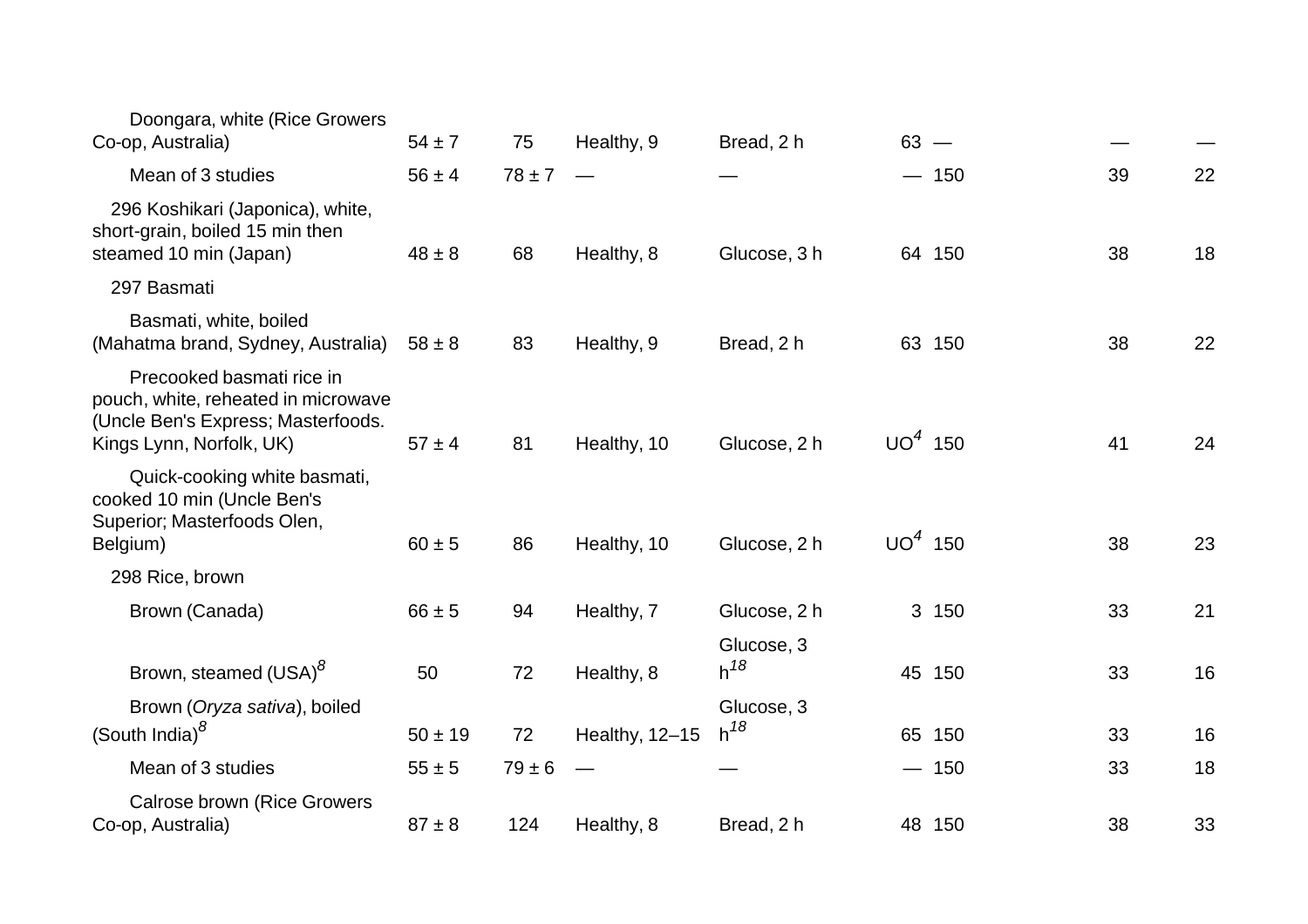| | | | | | | | | |
|---|---|---|---|---|---|---|---|---|
| Doongara, white (Rice Growers Co-op, Australia) | 54 ± 7 | 75 | Healthy, 9 | Bread, 2 h | 63 | — | — | — |
| Mean of 3 studies | 56 ± 4 | 78 ± 7 | — | — | — | 150 | 39 | 22 |
| 296 Koshikari (Japonica), white, short-grain, boiled 15 min then steamed 10 min (Japan) | 48 ± 8 | 68 | Healthy, 8 | Glucose, 3 h | 64 | 150 | 38 | 18 |
| 297 Basmati | | | | | | | | |
| Basmati, white, boiled (Mahatma brand, Sydney, Australia) | 58 ± 8 | 83 | Healthy, 9 | Bread, 2 h | 63 | 150 | 38 | 22 |
| Precooked basmati rice in pouch, white, reheated in microwave (Uncle Ben's Express; Masterfoods. Kings Lynn, Norfolk, UK) | 57 ± 4 | 81 | Healthy, 10 | Glucose, 2 h | UO[4] | 150 | 41 | 24 |
| Quick-cooking white basmati, cooked 10 min (Uncle Ben's Superior; Masterfoods Olen, Belgium) | 60 ± 5 | 86 | Healthy, 10 | Glucose, 2 h | UO[4] | 150 | 38 | 23 |
| 298 Rice, brown | | | | | | | | |
| Brown (Canada) | 66 ± 5 | 94 | Healthy, 7 | Glucose, 2 h | 3 | 150 | 33 | 21 |
| Brown, steamed (USA)[8] | 50 | 72 | Healthy, 8 | Glucose, 3 h[18] | 45 | 150 | 33 | 16 |
| Brown (*Oryza sativa*), boiled (South India)[8] | 50 ± 19 | 72 | Healthy, 12–15 | Glucose, 3 h[18] | 65 | 150 | 33 | 16 |
| Mean of 3 studies | 55 ± 5 | 79 ± 6 | — | — | — | 150 | 33 | 18 |
| Calrose brown (Rice Growers Co-op, Australia) | 87 ± 8 | 124 | Healthy, 8 | Bread, 2 h | 48 | 150 | 38 | 33 |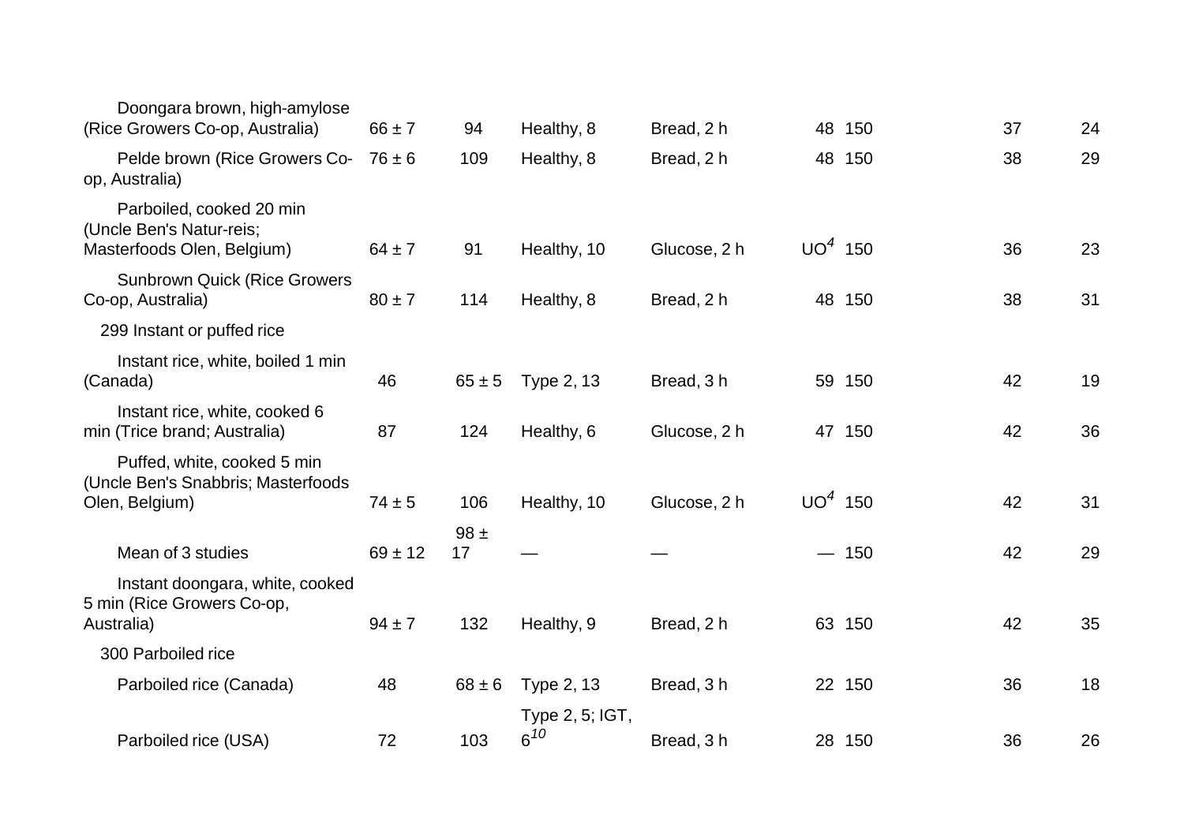| | | | | | | | | |
|---|---|---|---|---|---|---|---|---|
| Doongara brown, high-amylose (Rice Growers Co-op, Australia) | 66 ± 7 | 94 | Healthy, 8 | Bread, 2 h | 48 | 150 | 37 | 24 |
| Pelde brown (Rice Growers Co-op, Australia) | 76 ± 6 | 109 | Healthy, 8 | Bread, 2 h | 48 | 150 | 38 | 29 |
| Parboiled, cooked 20 min (Uncle Ben's Natur-reis; Masterfoods Olen, Belgium) | 64 ± 7 | 91 | Healthy, 10 | Glucose, 2 h | UO[4] | 150 | 36 | 23 |
| Sunbrown Quick (Rice Growers Co-op, Australia) | 80 ± 7 | 114 | Healthy, 8 | Bread, 2 h | 48 | 150 | 38 | 31 |
| 299 Instant or puffed rice | | | | | | | | |
| Instant rice, white, boiled 1 min (Canada) | 46 | 65 ± 5 | Type 2, 13 | Bread, 3 h | 59 | 150 | 42 | 19 |
| Instant rice, white, cooked 6 min (Trice brand; Australia) | 87 | 124 | Healthy, 6 | Glucose, 2 h | 47 | 150 | 42 | 36 |
| Puffed, white, cooked 5 min (Uncle Ben's Snabbris; Masterfoods Olen, Belgium) | 74 ± 5 | 106 | Healthy, 10 | Glucose, 2 h | UO[4] | 150 | 42 | 31 |
| Mean of 3 studies | 69 ± 12 | 98 ± 17 | — | — | — | 150 | 42 | 29 |
| Instant doongara, white, cooked 5 min (Rice Growers Co-op, Australia) | 94 ± 7 | 132 | Healthy, 9 | Bread, 2 h | 63 | 150 | 42 | 35 |
| 300 Parboiled rice | | | | | | | | |
| Parboiled rice (Canada) | 48 | 68 ± 6 | Type 2, 13 | Bread, 3 h | 22 | 150 | 36 | 18 |
| Parboiled rice (USA) | 72 | 103 | Type 2, 5; IGT, 6[10] | Bread, 3 h | 28 | 150 | 36 | 26 |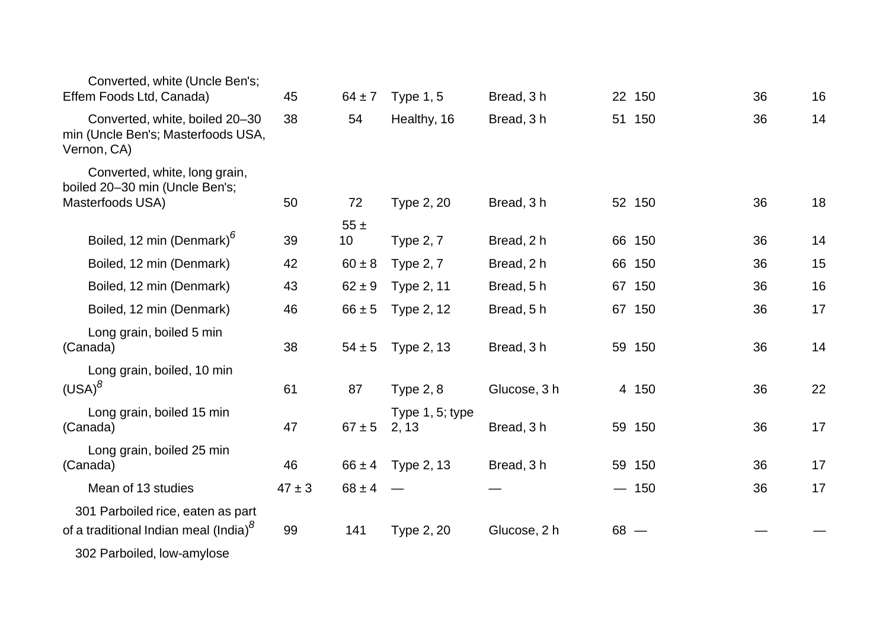| | | | | | | | | |
|---|---|---|---|---|---|---|---|---|
| Converted, white (Uncle Ben's; Effem Foods Ltd, Canada) | 45 | 64 ± 7 | Type 1, 5 | Bread, 3 h | 22 | 150 | 36 | 16 |
| Converted, white, boiled 20–30 min (Uncle Ben's; Masterfoods USA, Vernon, CA) | 38 | 54 | Healthy, 16 | Bread, 3 h | 51 | 150 | 36 | 14 |
| Converted, white, long grain, boiled 20–30 min (Uncle Ben's; Masterfoods USA) | 50 | 72 | Type 2, 20 | Bread, 3 h | 52 | 150 | 36 | 18 |
| Boiled, 12 min (Denmark)[6] | 39 | 55 ± 10 | Type 2, 7 | Bread, 2 h | 66 | 150 | 36 | 14 |
| Boiled, 12 min (Denmark) | 42 | 60 ± 8 | Type 2, 7 | Bread, 2 h | 66 | 150 | 36 | 15 |
| Boiled, 12 min (Denmark) | 43 | 62 ± 9 | Type 2, 11 | Bread, 5 h | 67 | 150 | 36 | 16 |
| Boiled, 12 min (Denmark) | 46 | 66 ± 5 | Type 2, 12 | Bread, 5 h | 67 | 150 | 36 | 17 |
| Long grain, boiled 5 min (Canada) | 38 | 54 ± 5 | Type 2, 13 | Bread, 3 h | 59 | 150 | 36 | 14 |
| Long grain, boiled, 10 min (USA)[8] | 61 | 87 | Type 2, 8 | Glucose, 3 h | 4 | 150 | 36 | 22 |
| Long grain, boiled 15 min (Canada) | 47 | 67 ± 5 | Type 1, 5; type 2, 13 | Bread, 3 h | 59 | 150 | 36 | 17 |
| Long grain, boiled 25 min (Canada) | 46 | 66 ± 4 | Type 2, 13 | Bread, 3 h | 59 | 150 | 36 | 17 |
| Mean of 13 studies | 47 ± 3 | 68 ± 4 | — | — | — | 150 | 36 | 17 |
| 301 Parboiled rice, eaten as part of a traditional Indian meal (India)[8] | 99 | 141 | Type 2, 20 | Glucose, 2 h | 68 | — | — | — |
| 302 Parboiled, low-amylose | | | | | | | | |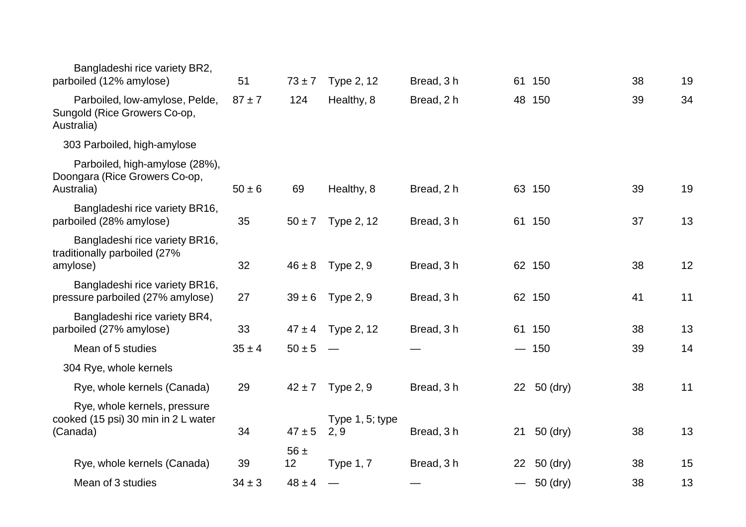| | | | | | | | | |
|---|---|---|---|---|---|---|---|---|
| Bangladeshi rice variety BR2, parboiled (12% amylose) | 51 | 73 ± 7 | Type 2, 12 | Bread, 3 h | 61 | 150 | 38 | 19 |
| Parboiled, low-amylose, Pelde, Sungold (Rice Growers Co-op, Australia) | 87 ± 7 | 124 | Healthy, 8 | Bread, 2 h | 48 | 150 | 39 | 34 |
| 303 Parboiled, high-amylose | | | | | | | | |
| Parboiled, high-amylose (28%), Doongara (Rice Growers Co-op, Australia) | 50 ± 6 | 69 | Healthy, 8 | Bread, 2 h | 63 | 150 | 39 | 19 |
| Bangladeshi rice variety BR16, parboiled (28% amylose) | 35 | 50 ± 7 | Type 2, 12 | Bread, 3 h | 61 | 150 | 37 | 13 |
| Bangladeshi rice variety BR16, traditionally parboiled (27% amylose) | 32 | 46 ± 8 | Type 2, 9 | Bread, 3 h | 62 | 150 | 38 | 12 |
| Bangladeshi rice variety BR16, pressure parboiled (27% amylose) | 27 | 39 ± 6 | Type 2, 9 | Bread, 3 h | 62 | 150 | 41 | 11 |
| Bangladeshi rice variety BR4, parboiled (27% amylose) | 33 | 47 ± 4 | Type 2, 12 | Bread, 3 h | 61 | 150 | 38 | 13 |
| Mean of 5 studies | 35 ± 4 | 50 ± 5 | — | — | — | 150 | 39 | 14 |
| 304 Rye, whole kernels | | | | | | | | |
| Rye, whole kernels (Canada) | 29 | 42 ± 7 | Type 2, 9 | Bread, 3 h | 22 | 50 (dry) | 38 | 11 |
| Rye, whole kernels, pressure cooked (15 psi) 30 min in 2 L water (Canada) | 34 | 47 ± 5 | Type 1, 5; type 2, 9 | Bread, 3 h | 21 | 50 (dry) | 38 | 13 |
| Rye, whole kernels (Canada) | 39 | 56 ± 12 | Type 1, 7 | Bread, 3 h | 22 | 50 (dry) | 38 | 15 |
| Mean of 3 studies | 34 ± 3 | 48 ± 4 | — | — | — | 50 (dry) | 38 | 13 |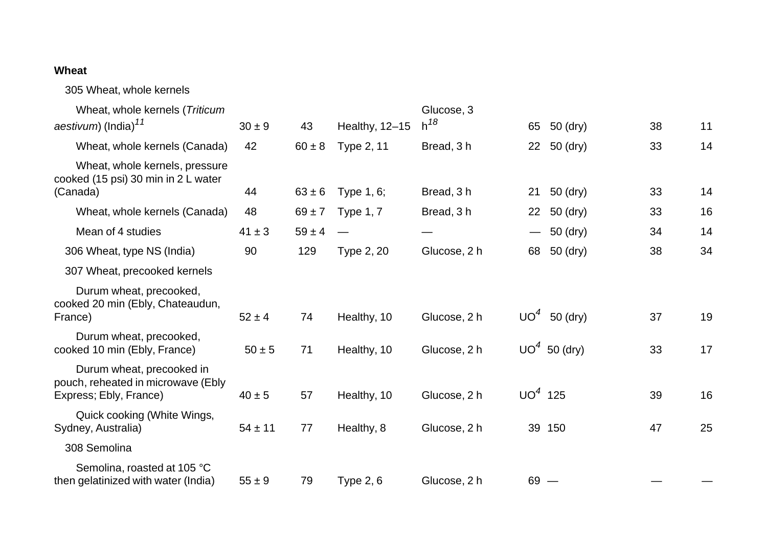| | | | | | | | | |
|---|---|---|---|---|---|---|---|---|
| **Wheat** | | | | | | | | |
| 305 Wheat, whole kernels | | | | | | | | |
| Wheat, whole kernels (*Triticum aestivum*) (India)[11] | 30 ± 9 | 43 | Healthy, 12–15 | Glucose, 3 h[18] | 65 | 50 (dry) | 38 | 11 |
| Wheat, whole kernels (Canada) | 42 | 60 ± 8 | Type 2, 11 | Bread, 3 h | 22 | 50 (dry) | 33 | 14 |
| Wheat, whole kernels, pressure cooked (15 psi) 30 min in 2 L water (Canada) | 44 | 63 ± 6 | Type 1, 6; | Bread, 3 h | 21 | 50 (dry) | 33 | 14 |
| Wheat, whole kernels (Canada) | 48 | 69 ± 7 | Type 1, 7 | Bread, 3 h | 22 | 50 (dry) | 33 | 16 |
| Mean of 4 studies | 41 ± 3 | 59 ± 4 | — | — | — | 50 (dry) | 34 | 14 |
| 306 Wheat, type NS (India) | 90 | 129 | Type 2, 20 | Glucose, 2 h | 68 | 50 (dry) | 38 | 34 |
| 307 Wheat, precooked kernels | | | | | | | | |
| Durum wheat, precooked, cooked 20 min (Ebly, Chateaudun, France) | 52 ± 4 | 74 | Healthy, 10 | Glucose, 2 h | UO[4] | 50 (dry) | 37 | 19 |
| Durum wheat, precooked, cooked 10 min (Ebly, France) | 50 ± 5 | 71 | Healthy, 10 | Glucose, 2 h | UO[4] | 50 (dry) | 33 | 17 |
| Durum wheat, precooked in pouch, reheated in microwave (Ebly Express; Ebly, France) | 40 ± 5 | 57 | Healthy, 10 | Glucose, 2 h | UO[4] | 125 | 39 | 16 |
| Quick cooking (White Wings, Sydney, Australia) | 54 ± 11 | 77 | Healthy, 8 | Glucose, 2 h | 39 | 150 | 47 | 25 |
| 308 Semolina | | | | | | | | |
| Semolina, roasted at 105 °C then gelatinized with water (India) | 55 ± 9 | 79 | Type 2, 6 | Glucose, 2 h | 69 | — | — | — |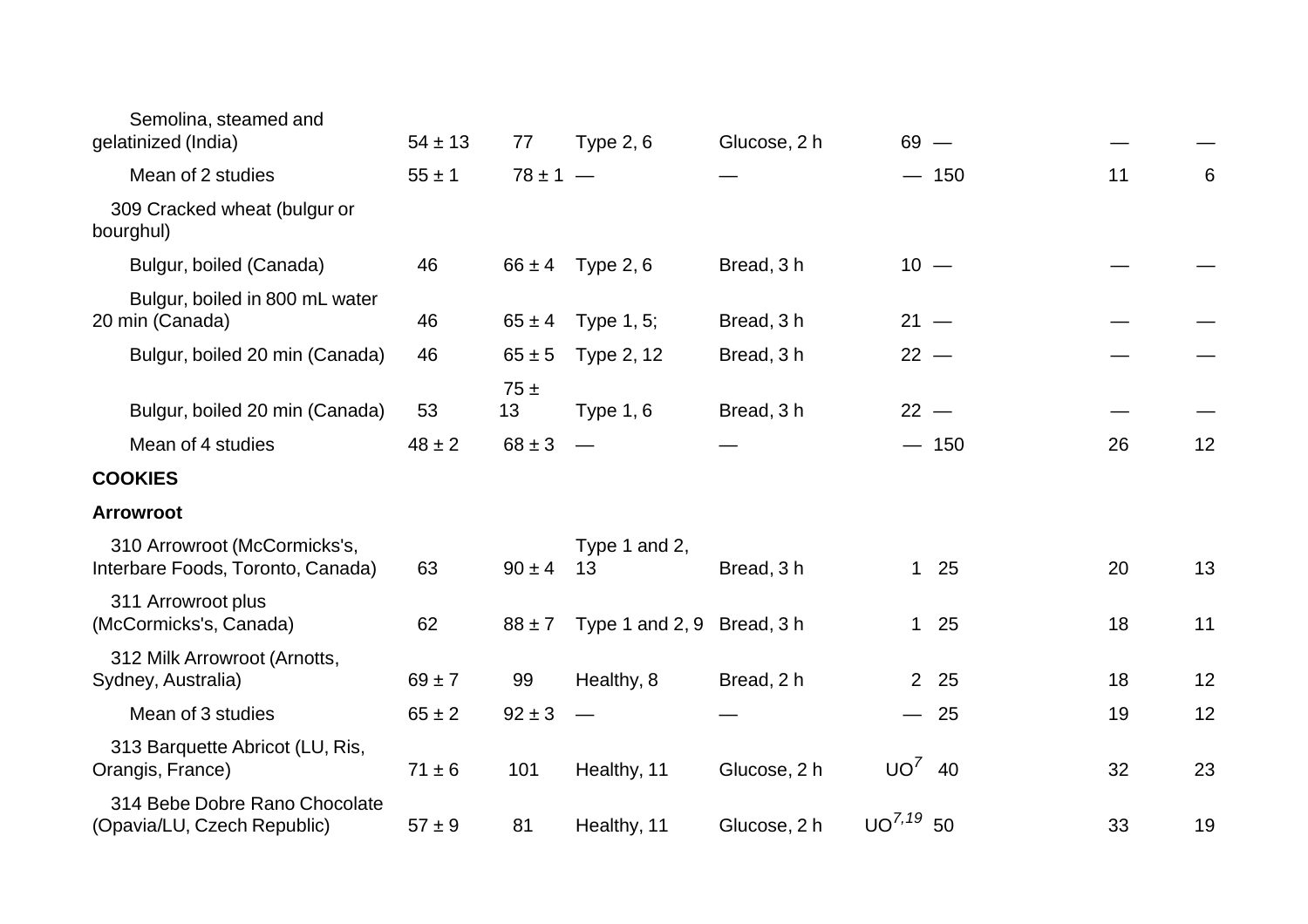| | | | | | | | | |
|---|---|---|---|---|---|---|---|---|
| Semolina, steamed and gelatinized (India) | 54 ± 13 | 77 | Type 2, 6 | Glucose, 2 h | 69 | — | — | — |
| Mean of 2 studies | 55 ± 1 | 78 ± 1 | — | — | — | 150 | 11 | 6 |
| 309 Cracked wheat (bulgur or bourghul) | | | | | | | | |
| Bulgur, boiled (Canada) | 46 | 66 ± 4 | Type 2, 6 | Bread, 3 h | 10 | — | — | — |
| Bulgur, boiled in 800 mL water 20 min (Canada) | 46 | 65 ± 4 | Type 1, 5; | Bread, 3 h | 21 | — | — | — |
| Bulgur, boiled 20 min (Canada) | 46 | 65 ± 5 | Type 2, 12 | Bread, 3 h | 22 | — | — | — |
| Bulgur, boiled 20 min (Canada) | 53 | 75 ± 13 | Type 1, 6 | Bread, 3 h | 22 | — | — | — |
| Mean of 4 studies | 48 ± 2 | 68 ± 3 | — | — | — | 150 | 26 | 12 |
| **COOKIES** | | | | | | | | |
| **Arrowroot** | | | | | | | | |
| 310 Arrowroot (McCormicks's, Interbare Foods, Toronto, Canada) | 63 | 90 ± 4 | Type 1 and 2, 13 | Bread, 3 h | 1 | 25 | 20 | 13 |
| 311 Arrowroot plus (McCormicks's, Canada) | 62 | 88 ± 7 | Type 1 and 2, 9 | Bread, 3 h | 1 | 25 | 18 | 11 |
| 312 Milk Arrowroot (Arnotts, Sydney, Australia) | 69 ± 7 | 99 | Healthy, 8 | Bread, 2 h | 2 | 25 | 18 | 12 |
| Mean of 3 studies | 65 ± 2 | 92 ± 3 | — | — | — | 25 | 19 | 12 |
| 313 Barquette Abricot (LU, Ris, Orangis, France) | 71 ± 6 | 101 | Healthy, 11 | Glucose, 2 h | UO[7] | 40 | 32 | 23 |
| 314 Bebe Dobre Rano Chocolate (Opavia/LU, Czech Republic) | 57 ± 9 | 81 | Healthy, 11 | Glucose, 2 h | UO[7,19] | 50 | 33 | 19 |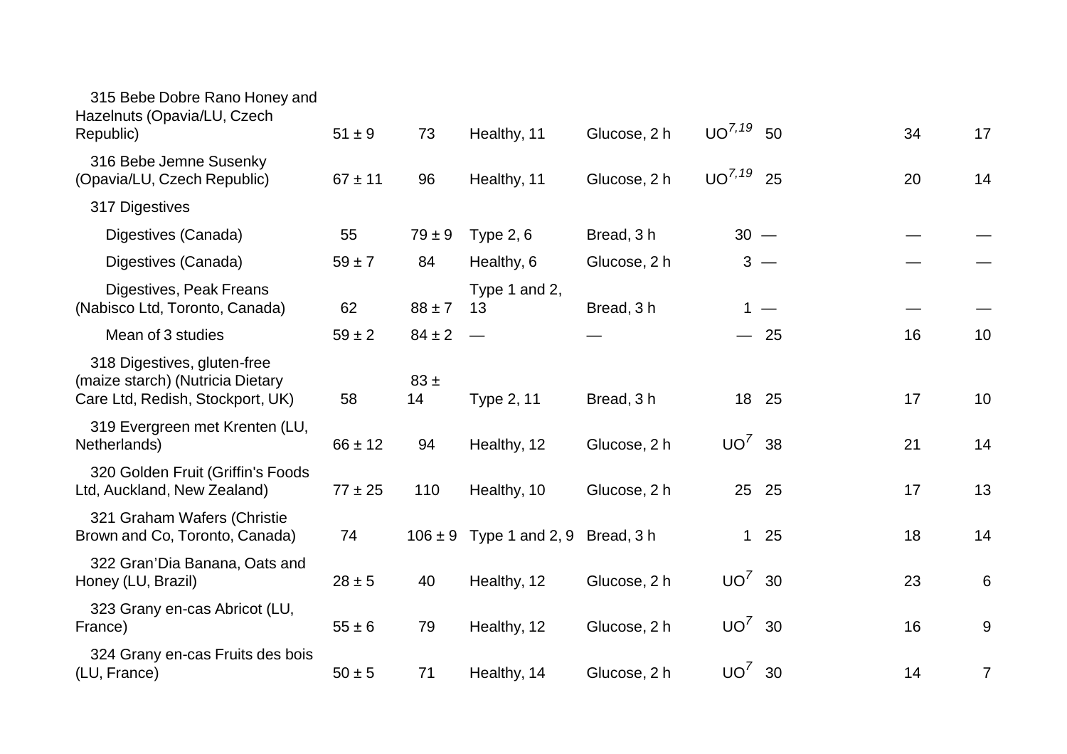| | | | | | | | | |
|---|---|---|---|---|---|---|---|---|
| 315 Bebe Dobre Rano Honey and Hazelnuts (Opavia/LU, Czech Republic) | 51 ± 9 | 73 | Healthy, 11 | Glucose, 2 h | UO[7,19] | 50 | 34 | 17 |
| 316 Bebe Jemne Susenky (Opavia/LU, Czech Republic) | 67 ± 11 | 96 | Healthy, 11 | Glucose, 2 h | UO[7,19] | 25 | 20 | 14 |
| 317 Digestives | | | | | | | | |
| Digestives (Canada) | 55 | 79 ± 9 | Type 2, 6 | Bread, 3 h | 30 | — | — | — |
| Digestives (Canada) | 59 ± 7 | 84 | Healthy, 6 | Glucose, 2 h | 3 | — | — | — |
| Digestives, Peak Freans (Nabisco Ltd, Toronto, Canada) | 62 | 88 ± 7 | Type 1 and 2, 13 | Bread, 3 h | 1 | — | — | — |
| Mean of 3 studies | 59 ± 2 | 84 ± 2 | — | — | — | 25 | 16 | 10 |
| 318 Digestives, gluten-free (maize starch) (Nutricia Dietary Care Ltd, Redish, Stockport, UK) | 58 | 83 ± 14 | Type 2, 11 | Bread, 3 h | 18 | 25 | 17 | 10 |
| 319 Evergreen met Krenten (LU, Netherlands) | 66 ± 12 | 94 | Healthy, 12 | Glucose, 2 h | UO[7] | 38 | 21 | 14 |
| 320 Golden Fruit (Griffin's Foods Ltd, Auckland, New Zealand) | 77 ± 25 | 110 | Healthy, 10 | Glucose, 2 h | 25 | 25 | 17 | 13 |
| 321 Graham Wafers (Christie Brown and Co, Toronto, Canada) | 74 | 106 ± 9 | Type 1 and 2, 9 | Bread, 3 h | 1 | 25 | 18 | 14 |
| 322 Gran'Dia Banana, Oats and Honey (LU, Brazil) | 28 ± 5 | 40 | Healthy, 12 | Glucose, 2 h | UO[7] | 30 | 23 | 6 |
| 323 Grany en-cas Abricot (LU, France) | 55 ± 6 | 79 | Healthy, 12 | Glucose, 2 h | UO[7] | 30 | 16 | 9 |
| 324 Grany en-cas Fruits des bois (LU, France) | 50 ± 5 | 71 | Healthy, 14 | Glucose, 2 h | UO[7] | 30 | 14 | 7 |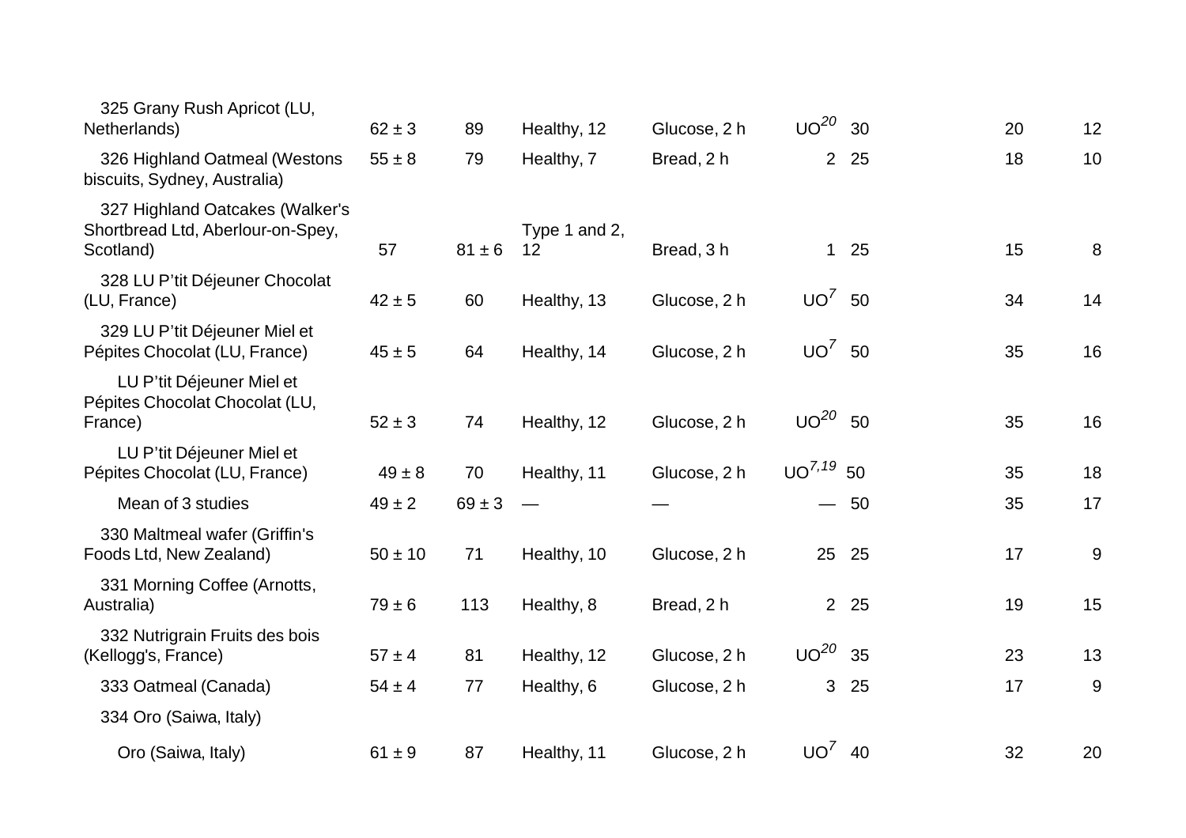| | | | | | | | | |
|---|---|---|---|---|---|---|---|---|
| 325 Grany Rush Apricot (LU, Netherlands) | 62 ± 3 | 89 | Healthy, 12 | Glucose, 2 h | UO[20] | 30 | 20 | 12 |
| 326 Highland Oatmeal (Westons biscuits, Sydney, Australia) | 55 ± 8 | 79 | Healthy, 7 | Bread, 2 h | 2 | 25 | 18 | 10 |
| 327 Highland Oatcakes (Walker's Shortbread Ltd, Aberlour-on-Spey, Scotland) | 57 | 81 ± 6 | Type 1 and 2, 12 | Bread, 3 h | 1 | 25 | 15 | 8 |
| 328 LU P'tit Déjeuner Chocolat (LU, France) | 42 ± 5 | 60 | Healthy, 13 | Glucose, 2 h | UO[7] | 50 | 34 | 14 |
| 329 LU P'tit Déjeuner Miel et Pépites Chocolat (LU, France) | 45 ± 5 | 64 | Healthy, 14 | Glucose, 2 h | UO[7] | 50 | 35 | 16 |
| LU P'tit Déjeuner Miel et Pépites Chocolat Chocolat (LU, France) | 52 ± 3 | 74 | Healthy, 12 | Glucose, 2 h | UO[20] | 50 | 35 | 16 |
| LU P'tit Déjeuner Miel et Pépites Chocolat (LU, France) | 49 ± 8 | 70 | Healthy, 11 | Glucose, 2 h | UO[7,19] | 50 | 35 | 18 |
| Mean of 3 studies | 49 ± 2 | 69 ± 3 | — | — | — | 50 | 35 | 17 |
| 330 Maltmeal wafer (Griffin's Foods Ltd, New Zealand) | 50 ± 10 | 71 | Healthy, 10 | Glucose, 2 h | 25 | 25 | 17 | 9 |
| 331 Morning Coffee (Arnotts, Australia) | 79 ± 6 | 113 | Healthy, 8 | Bread, 2 h | 2 | 25 | 19 | 15 |
| 332 Nutrigrain Fruits des bois (Kellogg's, France) | 57 ± 4 | 81 | Healthy, 12 | Glucose, 2 h | UO[20] | 35 | 23 | 13 |
| 333 Oatmeal (Canada) | 54 ± 4 | 77 | Healthy, 6 | Glucose, 2 h | 3 | 25 | 17 | 9 |
| 334 Oro (Saiwa, Italy) | | | | | | | | |
| Oro (Saiwa, Italy) | 61 ± 9 | 87 | Healthy, 11 | Glucose, 2 h | UO[7] | 40 | 32 | 20 |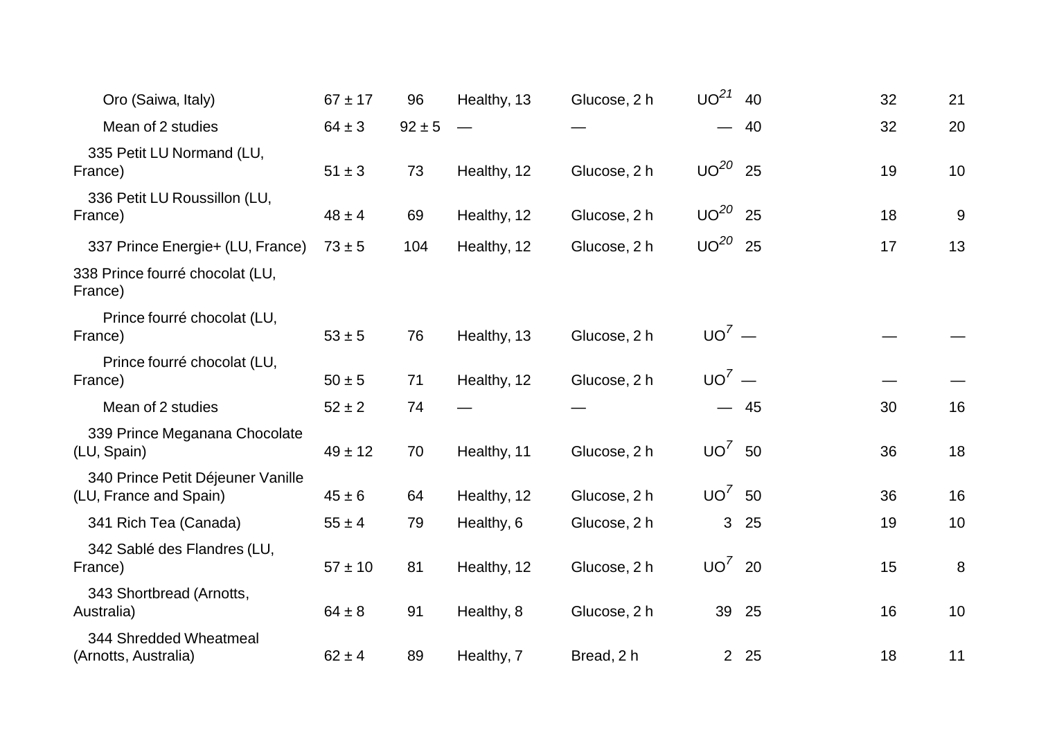| | | | | | | | | |
|---|---|---|---|---|---|---|---|---|
| Oro (Saiwa, Italy) | 67 ± 17 | 96 | Healthy, 13 | Glucose, 2 h | UO[21] | 40 | 32 | 21 |
| Mean of 2 studies | 64 ± 3 | 92 ± 5 | — | — | — | 40 | 32 | 20 |
| 335 Petit LU Normand (LU, France) | 51 ± 3 | 73 | Healthy, 12 | Glucose, 2 h | UO[20] | 25 | 19 | 10 |
| 336 Petit LU Roussillon (LU, France) | 48 ± 4 | 69 | Healthy, 12 | Glucose, 2 h | UO[20] | 25 | 18 | 9 |
| 337 Prince Energie+ (LU, France) | 73 ± 5 | 104 | Healthy, 12 | Glucose, 2 h | UO[20] | 25 | 17 | 13 |
| 338 Prince fourré chocolat (LU, France) | | | | | | | | |
| Prince fourré chocolat (LU, France) | 53 ± 5 | 76 | Healthy, 13 | Glucose, 2 h | UO[7] | — | — | — |
| Prince fourré chocolat (LU, France) | 50 ± 5 | 71 | Healthy, 12 | Glucose, 2 h | UO[7] | — | — | — |
| Mean of 2 studies | 52 ± 2 | 74 | — | — | — | 45 | 30 | 16 |
| 339 Prince Meganana Chocolate (LU, Spain) | 49 ± 12 | 70 | Healthy, 11 | Glucose, 2 h | UO[7] | 50 | 36 | 18 |
| 340 Prince Petit Déjeuner Vanille (LU, France and Spain) | 45 ± 6 | 64 | Healthy, 12 | Glucose, 2 h | UO[7] | 50 | 36 | 16 |
| 341 Rich Tea (Canada) | 55 ± 4 | 79 | Healthy, 6 | Glucose, 2 h | 3 | 25 | 19 | 10 |
| 342 Sablé des Flandres (LU, France) | 57 ± 10 | 81 | Healthy, 12 | Glucose, 2 h | UO[7] | 20 | 15 | 8 |
| 343 Shortbread (Arnotts, Australia) | 64 ± 8 | 91 | Healthy, 8 | Glucose, 2 h | 39 | 25 | 16 | 10 |
| 344 Shredded Wheatmeal (Arnotts, Australia) | 62 ± 4 | 89 | Healthy, 7 | Bread, 2 h | 2 | 25 | 18 | 11 |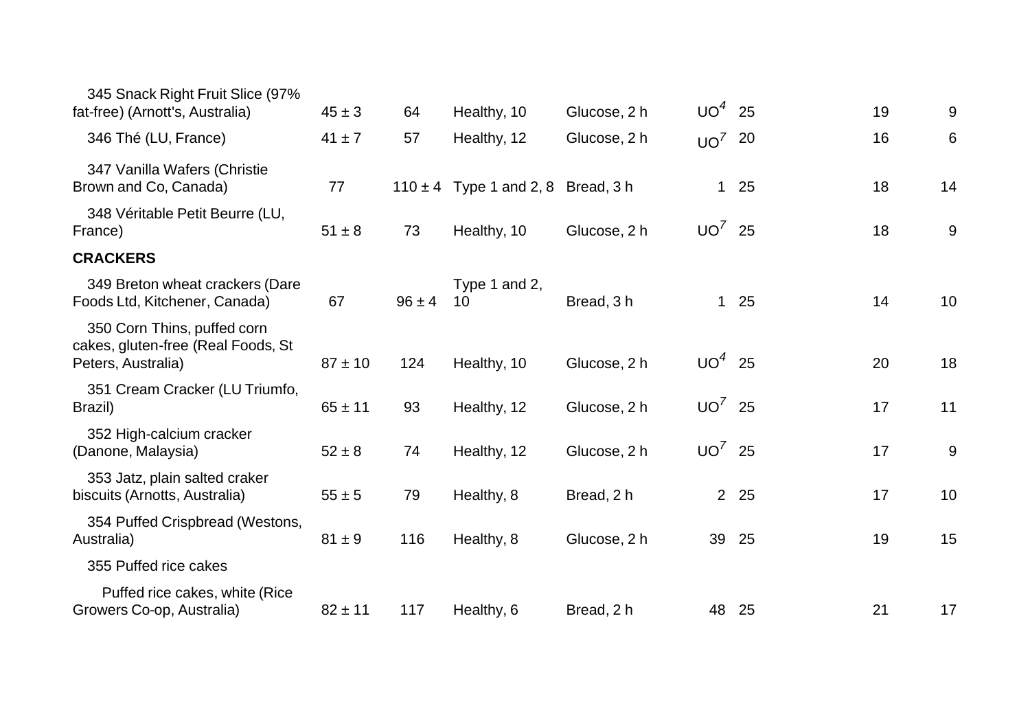| | | | | | | | | |
|---|---|---|---|---|---|---|---|---|
| 345 Snack Right Fruit Slice (97% fat-free) (Arnott's, Australia) | 45 ± 3 | 64 | Healthy, 10 | Glucose, 2 h | UO[4] | 25 | 19 | 9 |
| 346 Thé (LU, France) | 41 ± 7 | 57 | Healthy, 12 | Glucose, 2 h | UO[7] | 20 | 16 | 6 |
| 347 Vanilla Wafers (Christie Brown and Co, Canada) | 77 | 110 ± 4 | Type 1 and 2, 8 | Bread, 3 h | 1 | 25 | 18 | 14 |
| 348 Véritable Petit Beurre (LU, France) | 51 ± 8 | 73 | Healthy, 10 | Glucose, 2 h | UO[7] | 25 | 18 | 9 |
| **CRACKERS** | | | | | | | | |
| 349 Breton wheat crackers (Dare Foods Ltd, Kitchener, Canada) | 67 | 96 ± 4 | Type 1 and 2, 10 | Bread, 3 h | 1 | 25 | 14 | 10 |
| 350 Corn Thins, puffed corn cakes, gluten-free (Real Foods, St Peters, Australia) | 87 ± 10 | 124 | Healthy, 10 | Glucose, 2 h | UO[4] | 25 | 20 | 18 |
| 351 Cream Cracker (LU Triumfo, Brazil) | 65 ± 11 | 93 | Healthy, 12 | Glucose, 2 h | UO[7] | 25 | 17 | 11 |
| 352 High-calcium cracker (Danone, Malaysia) | 52 ± 8 | 74 | Healthy, 12 | Glucose, 2 h | UO[7] | 25 | 17 | 9 |
| 353 Jatz, plain salted craker biscuits (Arnotts, Australia) | 55 ± 5 | 79 | Healthy, 8 | Bread, 2 h | 2 | 25 | 17 | 10 |
| 354 Puffed Crispbread (Westons, Australia) | 81 ± 9 | 116 | Healthy, 8 | Glucose, 2 h | 39 | 25 | 19 | 15 |
| 355 Puffed rice cakes | | | | | | | | |
| Puffed rice cakes, white (Rice Growers Co-op, Australia) | 82 ± 11 | 117 | Healthy, 6 | Bread, 2 h | 48 | 25 | 21 | 17 |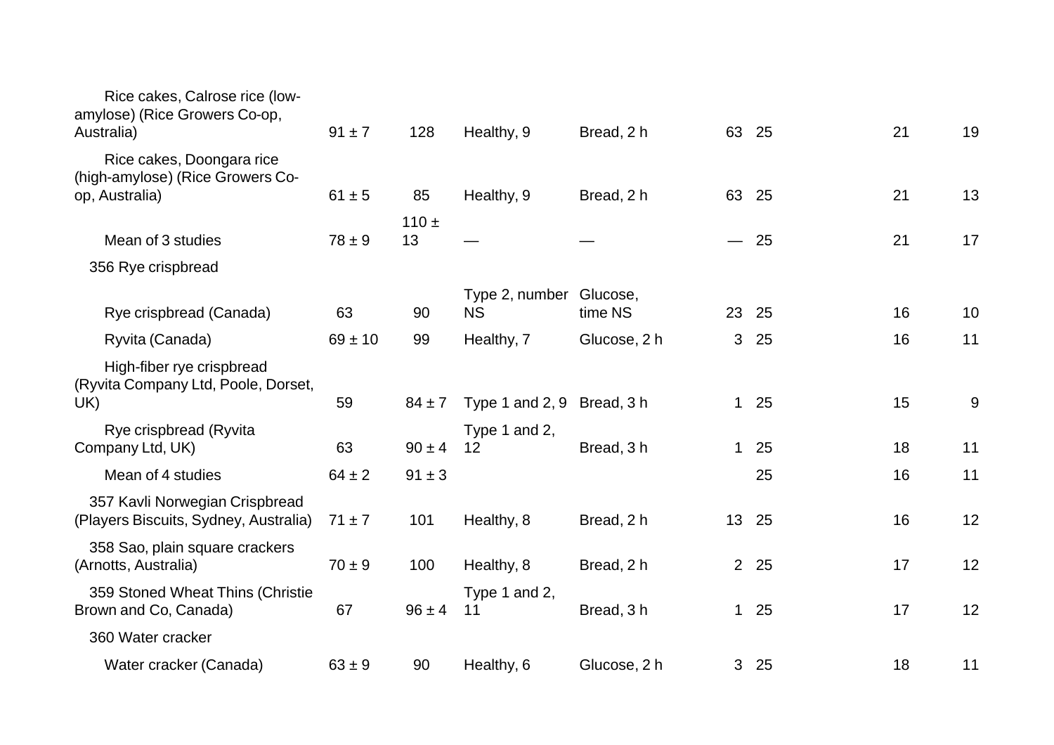| | | | | | | | | |
|---|---|---|---|---|---|---|---|---|
| Rice cakes, Calrose rice (low-amylose) (Rice Growers Co-op, Australia) | 91 ± 7 | 128 | Healthy, 9 | Bread, 2 h | 63 | 25 | 21 | 19 |
| Rice cakes, Doongara rice (high-amylose) (Rice Growers Co-op, Australia) | 61 ± 5 | 85 | Healthy, 9 | Bread, 2 h | 63 | 25 | 21 | 13 |
| Mean of 3 studies | 78 ± 9 | 110 ± 13 | — | — | — | 25 | 21 | 17 |
| 356 Rye crispbread | | | | | | | | |
| Rye crispbread (Canada) | 63 | 90 | Type 2, number NS | Glucose, time NS | 23 | 25 | 16 | 10 |
| Ryvita (Canada) | 69 ± 10 | 99 | Healthy, 7 | Glucose, 2 h | 3 | 25 | 16 | 11 |
| High-fiber rye crispbread (Ryvita Company Ltd, Poole, Dorset, UK) | 59 | 84 ± 7 | Type 1 and 2, 9 | Bread, 3 h | 1 | 25 | 15 | 9 |
| Rye crispbread (Ryvita Company Ltd, UK) | 63 | 90 ± 4 | Type 1 and 2, 12 | Bread, 3 h | 1 | 25 | 18 | 11 |
| Mean of 4 studies | 64 ± 2 | 91 ± 3 | | | | 25 | 16 | 11 |
| 357 Kavli Norwegian Crispbread (Players Biscuits, Sydney, Australia) | 71 ± 7 | 101 | Healthy, 8 | Bread, 2 h | 13 | 25 | 16 | 12 |
| 358 Sao, plain square crackers (Arnotts, Australia) | 70 ± 9 | 100 | Healthy, 8 | Bread, 2 h | 2 | 25 | 17 | 12 |
| 359 Stoned Wheat Thins (Christie Brown and Co, Canada) | 67 | 96 ± 4 | Type 1 and 2, 11 | Bread, 3 h | 1 | 25 | 17 | 12 |
| 360 Water cracker | | | | | | | | |
| Water cracker (Canada) | 63 ± 9 | 90 | Healthy, 6 | Glucose, 2 h | 3 | 25 | 18 | 11 |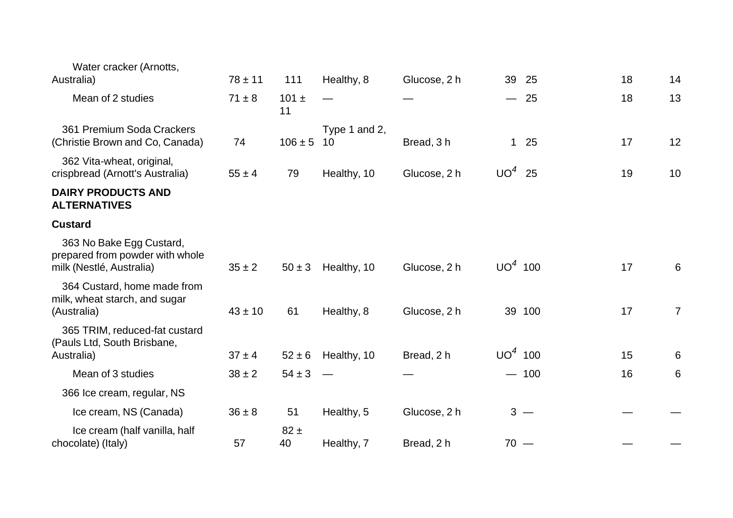| | | | | | | | | |
|---|---|---|---|---|---|---|---|---|
| Water cracker (Arnotts, Australia) | 78 ± 11 | 111 | Healthy, 8 | Glucose, 2 h | 39 | 25 | 18 | 14 |
| Mean of 2 studies | 71 ± 8 | 101 ± 11 | — | — | — | 25 | 18 | 13 |
| 361 Premium Soda Crackers (Christie Brown and Co, Canada) | 74 | 106 ± 5 | Type 1 and 2, 10 | Bread, 3 h | 1 | 25 | 17 | 12 |
| 362 Vita-wheat, original, crispbread (Arnott's Australia) | 55 ± 4 | 79 | Healthy, 10 | Glucose, 2 h | UO[4] | 25 | 19 | 10 |
| **DAIRY PRODUCTS AND ALTERNATIVES** | | | | | | | | |
| **Custard** | | | | | | | | |
| 363 No Bake Egg Custard, prepared from powder with whole milk (Nestlé, Australia) | 35 ± 2 | 50 ± 3 | Healthy, 10 | Glucose, 2 h | UO[4] | 100 | 17 | 6 |
| 364 Custard, home made from milk, wheat starch, and sugar (Australia) | 43 ± 10 | 61 | Healthy, 8 | Glucose, 2 h | 39 | 100 | 17 | 7 |
| 365 TRIM, reduced-fat custard (Pauls Ltd, South Brisbane, Australia) | 37 ± 4 | 52 ± 6 | Healthy, 10 | Bread, 2 h | UO[4] | 100 | 15 | 6 |
| Mean of 3 studies | 38 ± 2 | 54 ± 3 | — | — | — | 100 | 16 | 6 |
| 366 Ice cream, regular, NS | | | | | | | | |
| Ice cream, NS (Canada) | 36 ± 8 | 51 | Healthy, 5 | Glucose, 2 h | 3 | — | — | — |
| Ice cream (half vanilla, half chocolate) (Italy) | 57 | 82 ± 40 | Healthy, 7 | Bread, 2 h | 70 | — | — | — |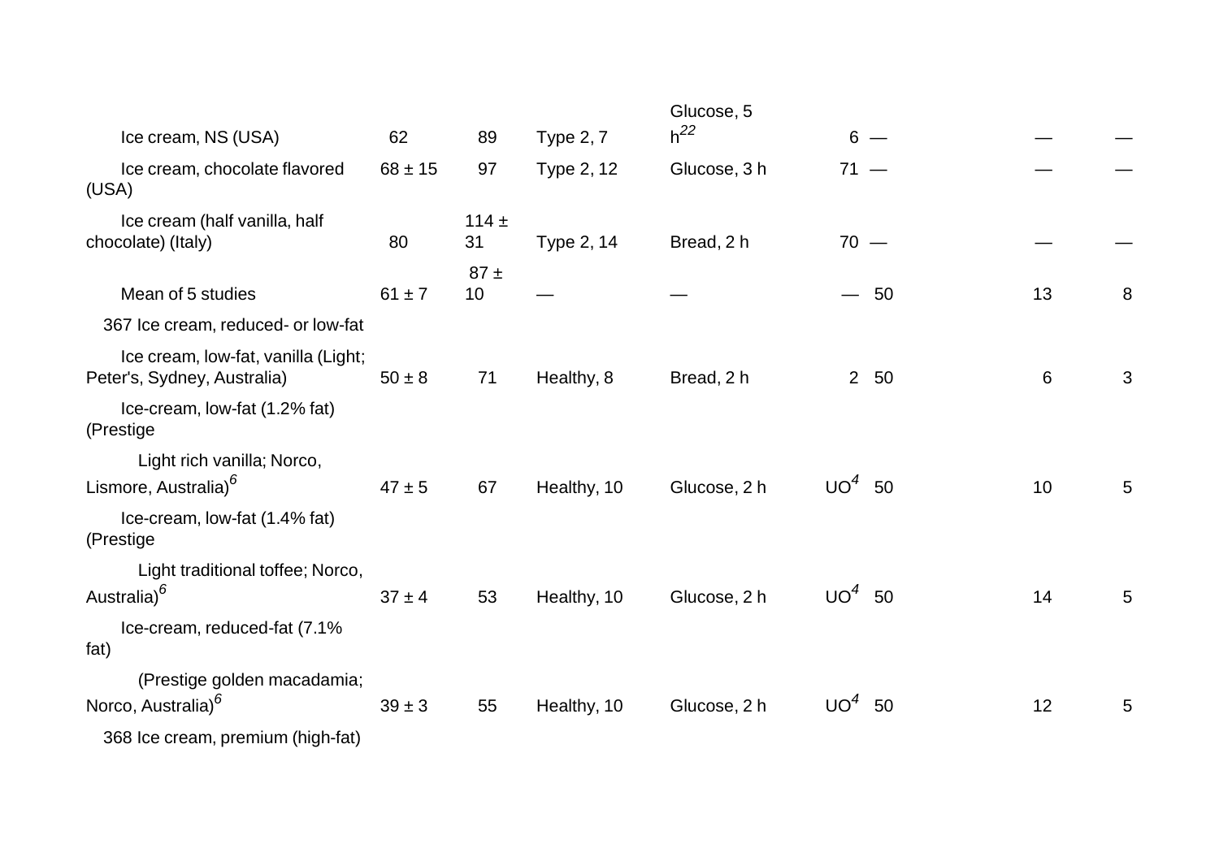| | | | | | | | | |
|---|---|---|---|---|---|---|---|---|
| Ice cream, NS (USA) | 62 | 89 | Type 2, 7 | Glucose, 5 h[22] | 6 | — | — | — |
| Ice cream, chocolate flavored (USA) | 68 ± 15 | 97 | Type 2, 12 | Glucose, 3 h | 71 | — | — | — |
| Ice cream (half vanilla, half chocolate) (Italy) | 80 | 114 ± 31 | Type 2, 14 | Bread, 2 h | 70 | — | — | — |
| Mean of 5 studies | 61 ± 7 | 87 ± 10 | — | — | — | 50 | 13 | 8 |
| 367 Ice cream, reduced- or low-fat | | | | | | | | |
| Ice cream, low-fat, vanilla (Light; Peter's, Sydney, Australia) | 50 ± 8 | 71 | Healthy, 8 | Bread, 2 h | 2 | 50 | 6 | 3 |
| Ice-cream, low-fat (1.2% fat) (Prestige Light rich vanilla; Norco, Lismore, Australia)[6] | 47 ± 5 | 67 | Healthy, 10 | Glucose, 2 h | UO[4] | 50 | 10 | 5 |
| Ice-cream, low-fat (1.4% fat) (Prestige Light traditional toffee; Norco, Australia)[6] | 37 ± 4 | 53 | Healthy, 10 | Glucose, 2 h | UO[4] | 50 | 14 | 5 |
| Ice-cream, reduced-fat (7.1% fat) (Prestige golden macadamia; Norco, Australia)[6] | 39 ± 3 | 55 | Healthy, 10 | Glucose, 2 h | UO[4] | 50 | 12 | 5 |
| 368 Ice cream, premium (high-fat) | | | | | | | | |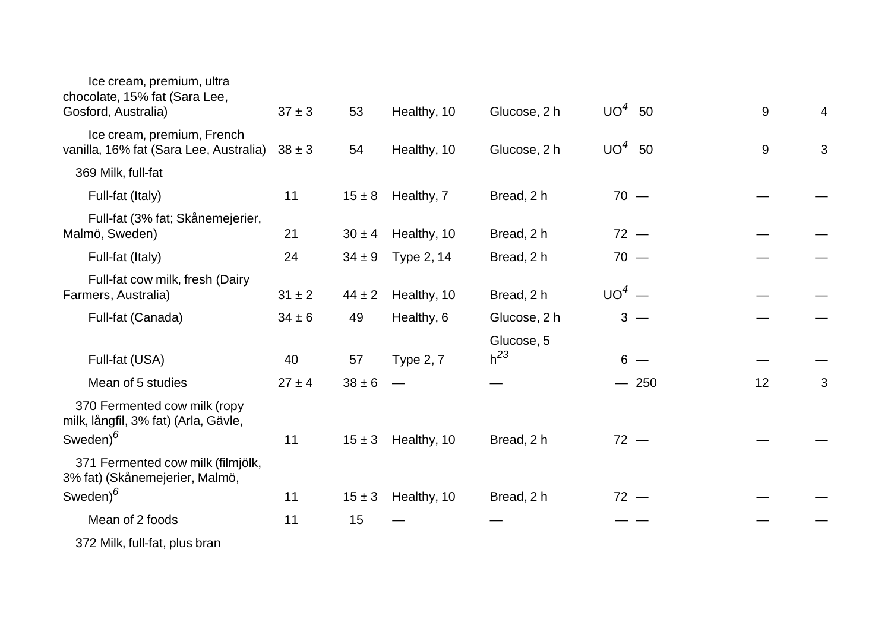| | | | | | | | | |
|---|---|---|---|---|---|---|---|---|
| Ice cream, premium, ultra chocolate, 15% fat (Sara Lee, Gosford, Australia) | 37 ± 3 | 53 | Healthy, 10 | Glucose, 2 h | UO[4] | 50 | 9 | 4 |
| Ice cream, premium, French vanilla, 16% fat (Sara Lee, Australia) | 38 ± 3 | 54 | Healthy, 10 | Glucose, 2 h | UO[4] | 50 | 9 | 3 |
| 369 Milk, full-fat | | | | | | | | |
| Full-fat (Italy) | 11 | 15 ± 8 | Healthy, 7 | Bread, 2 h | 70 | — | — | — |
| Full-fat (3% fat; Skånemejerier, Malmö, Sweden) | 21 | 30 ± 4 | Healthy, 10 | Bread, 2 h | 72 | — | — | — |
| Full-fat (Italy) | 24 | 34 ± 9 | Type 2, 14 | Bread, 2 h | 70 | — | — | — |
| Full-fat cow milk, fresh (Dairy Farmers, Australia) | 31 ± 2 | 44 ± 2 | Healthy, 10 | Bread, 2 h | UO[4] | — | — | — |
| Full-fat (Canada) | 34 ± 6 | 49 | Healthy, 6 | Glucose, 2 h | 3 | — | — | — |
| Full-fat (USA) | 40 | 57 | Type 2, 7 | Glucose, 5 h[23] | 6 | — | — | — |
| Mean of 5 studies | 27 ± 4 | 38 ± 6 | — | — | — | 250 | 12 | 3 |
| 370 Fermented cow milk (ropy milk, långfil, 3% fat) (Arla, Gävle, Sweden)[6] | 11 | 15 ± 3 | Healthy, 10 | Bread, 2 h | 72 | — | — | — |
| 371 Fermented cow milk (filmjölk, 3% fat) (Skånemejerier, Malmö, Sweden)[6] | 11 | 15 ± 3 | Healthy, 10 | Bread, 2 h | 72 | — | — | — |
| Mean of 2 foods | 11 | 15 | — | — | — | — | — | — |
| 372 Milk, full-fat, plus bran | | | | | | | | |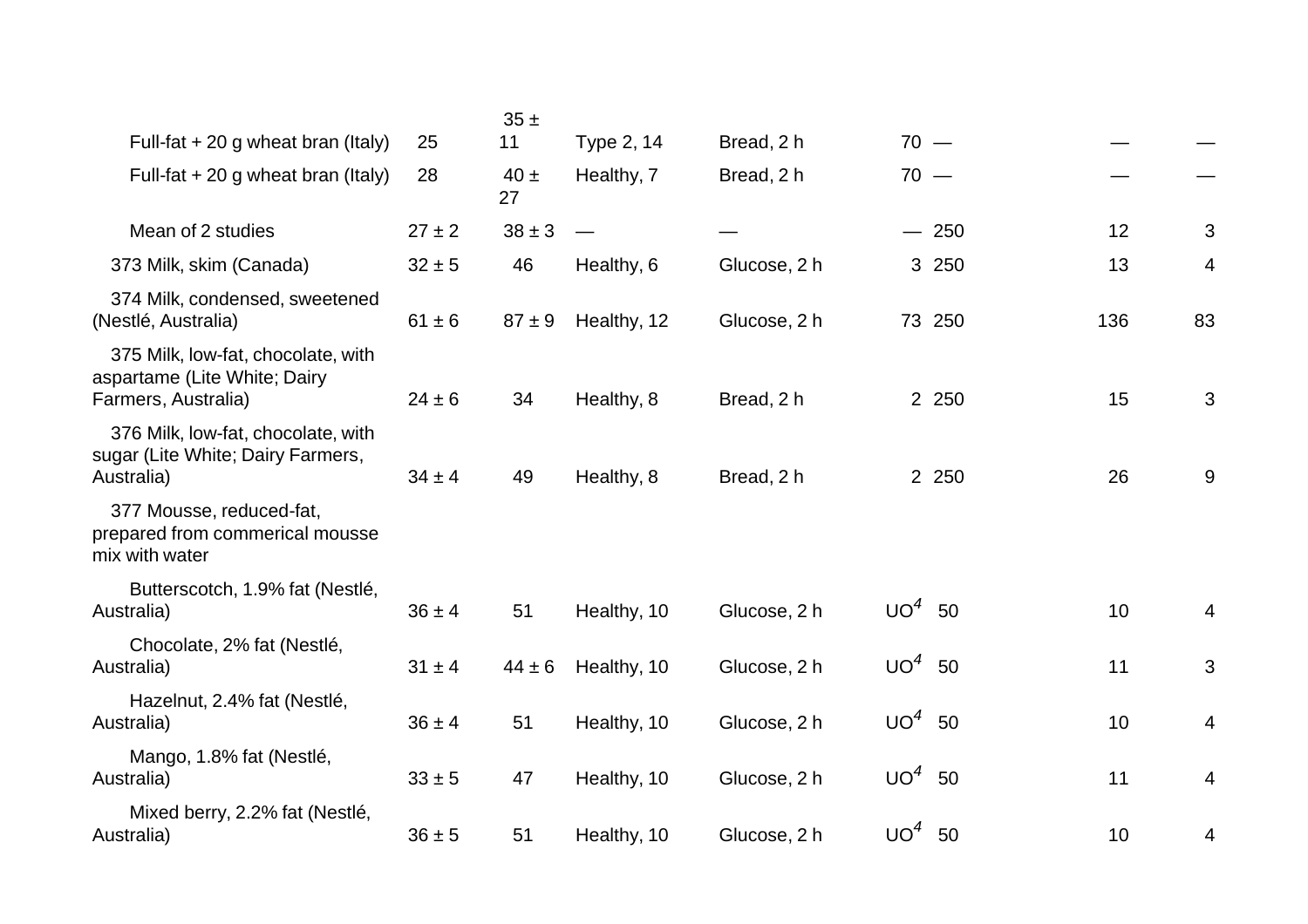| | | | | | | | | |
|---|---|---|---|---|---|---|---|---|
| Full-fat + 20 g wheat bran (Italy) | 25 | 35 ± 11 | Type 2, 14 | Bread, 2 h | 70 | — | — | — |
| Full-fat + 20 g wheat bran (Italy) | 28 | 40 ± 27 | Healthy, 7 | Bread, 2 h | 70 | — | — | — |
| Mean of 2 studies | 27 ± 2 | 38 ± 3 | — | — | — | 250 | 12 | 3 |
| 373 Milk, skim (Canada) | 32 ± 5 | 46 | Healthy, 6 | Glucose, 2 h | 3 | 250 | 13 | 4 |
| 374 Milk, condensed, sweetened (Nestlé, Australia) | 61 ± 6 | 87 ± 9 | Healthy, 12 | Glucose, 2 h | 73 | 250 | 136 | 83 |
| 375 Milk, low-fat, chocolate, with aspartame (Lite White; Dairy Farmers, Australia) | 24 ± 6 | 34 | Healthy, 8 | Bread, 2 h | 2 | 250 | 15 | 3 |
| 376 Milk, low-fat, chocolate, with sugar (Lite White; Dairy Farmers, Australia) | 34 ± 4 | 49 | Healthy, 8 | Bread, 2 h | 2 | 250 | 26 | 9 |
| 377 Mousse, reduced-fat, prepared from commerical mousse mix with water | | | | | | | | |
| Butterscotch, 1.9% fat (Nestlé, Australia) | 36 ± 4 | 51 | Healthy, 10 | Glucose, 2 h | UO[4] | 50 | 10 | 4 |
| Chocolate, 2% fat (Nestlé, Australia) | 31 ± 4 | 44 ± 6 | Healthy, 10 | Glucose, 2 h | UO[4] | 50 | 11 | 3 |
| Hazelnut, 2.4% fat (Nestlé, Australia) | 36 ± 4 | 51 | Healthy, 10 | Glucose, 2 h | UO[4] | 50 | 10 | 4 |
| Mango, 1.8% fat (Nestlé, Australia) | 33 ± 5 | 47 | Healthy, 10 | Glucose, 2 h | UO[4] | 50 | 11 | 4 |
| Mixed berry, 2.2% fat (Nestlé, Australia) | 36 ± 5 | 51 | Healthy, 10 | Glucose, 2 h | UO[4] | 50 | 10 | 4 |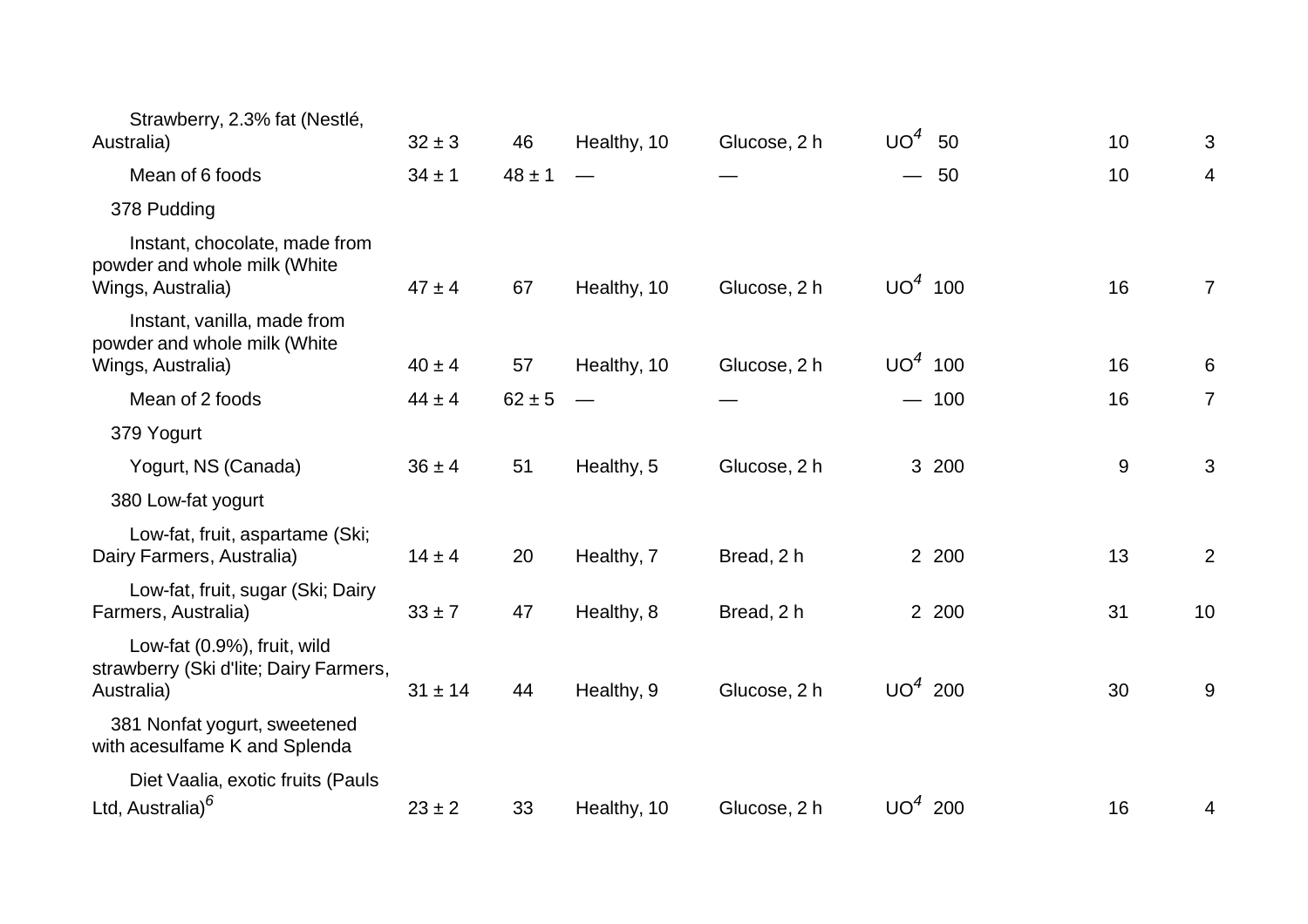| | | | | | | | | |
|---|---|---|---|---|---|---|---|---|
| Strawberry, 2.3% fat (Nestlé, Australia) | 32 ± 3 | 46 | Healthy, 10 | Glucose, 2 h | UO[4] | 50 | 10 | 3 |
| Mean of 6 foods | 34 ± 1 | 48 ± 1 | — | — | — | 50 | 10 | 4 |
| 378 Pudding | | | | | | | | |
| Instant, chocolate, made from powder and whole milk (White Wings, Australia) | 47 ± 4 | 67 | Healthy, 10 | Glucose, 2 h | UO[4] | 100 | 16 | 7 |
| Instant, vanilla, made from powder and whole milk (White Wings, Australia) | 40 ± 4 | 57 | Healthy, 10 | Glucose, 2 h | UO[4] | 100 | 16 | 6 |
| Mean of 2 foods | 44 ± 4 | 62 ± 5 | — | — | — | 100 | 16 | 7 |
| 379 Yogurt | | | | | | | | |
| Yogurt, NS (Canada) | 36 ± 4 | 51 | Healthy, 5 | Glucose, 2 h | 3 | 200 | 9 | 3 |
| 380 Low-fat yogurt | | | | | | | | |
| Low-fat, fruit, aspartame (Ski; Dairy Farmers, Australia) | 14 ± 4 | 20 | Healthy, 7 | Bread, 2 h | 2 | 200 | 13 | 2 |
| Low-fat, fruit, sugar (Ski; Dairy Farmers, Australia) | 33 ± 7 | 47 | Healthy, 8 | Bread, 2 h | 2 | 200 | 31 | 10 |
| Low-fat (0.9%), fruit, wild strawberry (Ski d'lite; Dairy Farmers, Australia) | 31 ± 14 | 44 | Healthy, 9 | Glucose, 2 h | UO[4] | 200 | 30 | 9 |
| 381 Nonfat yogurt, sweetened with acesulfame K and Splenda | | | | | | | | |
| Diet Vaalia, exotic fruits (Pauls Ltd, Australia)[6] | 23 ± 2 | 33 | Healthy, 10 | Glucose, 2 h | UO[4] | 200 | 16 | 4 |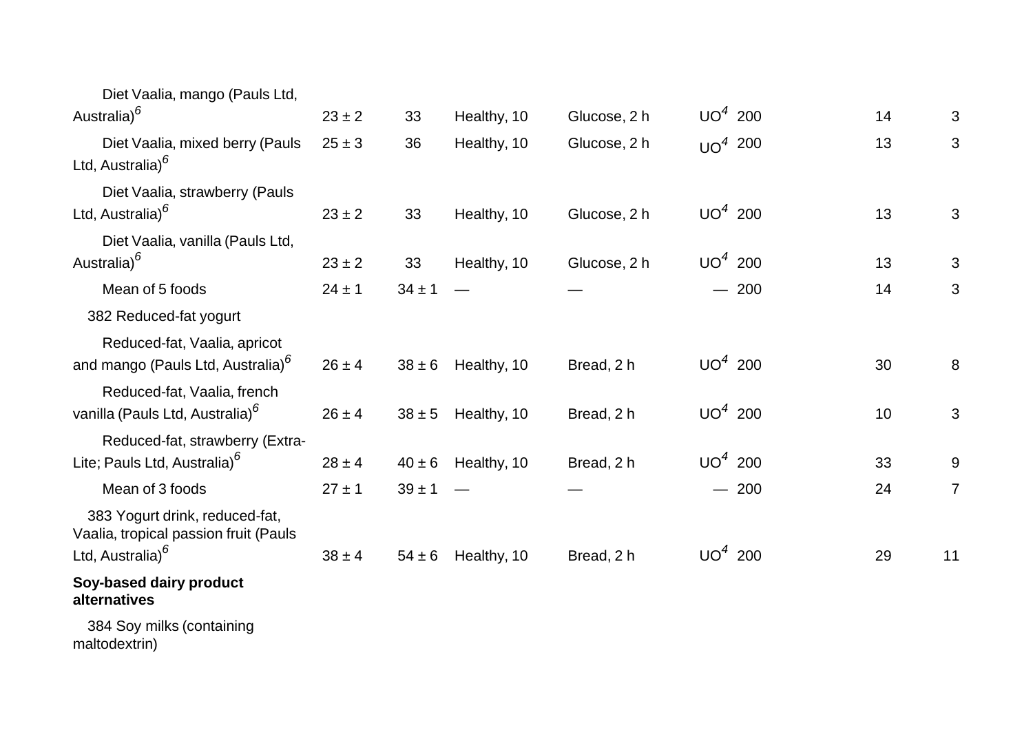| | | | | | | | | |
|---|---|---|---|---|---|---|---|---|
| Diet Vaalia, mango (Pauls Ltd, Australia)[6] | 23 ± 2 | 33 | Healthy, 10 | Glucose, 2 h | UO[4] | 200 | 14 | 3 |
| Diet Vaalia, mixed berry (Pauls Ltd, Australia)[6] | 25 ± 3 | 36 | Healthy, 10 | Glucose, 2 h | UO[4] | 200 | 13 | 3 |
| Diet Vaalia, strawberry (Pauls Ltd, Australia)[6] | 23 ± 2 | 33 | Healthy, 10 | Glucose, 2 h | UO[4] | 200 | 13 | 3 |
| Diet Vaalia, vanilla (Pauls Ltd, Australia)[6] | 23 ± 2 | 33 | Healthy, 10 | Glucose, 2 h | UO[4] | 200 | 13 | 3 |
| Mean of 5 foods | 24 ± 1 | 34 ± 1 | — | — | — | 200 | 14 | 3 |
| 382 Reduced-fat yogurt | | | | | | | | |
| Reduced-fat, Vaalia, apricot and mango (Pauls Ltd, Australia)[6] | 26 ± 4 | 38 ± 6 | Healthy, 10 | Bread, 2 h | UO[4] | 200 | 30 | 8 |
| Reduced-fat, Vaalia, french vanilla (Pauls Ltd, Australia)[6] | 26 ± 4 | 38 ± 5 | Healthy, 10 | Bread, 2 h | UO[4] | 200 | 10 | 3 |
| Reduced-fat, strawberry (Extra-Lite; Pauls Ltd, Australia)[6] | 28 ± 4 | 40 ± 6 | Healthy, 10 | Bread, 2 h | UO[4] | 200 | 33 | 9 |
| Mean of 3 foods | 27 ± 1 | 39 ± 1 | — | — | — | 200 | 24 | 7 |
| 383 Yogurt drink, reduced-fat, Vaalia, tropical passion fruit (Pauls Ltd, Australia)[6] | 38 ± 4 | 54 ± 6 | Healthy, 10 | Bread, 2 h | UO[4] | 200 | 29 | 11 |
| **Soy-based dairy product alternatives** | | | | | | | | |
| 384 Soy milks (containing maltodextrin) | | | | | | | | |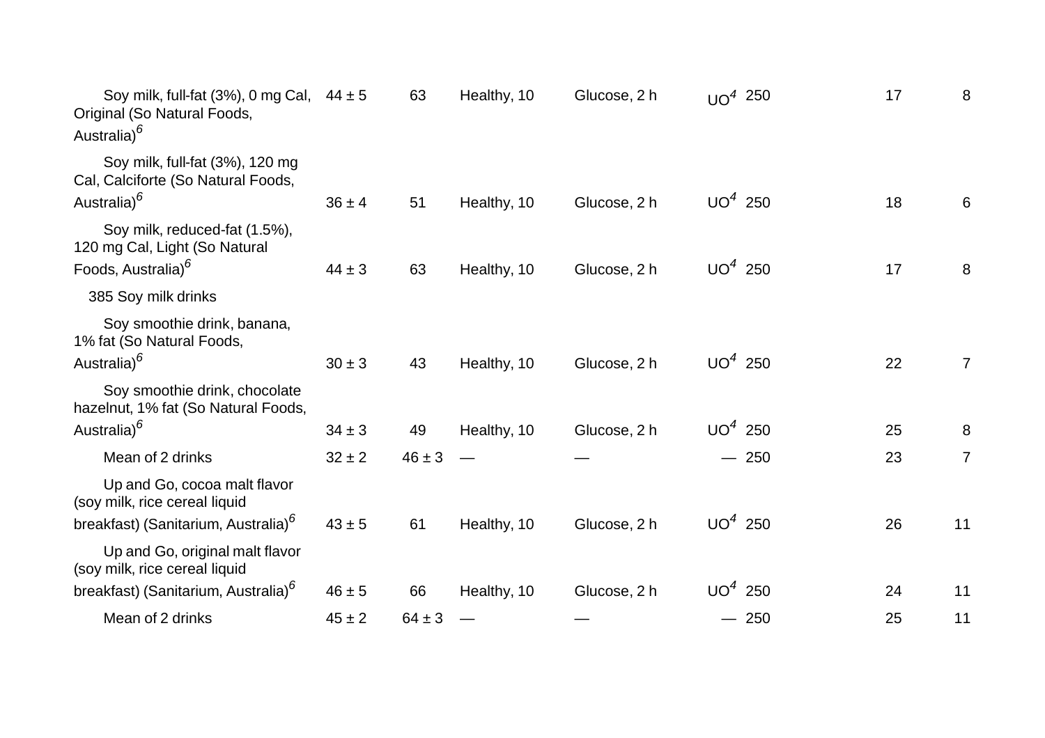| | | | | | | | | |
|---|---|---|---|---|---|---|---|---|
| Soy milk, full-fat (3%), 0 mg Cal, Original (So Natural Foods, Australia)[6] | 44 ± 5 | 63 | Healthy, 10 | Glucose, 2 h | UO[4] | 250 | 17 | 8 |
| Soy milk, full-fat (3%), 120 mg Cal, Calciforte (So Natural Foods, Australia)[6] | 36 ± 4 | 51 | Healthy, 10 | Glucose, 2 h | UO[4] | 250 | 18 | 6 |
| Soy milk, reduced-fat (1.5%), 120 mg Cal, Light (So Natural Foods, Australia)[6] | 44 ± 3 | 63 | Healthy, 10 | Glucose, 2 h | UO[4] | 250 | 17 | 8 |
| 385 Soy milk drinks | | | | | | | | |
| Soy smoothie drink, banana, 1% fat (So Natural Foods, Australia)[6] | 30 ± 3 | 43 | Healthy, 10 | Glucose, 2 h | UO[4] | 250 | 22 | 7 |
| Soy smoothie drink, chocolate hazelnut, 1% fat (So Natural Foods, Australia)[6] | 34 ± 3 | 49 | Healthy, 10 | Glucose, 2 h | UO[4] | 250 | 25 | 8 |
| Mean of 2 drinks | 32 ± 2 | 46 ± 3 | — | — | — | 250 | 23 | 7 |
| Up and Go, cocoa malt flavor (soy milk, rice cereal liquid breakfast) (Sanitarium, Australia)[6] | 43 ± 5 | 61 | Healthy, 10 | Glucose, 2 h | UO[4] | 250 | 26 | 11 |
| Up and Go, original malt flavor (soy milk, rice cereal liquid breakfast) (Sanitarium, Australia)[6] | 46 ± 5 | 66 | Healthy, 10 | Glucose, 2 h | UO[4] | 250 | 24 | 11 |
| Mean of 2 drinks | 45 ± 2 | 64 ± 3 | — | — | — | 250 | 25 | 11 |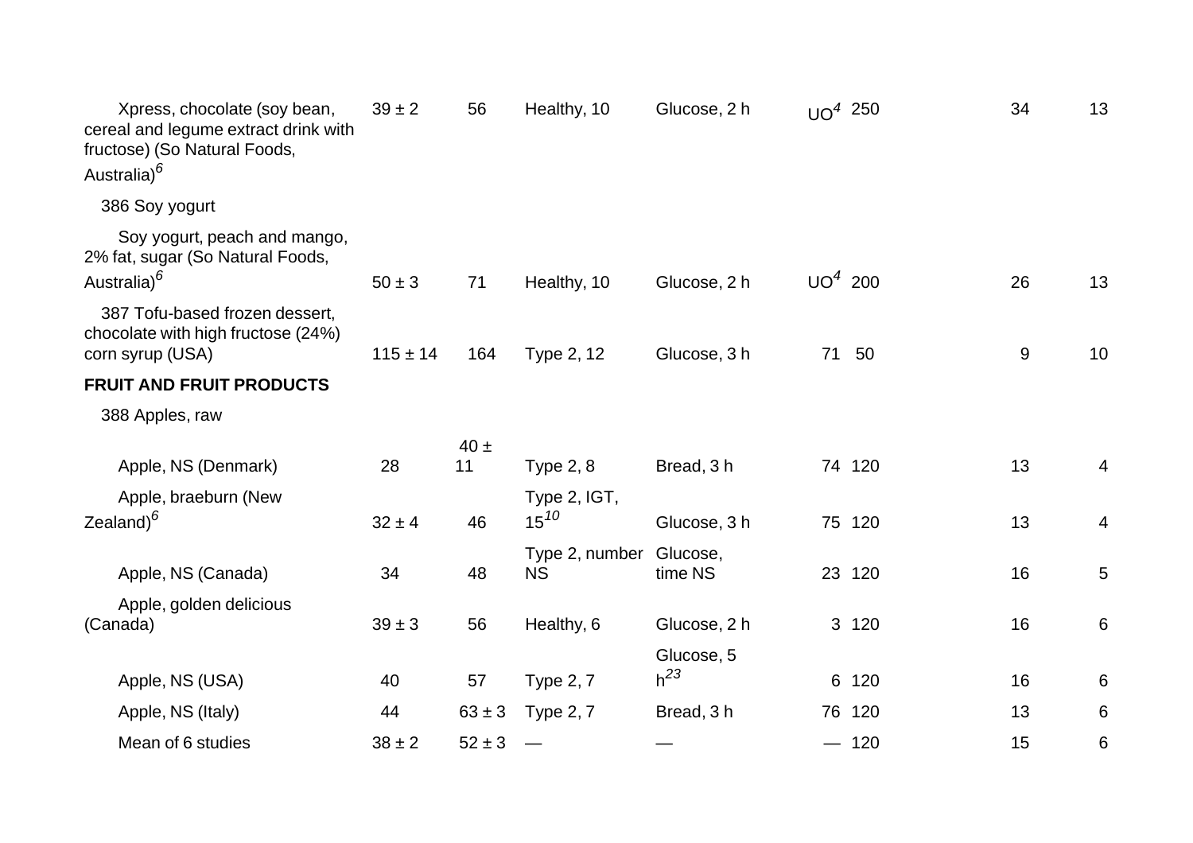| | | | | | | | | |
|---|---|---|---|---|---|---|---|---|
| Xpress, chocolate (soy bean, cereal and legume extract drink with fructose) (So Natural Foods, Australia)[6] | 39 ± 2 | 56 | Healthy, 10 | Glucose, 2 h | UO[4] | 250 | 34 | 13 |
| 386 Soy yogurt | | | | | | | | |
| Soy yogurt, peach and mango, 2% fat, sugar (So Natural Foods, Australia)[6] | 50 ± 3 | 71 | Healthy, 10 | Glucose, 2 h | UO[4] | 200 | 26 | 13 |
| 387 Tofu-based frozen dessert, chocolate with high fructose (24%) corn syrup (USA) | 115 ± 14 | 164 | Type 2, 12 | Glucose, 3 h | 71 | 50 | 9 | 10 |
| **FRUIT AND FRUIT PRODUCTS** | | | | | | | | |
| 388 Apples, raw | | | | | | | | |
| Apple, NS (Denmark) | 28 | 40 ± 11 | Type 2, 8 | Bread, 3 h | 74 | 120 | 13 | 4 |
| Apple, braeburn (New Zealand)[6] | 32 ± 4 | 46 | Type 2, IGT, 15[10] | Glucose, 3 h | 75 | 120 | 13 | 4 |
| Apple, NS (Canada) | 34 | 48 | Type 2, number NS | Glucose, time NS | 23 | 120 | 16 | 5 |
| Apple, golden delicious (Canada) | 39 ± 3 | 56 | Healthy, 6 | Glucose, 2 h | 3 | 120 | 16 | 6 |
| Apple, NS (USA) | 40 | 57 | Type 2, 7 | Glucose, 5 h[23] | 6 | 120 | 16 | 6 |
| Apple, NS (Italy) | 44 | 63 ± 3 | Type 2, 7 | Bread, 3 h | 76 | 120 | 13 | 6 |
| Mean of 6 studies | 38 ± 2 | 52 ± 3 | — | — | — | 120 | 15 | 6 |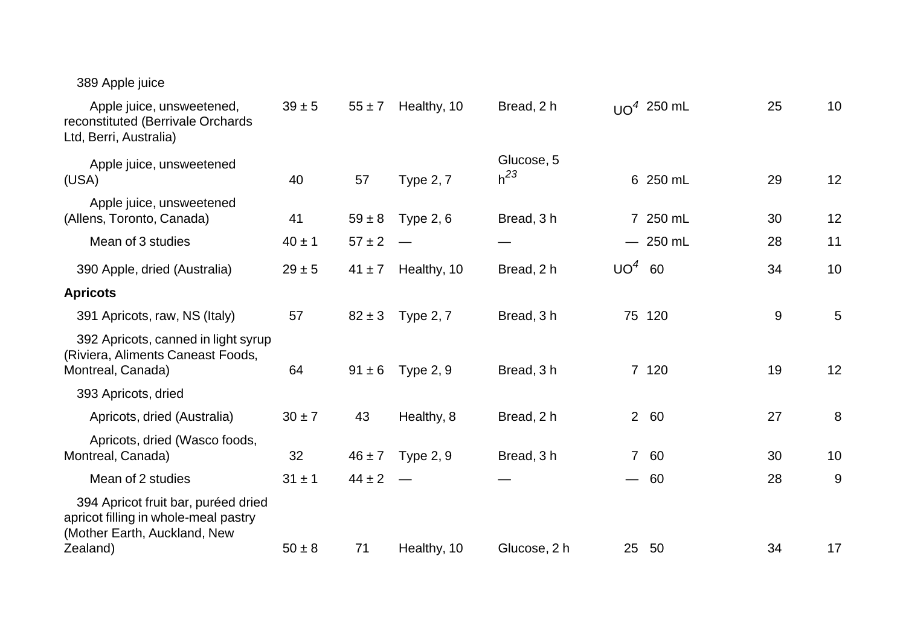| | | | | | | | | |
|---|---|---|---|---|---|---|---|---|
| 389 Apple juice | | | | | | | | |
| Apple juice, unsweetened, reconstituted (Berrivale Orchards Ltd, Berri, Australia) | 39 ± 5 | 55 ± 7 | Healthy, 10 | Bread, 2 h | UO[4] | 250 mL | 25 | 10 |
| Apple juice, unsweetened (USA) | 40 | 57 | Type 2, 7 | Glucose, 5 h[23] | 6 | 250 mL | 29 | 12 |
| Apple juice, unsweetened (Allens, Toronto, Canada) | 41 | 59 ± 8 | Type 2, 6 | Bread, 3 h | 7 | 250 mL | 30 | 12 |
| Mean of 3 studies | 40 ± 1 | 57 ± 2 | — | — | — | 250 mL | 28 | 11 |
| 390 Apple, dried (Australia) | 29 ± 5 | 41 ± 7 | Healthy, 10 | Bread, 2 h | UO[4] | 60 | 34 | 10 |
| **Apricots** | | | | | | | | |
| 391 Apricots, raw, NS (Italy) | 57 | 82 ± 3 | Type 2, 7 | Bread, 3 h | 75 | 120 | 9 | 5 |
| 392 Apricots, canned in light syrup (Riviera, Aliments Caneast Foods, Montreal, Canada) | 64 | 91 ± 6 | Type 2, 9 | Bread, 3 h | 7 | 120 | 19 | 12 |
| 393 Apricots, dried | | | | | | | | |
| Apricots, dried (Australia) | 30 ± 7 | 43 | Healthy, 8 | Bread, 2 h | 2 | 60 | 27 | 8 |
| Apricots, dried (Wasco foods, Montreal, Canada) | 32 | 46 ± 7 | Type 2, 9 | Bread, 3 h | 7 | 60 | 30 | 10 |
| Mean of 2 studies | 31 ± 1 | 44 ± 2 | — | — | — | 60 | 28 | 9 |
| 394 Apricot fruit bar, puréed dried apricot filling in whole-meal pastry (Mother Earth, Auckland, New Zealand) | 50 ± 8 | 71 | Healthy, 10 | Glucose, 2 h | 25 | 50 | 34 | 17 |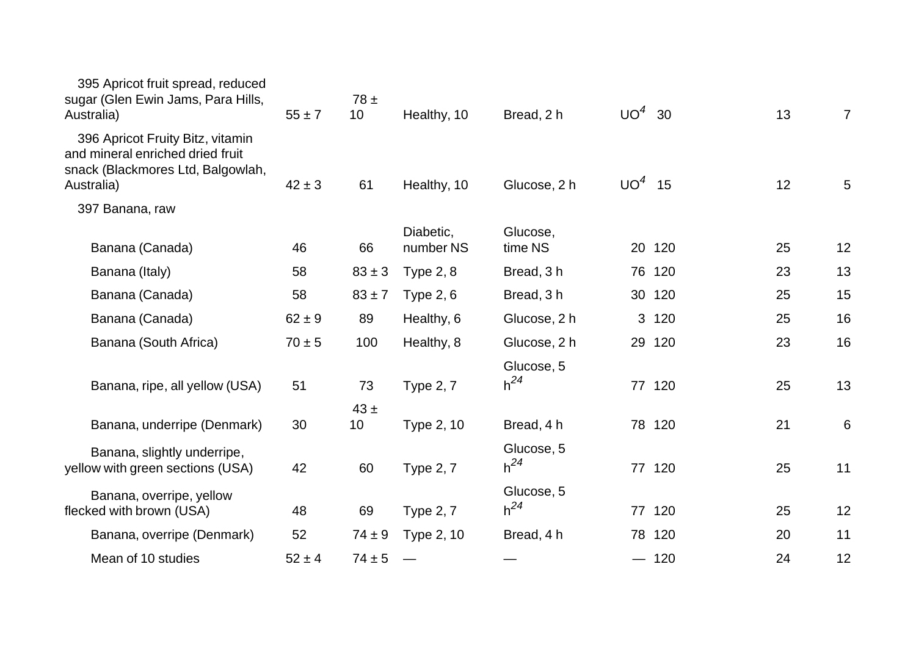| | | | | | | | | |
|---|---|---|---|---|---|---|---|---|
| 395 Apricot fruit spread, reduced sugar (Glen Ewin Jams, Para Hills, Australia) | 55 ± 7 | 78 ± 10 | Healthy, 10 | Bread, 2 h | UO[4] | 30 | 13 | 7 |
| 396 Apricot Fruity Bitz, vitamin and mineral enriched dried fruit snack (Blackmores Ltd, Balgowlah, Australia) | 42 ± 3 | 61 | Healthy, 10 | Glucose, 2 h | UO[4] | 15 | 12 | 5 |
| 397 Banana, raw | | | | | | | | |
| Banana (Canada) | 46 | 66 | Diabetic, number NS | Glucose, time NS | 20 | 120 | 25 | 12 |
| Banana (Italy) | 58 | 83 ± 3 | Type 2, 8 | Bread, 3 h | 76 | 120 | 23 | 13 |
| Banana (Canada) | 58 | 83 ± 7 | Type 2, 6 | Bread, 3 h | 30 | 120 | 25 | 15 |
| Banana (Canada) | 62 ± 9 | 89 | Healthy, 6 | Glucose, 2 h | 3 | 120 | 25 | 16 |
| Banana (South Africa) | 70 ± 5 | 100 | Healthy, 8 | Glucose, 2 h | 29 | 120 | 23 | 16 |
| Banana, ripe, all yellow (USA) | 51 | 73 | Type 2, 7 | Glucose, 5 h[24] | 77 | 120 | 25 | 13 |
| Banana, underripe (Denmark) | 30 | 43 ± 10 | Type 2, 10 | Bread, 4 h | 78 | 120 | 21 | 6 |
| Banana, slightly underripe, yellow with green sections (USA) | 42 | 60 | Type 2, 7 | Glucose, 5 h[24] | 77 | 120 | 25 | 11 |
| Banana, overripe, yellow flecked with brown (USA) | 48 | 69 | Type 2, 7 | Glucose, 5 h[24] | 77 | 120 | 25 | 12 |
| Banana, overripe (Denmark) | 52 | 74 ± 9 | Type 2, 10 | Bread, 4 h | 78 | 120 | 20 | 11 |
| Mean of 10 studies | 52 ± 4 | 74 ± 5 | — | — | — | 120 | 24 | 12 |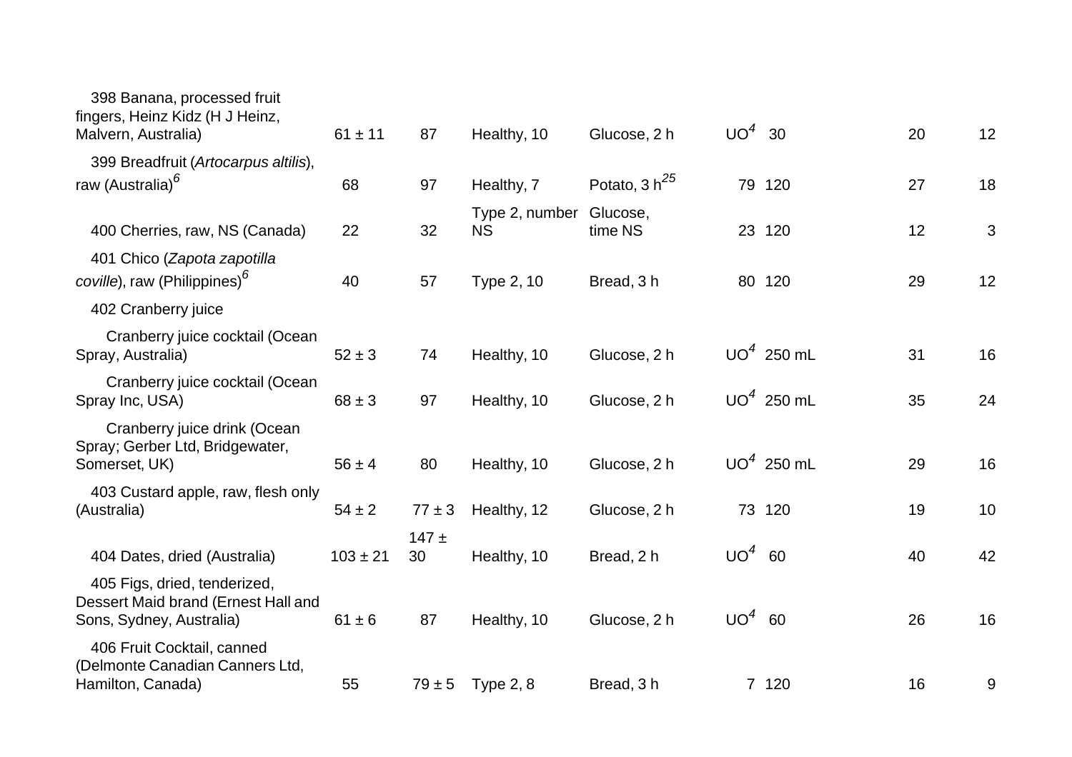| | | | | | | | | |
|---|---|---|---|---|---|---|---|---|
| 398 Banana, processed fruit fingers, Heinz Kidz (H J Heinz, Malvern, Australia) | 61 ± 11 | 87 | Healthy, 10 | Glucose, 2 h | UO[4] | 30 | 20 | 12 |
| 399 Breadfruit (*Artocarpus altilis*), raw (Australia)[6] | 68 | 97 | Healthy, 7 | Potato, 3 h[25] | 79 | 120 | 27 | 18 |
| 400 Cherries, raw, NS (Canada) | 22 | 32 | Type 2, number NS | Glucose, time NS | 23 | 120 | 12 | 3 |
| 401 Chico (*Zapota zapotilla coville*), raw (Philippines)[6] | 40 | 57 | Type 2, 10 | Bread, 3 h | 80 | 120 | 29 | 12 |
| 402 Cranberry juice | | | | | | | | |
| Cranberry juice cocktail (Ocean Spray, Australia) | 52 ± 3 | 74 | Healthy, 10 | Glucose, 2 h | UO[4] | 250 mL | 31 | 16 |
| Cranberry juice cocktail (Ocean Spray Inc, USA) | 68 ± 3 | 97 | Healthy, 10 | Glucose, 2 h | UO[4] | 250 mL | 35 | 24 |
| Cranberry juice drink (Ocean Spray; Gerber Ltd, Bridgewater, Somerset, UK) | 56 ± 4 | 80 | Healthy, 10 | Glucose, 2 h | UO[4] | 250 mL | 29 | 16 |
| 403 Custard apple, raw, flesh only (Australia) | 54 ± 2 | 77 ± 3 | Healthy, 12 | Glucose, 2 h | 73 | 120 | 19 | 10 |
| 404 Dates, dried (Australia) | 103 ± 21 | 147 ± 30 | Healthy, 10 | Bread, 2 h | UO[4] | 60 | 40 | 42 |
| 405 Figs, dried, tenderized, Dessert Maid brand (Ernest Hall and Sons, Sydney, Australia) | 61 ± 6 | 87 | Healthy, 10 | Glucose, 2 h | UO[4] | 60 | 26 | 16 |
| 406 Fruit Cocktail, canned (Delmonte Canadian Canners Ltd, Hamilton, Canada) | 55 | 79 ± 5 | Type 2, 8 | Bread, 3 h | 7 | 120 | 16 | 9 |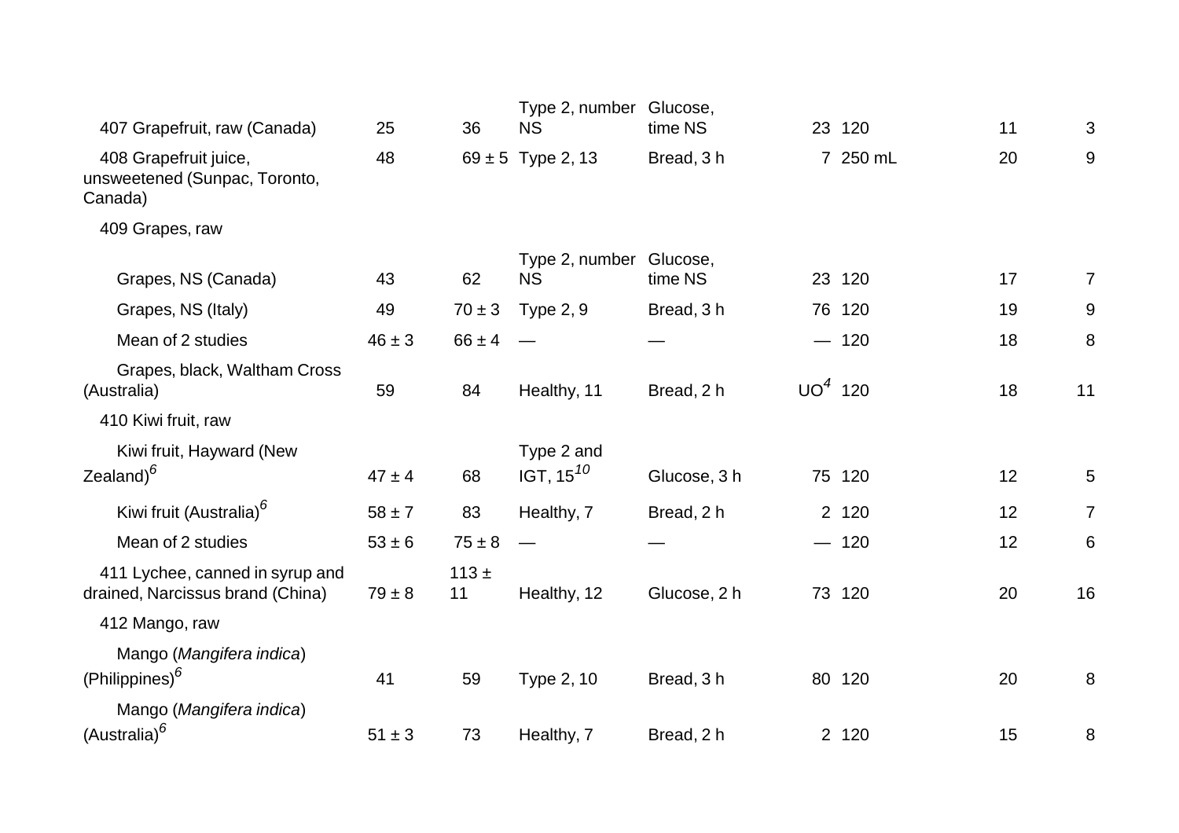| | | | | | | | | |
|---|---|---|---|---|---|---|---|---|
| 407 Grapefruit, raw (Canada) | 25 | 36 | Type 2, number NS | Glucose, time NS | 23 | 120 | 11 | 3 |
| 408 Grapefruit juice, unsweetened (Sunpac, Toronto, Canada) | 48 | 69 ± 5 | Type 2, 13 | Bread, 3 h | 7 | 250 mL | 20 | 9 |
| 409 Grapes, raw | | | | | | | | |
| Grapes, NS (Canada) | 43 | 62 | Type 2, number NS | Glucose, time NS | 23 | 120 | 17 | 7 |
| Grapes, NS (Italy) | 49 | 70 ± 3 | Type 2, 9 | Bread, 3 h | 76 | 120 | 19 | 9 |
| Mean of 2 studies | 46 ± 3 | 66 ± 4 | — | — | — | 120 | 18 | 8 |
| Grapes, black, Waltham Cross (Australia) | 59 | 84 | Healthy, 11 | Bread, 2 h | UO[4] | 120 | 18 | 11 |
| 410 Kiwi fruit, raw | | | | | | | | |
| Kiwi fruit, Hayward (New Zealand)[6] | 47 ± 4 | 68 | Type 2 and IGT, 15[10] | Glucose, 3 h | 75 | 120 | 12 | 5 |
| Kiwi fruit (Australia)[6] | 58 ± 7 | 83 | Healthy, 7 | Bread, 2 h | 2 | 120 | 12 | 7 |
| Mean of 2 studies | 53 ± 6 | 75 ± 8 | — | — | — | 120 | 12 | 6 |
| 411 Lychee, canned in syrup and drained, Narcissus brand (China) | 79 ± 8 | 113 ± 11 | Healthy, 12 | Glucose, 2 h | 73 | 120 | 20 | 16 |
| 412 Mango, raw | | | | | | | | |
| Mango (*Mangifera indica*) (Philippines)[6] | 41 | 59 | Type 2, 10 | Bread, 3 h | 80 | 120 | 20 | 8 |
| Mango (*Mangifera indica*) (Australia)[6] | 51 ± 3 | 73 | Healthy, 7 | Bread, 2 h | 2 | 120 | 15 | 8 |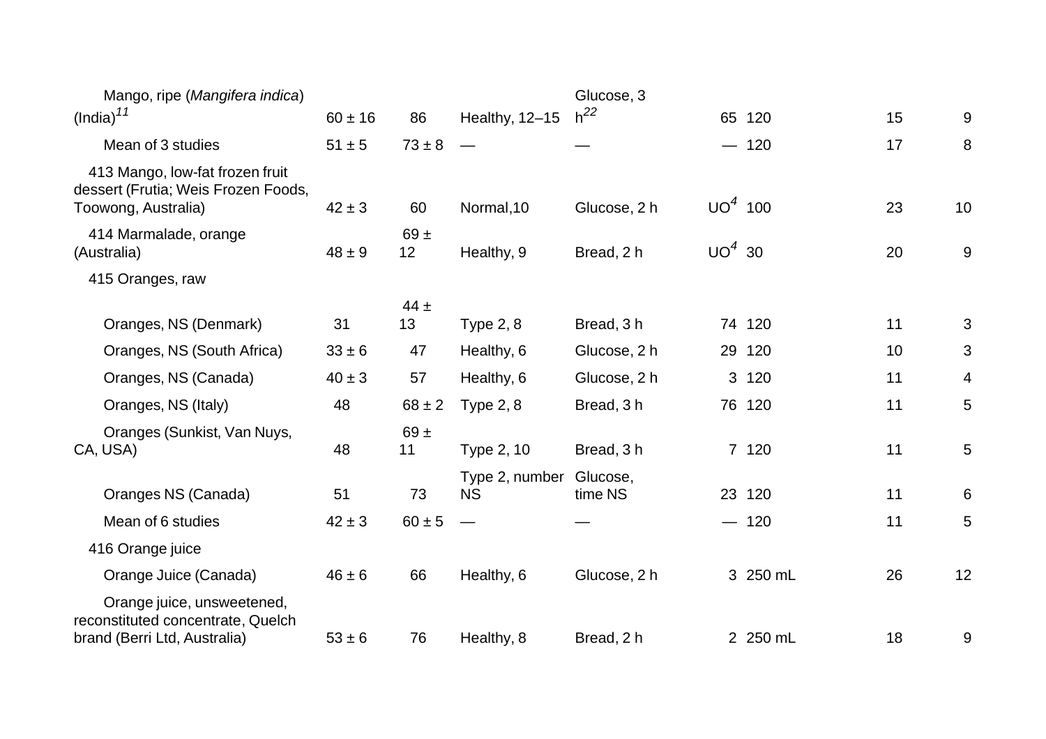| | | | | | | | | |
|---|---|---|---|---|---|---|---|---|
| Mango, ripe (*Mangifera indica*) (India)[11] | 60 ± 16 | 86 | Healthy, 12–15 | Glucose, 3 h[22] | 65 | 120 | 15 | 9 |
| Mean of 3 studies | 51 ± 5 | 73 ± 8 | — | — | — | 120 | 17 | 8 |
| 413 Mango, low-fat frozen fruit dessert (Frutia; Weis Frozen Foods, Toowong, Australia) | 42 ± 3 | 60 | Normal,10 | Glucose, 2 h | UO[4] | 100 | 23 | 10 |
| 414 Marmalade, orange (Australia) | 48 ± 9 | 69 ± 12 | Healthy, 9 | Bread, 2 h | UO[4] | 30 | 20 | 9 |
| 415 Oranges, raw | | | | | | | | |
| Oranges, NS (Denmark) | 31 | 44 ± 13 | Type 2, 8 | Bread, 3 h | 74 | 120 | 11 | 3 |
| Oranges, NS (South Africa) | 33 ± 6 | 47 | Healthy, 6 | Glucose, 2 h | 29 | 120 | 10 | 3 |
| Oranges, NS (Canada) | 40 ± 3 | 57 | Healthy, 6 | Glucose, 2 h | 3 | 120 | 11 | 4 |
| Oranges, NS (Italy) | 48 | 68 ± 2 | Type 2, 8 | Bread, 3 h | 76 | 120 | 11 | 5 |
| Oranges (Sunkist, Van Nuys, CA, USA) | 48 | 69 ± 11 | Type 2, 10 | Bread, 3 h | 7 | 120 | 11 | 5 |
| Oranges NS (Canada) | 51 | 73 | Type 2, number NS | Glucose, time NS | 23 | 120 | 11 | 6 |
| Mean of 6 studies | 42 ± 3 | 60 ± 5 | — | — | — | 120 | 11 | 5 |
| 416 Orange juice | | | | | | | | |
| Orange Juice (Canada) | 46 ± 6 | 66 | Healthy, 6 | Glucose, 2 h | 3 | 250 mL | 26 | 12 |
| Orange juice, unsweetened, reconstituted concentrate, Quelch brand (Berri Ltd, Australia) | 53 ± 6 | 76 | Healthy, 8 | Bread, 2 h | 2 | 250 mL | 18 | 9 |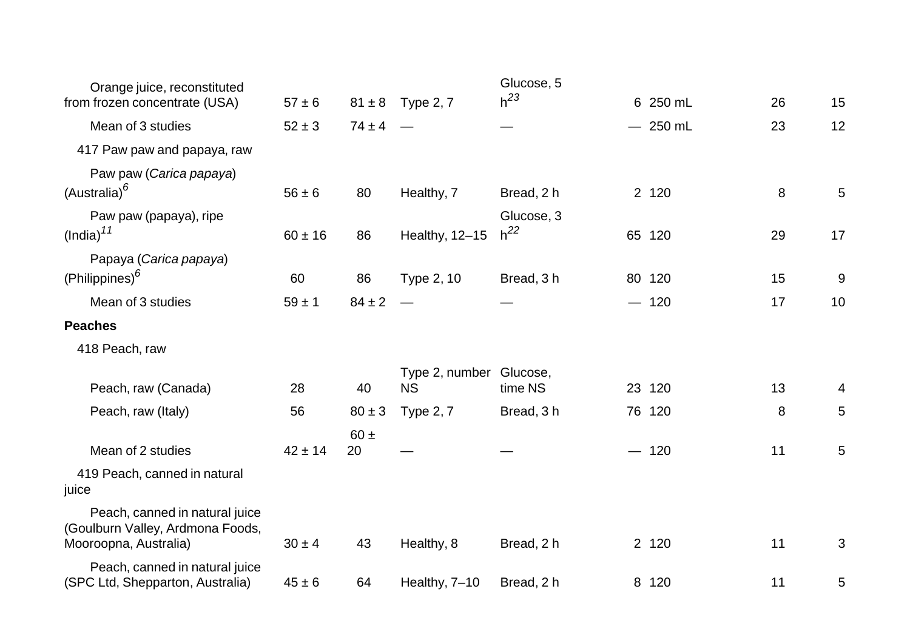| | | | | | | | | |
|---|---|---|---|---|---|---|---|---|
| Orange juice, reconstituted from frozen concentrate (USA) | 57 ± 6 | 81 ± 8 | Type 2, 7 | Glucose, 5 h[23] | 6 | 250 mL | 26 | 15 |
| Mean of 3 studies | 52 ± 3 | 74 ± 4 | — | — | — | 250 mL | 23 | 12 |
| 417 Paw paw and papaya, raw | | | | | | | | |
| Paw paw (*Carica papaya*) (Australia)[6] | 56 ± 6 | 80 | Healthy, 7 | Bread, 2 h | 2 | 120 | 8 | 5 |
| Paw paw (papaya), ripe (India)[11] | 60 ± 16 | 86 | Healthy, 12–15 | Glucose, 3 h[22] | 65 | 120 | 29 | 17 |
| Papaya (*Carica papaya*) (Philippines)[6] | 60 | 86 | Type 2, 10 | Bread, 3 h | 80 | 120 | 15 | 9 |
| Mean of 3 studies | 59 ± 1 | 84 ± 2 | — | — | — | 120 | 17 | 10 |
| **Peaches** | | | | | | | | |
| 418 Peach, raw | | | | | | | | |
| Peach, raw (Canada) | 28 | 40 | Type 2, number NS | Glucose, time NS | 23 | 120 | 13 | 4 |
| Peach, raw (Italy) | 56 | 80 ± 3 | Type 2, 7 | Bread, 3 h | 76 | 120 | 8 | 5 |
| Mean of 2 studies | 42 ± 14 | 60 ± 20 | — | — | — | 120 | 11 | 5 |
| 419 Peach, canned in natural juice | | | | | | | | |
| Peach, canned in natural juice (Goulburn Valley, Ardmona Foods, Mooroopna, Australia) | 30 ± 4 | 43 | Healthy, 8 | Bread, 2 h | 2 | 120 | 11 | 3 |
| Peach, canned in natural juice (SPC Ltd, Shepparton, Australia) | 45 ± 6 | 64 | Healthy, 7–10 | Bread, 2 h | 8 | 120 | 11 | 5 |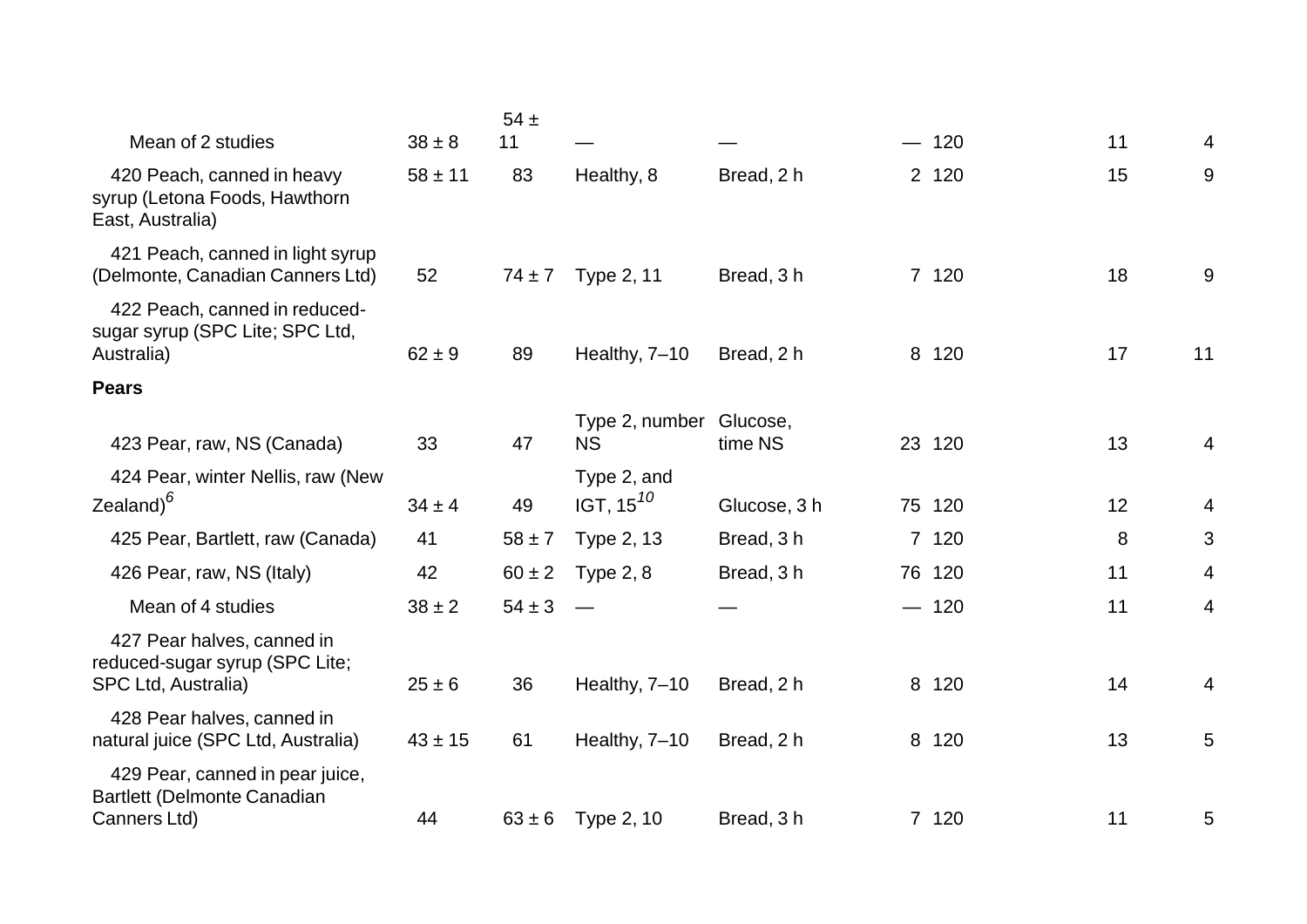| | | | | | | | | |
|---|---|---|---|---|---|---|---|---|
| Mean of 2 studies | 38 ± 8 | 54 ± 11 | — | — | — | 120 | 11 | 4 |
| 420 Peach, canned in heavy syrup (Letona Foods, Hawthorn East, Australia) | 58 ± 11 | 83 | Healthy, 8 | Bread, 2 h | 2 | 120 | 15 | 9 |
| 421 Peach, canned in light syrup (Delmonte, Canadian Canners Ltd) | 52 | 74 ± 7 | Type 2, 11 | Bread, 3 h | 7 | 120 | 18 | 9 |
| 422 Peach, canned in reduced-sugar syrup (SPC Lite; SPC Ltd, Australia) | 62 ± 9 | 89 | Healthy, 7–10 | Bread, 2 h | 8 | 120 | 17 | 11 |
| **Pears** | | | | | | | | |
| 423 Pear, raw, NS (Canada) | 33 | 47 | Type 2, number NS | Glucose, time NS | 23 | 120 | 13 | 4 |
| 424 Pear, winter Nellis, raw (New Zealand)[6] | 34 ± 4 | 49 | Type 2, and IGT, 15[10] | Glucose, 3 h | 75 | 120 | 12 | 4 |
| 425 Pear, Bartlett, raw (Canada) | 41 | 58 ± 7 | Type 2, 13 | Bread, 3 h | 7 | 120 | 8 | 3 |
| 426 Pear, raw, NS (Italy) | 42 | 60 ± 2 | Type 2, 8 | Bread, 3 h | 76 | 120 | 11 | 4 |
| Mean of 4 studies | 38 ± 2 | 54 ± 3 | — | — | — | 120 | 11 | 4 |
| 427 Pear halves, canned in reduced-sugar syrup (SPC Lite; SPC Ltd, Australia) | 25 ± 6 | 36 | Healthy, 7–10 | Bread, 2 h | 8 | 120 | 14 | 4 |
| 428 Pear halves, canned in natural juice (SPC Ltd, Australia) | 43 ± 15 | 61 | Healthy, 7–10 | Bread, 2 h | 8 | 120 | 13 | 5 |
| 429 Pear, canned in pear juice, Bartlett (Delmonte Canadian Canners Ltd) | 44 | 63 ± 6 | Type 2, 10 | Bread, 3 h | 7 | 120 | 11 | 5 |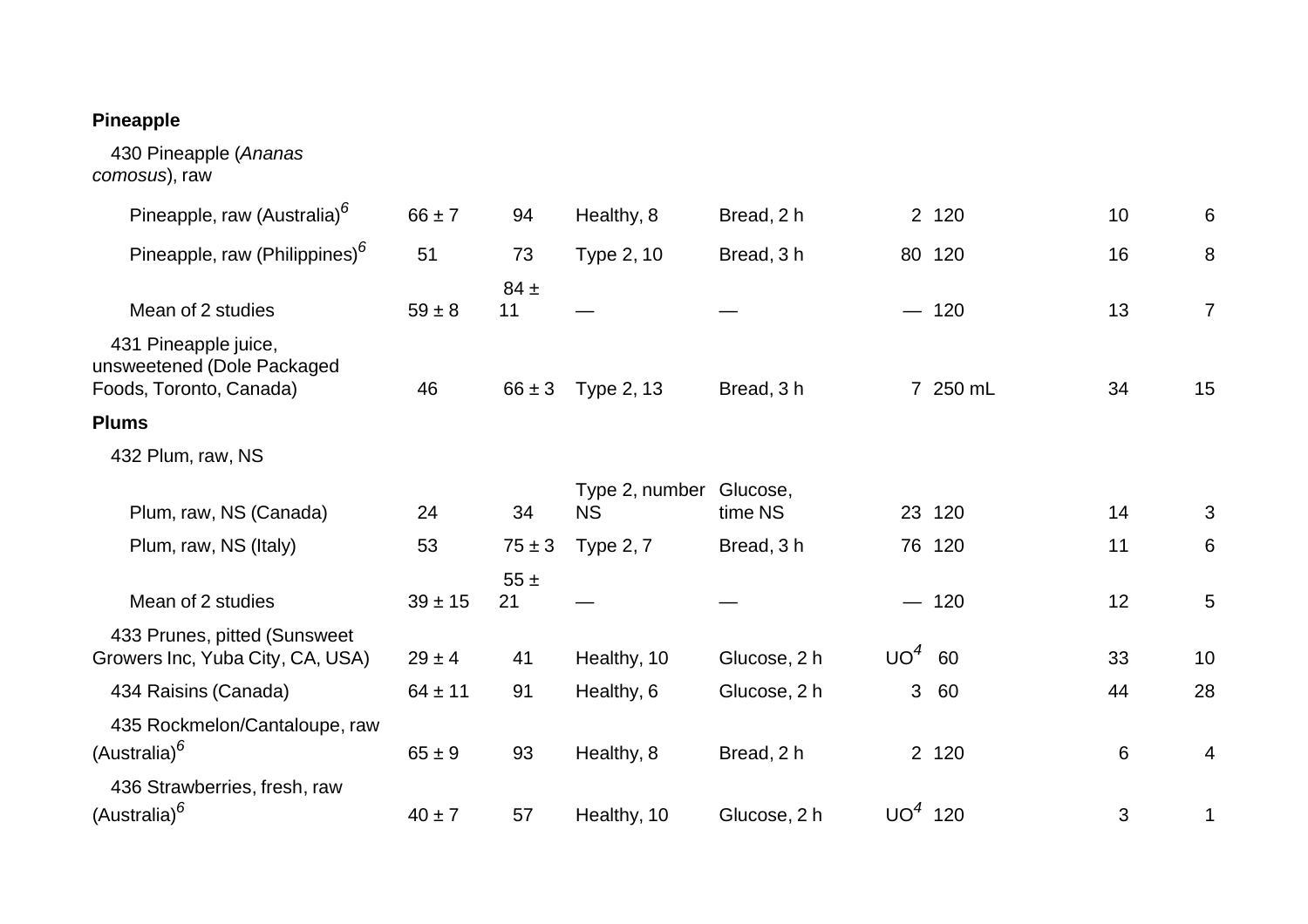| | | | | | | | | |
|---|---|---|---|---|---|---|---|---|
| **Pineapple** | | | | | | | | |
| 430 Pineapple (*Ananas comosus*), raw | | | | | | | | |
| Pineapple, raw (Australia)[6] | 66 ± 7 | 94 | Healthy, 8 | Bread, 2 h | 2 | 120 | 10 | 6 |
| Pineapple, raw (Philippines)[6] | 51 | 73 | Type 2, 10 | Bread, 3 h | 80 | 120 | 16 | 8 |
| Mean of 2 studies | 59 ± 8 | 84 ± 11 | — | — | — | 120 | 13 | 7 |
| 431 Pineapple juice, unsweetened (Dole Packaged Foods, Toronto, Canada) | 46 | 66 ± 3 | Type 2, 13 | Bread, 3 h | 7 | 250 mL | 34 | 15 |
| **Plums** | | | | | | | | |
| 432 Plum, raw, NS | | | | | | | | |
| Plum, raw, NS (Canada) | 24 | 34 | Type 2, number NS | Glucose, time NS | 23 | 120 | 14 | 3 |
| Plum, raw, NS (Italy) | 53 | 75 ± 3 | Type 2, 7 | Bread, 3 h | 76 | 120 | 11 | 6 |
| Mean of 2 studies | 39 ± 15 | 55 ± 21 | — | — | — | 120 | 12 | 5 |
| 433 Prunes, pitted (Sunsweet Growers Inc, Yuba City, CA, USA) | 29 ± 4 | 41 | Healthy, 10 | Glucose, 2 h | UO[4] | 60 | 33 | 10 |
| 434 Raisins (Canada) | 64 ± 11 | 91 | Healthy, 6 | Glucose, 2 h | 3 | 60 | 44 | 28 |
| 435 Rockmelon/Cantaloupe, raw (Australia)[6] | 65 ± 9 | 93 | Healthy, 8 | Bread, 2 h | 2 | 120 | 6 | 4 |
| 436 Strawberries, fresh, raw (Australia)[6] | 40 ± 7 | 57 | Healthy, 10 | Glucose, 2 h | UO[4] | 120 | 3 | 1 |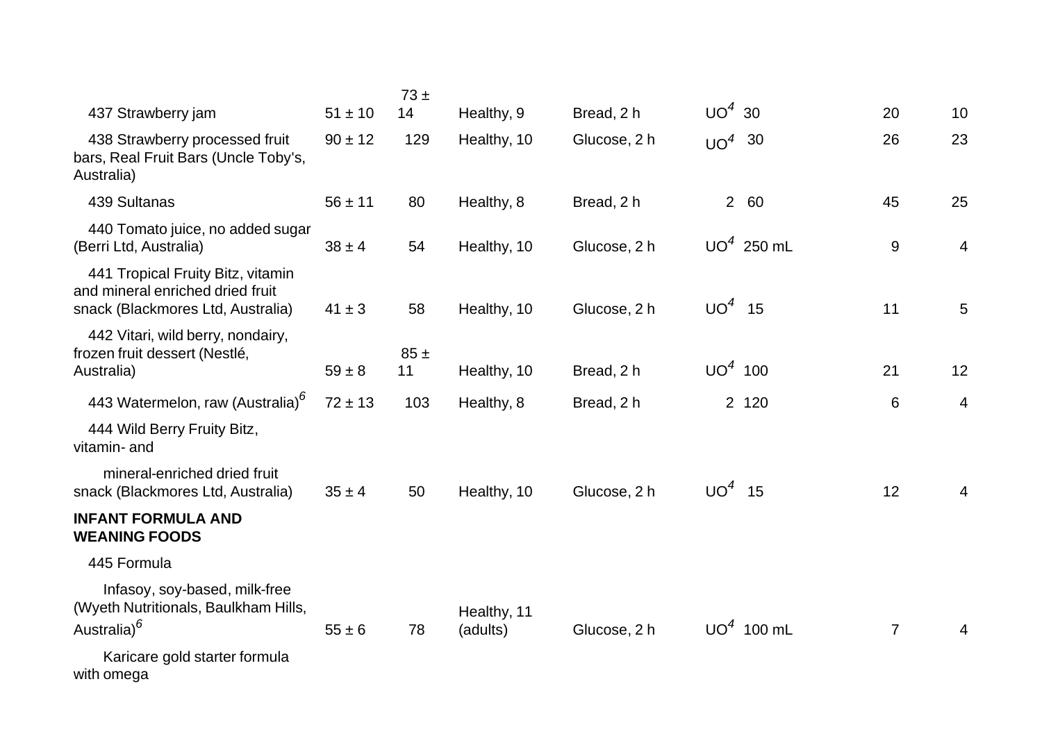| | | | | | | | | |
|---|---|---|---|---|---|---|---|---|
| 437 Strawberry jam | 51 ± 10 | 73 ± 14 | Healthy, 9 | Bread, 2 h | UO[4] | 30 | 20 | 10 |
| 438 Strawberry processed fruit bars, Real Fruit Bars (Uncle Toby's, Australia) | 90 ± 12 | 129 | Healthy, 10 | Glucose, 2 h | UO[4] | 30 | 26 | 23 |
| 439 Sultanas | 56 ± 11 | 80 | Healthy, 8 | Bread, 2 h | 2 | 60 | 45 | 25 |
| 440 Tomato juice, no added sugar (Berri Ltd, Australia) | 38 ± 4 | 54 | Healthy, 10 | Glucose, 2 h | UO[4] | 250 mL | 9 | 4 |
| 441 Tropical Fruity Bitz, vitamin and mineral enriched dried fruit snack (Blackmores Ltd, Australia) | 41 ± 3 | 58 | Healthy, 10 | Glucose, 2 h | UO[4] | 15 | 11 | 5 |
| 442 Vitari, wild berry, nondairy, frozen fruit dessert (Nestlé, Australia) | 59 ± 8 | 85 ± 11 | Healthy, 10 | Bread, 2 h | UO[4] | 100 | 21 | 12 |
| 443 Watermelon, raw (Australia)[6] | 72 ± 13 | 103 | Healthy, 8 | Bread, 2 h | 2 | 120 | 6 | 4 |
| 444 Wild Berry Fruity Bitz, vitamin- and mineral-enriched dried fruit snack (Blackmores Ltd, Australia) | 35 ± 4 | 50 | Healthy, 10 | Glucose, 2 h | UO[4] | 15 | 12 | 4 |
| **INFANT FORMULA AND WEANING FOODS** | | | | | | | | |
| 445 Formula | | | | | | | | |
| Infasoy, soy-based, milk-free (Wyeth Nutritionals, Baulkham Hills, Australia)[6] | 55 ± 6 | 78 | Healthy, 11 (adults) | Glucose, 2 h | UO[4] | 100 mL | 7 | 4 |
| Karicare gold starter formula with omega | | | | | | | | |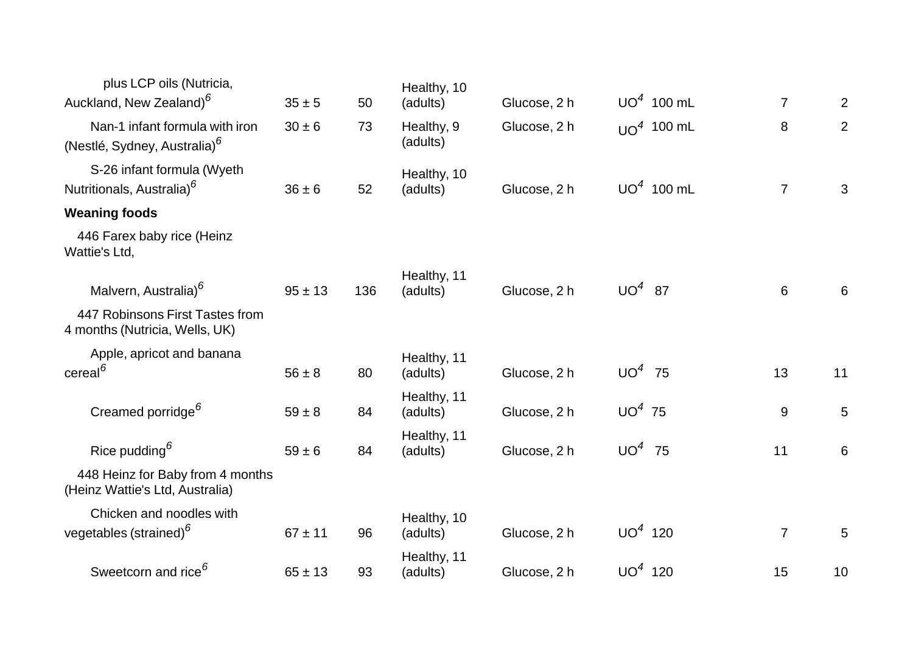| | | | | | | | |
|---|---|---|---|---|---|---|---|
| plus LCP oils (Nutricia, Auckland, New Zealand)[6] | 35 ± 5 | 50 | Healthy, 10 (adults) | Glucose, 2 h | UO[4] 100 mL | 7 | 2 |
| Nan-1 infant formula with iron (Nestlé, Sydney, Australia)[6] | 30 ± 6 | 73 | Healthy, 9 (adults) | Glucose, 2 h | UO[4] 100 mL | 8 | 2 |
| S-26 infant formula (Wyeth Nutritionals, Australia)[6] | 36 ± 6 | 52 | Healthy, 10 (adults) | Glucose, 2 h | UO[4] 100 mL | 7 | 3 |
| **Weaning foods** | | | | | | | |
| 446 Farex baby rice (Heinz Wattie's Ltd, | | | | | | | |
| Malvern, Australia)[6] | 95 ± 13 | 136 | Healthy, 11 (adults) | Glucose, 2 h | UO[4] 87 | 6 | 6 |
| 447 Robinsons First Tastes from 4 months (Nutricia, Wells, UK) | | | | | | | |
| Apple, apricot and banana cereal[6] | 56 ± 8 | 80 | Healthy, 11 (adults) | Glucose, 2 h | UO[4] 75 | 13 | 11 |
| Creamed porridge[6] | 59 ± 8 | 84 | Healthy, 11 (adults) | Glucose, 2 h | UO[4] 75 | 9 | 5 |
| Rice pudding[6] | 59 ± 6 | 84 | Healthy, 11 (adults) | Glucose, 2 h | UO[4] 75 | 11 | 6 |
| 448 Heinz for Baby from 4 months (Heinz Wattie's Ltd, Australia) | | | | | | | |
| Chicken and noodles with vegetables (strained)[6] | 67 ± 11 | 96 | Healthy, 10 (adults) | Glucose, 2 h | UO[4] 120 | 7 | 5 |
| Sweetcorn and rice[6] | 65 ± 13 | 93 | Healthy, 11 (adults) | Glucose, 2 h | UO[4] 120 | 15 | 10 |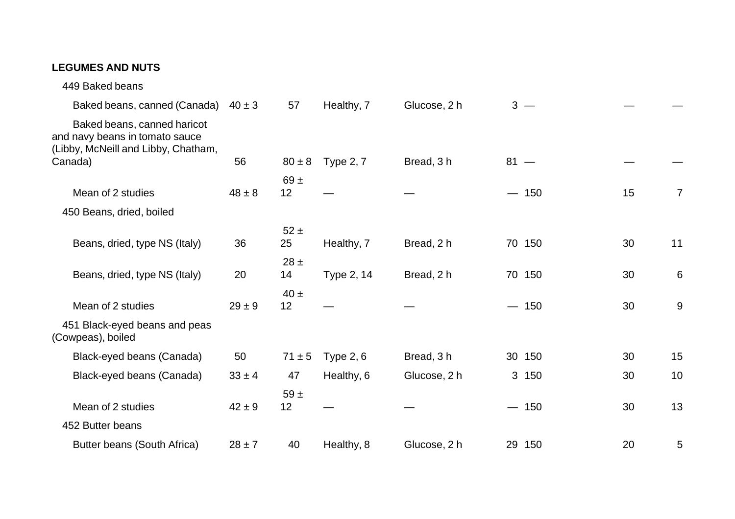**LEGUMES AND NUTS**

| | | | | | | | | |
|---|---|---|---|---|---|---|---|---|
| 449 Baked beans | | | | | | | | |
| Baked beans, canned (Canada) | 40 ± 3 | 57 | Healthy, 7 | Glucose, 2 h | 3 | — | — | — |
| Baked beans, canned haricot and navy beans in tomato sauce (Libby, McNeill and Libby, Chatham, Canada) | 56 | 80 ± 8 | Type 2, 7 | Bread, 3 h | 81 | — | — | — |
| Mean of 2 studies | 48 ± 8 | 69 ± 12 | — | — | — | 150 | 15 | 7 |
| 450 Beans, dried, boiled | | | | | | | | |
| Beans, dried, type NS (Italy) | 36 | 52 ± 25 | Healthy, 7 | Bread, 2 h | 70 | 150 | 30 | 11 |
| Beans, dried, type NS (Italy) | 20 | 28 ± 14 | Type 2, 14 | Bread, 2 h | 70 | 150 | 30 | 6 |
| Mean of 2 studies | 29 ± 9 | 40 ± 12 | — | — | — | 150 | 30 | 9 |
| 451 Black-eyed beans and peas (Cowpeas), boiled | | | | | | | | |
| Black-eyed beans (Canada) | 50 | 71 ± 5 | Type 2, 6 | Bread, 3 h | 30 | 150 | 30 | 15 |
| Black-eyed beans (Canada) | 33 ± 4 | 47 | Healthy, 6 | Glucose, 2 h | 3 | 150 | 30 | 10 |
| Mean of 2 studies | 42 ± 9 | 59 ± 12 | — | — | — | 150 | 30 | 13 |
| 452 Butter beans | | | | | | | | |
| Butter beans (South Africa) | 28 ± 7 | 40 | Healthy, 8 | Glucose, 2 h | 29 | 150 | 20 | 5 |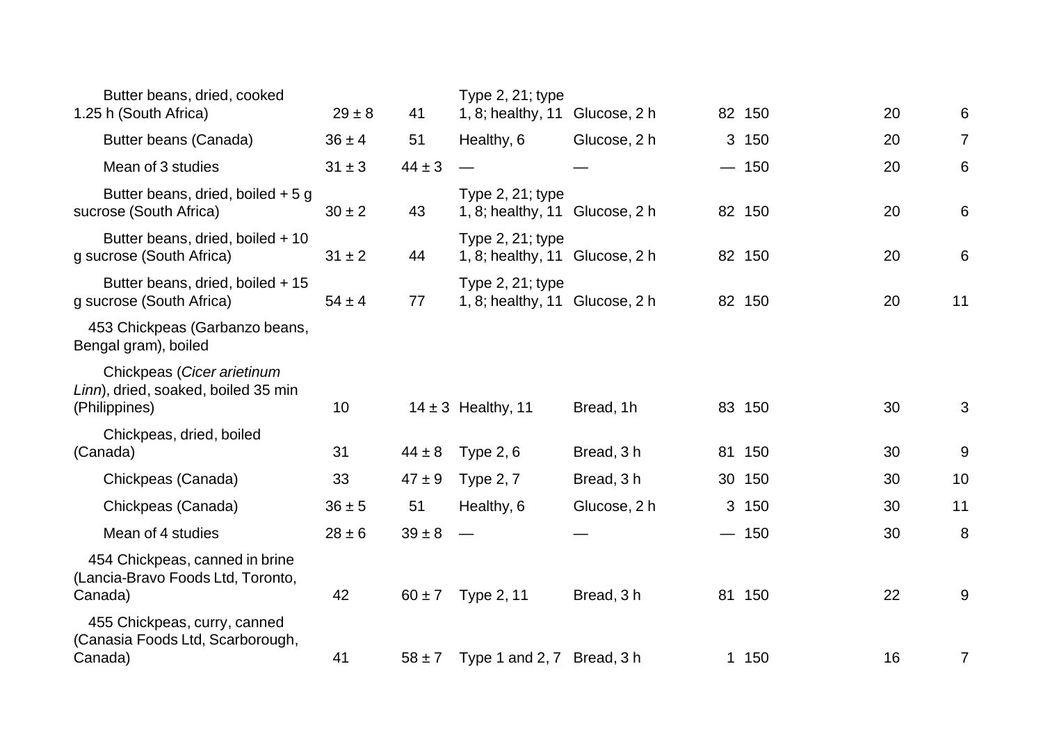| | | | | | | | | |
|---|---|---|---|---|---|---|---|---|
| Butter beans, dried, cooked 1.25 h (South Africa) | 29 ± 8 | 41 | Type 2, 21; type 1, 8; healthy, 11 | Glucose, 2 h | 82 | 150 | 20 | 6 |
| Butter beans (Canada) | 36 ± 4 | 51 | Healthy, 6 | Glucose, 2 h | 3 | 150 | 20 | 7 |
| Mean of 3 studies | 31 ± 3 | 44 ± 3 | — | — | — | 150 | 20 | 6 |
| Butter beans, dried, boiled + 5 g sucrose (South Africa) | 30 ± 2 | 43 | Type 2, 21; type 1, 8; healthy, 11 | Glucose, 2 h | 82 | 150 | 20 | 6 |
| Butter beans, dried, boiled + 10 g sucrose (South Africa) | 31 ± 2 | 44 | Type 2, 21; type 1, 8; healthy, 11 | Glucose, 2 h | 82 | 150 | 20 | 6 |
| Butter beans, dried, boiled + 15 g sucrose (South Africa) | 54 ± 4 | 77 | Type 2, 21; type 1, 8; healthy, 11 | Glucose, 2 h | 82 | 150 | 20 | 11 |
| 453 Chickpeas (Garbanzo beans, Bengal gram), boiled | | | | | | | | |
| Chickpeas (*Cicer arietinum Linn*), dried, soaked, boiled 35 min (Philippines) | 10 | 14 ± 3 | Healthy, 11 | Bread, 1h | 83 | 150 | 30 | 3 |
| Chickpeas, dried, boiled (Canada) | 31 | 44 ± 8 | Type 2, 6 | Bread, 3 h | 81 | 150 | 30 | 9 |
| Chickpeas (Canada) | 33 | 47 ± 9 | Type 2, 7 | Bread, 3 h | 30 | 150 | 30 | 10 |
| Chickpeas (Canada) | 36 ± 5 | 51 | Healthy, 6 | Glucose, 2 h | 3 | 150 | 30 | 11 |
| Mean of 4 studies | 28 ± 6 | 39 ± 8 | — | — | — | 150 | 30 | 8 |
| 454 Chickpeas, canned in brine (Lancia-Bravo Foods Ltd, Toronto, Canada) | 42 | 60 ± 7 | Type 2, 11 | Bread, 3 h | 81 | 150 | 22 | 9 |
| 455 Chickpeas, curry, canned (Canasia Foods Ltd, Scarborough, Canada) | 41 | 58 ± 7 | Type 1 and 2, 7 | Bread, 3 h | 1 | 150 | 16 | 7 |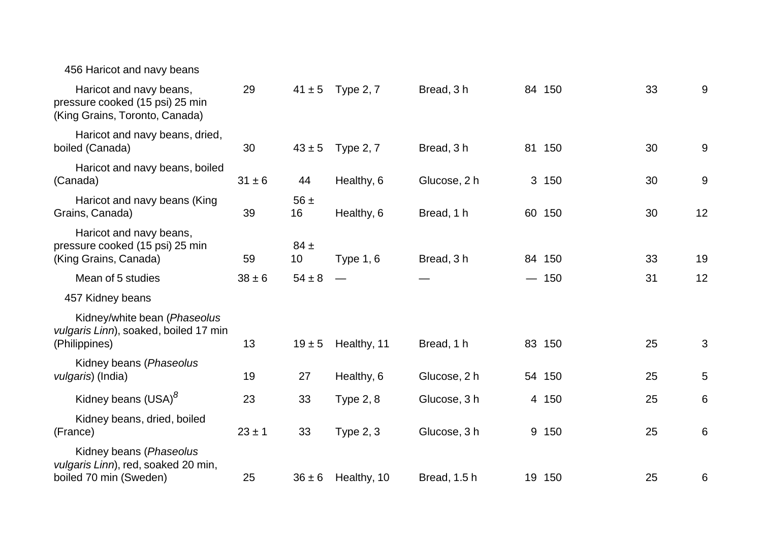| | | | | | | | | |
|---|---|---|---|---|---|---|---|---|
| 456 Haricot and navy beans | | | | | | | | |
| Haricot and navy beans, pressure cooked (15 psi) 25 min (King Grains, Toronto, Canada) | 29 | 41 ± 5 | Type 2, 7 | Bread, 3 h | 84 | 150 | 33 | 9 |
| Haricot and navy beans, dried, boiled (Canada) | 30 | 43 ± 5 | Type 2, 7 | Bread, 3 h | 81 | 150 | 30 | 9 |
| Haricot and navy beans, boiled (Canada) | 31 ± 6 | 44 | Healthy, 6 | Glucose, 2 h | 3 | 150 | 30 | 9 |
| Haricot and navy beans (King Grains, Canada) | 39 | 56 ± 16 | Healthy, 6 | Bread, 1 h | 60 | 150 | 30 | 12 |
| Haricot and navy beans, pressure cooked (15 psi) 25 min (King Grains, Canada) | 59 | 84 ± 10 | Type 1, 6 | Bread, 3 h | 84 | 150 | 33 | 19 |
| Mean of 5 studies | 38 ± 6 | 54 ± 8 | — | — | — | 150 | 31 | 12 |
| 457 Kidney beans | | | | | | | | |
| Kidney/white bean (*Phaseolus vulgaris Linn*), soaked, boiled 17 min (Philippines) | 13 | 19 ± 5 | Healthy, 11 | Bread, 1 h | 83 | 150 | 25 | 3 |
| Kidney beans (*Phaseolus vulgaris*) (India) | 19 | 27 | Healthy, 6 | Glucose, 2 h | 54 | 150 | 25 | 5 |
| Kidney beans (USA)[8] | 23 | 33 | Type 2, 8 | Glucose, 3 h | 4 | 150 | 25 | 6 |
| Kidney beans, dried, boiled (France) | 23 ± 1 | 33 | Type 2, 3 | Glucose, 3 h | 9 | 150 | 25 | 6 |
| Kidney beans (*Phaseolus vulgaris Linn*), red, soaked 20 min, boiled 70 min (Sweden) | 25 | 36 ± 6 | Healthy, 10 | Bread, 1.5 h | 19 | 150 | 25 | 6 |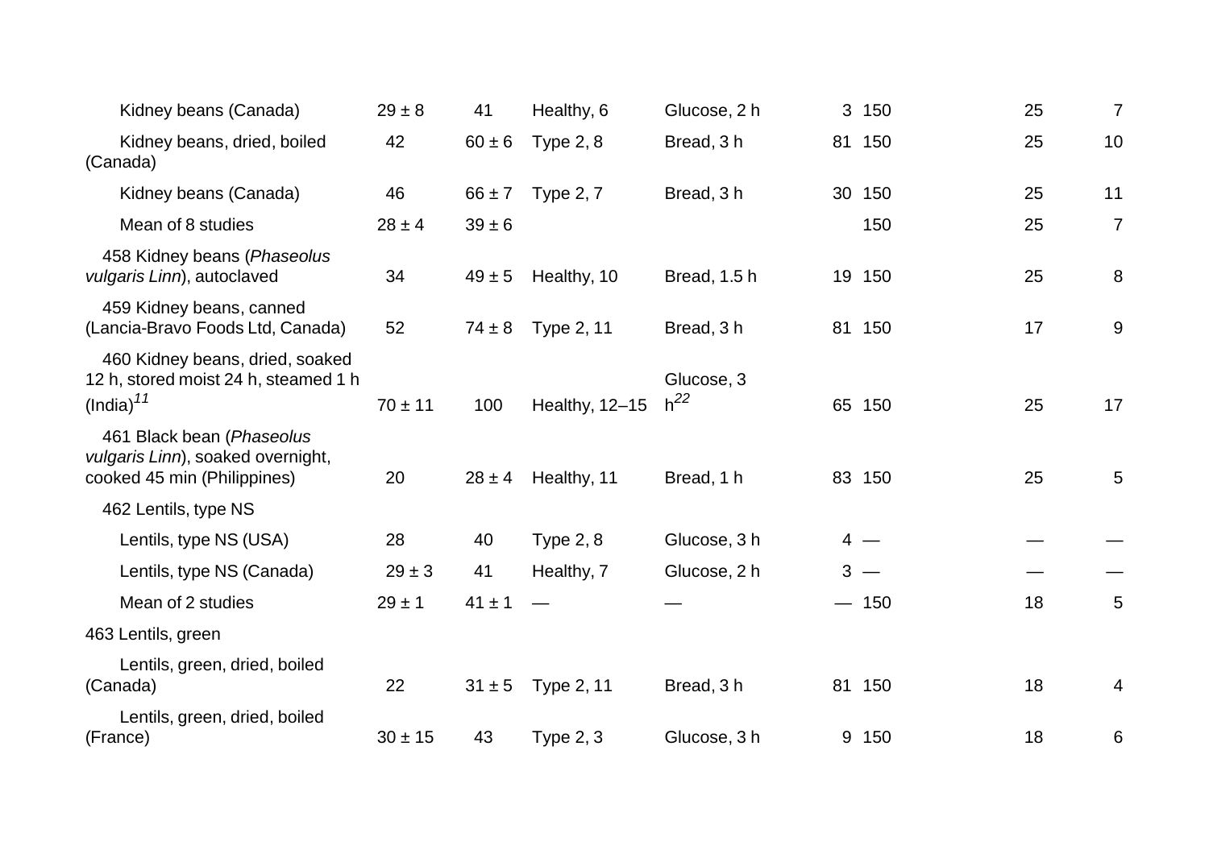| | | | | | | | | |
|---|---|---|---|---|---|---|---|---|
| Kidney beans (Canada) | 29 ± 8 | 41 | Healthy, 6 | Glucose, 2 h | 3 | 150 | 25 | 7 |
| Kidney beans, dried, boiled (Canada) | 42 | 60 ± 6 | Type 2, 8 | Bread, 3 h | 81 | 150 | 25 | 10 |
| Kidney beans (Canada) | 46 | 66 ± 7 | Type 2, 7 | Bread, 3 h | 30 | 150 | 25 | 11 |
| Mean of 8 studies | 28 ± 4 | 39 ± 6 | | | | 150 | 25 | 7 |
| 458 Kidney beans (*Phaseolus vulgaris Linn*), autoclaved | 34 | 49 ± 5 | Healthy, 10 | Bread, 1.5 h | 19 | 150 | 25 | 8 |
| 459 Kidney beans, canned (Lancia-Bravo Foods Ltd, Canada) | 52 | 74 ± 8 | Type 2, 11 | Bread, 3 h | 81 | 150 | 17 | 9 |
| 460 Kidney beans, dried, soaked 12 h, stored moist 24 h, steamed 1 h (India)[11] | 70 ± 11 | 100 | Healthy, 12–15 | Glucose, 3 h[22] | 65 | 150 | 25 | 17 |
| 461 Black bean (*Phaseolus vulgaris Linn*), soaked overnight, cooked 45 min (Philippines) | 20 | 28 ± 4 | Healthy, 11 | Bread, 1 h | 83 | 150 | 25 | 5 |
| 462 Lentils, type NS | | | | | | | | |
| Lentils, type NS (USA) | 28 | 40 | Type 2, 8 | Glucose, 3 h | 4 | — | — | — |
| Lentils, type NS (Canada) | 29 ± 3 | 41 | Healthy, 7 | Glucose, 2 h | 3 | — | — | — |
| Mean of 2 studies | 29 ± 1 | 41 ± 1 | — | — | — | 150 | 18 | 5 |
| 463 Lentils, green | | | | | | | | |
| Lentils, green, dried, boiled (Canada) | 22 | 31 ± 5 | Type 2, 11 | Bread, 3 h | 81 | 150 | 18 | 4 |
| Lentils, green, dried, boiled (France) | 30 ± 15 | 43 | Type 2, 3 | Glucose, 3 h | 9 | 150 | 18 | 6 |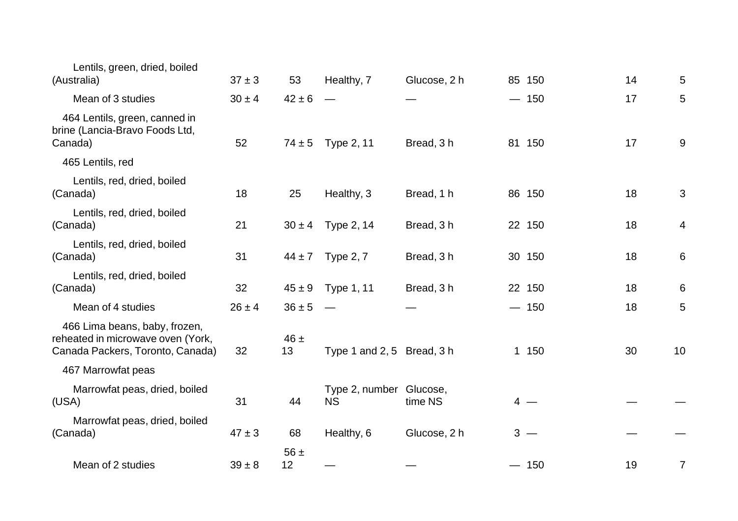| | | | | | | | | |
|---|---|---|---|---|---|---|---|---|
| Lentils, green, dried, boiled (Australia) | 37 ± 3 | 53 | Healthy, 7 | Glucose, 2 h | 85 | 150 | 14 | 5 |
| Mean of 3 studies | 30 ± 4 | 42 ± 6 | — | — | — | 150 | 17 | 5 |
| 464 Lentils, green, canned in brine (Lancia-Bravo Foods Ltd, Canada) | 52 | 74 ± 5 | Type 2, 11 | Bread, 3 h | 81 | 150 | 17 | 9 |
| 465 Lentils, red | | | | | | | | |
| Lentils, red, dried, boiled (Canada) | 18 | 25 | Healthy, 3 | Bread, 1 h | 86 | 150 | 18 | 3 |
| Lentils, red, dried, boiled (Canada) | 21 | 30 ± 4 | Type 2, 14 | Bread, 3 h | 22 | 150 | 18 | 4 |
| Lentils, red, dried, boiled (Canada) | 31 | 44 ± 7 | Type 2, 7 | Bread, 3 h | 30 | 150 | 18 | 6 |
| Lentils, red, dried, boiled (Canada) | 32 | 45 ± 9 | Type 1, 11 | Bread, 3 h | 22 | 150 | 18 | 6 |
| Mean of 4 studies | 26 ± 4 | 36 ± 5 | — | — | — | 150 | 18 | 5 |
| 466 Lima beans, baby, frozen, reheated in microwave oven (York, Canada Packers, Toronto, Canada) | 32 | 46 ± 13 | Type 1 and 2, 5 | Bread, 3 h | 1 | 150 | 30 | 10 |
| 467 Marrowfat peas | | | | | | | | |
| Marrowfat peas, dried, boiled (USA) | 31 | 44 | Type 2, number NS | Glucose, time NS | 4 | — | — | — |
| Marrowfat peas, dried, boiled (Canada) | 47 ± 3 | 68 | Healthy, 6 | Glucose, 2 h | 3 | — | — | — |
| Mean of 2 studies | 39 ± 8 | 56 ± 12 | — | — | — | 150 | 19 | 7 |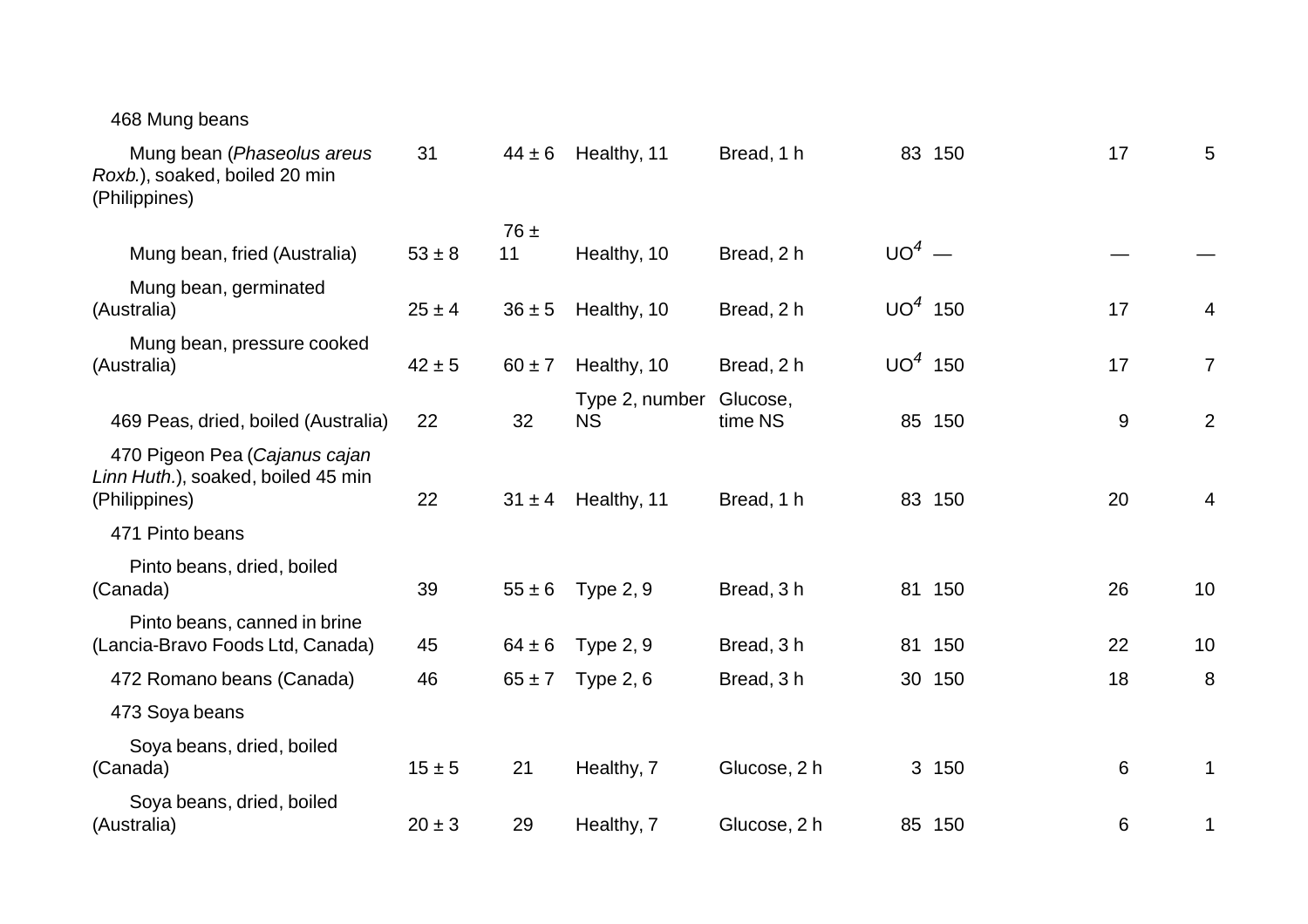| | | | | | | | | |
|---|---|---|---|---|---|---|---|---|
| 468 Mung beans | | | | | | | | |
| Mung bean (*Phaseolus areus Roxb.*), soaked, boiled 20 min (Philippines) | 31 | 44 ± 6 | Healthy, 11 | Bread, 1 h | 83 | 150 | 17 | 5 |
| Mung bean, fried (Australia) | 53 ± 8 | 76 ± 11 | Healthy, 10 | Bread, 2 h | UO[4] | — | — | — |
| Mung bean, germinated (Australia) | 25 ± 4 | 36 ± 5 | Healthy, 10 | Bread, 2 h | UO[4] | 150 | 17 | 4 |
| Mung bean, pressure cooked (Australia) | 42 ± 5 | 60 ± 7 | Healthy, 10 | Bread, 2 h | UO[4] | 150 | 17 | 7 |
| 469 Peas, dried, boiled (Australia) | 22 | 32 | Type 2, number NS | Glucose, time NS | 85 | 150 | 9 | 2 |
| 470 Pigeon Pea (*Cajanus cajan Linn Huth.*), soaked, boiled 45 min (Philippines) | 22 | 31 ± 4 | Healthy, 11 | Bread, 1 h | 83 | 150 | 20 | 4 |
| 471 Pinto beans | | | | | | | | |
| Pinto beans, dried, boiled (Canada) | 39 | 55 ± 6 | Type 2, 9 | Bread, 3 h | 81 | 150 | 26 | 10 |
| Pinto beans, canned in brine (Lancia-Bravo Foods Ltd, Canada) | 45 | 64 ± 6 | Type 2, 9 | Bread, 3 h | 81 | 150 | 22 | 10 |
| 472 Romano beans (Canada) | 46 | 65 ± 7 | Type 2, 6 | Bread, 3 h | 30 | 150 | 18 | 8 |
| 473 Soya beans | | | | | | | | |
| Soya beans, dried, boiled (Canada) | 15 ± 5 | 21 | Healthy, 7 | Glucose, 2 h | 3 | 150 | 6 | 1 |
| Soya beans, dried, boiled (Australia) | 20 ± 3 | 29 | Healthy, 7 | Glucose, 2 h | 85 | 150 | 6 | 1 |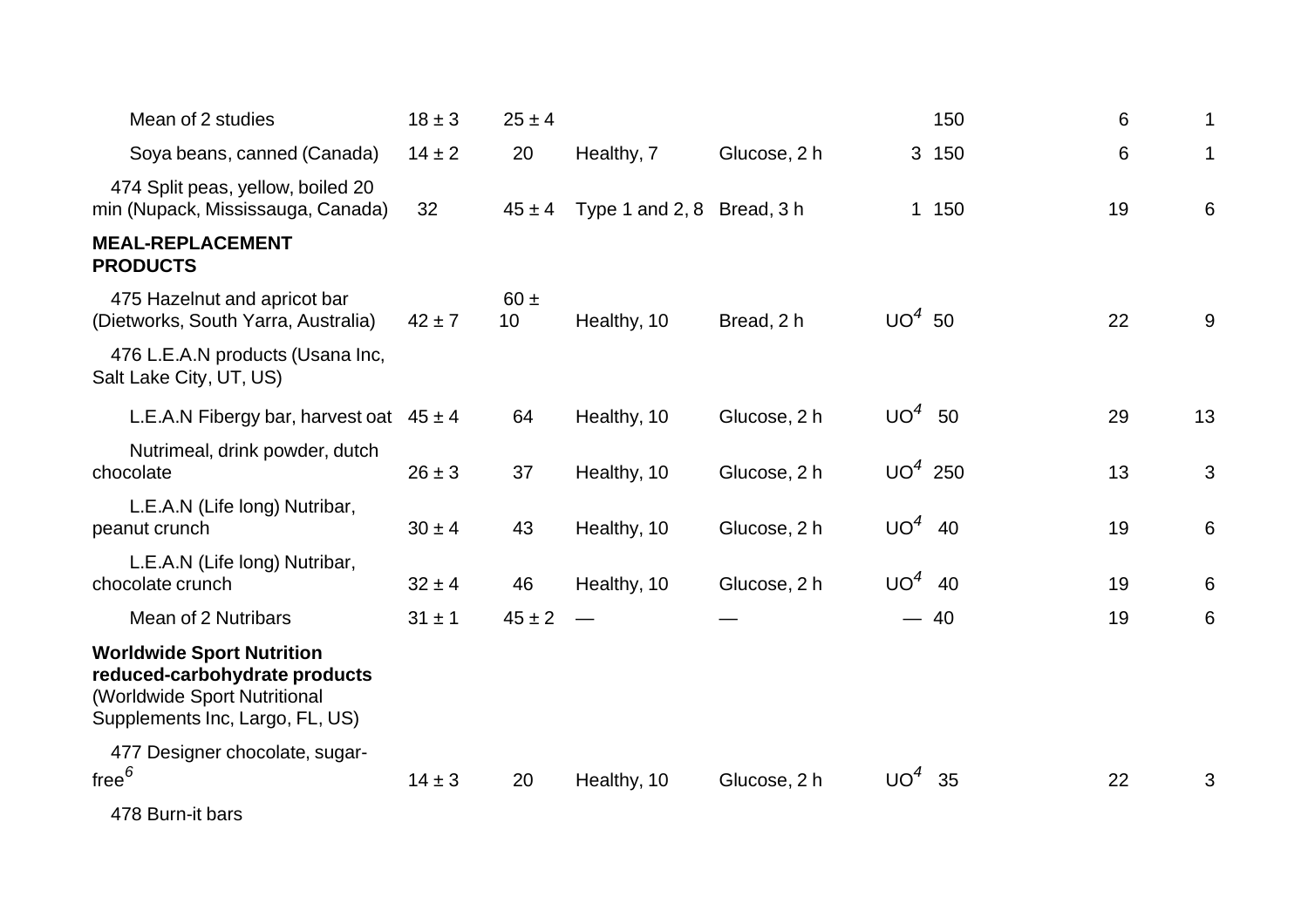| | | | | | | | | |
|---|---|---|---|---|---|---|---|---|
| Mean of 2 studies | 18 ± 3 | 25 ± 4 | | | | 150 | 6 | 1 |
| Soya beans, canned (Canada) | 14 ± 2 | 20 | Healthy, 7 | Glucose, 2 h | 3 | 150 | 6 | 1 |
| 474 Split peas, yellow, boiled 20 min (Nupack, Mississauga, Canada) | 32 | 45 ± 4 | Type 1 and 2, 8 | Bread, 3 h | 1 | 150 | 19 | 6 |
| **MEAL-REPLACEMENT PRODUCTS** | | | | | | | | |
| 475 Hazelnut and apricot bar (Dietworks, South Yarra, Australia) | 42 ± 7 | 60 ± 10 | Healthy, 10 | Bread, 2 h | UO[4] | 50 | 22 | 9 |
| 476 L.E.A.N products (Usana Inc, Salt Lake City, UT, US) | | | | | | | | |
| L.E.A.N Fibergy bar, harvest oat | 45 ± 4 | 64 | Healthy, 10 | Glucose, 2 h | UO[4] | 50 | 29 | 13 |
| Nutrimeal, drink powder, dutch chocolate | 26 ± 3 | 37 | Healthy, 10 | Glucose, 2 h | UO[4] | 250 | 13 | 3 |
| L.E.A.N (Life long) Nutribar, peanut crunch | 30 ± 4 | 43 | Healthy, 10 | Glucose, 2 h | UO[4] | 40 | 19 | 6 |
| L.E.A.N (Life long) Nutribar, chocolate crunch | 32 ± 4 | 46 | Healthy, 10 | Glucose, 2 h | UO[4] | 40 | 19 | 6 |
| Mean of 2 Nutribars | 31 ± 1 | 45 ± 2 | — | — | — | 40 | 19 | 6 |
| **Worldwide Sport Nutrition reduced-carbohydrate products** (Worldwide Sport Nutritional Supplements Inc, Largo, FL, US) | | | | | | | | |
| 477 Designer chocolate, sugar-free[6] | 14 ± 3 | 20 | Healthy, 10 | Glucose, 2 h | UO[4] | 35 | 22 | 3 |
| 478 Burn-it bars | | | | | | | | |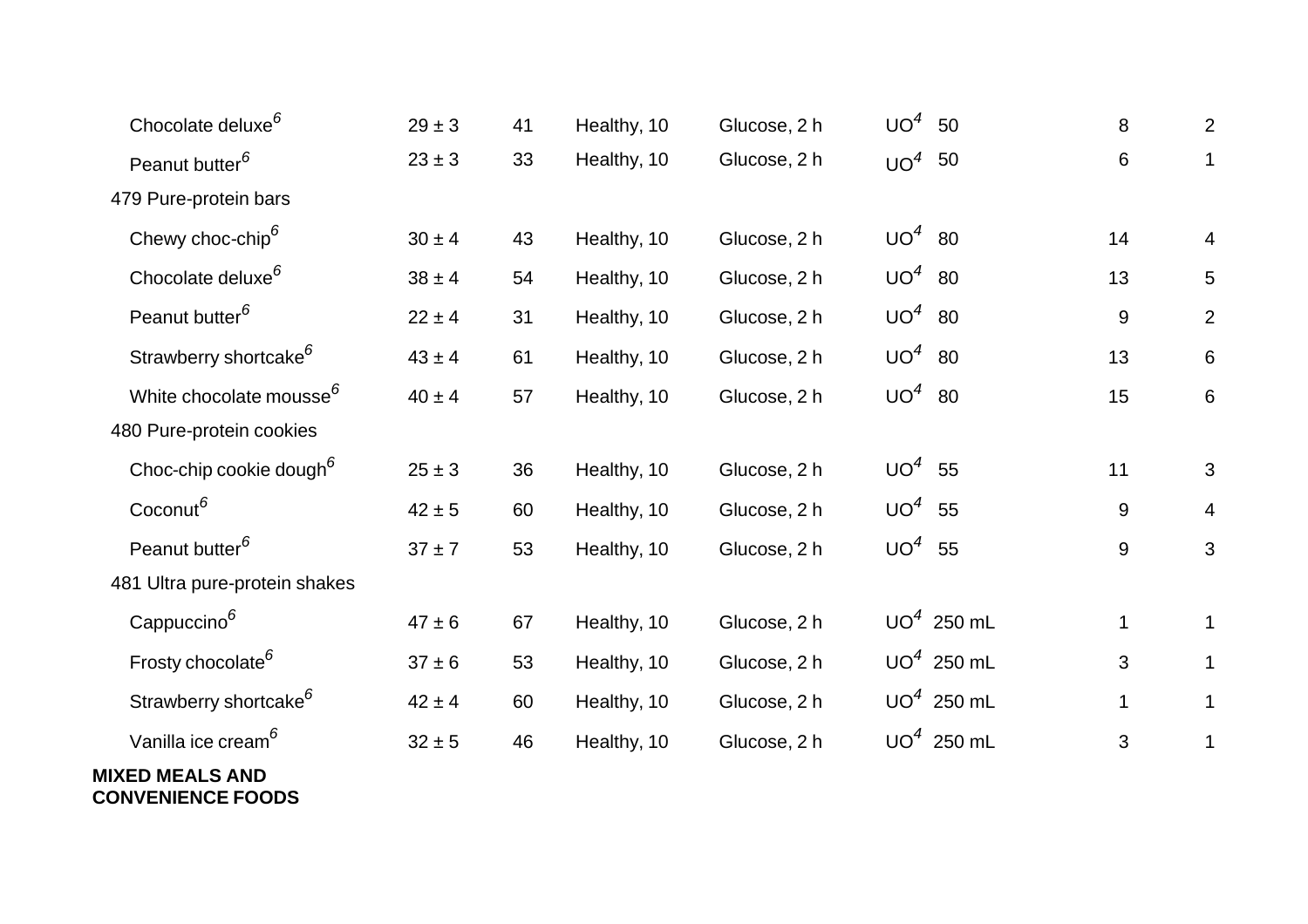| | | | | | | | |
|---|---|---|---|---|---|---|---|
| Chocolate deluxe[6] | 29 ± 3 | 41 | Healthy, 10 | Glucose, 2 h | UO[4] 50 | 8 | 2 |
| Peanut butter[6] | 23 ± 3 | 33 | Healthy, 10 | Glucose, 2 h | UO[4] 50 | 6 | 1 |
| 479 Pure-protein bars | | | | | | | |
| Chewy choc-chip[6] | 30 ± 4 | 43 | Healthy, 10 | Glucose, 2 h | UO[4] 80 | 14 | 4 |
| Chocolate deluxe[6] | 38 ± 4 | 54 | Healthy, 10 | Glucose, 2 h | UO[4] 80 | 13 | 5 |
| Peanut butter[6] | 22 ± 4 | 31 | Healthy, 10 | Glucose, 2 h | UO[4] 80 | 9 | 2 |
| Strawberry shortcake[6] | 43 ± 4 | 61 | Healthy, 10 | Glucose, 2 h | UO[4] 80 | 13 | 6 |
| White chocolate mousse[6] | 40 ± 4 | 57 | Healthy, 10 | Glucose, 2 h | UO[4] 80 | 15 | 6 |
| 480 Pure-protein cookies | | | | | | | |
| Choc-chip cookie dough[6] | 25 ± 3 | 36 | Healthy, 10 | Glucose, 2 h | UO[4] 55 | 11 | 3 |
| Coconut[6] | 42 ± 5 | 60 | Healthy, 10 | Glucose, 2 h | UO[4] 55 | 9 | 4 |
| Peanut butter[6] | 37 ± 7 | 53 | Healthy, 10 | Glucose, 2 h | UO[4] 55 | 9 | 3 |
| 481 Ultra pure-protein shakes | | | | | | | |
| Cappuccino[6] | 47 ± 6 | 67 | Healthy, 10 | Glucose, 2 h | UO[4] 250 mL | 1 | 1 |
| Frosty chocolate[6] | 37 ± 6 | 53 | Healthy, 10 | Glucose, 2 h | UO[4] 250 mL | 3 | 1 |
| Strawberry shortcake[6] | 42 ± 4 | 60 | Healthy, 10 | Glucose, 2 h | UO[4] 250 mL | 1 | 1 |
| Vanilla ice cream[6] | 32 ± 5 | 46 | Healthy, 10 | Glucose, 2 h | UO[4] 250 mL | 3 | 1 |

**MIXED MEALS AND CONVENIENCE FOODS**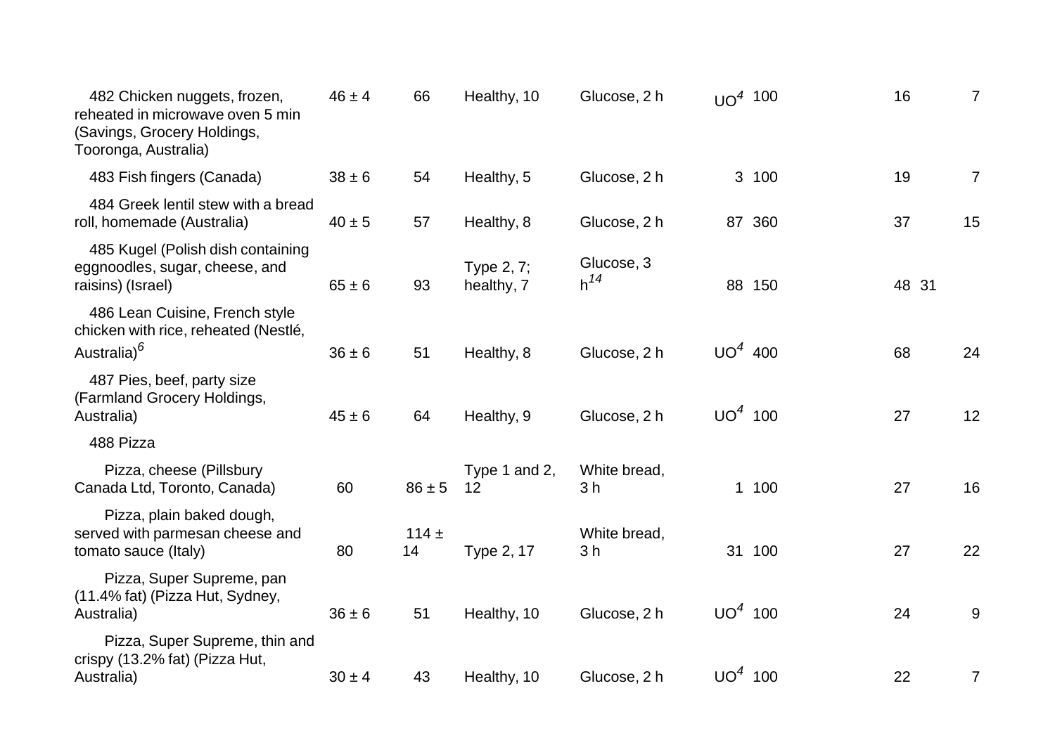| | | | | | | | | |
|---|---|---|---|---|---|---|---|---|
| 482 Chicken nuggets, frozen, reheated in microwave oven 5 min (Savings, Grocery Holdings, Tooronga, Australia) | 46 ± 4 | 66 | Healthy, 10 | Glucose, 2 h | UO[4] | 100 | 16 | 7 |
| 483 Fish fingers (Canada) | 38 ± 6 | 54 | Healthy, 5 | Glucose, 2 h | 3 | 100 | 19 | 7 |
| 484 Greek lentil stew with a bread roll, homemade (Australia) | 40 ± 5 | 57 | Healthy, 8 | Glucose, 2 h | 87 | 360 | 37 | 15 |
| 485 Kugel (Polish dish containing eggnoodles, sugar, cheese, and raisins) (Israel) | 65 ± 6 | 93 | Type 2, 7; healthy, 7 | Glucose, 3 h[14] | 88 | 150 | 48 | 31 |
| 486 Lean Cuisine, French style chicken with rice, reheated (Nestlé, Australia)[6] | 36 ± 6 | 51 | Healthy, 8 | Glucose, 2 h | UO[4] | 400 | 68 | 24 |
| 487 Pies, beef, party size (Farmland Grocery Holdings, Australia) | 45 ± 6 | 64 | Healthy, 9 | Glucose, 2 h | UO[4] | 100 | 27 | 12 |
| 488 Pizza | | | | | | | | |
| Pizza, cheese (Pillsbury Canada Ltd, Toronto, Canada) | 60 | 86 ± 5 | Type 1 and 2, 12 | White bread, 3 h | 1 | 100 | 27 | 16 |
| Pizza, plain baked dough, served with parmesan cheese and tomato sauce (Italy) | 80 | 114 ± 14 | Type 2, 17 | White bread, 3 h | 31 | 100 | 27 | 22 |
| Pizza, Super Supreme, pan (11.4% fat) (Pizza Hut, Sydney, Australia) | 36 ± 6 | 51 | Healthy, 10 | Glucose, 2 h | UO[4] | 100 | 24 | 9 |
| Pizza, Super Supreme, thin and crispy (13.2% fat) (Pizza Hut, Australia) | 30 ± 4 | 43 | Healthy, 10 | Glucose, 2 h | UO[4] | 100 | 22 | 7 |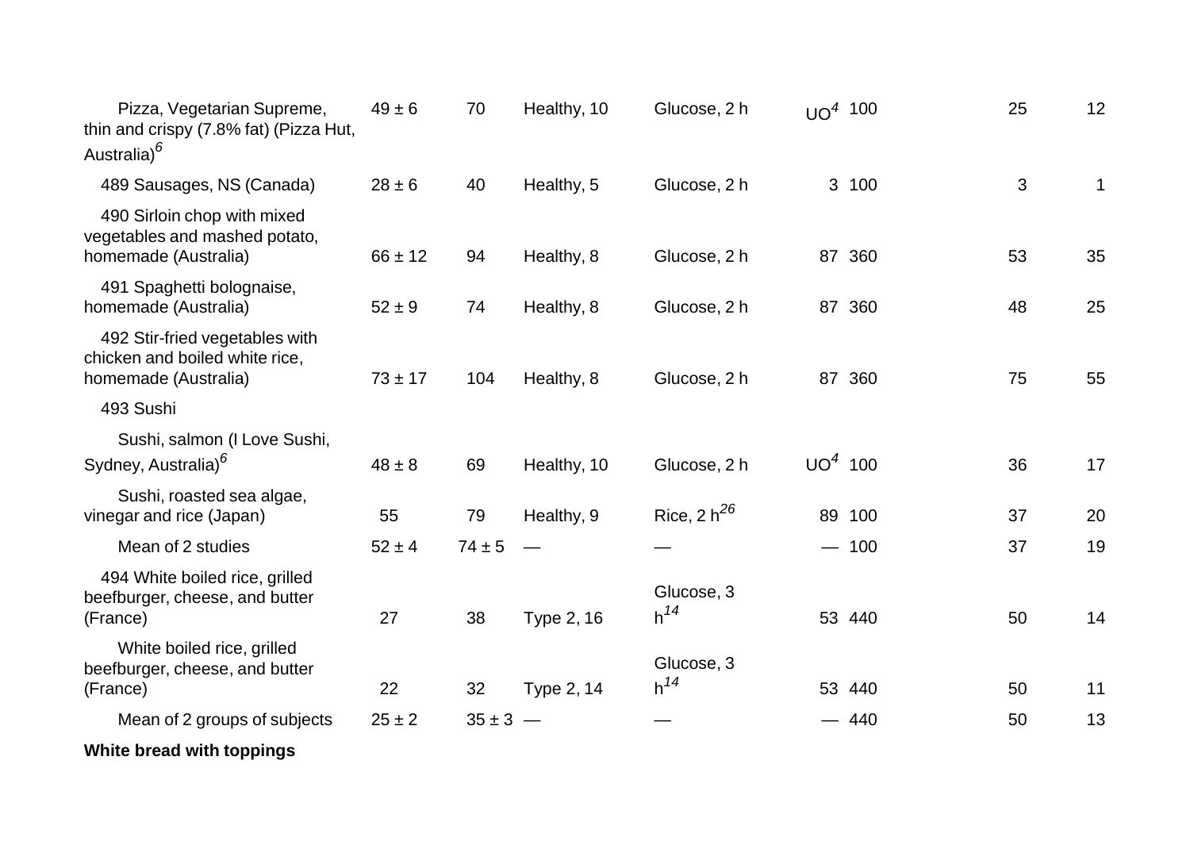| | | | | | | | | |
|---|---|---|---|---|---|---|---|---|
| Pizza, Vegetarian Supreme, thin and crispy (7.8% fat) (Pizza Hut, Australia)[6] | 49 ± 6 | 70 | Healthy, 10 | Glucose, 2 h | UO[4] | 100 | 25 | 12 |
| 489 Sausages, NS (Canada) | 28 ± 6 | 40 | Healthy, 5 | Glucose, 2 h | 3 | 100 | 3 | 1 |
| 490 Sirloin chop with mixed vegetables and mashed potato, homemade (Australia) | 66 ± 12 | 94 | Healthy, 8 | Glucose, 2 h | 87 | 360 | 53 | 35 |
| 491 Spaghetti bolognaise, homemade (Australia) | 52 ± 9 | 74 | Healthy, 8 | Glucose, 2 h | 87 | 360 | 48 | 25 |
| 492 Stir-fried vegetables with chicken and boiled white rice, homemade (Australia) | 73 ± 17 | 104 | Healthy, 8 | Glucose, 2 h | 87 | 360 | 75 | 55 |
| 493 Sushi | | | | | | | | |
| Sushi, salmon (I Love Sushi, Sydney, Australia)[6] | 48 ± 8 | 69 | Healthy, 10 | Glucose, 2 h | UO[4] | 100 | 36 | 17 |
| Sushi, roasted sea algae, vinegar and rice (Japan) | 55 | 79 | Healthy, 9 | Rice, 2 h[26] | 89 | 100 | 37 | 20 |
| Mean of 2 studies | 52 ± 4 | 74 ± 5 | — | — | — | 100 | 37 | 19 |
| 494 White boiled rice, grilled beefburger, cheese, and butter (France) | 27 | 38 | Type 2, 16 | Glucose, 3 h[14] | 53 | 440 | 50 | 14 |
| White boiled rice, grilled beefburger, cheese, and butter (France) | 22 | 32 | Type 2, 14 | Glucose, 3 h[14] | 53 | 440 | 50 | 11 |
| Mean of 2 groups of subjects | 25 ± 2 | 35 ± 3 | — | — | — | 440 | 50 | 13 |
| **White bread with toppings** | | | | | | | | |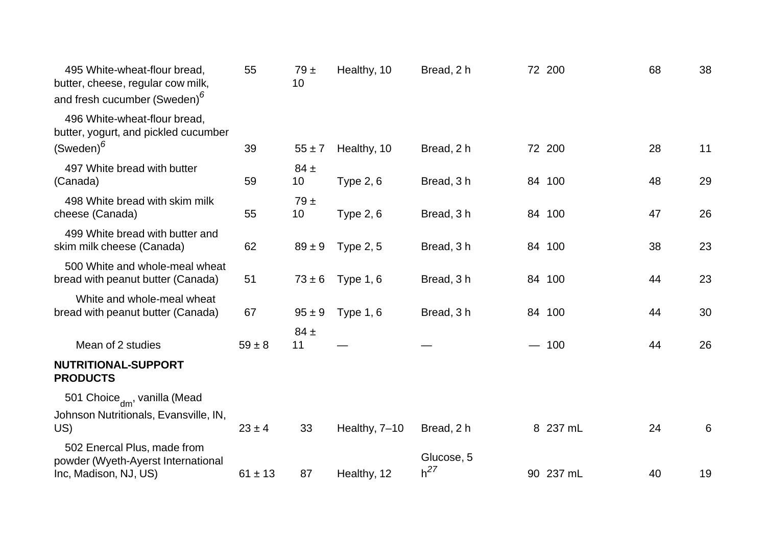| | | | | | | | | |
|---|---|---|---|---|---|---|---|---|
| 495 White-wheat-flour bread, butter, cheese, regular cow milk, and fresh cucumber (Sweden)[6] | 55 | 79 ± 10 | Healthy, 10 | Bread, 2 h | 72 | 200 | 68 | 38 |
| 496 White-wheat-flour bread, butter, yogurt, and pickled cucumber (Sweden)[6] | 39 | 55 ± 7 | Healthy, 10 | Bread, 2 h | 72 | 200 | 28 | 11 |
| 497 White bread with butter (Canada) | 59 | 84 ± 10 | Type 2, 6 | Bread, 3 h | 84 | 100 | 48 | 29 |
| 498 White bread with skim milk cheese (Canada) | 55 | 79 ± 10 | Type 2, 6 | Bread, 3 h | 84 | 100 | 47 | 26 |
| 499 White bread with butter and skim milk cheese (Canada) | 62 | 89 ± 9 | Type 2, 5 | Bread, 3 h | 84 | 100 | 38 | 23 |
| 500 White and whole-meal wheat bread with peanut butter (Canada) | 51 | 73 ± 6 | Type 1, 6 | Bread, 3 h | 84 | 100 | 44 | 23 |
| White and whole-meal wheat bread with peanut butter (Canada) | 67 | 95 ± 9 | Type 1, 6 | Bread, 3 h | 84 | 100 | 44 | 30 |
| Mean of 2 studies | 59 ± 8 | 84 ± 11 | — | — | — | 100 | 44 | 26 |
| **NUTRITIONAL-SUPPORT PRODUCTS** | | | | | | | | |
| 501 Choice$_{dm}$, vanilla (Mead Johnson Nutritionals, Evansville, IN, US) | 23 ± 4 | 33 | Healthy, 7–10 | Bread, 2 h | 8 | 237 mL | 24 | 6 |
| 502 Enercal Plus, made from powder (Wyeth-Ayerst International Inc, Madison, NJ, US) | 61 ± 13 | 87 | Healthy, 12 | Glucose, 5 h[27] | 90 | 237 mL | 40 | 19 |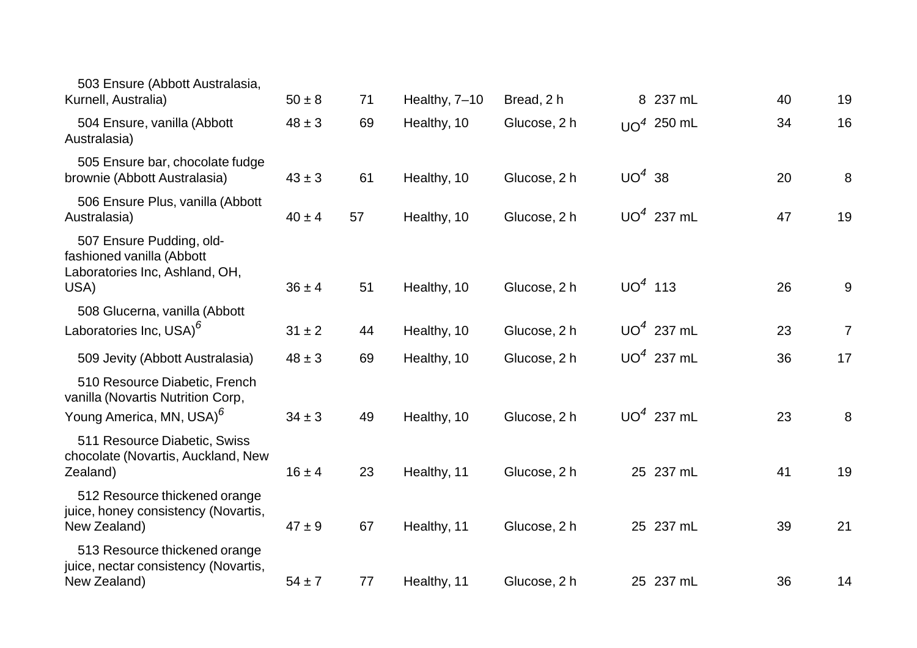| | | | | | | | | |
|---|---|---|---|---|---|---|---|---|
| 503 Ensure (Abbott Australasia, Kurnell, Australia) | 50 ± 8 | 71 | Healthy, 7–10 | Bread, 2 h | 8 | 237 mL | 40 | 19 |
| 504 Ensure, vanilla (Abbott Australasia) | 48 ± 3 | 69 | Healthy, 10 | Glucose, 2 h | UO[4] | 250 mL | 34 | 16 |
| 505 Ensure bar, chocolate fudge brownie (Abbott Australasia) | 43 ± 3 | 61 | Healthy, 10 | Glucose, 2 h | UO[4] | 38 | 20 | 8 |
| 506 Ensure Plus, vanilla (Abbott Australasia) | 40 ± 4 | 57 | Healthy, 10 | Glucose, 2 h | UO[4] | 237 mL | 47 | 19 |
| 507 Ensure Pudding, old-fashioned vanilla (Abbott Laboratories Inc, Ashland, OH, USA) | 36 ± 4 | 51 | Healthy, 10 | Glucose, 2 h | UO[4] | 113 | 26 | 9 |
| 508 Glucerna, vanilla (Abbott Laboratories Inc, USA)[6] | 31 ± 2 | 44 | Healthy, 10 | Glucose, 2 h | UO[4] | 237 mL | 23 | 7 |
| 509 Jevity (Abbott Australasia) | 48 ± 3 | 69 | Healthy, 10 | Glucose, 2 h | UO[4] | 237 mL | 36 | 17 |
| 510 Resource Diabetic, French vanilla (Novartis Nutrition Corp, Young America, MN, USA)[6] | 34 ± 3 | 49 | Healthy, 10 | Glucose, 2 h | UO[4] | 237 mL | 23 | 8 |
| 511 Resource Diabetic, Swiss chocolate (Novartis, Auckland, New Zealand) | 16 ± 4 | 23 | Healthy, 11 | Glucose, 2 h | 25 | 237 mL | 41 | 19 |
| 512 Resource thickened orange juice, honey consistency (Novartis, New Zealand) | 47 ± 9 | 67 | Healthy, 11 | Glucose, 2 h | 25 | 237 mL | 39 | 21 |
| 513 Resource thickened orange juice, nectar consistency (Novartis, New Zealand) | 54 ± 7 | 77 | Healthy, 11 | Glucose, 2 h | 25 | 237 mL | 36 | 14 |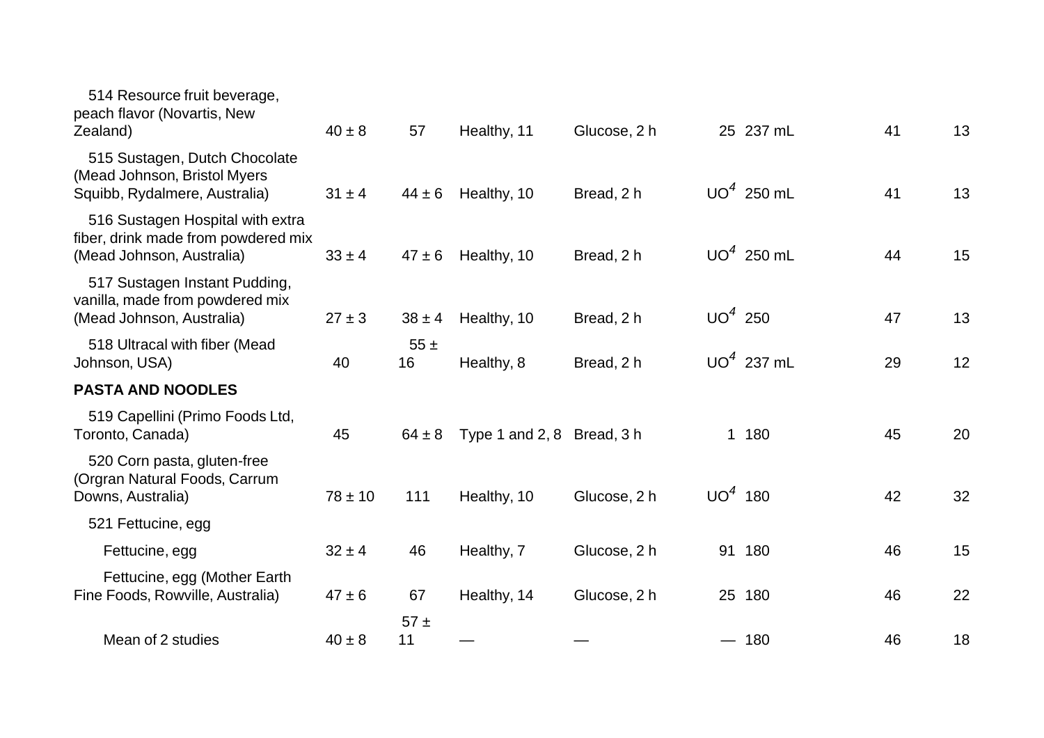| | | | | | | | | |
|---|---|---|---|---|---|---|---|---|
| 514 Resource fruit beverage, peach flavor (Novartis, New Zealand) | 40 ± 8 | 57 | Healthy, 11 | Glucose, 2 h | 25 | 237 mL | 41 | 13 |
| 515 Sustagen, Dutch Chocolate (Mead Johnson, Bristol Myers Squibb, Rydalmere, Australia) | 31 ± 4 | 44 ± 6 | Healthy, 10 | Bread, 2 h | UO[4] | 250 mL | 41 | 13 |
| 516 Sustagen Hospital with extra fiber, drink made from powdered mix (Mead Johnson, Australia) | 33 ± 4 | 47 ± 6 | Healthy, 10 | Bread, 2 h | UO[4] | 250 mL | 44 | 15 |
| 517 Sustagen Instant Pudding, vanilla, made from powdered mix (Mead Johnson, Australia) | 27 ± 3 | 38 ± 4 | Healthy, 10 | Bread, 2 h | UO[4] | 250 | 47 | 13 |
| 518 Ultracal with fiber (Mead Johnson, USA) | 40 | 55 ± 16 | Healthy, 8 | Bread, 2 h | UO[4] | 237 mL | 29 | 12 |
| **PASTA AND NOODLES** | | | | | | | | |
| 519 Capellini (Primo Foods Ltd, Toronto, Canada) | 45 | 64 ± 8 | Type 1 and 2, 8 | Bread, 3 h | 1 | 180 | 45 | 20 |
| 520 Corn pasta, gluten-free (Orgran Natural Foods, Carrum Downs, Australia) | 78 ± 10 | 111 | Healthy, 10 | Glucose, 2 h | UO[4] | 180 | 42 | 32 |
| 521 Fettucine, egg | | | | | | | | |
| Fettucine, egg | 32 ± 4 | 46 | Healthy, 7 | Glucose, 2 h | 91 | 180 | 46 | 15 |
| Fettucine, egg (Mother Earth Fine Foods, Rowville, Australia) | 47 ± 6 | 67 | Healthy, 14 | Glucose, 2 h | 25 | 180 | 46 | 22 |
| Mean of 2 studies | 40 ± 8 | 57 ± 11 | — | — | — | 180 | 46 | 18 |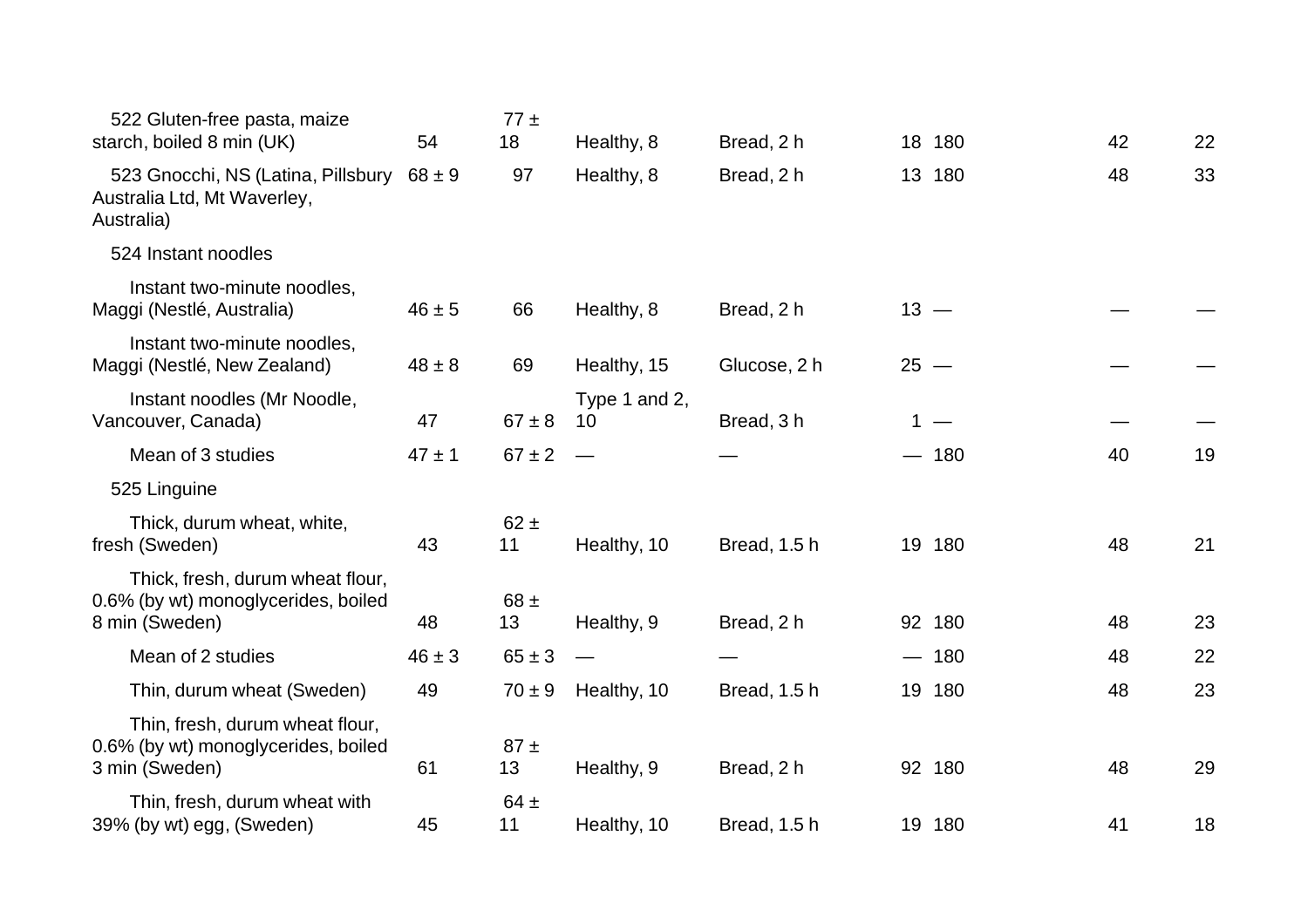| | | | | | | | | |
|---|---|---|---|---|---|---|---|---|
| 522 Gluten-free pasta, maize starch, boiled 8 min (UK) | 54 | 77 ± 18 | Healthy, 8 | Bread, 2 h | 18 | 180 | 42 | 22 |
| 523 Gnocchi, NS (Latina, Pillsbury Australia Ltd, Mt Waverley, Australia) | 68 ± 9 | 97 | Healthy, 8 | Bread, 2 h | 13 | 180 | 48 | 33 |
| 524 Instant noodles | | | | | | | | |
| Instant two-minute noodles, Maggi (Nestlé, Australia) | 46 ± 5 | 66 | Healthy, 8 | Bread, 2 h | 13 | — | — | — |
| Instant two-minute noodles, Maggi (Nestlé, New Zealand) | 48 ± 8 | 69 | Healthy, 15 | Glucose, 2 h | 25 | — | — | — |
| Instant noodles (Mr Noodle, Vancouver, Canada) | 47 | 67 ± 8 | Type 1 and 2, 10 | Bread, 3 h | 1 | — | — | — |
| Mean of 3 studies | 47 ± 1 | 67 ± 2 | — | — | — | 180 | 40 | 19 |
| 525 Linguine | | | | | | | | |
| Thick, durum wheat, white, fresh (Sweden) | 43 | 62 ± 11 | Healthy, 10 | Bread, 1.5 h | 19 | 180 | 48 | 21 |
| Thick, fresh, durum wheat flour, 0.6% (by wt) monoglycerides, boiled 8 min (Sweden) | 48 | 68 ± 13 | Healthy, 9 | Bread, 2 h | 92 | 180 | 48 | 23 |
| Mean of 2 studies | 46 ± 3 | 65 ± 3 | — | — | — | 180 | 48 | 22 |
| Thin, durum wheat (Sweden) | 49 | 70 ± 9 | Healthy, 10 | Bread, 1.5 h | 19 | 180 | 48 | 23 |
| Thin, fresh, durum wheat flour, 0.6% (by wt) monoglycerides, boiled 3 min (Sweden) | 61 | 87 ± 13 | Healthy, 9 | Bread, 2 h | 92 | 180 | 48 | 29 |
| Thin, fresh, durum wheat with 39% (by wt) egg, (Sweden) | 45 | 64 ± 11 | Healthy, 10 | Bread, 1.5 h | 19 | 180 | 41 | 18 |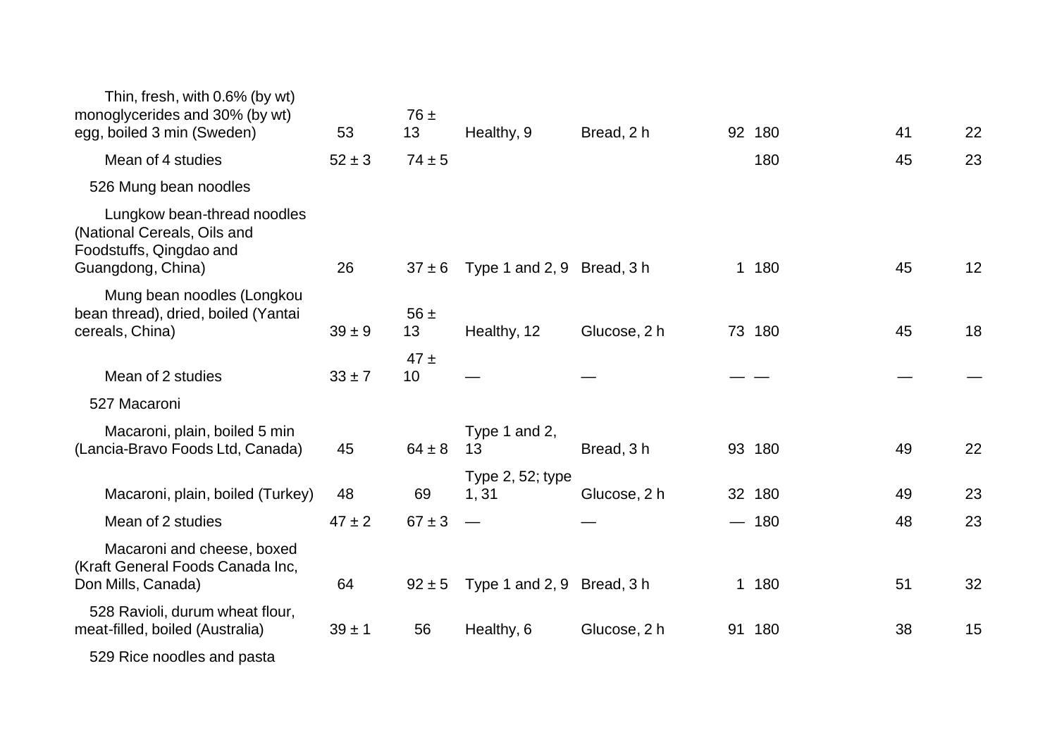| | | | | | | | | |
|---|---|---|---|---|---|---|---|---|
| Thin, fresh, with 0.6% (by wt) monoglycerides and 30% (by wt) egg, boiled 3 min (Sweden) | 53 | 76 ± 13 | Healthy, 9 | Bread, 2 h | 92 | 180 | 41 | 22 |
| Mean of 4 studies | 52 ± 3 | 74 ± 5 | | | | 180 | 45 | 23 |
| 526 Mung bean noodles | | | | | | | | |
| Lungkow bean-thread noodles (National Cereals, Oils and Foodstuffs, Qingdao and Guangdong, China) | 26 | 37 ± 6 | Type 1 and 2, 9 | Bread, 3 h | 1 | 180 | 45 | 12 |
| Mung bean noodles (Longkou bean thread), dried, boiled (Yantai cereals, China) | 39 ± 9 | 56 ± 13 | Healthy, 12 | Glucose, 2 h | 73 | 180 | 45 | 18 |
| Mean of 2 studies | 33 ± 7 | 47 ± 10 | — | — | — | — | — | — |
| 527 Macaroni | | | | | | | | |
| Macaroni, plain, boiled 5 min (Lancia-Bravo Foods Ltd, Canada) | 45 | 64 ± 8 | Type 1 and 2, 13 | Bread, 3 h | 93 | 180 | 49 | 22 |
| Macaroni, plain, boiled (Turkey) | 48 | 69 | Type 2, 52; type 1, 31 | Glucose, 2 h | 32 | 180 | 49 | 23 |
| Mean of 2 studies | 47 ± 2 | 67 ± 3 | — | — | — | 180 | 48 | 23 |
| Macaroni and cheese, boxed (Kraft General Foods Canada Inc, Don Mills, Canada) | 64 | 92 ± 5 | Type 1 and 2, 9 | Bread, 3 h | 1 | 180 | 51 | 32 |
| 528 Ravioli, durum wheat flour, meat-filled, boiled (Australia) | 39 ± 1 | 56 | Healthy, 6 | Glucose, 2 h | 91 | 180 | 38 | 15 |
| 529 Rice noodles and pasta | | | | | | | | |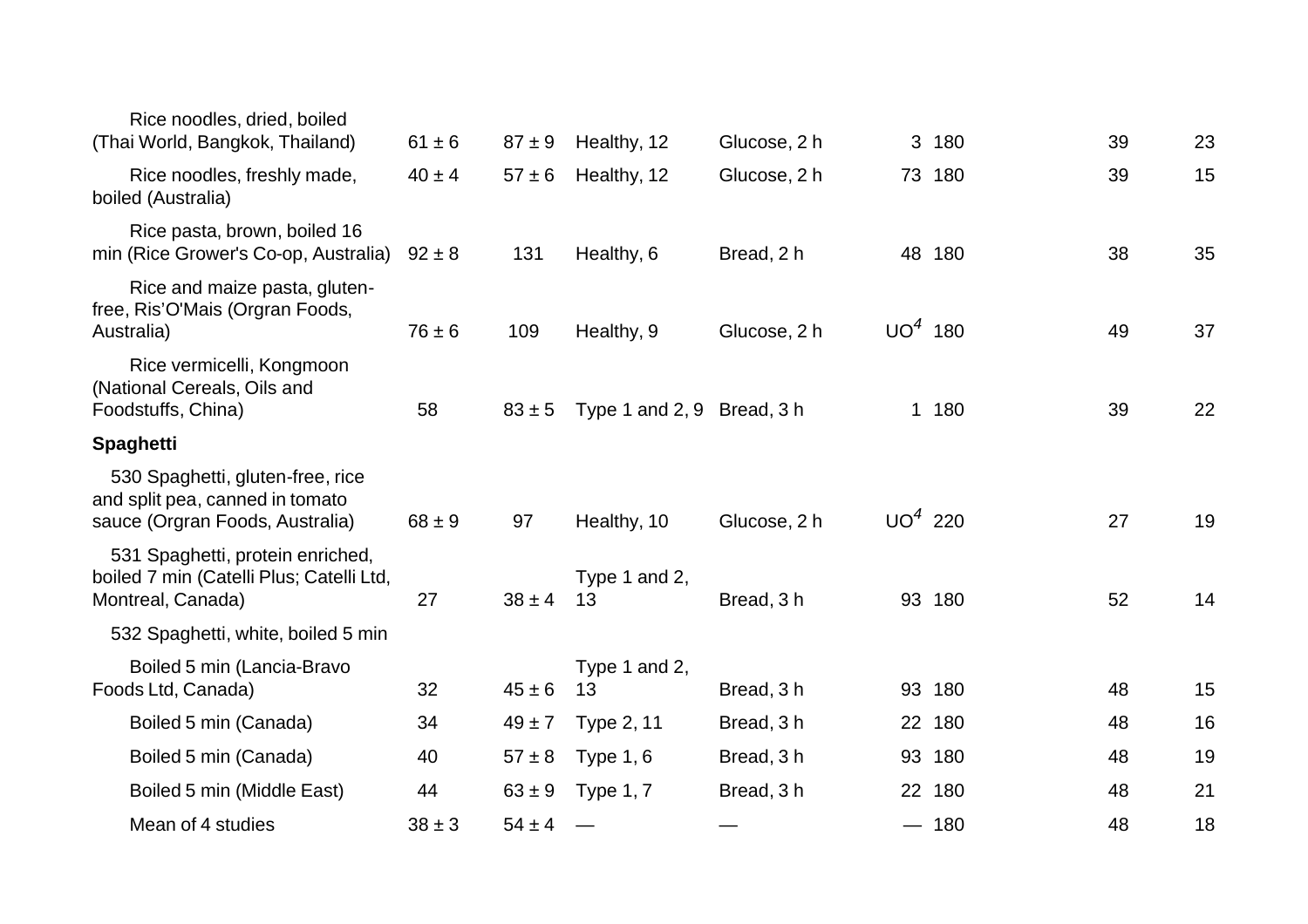| | | | | | | | | |
|---|---|---|---|---|---|---|---|---|
| Rice noodles, dried, boiled (Thai World, Bangkok, Thailand) | 61 ± 6 | 87 ± 9 | Healthy, 12 | Glucose, 2 h | 3 | 180 | 39 | 23 |
| Rice noodles, freshly made, boiled (Australia) | 40 ± 4 | 57 ± 6 | Healthy, 12 | Glucose, 2 h | 73 | 180 | 39 | 15 |
| Rice pasta, brown, boiled 16 min (Rice Grower's Co-op, Australia) | 92 ± 8 | 131 | Healthy, 6 | Bread, 2 h | 48 | 180 | 38 | 35 |
| Rice and maize pasta, gluten-free, Ris'O'Mais (Orgran Foods, Australia) | 76 ± 6 | 109 | Healthy, 9 | Glucose, 2 h | UO[4] | 180 | 49 | 37 |
| Rice vermicelli, Kongmoon (National Cereals, Oils and Foodstuffs, China) | 58 | 83 ± 5 | Type 1 and 2, 9 | Bread, 3 h | 1 | 180 | 39 | 22 |
| **Spaghetti** | | | | | | | | |
| 530 Spaghetti, gluten-free, rice and split pea, canned in tomato sauce (Orgran Foods, Australia) | 68 ± 9 | 97 | Healthy, 10 | Glucose, 2 h | UO[4] | 220 | 27 | 19 |
| 531 Spaghetti, protein enriched, boiled 7 min (Catelli Plus; Catelli Ltd, Montreal, Canada) | 27 | 38 ± 4 | Type 1 and 2, 13 | Bread, 3 h | 93 | 180 | 52 | 14 |
| 532 Spaghetti, white, boiled 5 min | | | | | | | | |
| Boiled 5 min (Lancia-Bravo Foods Ltd, Canada) | 32 | 45 ± 6 | Type 1 and 2, 13 | Bread, 3 h | 93 | 180 | 48 | 15 |
| Boiled 5 min (Canada) | 34 | 49 ± 7 | Type 2, 11 | Bread, 3 h | 22 | 180 | 48 | 16 |
| Boiled 5 min (Canada) | 40 | 57 ± 8 | Type 1, 6 | Bread, 3 h | 93 | 180 | 48 | 19 |
| Boiled 5 min (Middle East) | 44 | 63 ± 9 | Type 1, 7 | Bread, 3 h | 22 | 180 | 48 | 21 |
| Mean of 4 studies | 38 ± 3 | 54 ± 4 | — | — | — | 180 | 48 | 18 |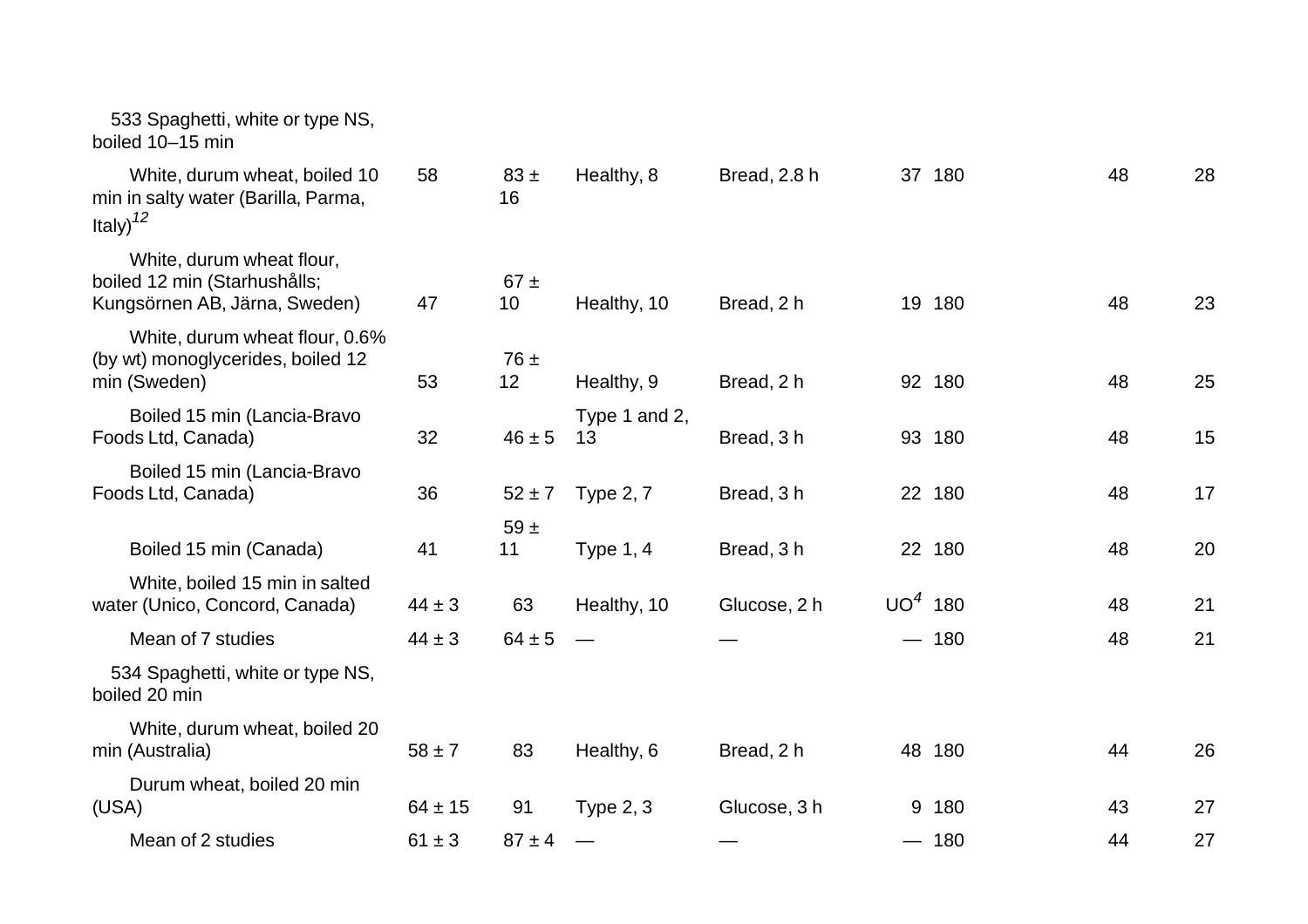| | | | | | | | | |
|---|---|---|---|---|---|---|---|---|
| 533 Spaghetti, white or type NS, boiled 10–15 min | | | | | | | | |
| White, durum wheat, boiled 10 min in salty water (Barilla, Parma, Italy)[12] | 58 | 83 ± 16 | Healthy, 8 | Bread, 2.8 h | 37 | 180 | 48 | 28 |
| White, durum wheat flour, boiled 12 min (Starhushålls; Kungsörnen AB, Järna, Sweden) | 47 | 67 ± 10 | Healthy, 10 | Bread, 2 h | 19 | 180 | 48 | 23 |
| White, durum wheat flour, 0.6% (by wt) monoglycerides, boiled 12 min (Sweden) | 53 | 76 ± 12 | Healthy, 9 | Bread, 2 h | 92 | 180 | 48 | 25 |
| Boiled 15 min (Lancia-Bravo Foods Ltd, Canada) | 32 | 46 ± 5 | Type 1 and 2, 13 | Bread, 3 h | 93 | 180 | 48 | 15 |
| Boiled 15 min (Lancia-Bravo Foods Ltd, Canada) | 36 | 52 ± 7 | Type 2, 7 | Bread, 3 h | 22 | 180 | 48 | 17 |
| Boiled 15 min (Canada) | 41 | 59 ± 11 | Type 1, 4 | Bread, 3 h | 22 | 180 | 48 | 20 |
| White, boiled 15 min in salted water (Unico, Concord, Canada) | 44 ± 3 | 63 | Healthy, 10 | Glucose, 2 h | UO[4] | 180 | 48 | 21 |
| Mean of 7 studies | 44 ± 3 | 64 ± 5 | — | — | — | 180 | 48 | 21 |
| 534 Spaghetti, white or type NS, boiled 20 min | | | | | | | | |
| White, durum wheat, boiled 20 min (Australia) | 58 ± 7 | 83 | Healthy, 6 | Bread, 2 h | 48 | 180 | 44 | 26 |
| Durum wheat, boiled 20 min (USA) | 64 ± 15 | 91 | Type 2, 3 | Glucose, 3 h | 9 | 180 | 43 | 27 |
| Mean of 2 studies | 61 ± 3 | 87 ± 4 | — | — | — | 180 | 44 | 27 |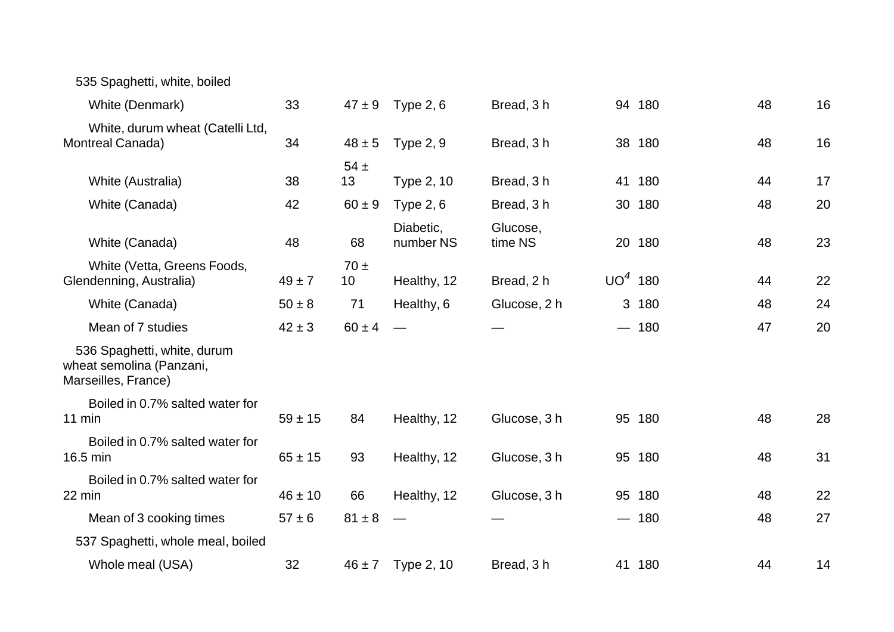| | | | | | | | | |
|---|---|---|---|---|---|---|---|---|
| 535 Spaghetti, white, boiled | | | | | | | | |
| White (Denmark) | 33 | 47 ± 9 | Type 2, 6 | Bread, 3 h | 94 | 180 | 48 | 16 |
| White, durum wheat (Catelli Ltd, Montreal Canada) | 34 | 48 ± 5 | Type 2, 9 | Bread, 3 h | 38 | 180 | 48 | 16 |
| White (Australia) | 38 | 54 ± 13 | Type 2, 10 | Bread, 3 h | 41 | 180 | 44 | 17 |
| White (Canada) | 42 | 60 ± 9 | Type 2, 6 | Bread, 3 h | 30 | 180 | 48 | 20 |
| White (Canada) | 48 | 68 | Diabetic, number NS | Glucose, time NS | 20 | 180 | 48 | 23 |
| White (Vetta, Greens Foods, Glendenning, Australia) | 49 ± 7 | 70 ± 10 | Healthy, 12 | Bread, 2 h | UO[4] | 180 | 44 | 22 |
| White (Canada) | 50 ± 8 | 71 | Healthy, 6 | Glucose, 2 h | 3 | 180 | 48 | 24 |
| Mean of 7 studies | 42 ± 3 | 60 ± 4 | — | — | — | 180 | 47 | 20 |
| 536 Spaghetti, white, durum wheat semolina (Panzani, Marseilles, France) | | | | | | | | |
| Boiled in 0.7% salted water for 11 min | 59 ± 15 | 84 | Healthy, 12 | Glucose, 3 h | 95 | 180 | 48 | 28 |
| Boiled in 0.7% salted water for 16.5 min | 65 ± 15 | 93 | Healthy, 12 | Glucose, 3 h | 95 | 180 | 48 | 31 |
| Boiled in 0.7% salted water for 22 min | 46 ± 10 | 66 | Healthy, 12 | Glucose, 3 h | 95 | 180 | 48 | 22 |
| Mean of 3 cooking times | 57 ± 6 | 81 ± 8 | — | — | — | 180 | 48 | 27 |
| 537 Spaghetti, whole meal, boiled | | | | | | | | |
| Whole meal (USA) | 32 | 46 ± 7 | Type 2, 10 | Bread, 3 h | 41 | 180 | 44 | 14 |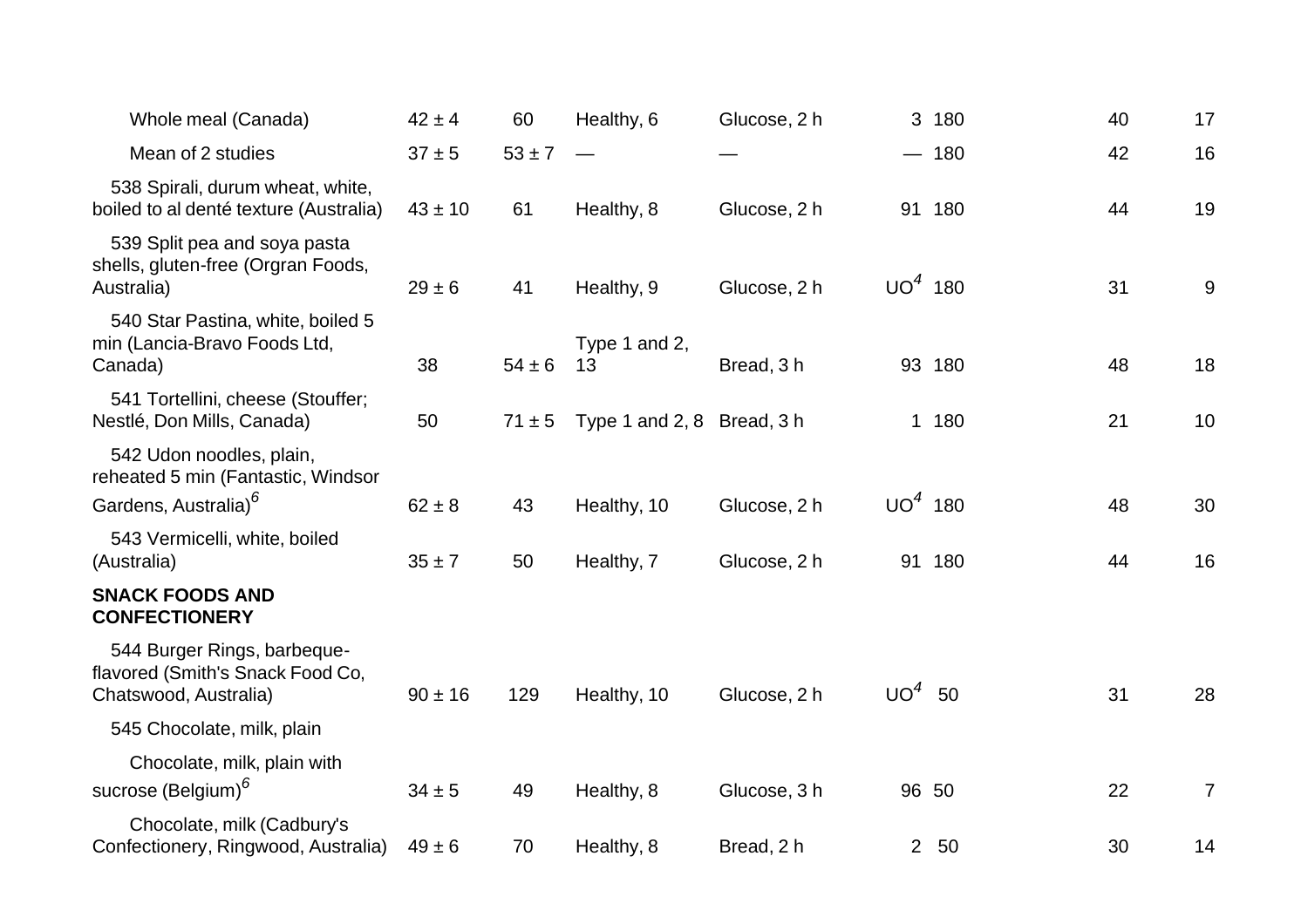| | | | | | | | | |
|---|---|---|---|---|---|---|---|---|
| Whole meal (Canada) | 42 ± 4 | 60 | Healthy, 6 | Glucose, 2 h | 3 | 180 | 40 | 17 |
| Mean of 2 studies | 37 ± 5 | 53 ± 7 | — | — | — | 180 | 42 | 16 |
| 538 Spirali, durum wheat, white, boiled to al denté texture (Australia) | 43 ± 10 | 61 | Healthy, 8 | Glucose, 2 h | 91 | 180 | 44 | 19 |
| 539 Split pea and soya pasta shells, gluten-free (Orgran Foods, Australia) | 29 ± 6 | 41 | Healthy, 9 | Glucose, 2 h | UO[4] | 180 | 31 | 9 |
| 540 Star Pastina, white, boiled 5 min (Lancia-Bravo Foods Ltd, Canada) | 38 | 54 ± 6 | Type 1 and 2, 13 | Bread, 3 h | 93 | 180 | 48 | 18 |
| 541 Tortellini, cheese (Stouffer; Nestlé, Don Mills, Canada) | 50 | 71 ± 5 | Type 1 and 2, 8 | Bread, 3 h | 1 | 180 | 21 | 10 |
| 542 Udon noodles, plain, reheated 5 min (Fantastic, Windsor Gardens, Australia)[6] | 62 ± 8 | 43 | Healthy, 10 | Glucose, 2 h | UO[4] | 180 | 48 | 30 |
| 543 Vermicelli, white, boiled (Australia) | 35 ± 7 | 50 | Healthy, 7 | Glucose, 2 h | 91 | 180 | 44 | 16 |
| **SNACK FOODS AND CONFECTIONERY** | | | | | | | | |
| 544 Burger Rings, barbeque-flavored (Smith's Snack Food Co, Chatswood, Australia) | 90 ± 16 | 129 | Healthy, 10 | Glucose, 2 h | UO[4] | 50 | 31 | 28 |
| 545 Chocolate, milk, plain | | | | | | | | |
| Chocolate, milk, plain with sucrose (Belgium)[6] | 34 ± 5 | 49 | Healthy, 8 | Glucose, 3 h | 96 | 50 | 22 | 7 |
| Chocolate, milk (Cadbury's Confectionery, Ringwood, Australia) | 49 ± 6 | 70 | Healthy, 8 | Bread, 2 h | 2 | 50 | 30 | 14 |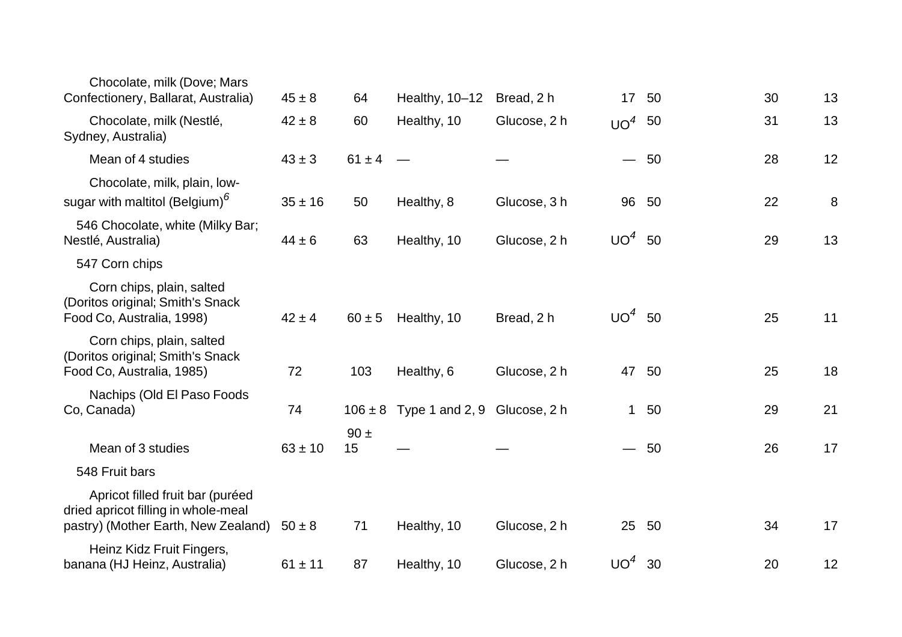| | | | | | | | | |
|---|---|---|---|---|---|---|---|---|
| Chocolate, milk (Dove; Mars Confectionery, Ballarat, Australia) | 45 ± 8 | 64 | Healthy, 10–12 | Bread, 2 h | 17 | 50 | 30 | 13 |
| Chocolate, milk (Nestlé, Sydney, Australia) | 42 ± 8 | 60 | Healthy, 10 | Glucose, 2 h | UO[4] | 50 | 31 | 13 |
| Mean of 4 studies | 43 ± 3 | 61 ± 4 | — | — | — | 50 | 28 | 12 |
| Chocolate, milk, plain, low-sugar with maltitol (Belgium)[6] | 35 ± 16 | 50 | Healthy, 8 | Glucose, 3 h | 96 | 50 | 22 | 8 |
| 546 Chocolate, white (Milky Bar; Nestlé, Australia) | 44 ± 6 | 63 | Healthy, 10 | Glucose, 2 h | UO[4] | 50 | 29 | 13 |
| 547 Corn chips | | | | | | | | |
| Corn chips, plain, salted (Doritos original; Smith's Snack Food Co, Australia, 1998) | 42 ± 4 | 60 ± 5 | Healthy, 10 | Bread, 2 h | UO[4] | 50 | 25 | 11 |
| Corn chips, plain, salted (Doritos original; Smith's Snack Food Co, Australia, 1985) | 72 | 103 | Healthy, 6 | Glucose, 2 h | 47 | 50 | 25 | 18 |
| Nachips (Old El Paso Foods Co, Canada) | 74 | 106 ± 8 | Type 1 and 2, 9 | Glucose, 2 h | 1 | 50 | 29 | 21 |
| Mean of 3 studies | 63 ± 10 | 90 ± 15 | — | — | — | 50 | 26 | 17 |
| 548 Fruit bars | | | | | | | | |
| Apricot filled fruit bar (puréed dried apricot filling in whole-meal pastry) (Mother Earth, New Zealand) | 50 ± 8 | 71 | Healthy, 10 | Glucose, 2 h | 25 | 50 | 34 | 17 |
| Heinz Kidz Fruit Fingers, banana (HJ Heinz, Australia) | 61 ± 11 | 87 | Healthy, 10 | Glucose, 2 h | UO[4] | 30 | 20 | 12 |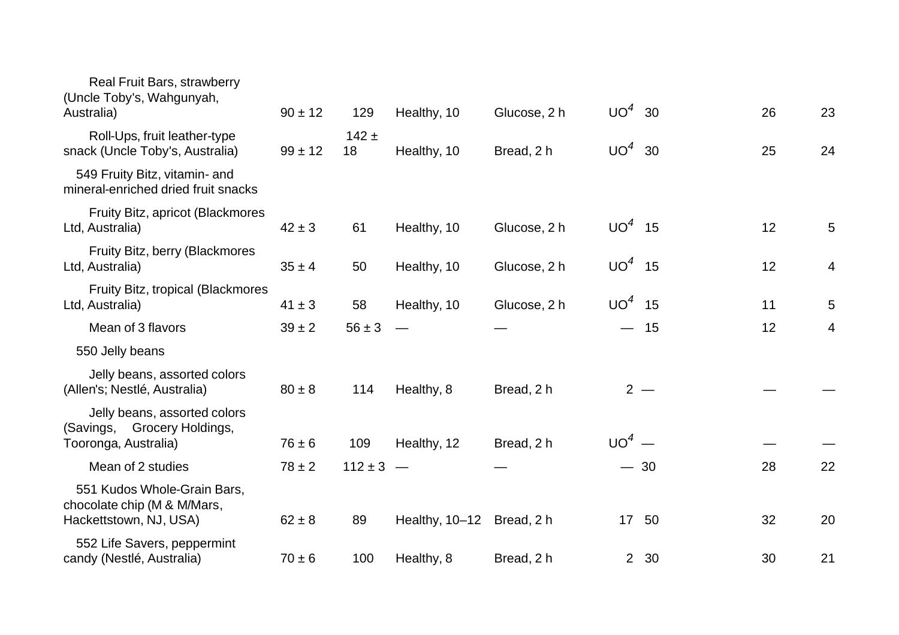| | | | | | | | | |
|---|---|---|---|---|---|---|---|---|
| Real Fruit Bars, strawberry (Uncle Toby's, Wahgunyah, Australia) | 90 ± 12 | 129 | Healthy, 10 | Glucose, 2 h | UO[4] | 30 | 26 | 23 |
| Roll-Ups, fruit leather-type snack (Uncle Toby's, Australia) | 99 ± 12 | 142 ± 18 | Healthy, 10 | Bread, 2 h | UO[4] | 30 | 25 | 24 |
| 549 Fruity Bitz, vitamin- and mineral-enriched dried fruit snacks | | | | | | | | |
| Fruity Bitz, apricot (Blackmores Ltd, Australia) | 42 ± 3 | 61 | Healthy, 10 | Glucose, 2 h | UO[4] | 15 | 12 | 5 |
| Fruity Bitz, berry (Blackmores Ltd, Australia) | 35 ± 4 | 50 | Healthy, 10 | Glucose, 2 h | UO[4] | 15 | 12 | 4 |
| Fruity Bitz, tropical (Blackmores Ltd, Australia) | 41 ± 3 | 58 | Healthy, 10 | Glucose, 2 h | UO[4] | 15 | 11 | 5 |
| Mean of 3 flavors | 39 ± 2 | 56 ± 3 | — | — | — | 15 | 12 | 4 |
| 550 Jelly beans | | | | | | | | |
| Jelly beans, assorted colors (Allen's; Nestlé, Australia) | 80 ± 8 | 114 | Healthy, 8 | Bread, 2 h | 2 | — | — | — |
| Jelly beans, assorted colors (Savings, Grocery Holdings, Tooronga, Australia) | 76 ± 6 | 109 | Healthy, 12 | Bread, 2 h | UO[4] | — | — | — |
| Mean of 2 studies | 78 ± 2 | 112 ± 3 | — | — | — | 30 | 28 | 22 |
| 551 Kudos Whole-Grain Bars, chocolate chip (M & M/Mars, Hackettstown, NJ, USA) | 62 ± 8 | 89 | Healthy, 10–12 | Bread, 2 h | 17 | 50 | 32 | 20 |
| 552 Life Savers, peppermint candy (Nestlé, Australia) | 70 ± 6 | 100 | Healthy, 8 | Bread, 2 h | 2 | 30 | 30 | 21 |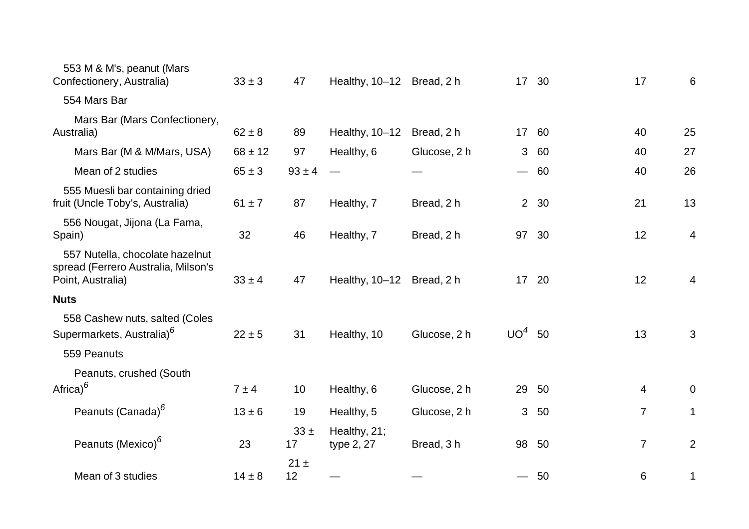| | | | | | | | | |
|---|---|---|---|---|---|---|---|---|
| 553 M & M's, peanut (Mars Confectionery, Australia) | 33 ± 3 | 47 | Healthy, 10–12 | Bread, 2 h | 17 | 30 | 17 | 6 |
| 554 Mars Bar | | | | | | | | |
| Mars Bar (Mars Confectionery, Australia) | 62 ± 8 | 89 | Healthy, 10–12 | Bread, 2 h | 17 | 60 | 40 | 25 |
| Mars Bar (M & M/Mars, USA) | 68 ± 12 | 97 | Healthy, 6 | Glucose, 2 h | 3 | 60 | 40 | 27 |
| Mean of 2 studies | 65 ± 3 | 93 ± 4 | — | — | — | 60 | 40 | 26 |
| 555 Muesli bar containing dried fruit (Uncle Toby's, Australia) | 61 ± 7 | 87 | Healthy, 7 | Bread, 2 h | 2 | 30 | 21 | 13 |
| 556 Nougat, Jijona (La Fama, Spain) | 32 | 46 | Healthy, 7 | Bread, 2 h | 97 | 30 | 12 | 4 |
| 557 Nutella, chocolate hazelnut spread (Ferrero Australia, Milson's Point, Australia) | 33 ± 4 | 47 | Healthy, 10–12 | Bread, 2 h | 17 | 20 | 12 | 4 |
| **Nuts** | | | | | | | | |
| 558 Cashew nuts, salted (Coles Supermarkets, Australia)[6] | 22 ± 5 | 31 | Healthy, 10 | Glucose, 2 h | UO[4] | 50 | 13 | 3 |
| 559 Peanuts | | | | | | | | |
| Peanuts, crushed (South Africa)[6] | 7 ± 4 | 10 | Healthy, 6 | Glucose, 2 h | 29 | 50 | 4 | 0 |
| Peanuts (Canada)[6] | 13 ± 6 | 19 | Healthy, 5 | Glucose, 2 h | 3 | 50 | 7 | 1 |
| Peanuts (Mexico)[6] | 23 | 33 ± 17 | Healthy, 21; type 2, 27 | Bread, 3 h | 98 | 50 | 7 | 2 |
| Mean of 3 studies | 14 ± 8 | 21 ± 12 | — | — | — | 50 | 6 | 1 |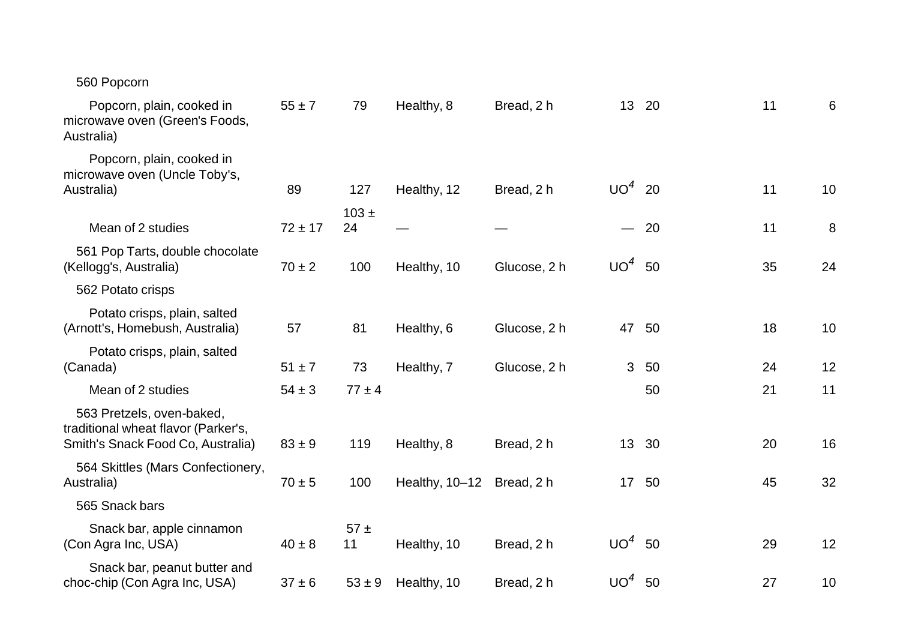| | | | | | | | | |
|---|---|---|---|---|---|---|---|---|
| 560 Popcorn | | | | | | | | |
| Popcorn, plain, cooked in microwave oven (Green's Foods, Australia) | 55 ± 7 | 79 | Healthy, 8 | Bread, 2 h | 13 | 20 | 11 | 6 |
| Popcorn, plain, cooked in microwave oven (Uncle Toby's, Australia) | 89 | 127 | Healthy, 12 | Bread, 2 h | UO[4] | 20 | 11 | 10 |
| Mean of 2 studies | 72 ± 17 | 103 ± 24 | — | — | — | 20 | 11 | 8 |
| 561 Pop Tarts, double chocolate (Kellogg's, Australia) | 70 ± 2 | 100 | Healthy, 10 | Glucose, 2 h | UO[4] | 50 | 35 | 24 |
| 562 Potato crisps | | | | | | | | |
| Potato crisps, plain, salted (Arnott's, Homebush, Australia) | 57 | 81 | Healthy, 6 | Glucose, 2 h | 47 | 50 | 18 | 10 |
| Potato crisps, plain, salted (Canada) | 51 ± 7 | 73 | Healthy, 7 | Glucose, 2 h | 3 | 50 | 24 | 12 |
| Mean of 2 studies | 54 ± 3 | 77 ± 4 | | | | 50 | 21 | 11 |
| 563 Pretzels, oven-baked, traditional wheat flavor (Parker's, Smith's Snack Food Co, Australia) | 83 ± 9 | 119 | Healthy, 8 | Bread, 2 h | 13 | 30 | 20 | 16 |
| 564 Skittles (Mars Confectionery, Australia) | 70 ± 5 | 100 | Healthy, 10–12 | Bread, 2 h | 17 | 50 | 45 | 32 |
| 565 Snack bars | | | | | | | | |
| Snack bar, apple cinnamon (Con Agra Inc, USA) | 40 ± 8 | 57 ± 11 | Healthy, 10 | Bread, 2 h | UO[4] | 50 | 29 | 12 |
| Snack bar, peanut butter and choc-chip (Con Agra Inc, USA) | 37 ± 6 | 53 ± 9 | Healthy, 10 | Bread, 2 h | UO[4] | 50 | 27 | 10 |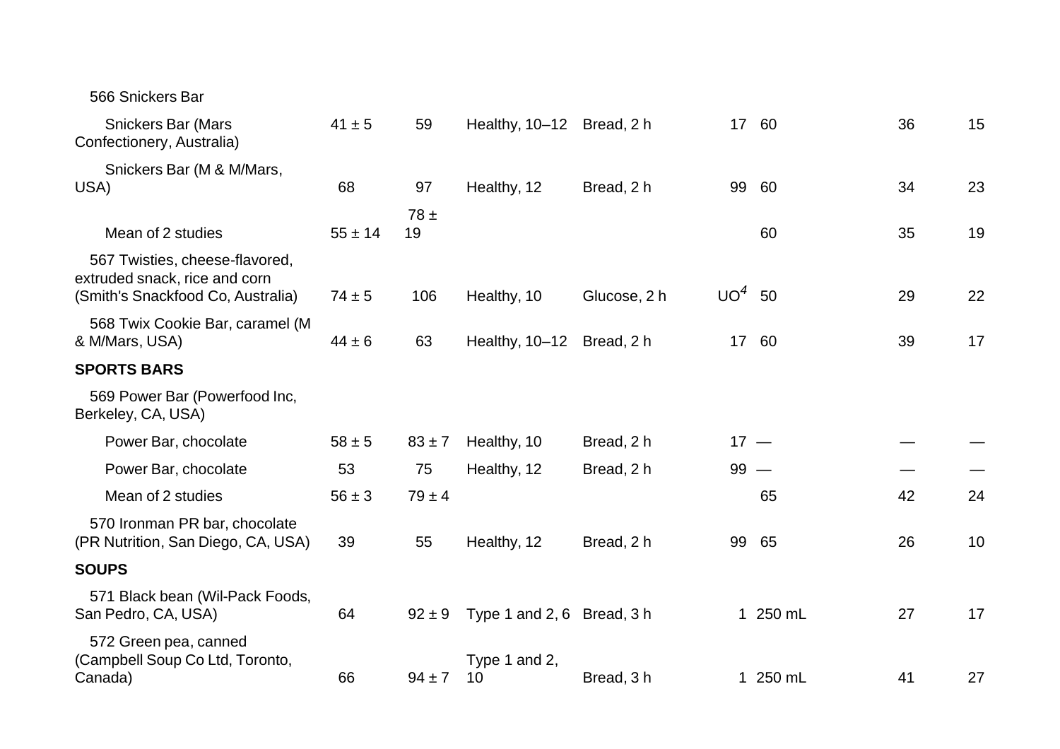| | | | | | | | | |
|---|---|---|---|---|---|---|---|---|
| 566 Snickers Bar | | | | | | | | |
| Snickers Bar (Mars Confectionery, Australia) | 41 ± 5 | 59 | Healthy, 10–12 | Bread, 2 h | 17 | 60 | 36 | 15 |
| Snickers Bar (M & M/Mars, USA) | 68 | 97 | Healthy, 12 | Bread, 2 h | 99 | 60 | 34 | 23 |
| Mean of 2 studies | 55 ± 14 | 78 ± 19 | | | | 60 | 35 | 19 |
| 567 Twisties, cheese-flavored, extruded snack, rice and corn (Smith's Snackfood Co, Australia) | 74 ± 5 | 106 | Healthy, 10 | Glucose, 2 h | UO[4] | 50 | 29 | 22 |
| 568 Twix Cookie Bar, caramel (M & M/Mars, USA) | 44 ± 6 | 63 | Healthy, 10–12 | Bread, 2 h | 17 | 60 | 39 | 17 |
| **SPORTS BARS** | | | | | | | | |
| 569 Power Bar (Powerfood Inc, Berkeley, CA, USA) | | | | | | | | |
| Power Bar, chocolate | 58 ± 5 | 83 ± 7 | Healthy, 10 | Bread, 2 h | 17 | — | — | — |
| Power Bar, chocolate | 53 | 75 | Healthy, 12 | Bread, 2 h | 99 | — | — | — |
| Mean of 2 studies | 56 ± 3 | 79 ± 4 | | | | 65 | 42 | 24 |
| 570 Ironman PR bar, chocolate (PR Nutrition, San Diego, CA, USA) | 39 | 55 | Healthy, 12 | Bread, 2 h | 99 | 65 | 26 | 10 |
| **SOUPS** | | | | | | | | |
| 571 Black bean (Wil-Pack Foods, San Pedro, CA, USA) | 64 | 92 ± 9 | Type 1 and 2, 6 | Bread, 3 h | 1 | 250 mL | 27 | 17 |
| 572 Green pea, canned (Campbell Soup Co Ltd, Toronto, Canada) | 66 | 94 ± 7 | Type 1 and 2, 10 | Bread, 3 h | 1 | 250 mL | 41 | 27 |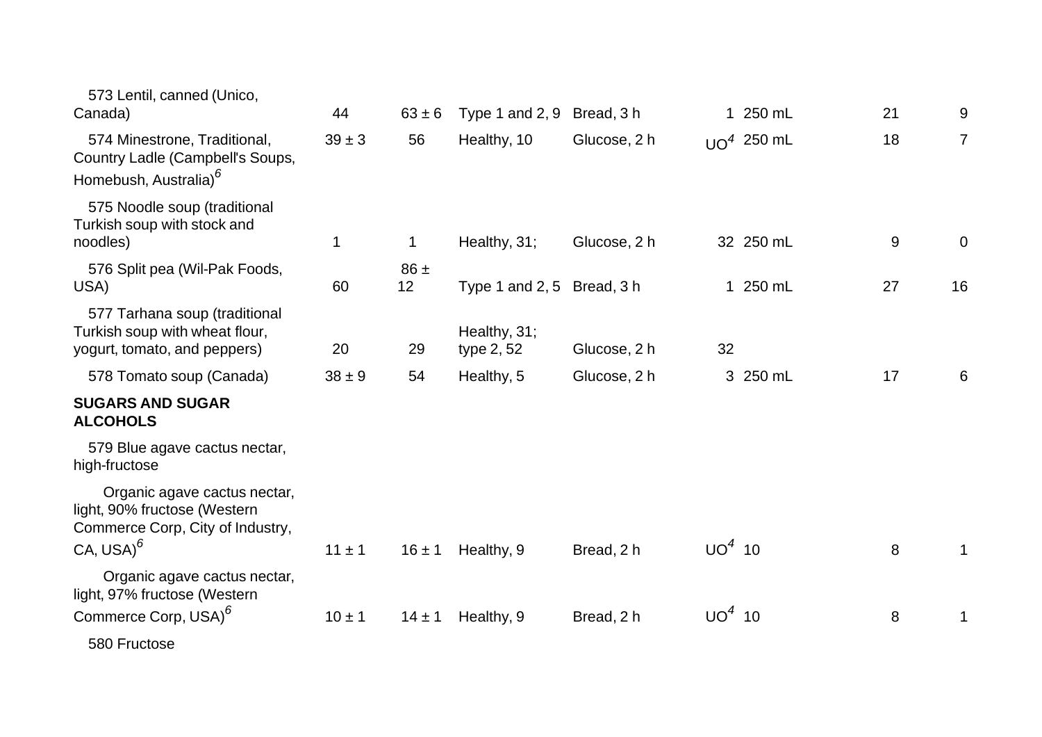| | | | | | | | | |
|---|---|---|---|---|---|---|---|---|
| 573 Lentil, canned (Unico, Canada) | 44 | 63 ± 6 | Type 1 and 2, 9 | Bread, 3 h | 1 | 250 mL | 21 | 9 |
| 574 Minestrone, Traditional, Country Ladle (Campbell's Soups, Homebush, Australia)[6] | 39 ± 3 | 56 | Healthy, 10 | Glucose, 2 h | UO[4] | 250 mL | 18 | 7 |
| 575 Noodle soup (traditional Turkish soup with stock and noodles) | 1 | 1 | Healthy, 31; | Glucose, 2 h | 32 | 250 mL | 9 | 0 |
| 576 Split pea (Wil-Pak Foods, USA) | 60 | 86 ± 12 | Type 1 and 2, 5 | Bread, 3 h | 1 | 250 mL | 27 | 16 |
| 577 Tarhana soup (traditional Turkish soup with wheat flour, yogurt, tomato, and peppers) | 20 | 29 | Healthy, 31; type 2, 52 | Glucose, 2 h | 32 | | | |
| 578 Tomato soup (Canada) | 38 ± 9 | 54 | Healthy, 5 | Glucose, 2 h | 3 | 250 mL | 17 | 6 |
| **SUGARS AND SUGAR ALCOHOLS** | | | | | | | | |
| 579 Blue agave cactus nectar, high-fructose | | | | | | | | |
| Organic agave cactus nectar, light, 90% fructose (Western Commerce Corp, City of Industry, CA, USA)[6] | 11 ± 1 | 16 ± 1 | Healthy, 9 | Bread, 2 h | UO[4] | 10 | 8 | 1 |
| Organic agave cactus nectar, light, 97% fructose (Western Commerce Corp, USA)[6] | 10 ± 1 | 14 ± 1 | Healthy, 9 | Bread, 2 h | UO[4] | 10 | 8 | 1 |
| 580 Fructose | | | | | | | | |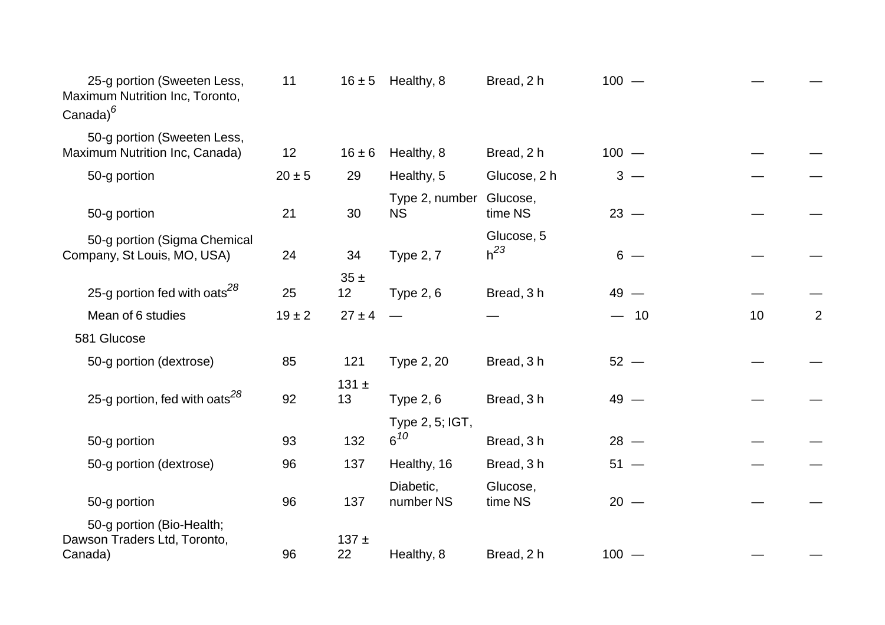| | | | | | | | | |
|---|---|---|---|---|---|---|---|---|
| 25-g portion (Sweeten Less, Maximum Nutrition Inc, Toronto, Canada)[6] | 11 | 16 ± 5 | Healthy, 8 | Bread, 2 h | 100 | — | — | — |
| 50-g portion (Sweeten Less, Maximum Nutrition Inc, Canada) | 12 | 16 ± 6 | Healthy, 8 | Bread, 2 h | 100 | — | — | — |
| 50-g portion | 20 ± 5 | 29 | Healthy, 5 | Glucose, 2 h | 3 | — | — | — |
| 50-g portion | 21 | 30 | Type 2, number NS | Glucose, time NS | 23 | — | — | — |
| 50-g portion (Sigma Chemical Company, St Louis, MO, USA) | 24 | 34 | Type 2, 7 | Glucose, 5 h[23] | 6 | — | — | — |
| 25-g portion fed with oats[28] | 25 | 35 ± 12 | Type 2, 6 | Bread, 3 h | 49 | — | — | — |
| Mean of 6 studies | 19 ± 2 | 27 ± 4 | — | — | — | 10 | 10 | 2 |
| 581 Glucose | | | | | | | | |
| 50-g portion (dextrose) | 85 | 121 | Type 2, 20 | Bread, 3 h | 52 | — | — | — |
| 25-g portion, fed with oats[28] | 92 | 131 ± 13 | Type 2, 6 | Bread, 3 h | 49 | — | — | — |
| 50-g portion | 93 | 132 | Type 2, 5; IGT, 6[10] | Bread, 3 h | 28 | — | — | — |
| 50-g portion (dextrose) | 96 | 137 | Healthy, 16 | Bread, 3 h | 51 | — | — | — |
| 50-g portion | 96 | 137 | Diabetic, number NS | Glucose, time NS | 20 | — | — | — |
| 50-g portion (Bio-Health; Dawson Traders Ltd, Toronto, Canada) | 96 | 137 ± 22 | Healthy, 8 | Bread, 2 h | 100 | — | — | — |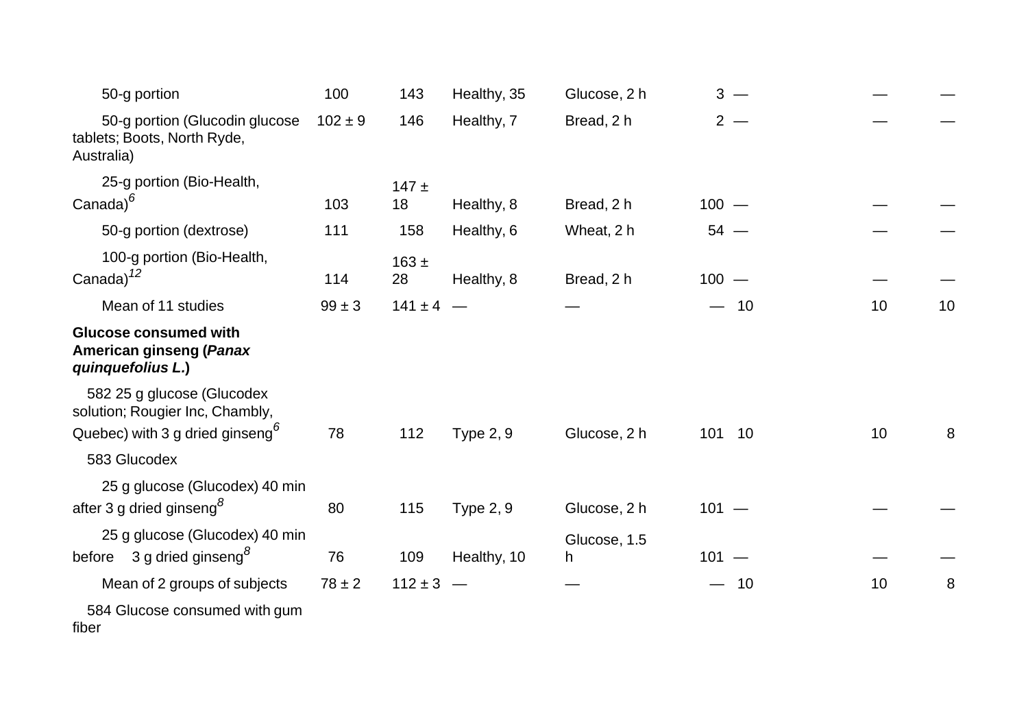| | | | | | | | | |
|---|---|---|---|---|---|---|---|---|
| 50-g portion | 100 | 143 | Healthy, 35 | Glucose, 2 h | 3 | — | — | — |
| 50-g portion (Glucodin glucose tablets; Boots, North Ryde, Australia) | 102 ± 9 | 146 | Healthy, 7 | Bread, 2 h | 2 | — | — | — |
| 25-g portion (Bio-Health, Canada)[6] | 103 | 147 ± 18 | Healthy, 8 | Bread, 2 h | 100 | — | — | — |
| 50-g portion (dextrose) | 111 | 158 | Healthy, 6 | Wheat, 2 h | 54 | — | — | — |
| 100-g portion (Bio-Health, Canada)[12] | 114 | 163 ± 28 | Healthy, 8 | Bread, 2 h | 100 | — | — | — |
| Mean of 11 studies | 99 ± 3 | 141 ± 4 | — | — | — | 10 | 10 | 10 |
| **Glucose consumed with American ginseng (*Panax quinquefolius L.*)** | | | | | | | | |
| 582 25 g glucose (Glucodex solution; Rougier Inc, Chambly, Quebec) with 3 g dried ginseng[6] | 78 | 112 | Type 2, 9 | Glucose, 2 h | 101 | 10 | 10 | 8 |
| 583 Glucodex | | | | | | | | |
| 25 g glucose (Glucodex) 40 min after 3 g dried ginseng[8] | 80 | 115 | Type 2, 9 | Glucose, 2 h | 101 | — | — | — |
| 25 g glucose (Glucodex) 40 min before 3 g dried ginseng[8] | 76 | 109 | Healthy, 10 | Glucose, 1.5 h | 101 | — | — | — |
| Mean of 2 groups of subjects | 78 ± 2 | 112 ± 3 | — | — | — | 10 | 10 | 8 |
| 584 Glucose consumed with gum fiber | | | | | | | | |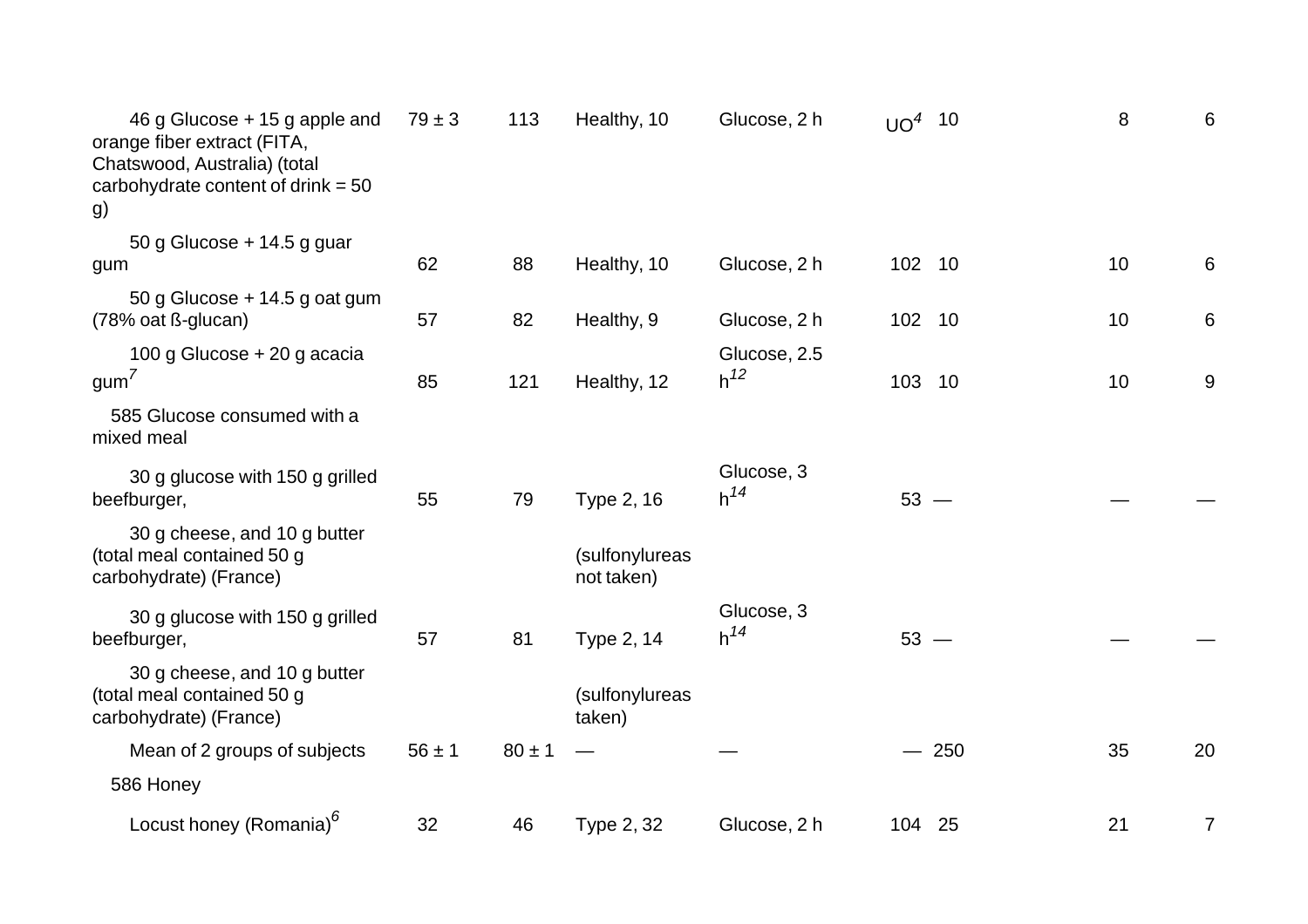| | | | | | | | | |
|---|---|---|---|---|---|---|---|---|
| 46 g Glucose + 15 g apple and orange fiber extract (FITA, Chatswood, Australia) (total carbohydrate content of drink = 50 g) | 79 ± 3 | 113 | Healthy, 10 | Glucose, 2 h | UO[4] | 10 | 8 | 6 |
| 50 g Glucose + 14.5 g guar gum | 62 | 88 | Healthy, 10 | Glucose, 2 h | 102 | 10 | 10 | 6 |
| 50 g Glucose + 14.5 g oat gum (78% oat ß-glucan) | 57 | 82 | Healthy, 9 | Glucose, 2 h | 102 | 10 | 10 | 6 |
| 100 g Glucose + 20 g acacia gum[7] | 85 | 121 | Healthy, 12 | Glucose, 2.5 h[12] | 103 | 10 | 10 | 9 |
| 585 Glucose consumed with a mixed meal | | | | | | | | |
| 30 g glucose with 150 g grilled beefburger, 30 g cheese, and 10 g butter (total meal contained 50 g carbohydrate) (France) | 55 | 79 | Type 2, 16 (sulfonylureas not taken) | Glucose, 3 h[14] | 53 | — | — | — |
| 30 g glucose with 150 g grilled beefburger, 30 g cheese, and 10 g butter (total meal contained 50 g carbohydrate) (France) | 57 | 81 | Type 2, 14 (sulfonylureas taken) | Glucose, 3 h[14] | 53 | — | — | — |
| Mean of 2 groups of subjects | 56 ± 1 | 80 ± 1 | — | — | — | 250 | 35 | 20 |
| 586 Honey | | | | | | | | |
| Locust honey (Romania)[6] | 32 | 46 | Type 2, 32 | Glucose, 2 h | 104 | 25 | 21 | 7 |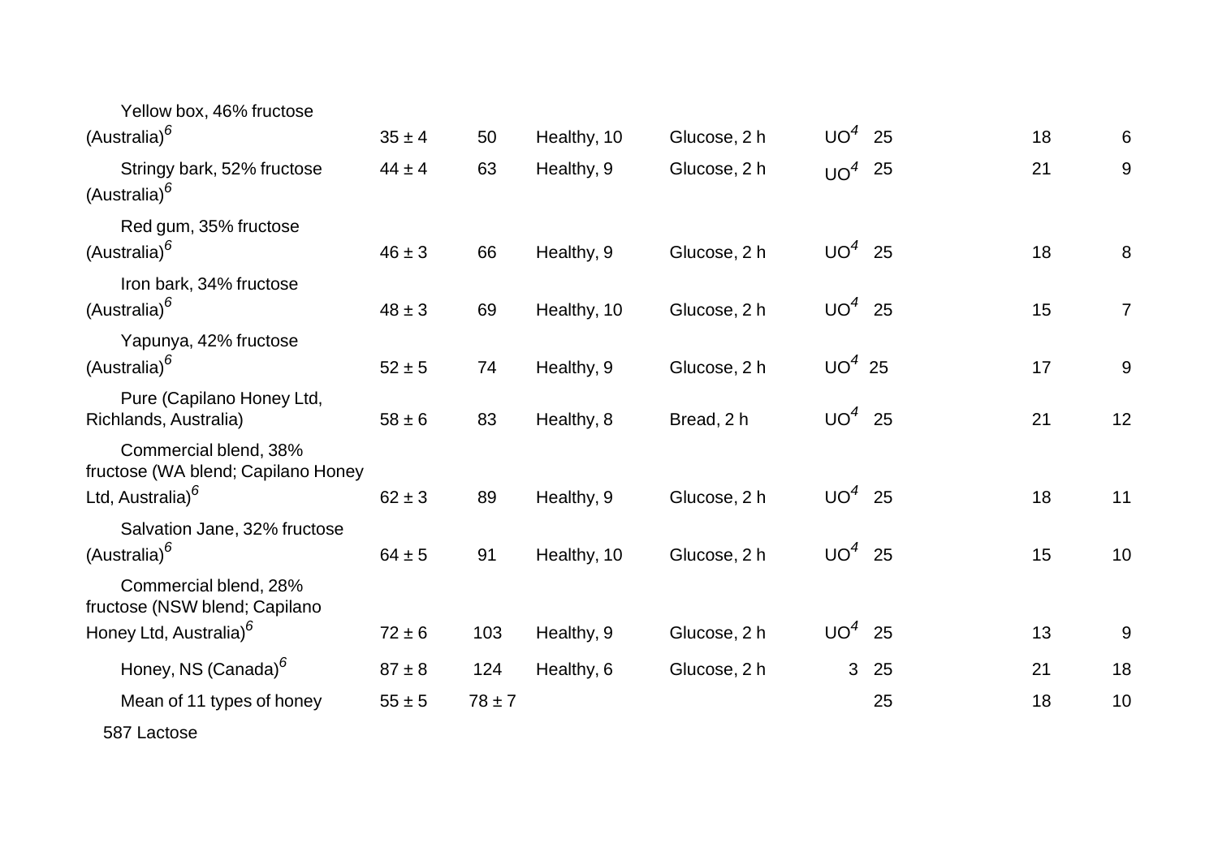| | | | | | | | | |
|---|---|---|---|---|---|---|---|---|
| Yellow box, 46% fructose (Australia)[6] | 35 ± 4 | 50 | Healthy, 10 | Glucose, 2 h | UO[4] | 25 | 18 | 6 |
| Stringy bark, 52% fructose (Australia)[6] | 44 ± 4 | 63 | Healthy, 9 | Glucose, 2 h | UO[4] | 25 | 21 | 9 |
| Red gum, 35% fructose (Australia)[6] | 46 ± 3 | 66 | Healthy, 9 | Glucose, 2 h | UO[4] | 25 | 18 | 8 |
| Iron bark, 34% fructose (Australia)[6] | 48 ± 3 | 69 | Healthy, 10 | Glucose, 2 h | UO[4] | 25 | 15 | 7 |
| Yapunya, 42% fructose (Australia)[6] | 52 ± 5 | 74 | Healthy, 9 | Glucose, 2 h | UO[4] | 25 | 17 | 9 |
| Pure (Capilano Honey Ltd, Richlands, Australia) | 58 ± 6 | 83 | Healthy, 8 | Bread, 2 h | UO[4] | 25 | 21 | 12 |
| Commercial blend, 38% fructose (WA blend; Capilano Honey Ltd, Australia)[6] | 62 ± 3 | 89 | Healthy, 9 | Glucose, 2 h | UO[4] | 25 | 18 | 11 |
| Salvation Jane, 32% fructose (Australia)[6] | 64 ± 5 | 91 | Healthy, 10 | Glucose, 2 h | UO[4] | 25 | 15 | 10 |
| Commercial blend, 28% fructose (NSW blend; Capilano Honey Ltd, Australia)[6] | 72 ± 6 | 103 | Healthy, 9 | Glucose, 2 h | UO[4] | 25 | 13 | 9 |
| Honey, NS (Canada)[6] | 87 ± 8 | 124 | Healthy, 6 | Glucose, 2 h | 3 | 25 | 21 | 18 |
| Mean of 11 types of honey | 55 ± 5 | 78 ± 7 | | | | 25 | 18 | 10 |
| 587 Lactose | | | | | | | | |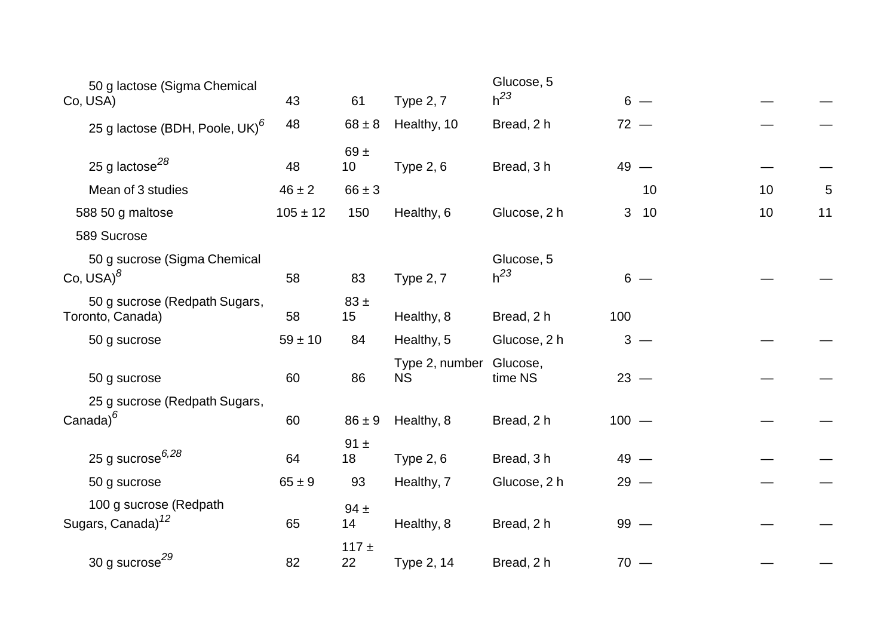| | | | | | | | | |
|---|---|---|---|---|---|---|---|---|
| 50 g lactose (Sigma Chemical Co, USA) | 43 | 61 | Type 2, 7 | Glucose, 5 h[23] | 6 | — | — | — |
| 25 g lactose (BDH, Poole, UK)[6] | 48 | 68 ± 8 | Healthy, 10 | Bread, 2 h | 72 | — | — | — |
| 25 g lactose[28] | 48 | 69 ± 10 | Type 2, 6 | Bread, 3 h | 49 | — | — | — |
| Mean of 3 studies | 46 ± 2 | 66 ± 3 | | | | 10 | 10 | 5 |
| 588 50 g maltose | 105 ± 12 | 150 | Healthy, 6 | Glucose, 2 h | 3 | 10 | 10 | 11 |
| 589 Sucrose | | | | | | | | |
| 50 g sucrose (Sigma Chemical Co, USA)[8] | 58 | 83 | Type 2, 7 | Glucose, 5 h[23] | 6 | — | — | — |
| 50 g sucrose (Redpath Sugars, Toronto, Canada) | 58 | 83 ± 15 | Healthy, 8 | Bread, 2 h | 100 | | | |
| 50 g sucrose | 59 ± 10 | 84 | Healthy, 5 | Glucose, 2 h | 3 | — | — | — |
| 50 g sucrose | 60 | 86 | Type 2, number NS | Glucose, time NS | 23 | — | — | — |
| 25 g sucrose (Redpath Sugars, Canada)[6] | 60 | 86 ± 9 | Healthy, 8 | Bread, 2 h | 100 | — | — | — |
| 25 g sucrose[6,28] | 64 | 91 ± 18 | Type 2, 6 | Bread, 3 h | 49 | — | — | — |
| 50 g sucrose | 65 ± 9 | 93 | Healthy, 7 | Glucose, 2 h | 29 | — | — | — |
| 100 g sucrose (Redpath Sugars, Canada)[12] | 65 | 94 ± 14 | Healthy, 8 | Bread, 2 h | 99 | — | — | — |
| 30 g sucrose[29] | 82 | 117 ± 22 | Type 2, 14 | Bread, 2 h | 70 | — | — | — |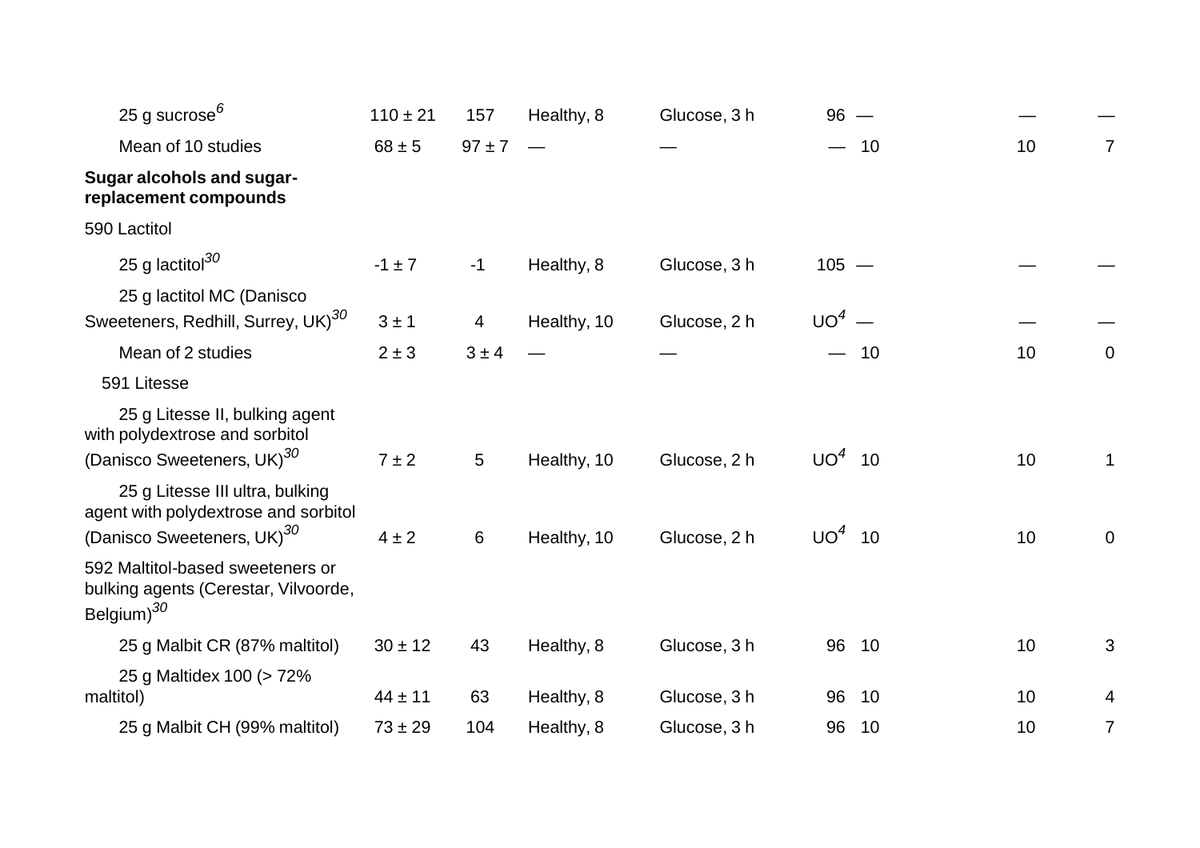| | | | | | | | | |
|---|---|---|---|---|---|---|---|---|
| 25 g sucrose[6] | 110 ± 21 | 157 | Healthy, 8 | Glucose, 3 h | 96 | — | — | — |
| Mean of 10 studies | 68 ± 5 | 97 ± 7 | — | — | — | 10 | 10 | 7 |
| **Sugar alcohols and sugar-replacement compounds** | | | | | | | | |
| 590 Lactitol | | | | | | | | |
| 25 g lactitol[30] | -1 ± 7 | -1 | Healthy, 8 | Glucose, 3 h | 105 | — | — | — |
| 25 g lactitol MC (Danisco Sweeteners, Redhill, Surrey, UK)[30] | 3 ± 1 | 4 | Healthy, 10 | Glucose, 2 h | UO[4] | — | — | — |
| Mean of 2 studies | 2 ± 3 | 3 ± 4 | — | — | — | 10 | 10 | 0 |
| 591 Litesse | | | | | | | | |
| 25 g Litesse II, bulking agent with polydextrose and sorbitol (Danisco Sweeteners, UK)[30] | 7 ± 2 | 5 | Healthy, 10 | Glucose, 2 h | UO[4] | 10 | 10 | 1 |
| 25 g Litesse III ultra, bulking agent with polydextrose and sorbitol (Danisco Sweeteners, UK)[30] | 4 ± 2 | 6 | Healthy, 10 | Glucose, 2 h | UO[4] | 10 | 10 | 0 |
| 592 Maltitol-based sweeteners or bulking agents (Cerestar, Vilvoorde, Belgium)[30] | | | | | | | | |
| 25 g Malbit CR (87% maltitol) | 30 ± 12 | 43 | Healthy, 8 | Glucose, 3 h | 96 | 10 | 10 | 3 |
| 25 g Maltidex 100 (> 72% maltitol) | 44 ± 11 | 63 | Healthy, 8 | Glucose, 3 h | 96 | 10 | 10 | 4 |
| 25 g Malbit CH (99% maltitol) | 73 ± 29 | 104 | Healthy, 8 | Glucose, 3 h | 96 | 10 | 10 | 7 |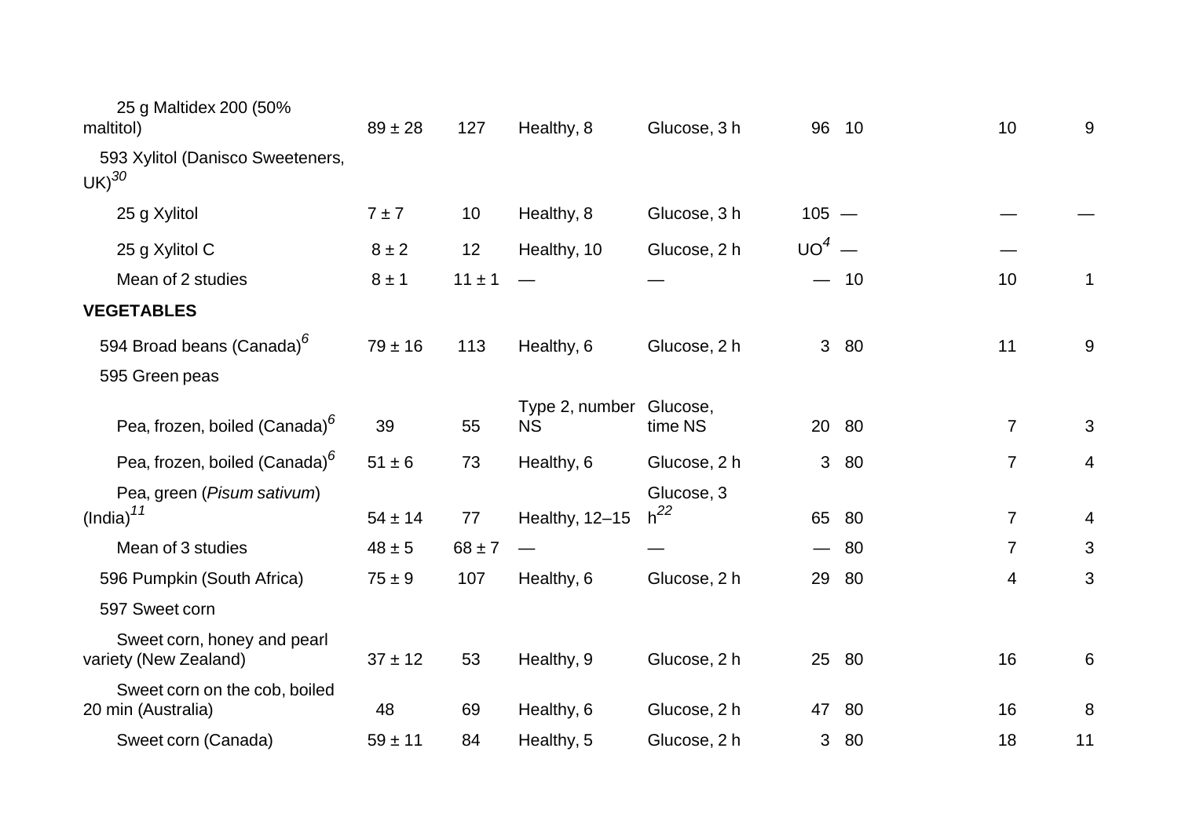| | | | | | | | | |
|---|---|---|---|---|---|---|---|---|
| 25 g Maltidex 200 (50% maltitol) | 89 ± 28 | 127 | Healthy, 8 | Glucose, 3 h | 96 | 10 | 10 | 9 |
| 593 Xylitol (Danisco Sweeteners, UK)[30] | | | | | | | | |
| 25 g Xylitol | 7 ± 7 | 10 | Healthy, 8 | Glucose, 3 h | 105 | — | — | — |
| 25 g Xylitol C | 8 ± 2 | 12 | Healthy, 10 | Glucose, 2 h | UO[4] | — | — | |
| Mean of 2 studies | 8 ± 1 | 11 ± 1 | — | — | — | 10 | 10 | 1 |
| **VEGETABLES** | | | | | | | | |
| 594 Broad beans (Canada)[6] | 79 ± 16 | 113 | Healthy, 6 | Glucose, 2 h | 3 | 80 | 11 | 9 |
| 595 Green peas | | | | | | | | |
| Pea, frozen, boiled (Canada)[6] | 39 | 55 | Type 2, number NS | Glucose, time NS | 20 | 80 | 7 | 3 |
| Pea, frozen, boiled (Canada)[6] | 51 ± 6 | 73 | Healthy, 6 | Glucose, 2 h | 3 | 80 | 7 | 4 |
| Pea, green (*Pisum sativum*) (India)[11] | 54 ± 14 | 77 | Healthy, 12–15 | Glucose, 3 h[22] | 65 | 80 | 7 | 4 |
| Mean of 3 studies | 48 ± 5 | 68 ± 7 | — | — | — | 80 | 7 | 3 |
| 596 Pumpkin (South Africa) | 75 ± 9 | 107 | Healthy, 6 | Glucose, 2 h | 29 | 80 | 4 | 3 |
| 597 Sweet corn | | | | | | | | |
| Sweet corn, honey and pearl variety (New Zealand) | 37 ± 12 | 53 | Healthy, 9 | Glucose, 2 h | 25 | 80 | 16 | 6 |
| Sweet corn on the cob, boiled 20 min (Australia) | 48 | 69 | Healthy, 6 | Glucose, 2 h | 47 | 80 | 16 | 8 |
| Sweet corn (Canada) | 59 ± 11 | 84 | Healthy, 5 | Glucose, 2 h | 3 | 80 | 18 | 11 |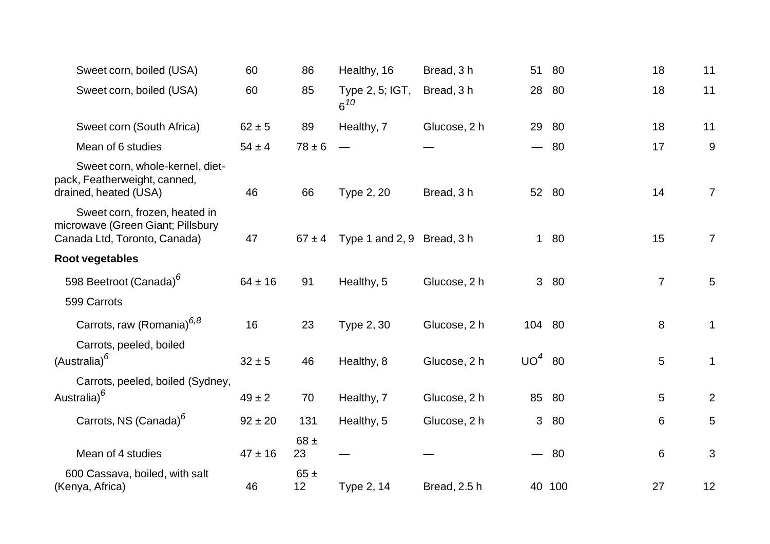| | | | | | | | | |
|---|---|---|---|---|---|---|---|---|
| Sweet corn, boiled (USA) | 60 | 86 | Healthy, 16 | Bread, 3 h | 51 | 80 | 18 | 11 |
| Sweet corn, boiled (USA) | 60 | 85 | Type 2, 5; IGT, 6[10] | Bread, 3 h | 28 | 80 | 18 | 11 |
| Sweet corn (South Africa) | 62 ± 5 | 89 | Healthy, 7 | Glucose, 2 h | 29 | 80 | 18 | 11 |
| Mean of 6 studies | 54 ± 4 | 78 ± 6 | — | — | — | 80 | 17 | 9 |
| Sweet corn, whole-kernel, diet-pack, Featherweight, canned, drained, heated (USA) | 46 | 66 | Type 2, 20 | Bread, 3 h | 52 | 80 | 14 | 7 |
| Sweet corn, frozen, heated in microwave (Green Giant; Pillsbury Canada Ltd, Toronto, Canada) | 47 | 67 ± 4 | Type 1 and 2, 9 | Bread, 3 h | 1 | 80 | 15 | 7 |
| **Root vegetables** | | | | | | | | |
| 598 Beetroot (Canada)[6] | 64 ± 16 | 91 | Healthy, 5 | Glucose, 2 h | 3 | 80 | 7 | 5 |
| 599 Carrots | | | | | | | | |
| Carrots, raw (Romania)[6,8] | 16 | 23 | Type 2, 30 | Glucose, 2 h | 104 | 80 | 8 | 1 |
| Carrots, peeled, boiled (Australia)[6] | 32 ± 5 | 46 | Healthy, 8 | Glucose, 2 h | UO[4] | 80 | 5 | 1 |
| Carrots, peeled, boiled (Sydney, Australia)[6] | 49 ± 2 | 70 | Healthy, 7 | Glucose, 2 h | 85 | 80 | 5 | 2 |
| Carrots, NS (Canada)[6] | 92 ± 20 | 131 | Healthy, 5 | Glucose, 2 h | 3 | 80 | 6 | 5 |
| Mean of 4 studies | 47 ± 16 | 68 ± 23 | — | — | — | 80 | 6 | 3 |
| 600 Cassava, boiled, with salt (Kenya, Africa) | 46 | 65 ± 12 | Type 2, 14 | Bread, 2.5 h | 40 | 100 | 27 | 12 |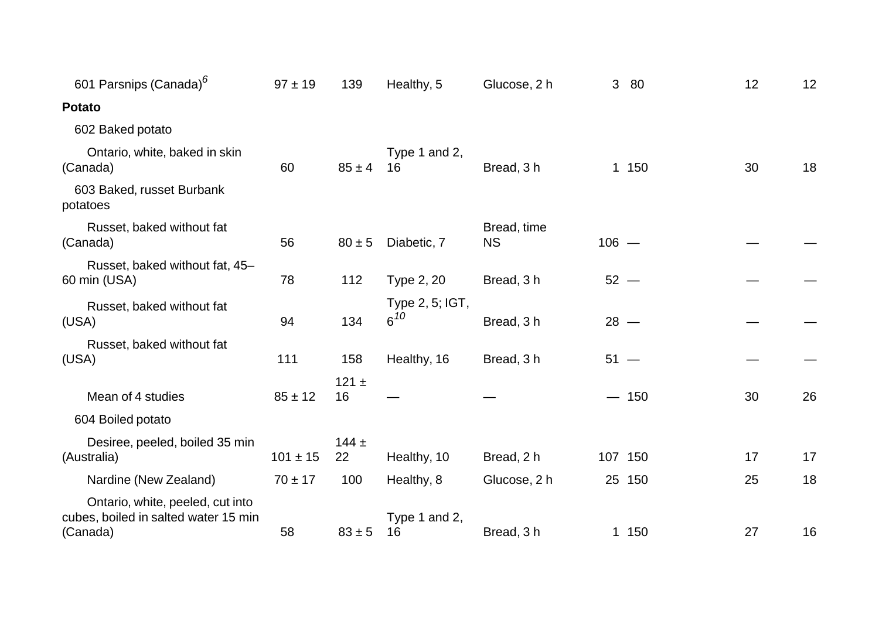| | | | | | | | | |
|---|---|---|---|---|---|---|---|---|
| 601 Parsnips (Canada)[6] | 97 ± 19 | 139 | Healthy, 5 | Glucose, 2 h | 3 | 80 | 12 | 12 |
| **Potato** | | | | | | | | |
| 602 Baked potato | | | | | | | | |
| Ontario, white, baked in skin (Canada) | 60 | 85 ± 4 | Type 1 and 2, 16 | Bread, 3 h | 1 | 150 | 30 | 18 |
| 603 Baked, russet Burbank potatoes | | | | | | | | |
| Russet, baked without fat (Canada) | 56 | 80 ± 5 | Diabetic, 7 | Bread, time NS | 106 | — | — | — |
| Russet, baked without fat, 45–60 min (USA) | 78 | 112 | Type 2, 20 | Bread, 3 h | 52 | — | — | — |
| Russet, baked without fat (USA) | 94 | 134 | Type 2, 5; IGT, 6[10] | Bread, 3 h | 28 | — | — | — |
| Russet, baked without fat (USA) | 111 | 158 | Healthy, 16 | Bread, 3 h | 51 | — | — | — |
| Mean of 4 studies | 85 ± 12 | 121 ± 16 | — | — | — | 150 | 30 | 26 |
| 604 Boiled potato | | | | | | | | |
| Desiree, peeled, boiled 35 min (Australia) | 101 ± 15 | 144 ± 22 | Healthy, 10 | Bread, 2 h | 107 | 150 | 17 | 17 |
| Nardine (New Zealand) | 70 ± 17 | 100 | Healthy, 8 | Glucose, 2 h | 25 | 150 | 25 | 18 |
| Ontario, white, peeled, cut into cubes, boiled in salted water 15 min (Canada) | 58 | 83 ± 5 | Type 1 and 2, 16 | Bread, 3 h | 1 | 150 | 27 | 16 |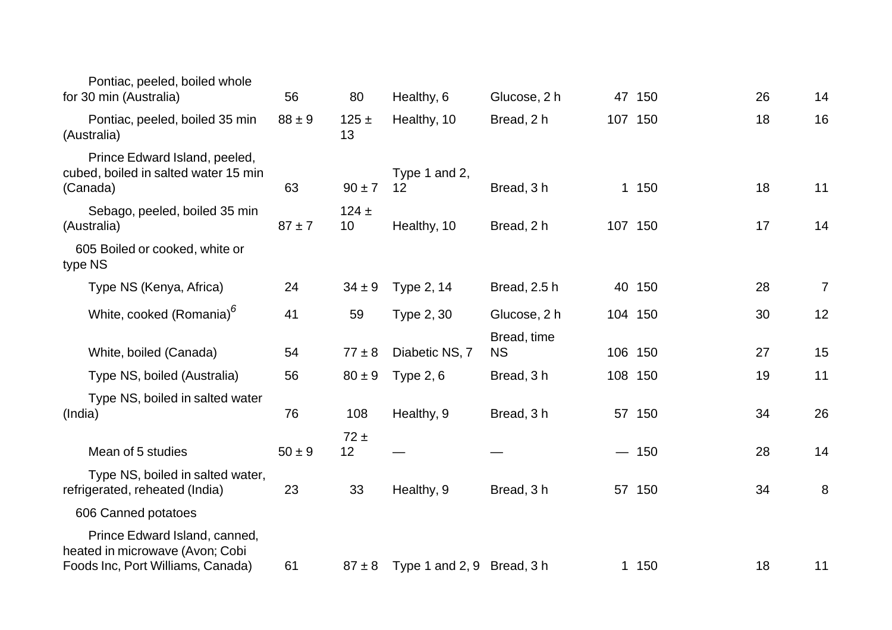| | | | | | | | | |
|---|---|---|---|---|---|---|---|---|
| Pontiac, peeled, boiled whole for 30 min (Australia) | 56 | 80 | Healthy, 6 | Glucose, 2 h | 47 | 150 | 26 | 14 |
| Pontiac, peeled, boiled 35 min (Australia) | 88 ± 9 | 125 ± 13 | Healthy, 10 | Bread, 2 h | 107 | 150 | 18 | 16 |
| Prince Edward Island, peeled, cubed, boiled in salted water 15 min (Canada) | 63 | 90 ± 7 | Type 1 and 2, 12 | Bread, 3 h | 1 | 150 | 18 | 11 |
| Sebago, peeled, boiled 35 min (Australia) | 87 ± 7 | 124 ± 10 | Healthy, 10 | Bread, 2 h | 107 | 150 | 17 | 14 |
| 605 Boiled or cooked, white or type NS | | | | | | | | |
| Type NS (Kenya, Africa) | 24 | 34 ± 9 | Type 2, 14 | Bread, 2.5 h | 40 | 150 | 28 | 7 |
| White, cooked (Romania)[6] | 41 | 59 | Type 2, 30 | Glucose, 2 h | 104 | 150 | 30 | 12 |
| White, boiled (Canada) | 54 | 77 ± 8 | Diabetic NS, 7 | Bread, time NS | 106 | 150 | 27 | 15 |
| Type NS, boiled (Australia) | 56 | 80 ± 9 | Type 2, 6 | Bread, 3 h | 108 | 150 | 19 | 11 |
| Type NS, boiled in salted water (India) | 76 | 108 | Healthy, 9 | Bread, 3 h | 57 | 150 | 34 | 26 |
| Mean of 5 studies | 50 ± 9 | 72 ± 12 | — | — | — | 150 | 28 | 14 |
| Type NS, boiled in salted water, refrigerated, reheated (India) | 23 | 33 | Healthy, 9 | Bread, 3 h | 57 | 150 | 34 | 8 |
| 606 Canned potatoes | | | | | | | | |
| Prince Edward Island, canned, heated in microwave (Avon; Cobi Foods Inc, Port Williams, Canada) | 61 | 87 ± 8 | Type 1 and 2, 9 | Bread, 3 h | 1 | 150 | 18 | 11 |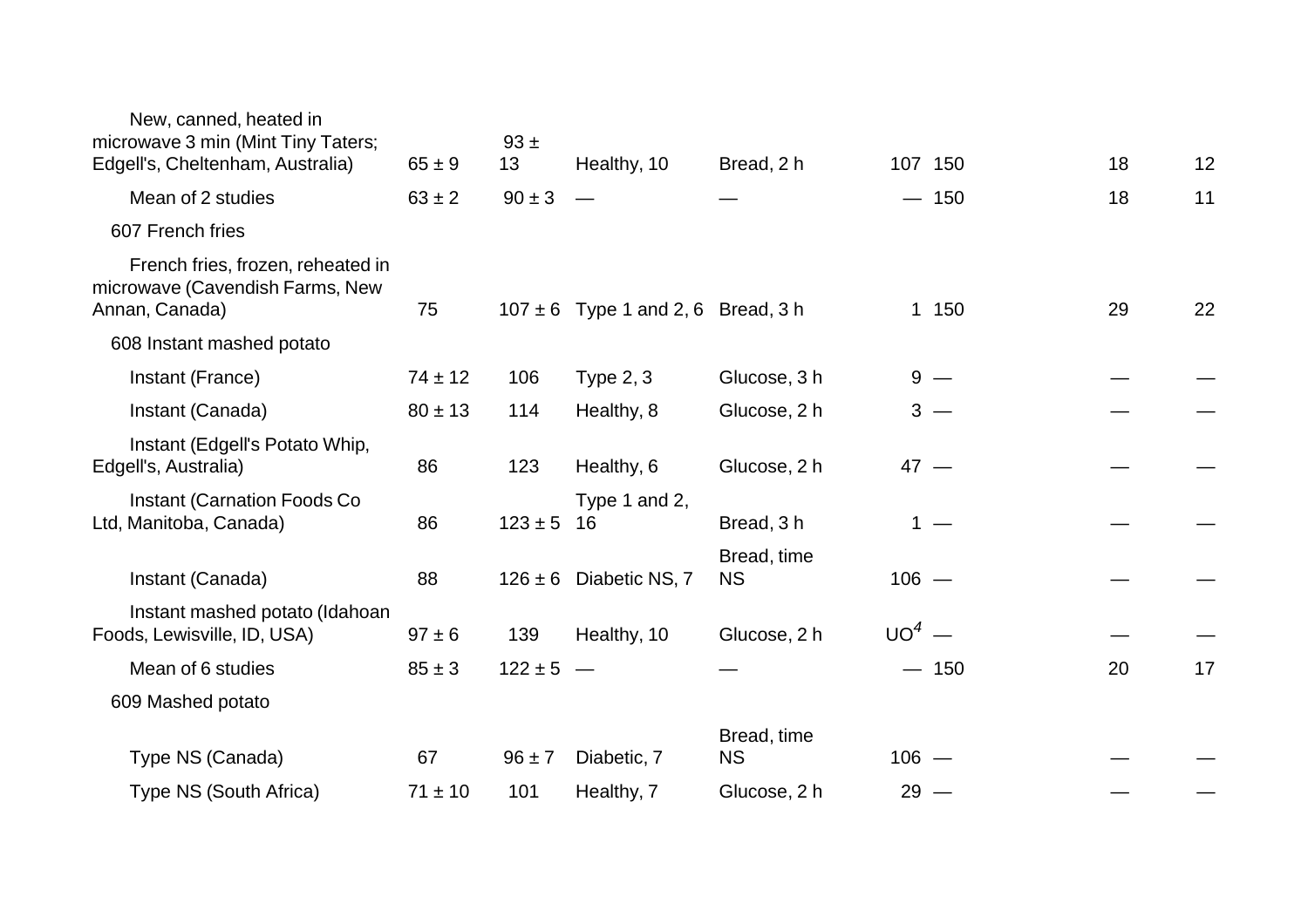| | | | | | | | | |
|---|---|---|---|---|---|---|---|---|
| New, canned, heated in microwave 3 min (Mint Tiny Taters; Edgell's, Cheltenham, Australia) | 65 ± 9 | 93 ± 13 | Healthy, 10 | Bread, 2 h | 107 | 150 | 18 | 12 |
| Mean of 2 studies | 63 ± 2 | 90 ± 3 | — | — | — | 150 | 18 | 11 |
| 607 French fries | | | | | | | | |
| French fries, frozen, reheated in microwave (Cavendish Farms, New Annan, Canada) | 75 | 107 ± 6 | Type 1 and 2, 6 | Bread, 3 h | 1 | 150 | 29 | 22 |
| 608 Instant mashed potato | | | | | | | | |
| Instant (France) | 74 ± 12 | 106 | Type 2, 3 | Glucose, 3 h | 9 | — | — | — |
| Instant (Canada) | 80 ± 13 | 114 | Healthy, 8 | Glucose, 2 h | 3 | — | — | — |
| Instant (Edgell's Potato Whip, Edgell's, Australia) | 86 | 123 | Healthy, 6 | Glucose, 2 h | 47 | — | — | — |
| Instant (Carnation Foods Co Ltd, Manitoba, Canada) | 86 | 123 ± 5 | Type 1 and 2, 16 | Bread, 3 h | 1 | — | — | — |
| Instant (Canada) | 88 | 126 ± 6 | Diabetic NS, 7 | Bread, time NS | 106 | — | — | — |
| Instant mashed potato (Idahoan Foods, Lewisville, ID, USA) | 97 ± 6 | 139 | Healthy, 10 | Glucose, 2 h | UO[4] | — | — | — |
| Mean of 6 studies | 85 ± 3 | 122 ± 5 | — | — | — | 150 | 20 | 17 |
| 609 Mashed potato | | | | | | | | |
| Type NS (Canada) | 67 | 96 ± 7 | Diabetic, 7 | Bread, time NS | 106 | — | — | — |
| Type NS (South Africa) | 71 ± 10 | 101 | Healthy, 7 | Glucose, 2 h | 29 | — | — | — |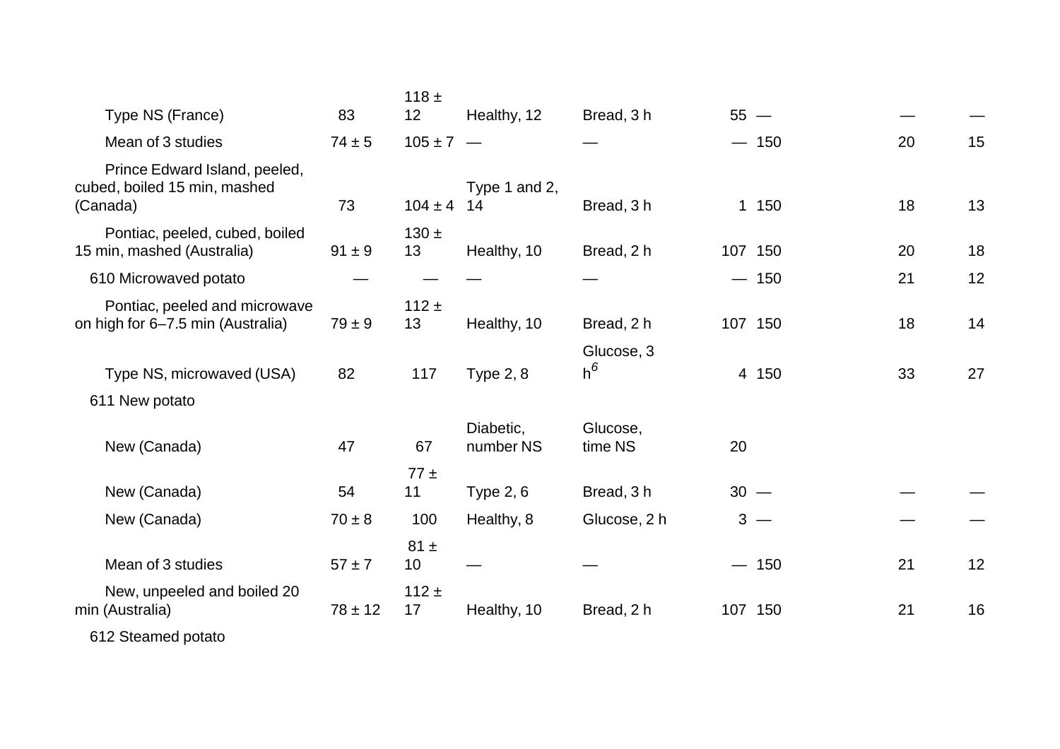| | | | | | | | | |
|---|---|---|---|---|---|---|---|---|
| Type NS (France) | 83 | 118 ± 12 | Healthy, 12 | Bread, 3 h | 55 | — | — | — |
| Mean of 3 studies | 74 ± 5 | 105 ± 7 | — | — | — | 150 | 20 | 15 |
| Prince Edward Island, peeled, cubed, boiled 15 min, mashed (Canada) | 73 | 104 ± 4 | Type 1 and 2, 14 | Bread, 3 h | 1 | 150 | 18 | 13 |
| Pontiac, peeled, cubed, boiled 15 min, mashed (Australia) | 91 ± 9 | 130 ± 13 | Healthy, 10 | Bread, 2 h | 107 | 150 | 20 | 18 |
| 610 Microwaved potato | — | — | — | — | — | 150 | 21 | 12 |
| Pontiac, peeled and microwave on high for 6–7.5 min (Australia) | 79 ± 9 | 112 ± 13 | Healthy, 10 | Bread, 2 h | 107 | 150 | 18 | 14 |
| Type NS, microwaved (USA) | 82 | 117 | Type 2, 8 | Glucose, 3 h[6] | 4 | 150 | 33 | 27 |
| 611 New potato | | | | | | | | |
| New (Canada) | 47 | 67 | Diabetic, number NS | Glucose, time NS | 20 | | | |
| New (Canada) | 54 | 77 ± 11 | Type 2, 6 | Bread, 3 h | 30 | — | — | — |
| New (Canada) | 70 ± 8 | 100 | Healthy, 8 | Glucose, 2 h | 3 | — | — | — |
| Mean of 3 studies | 57 ± 7 | 81 ± 10 | — | — | — | 150 | 21 | 12 |
| New, unpeeled and boiled 20 min (Australia) | 78 ± 12 | 112 ± 17 | Healthy, 10 | Bread, 2 h | 107 | 150 | 21 | 16 |
| 612 Steamed potato | | | | | | | | |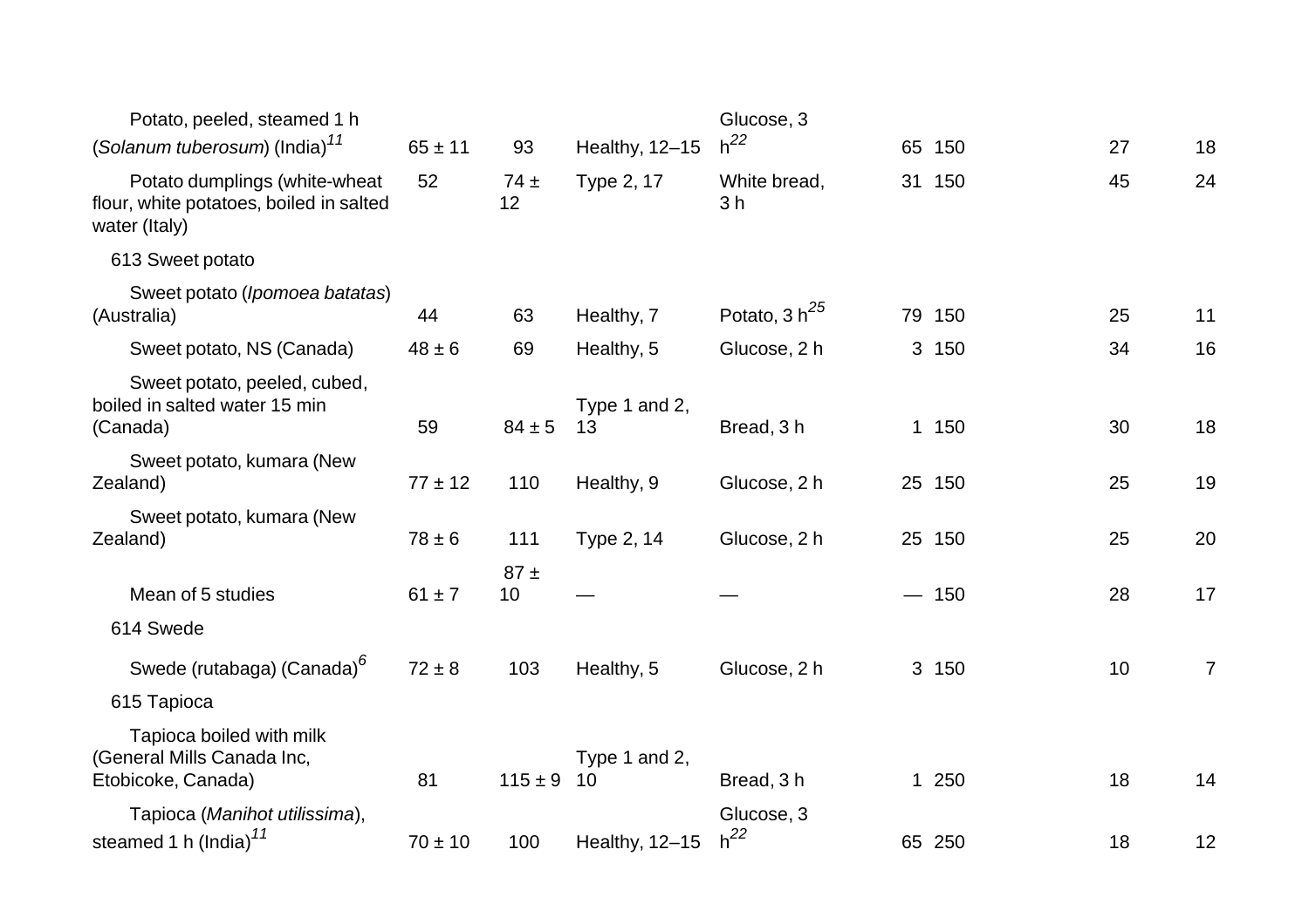| | | | | | | | | |
|---|---|---|---|---|---|---|---|---|
| Potato, peeled, steamed 1 h (*Solanum tuberosum*) (India)[11] | 65 ± 11 | 93 | Healthy, 12–15 | Glucose, 3 h[22] | 65 | 150 | 27 | 18 |
| Potato dumplings (white-wheat flour, white potatoes, boiled in salted water (Italy) | 52 | 74 ± 12 | Type 2, 17 | White bread, 3 h | 31 | 150 | 45 | 24 |
| 613 Sweet potato | | | | | | | | |
| Sweet potato (*Ipomoea batatas*) (Australia) | 44 | 63 | Healthy, 7 | Potato, 3 h[25] | 79 | 150 | 25 | 11 |
| Sweet potato, NS (Canada) | 48 ± 6 | 69 | Healthy, 5 | Glucose, 2 h | 3 | 150 | 34 | 16 |
| Sweet potato, peeled, cubed, boiled in salted water 15 min (Canada) | 59 | 84 ± 5 | Type 1 and 2, 13 | Bread, 3 h | 1 | 150 | 30 | 18 |
| Sweet potato, kumara (New Zealand) | 77 ± 12 | 110 | Healthy, 9 | Glucose, 2 h | 25 | 150 | 25 | 19 |
| Sweet potato, kumara (New Zealand) | 78 ± 6 | 111 | Type 2, 14 | Glucose, 2 h | 25 | 150 | 25 | 20 |
| Mean of 5 studies | 61 ± 7 | 87 ± 10 | — | — | — | 150 | 28 | 17 |
| 614 Swede | | | | | | | | |
| Swede (rutabaga) (Canada)[6] | 72 ± 8 | 103 | Healthy, 5 | Glucose, 2 h | 3 | 150 | 10 | 7 |
| 615 Tapioca | | | | | | | | |
| Tapioca boiled with milk (General Mills Canada Inc, Etobicoke, Canada) | 81 | 115 ± 9 | Type 1 and 2, 10 | Bread, 3 h | 1 | 250 | 18 | 14 |
| Tapioca (*Manihot utilissima*), steamed 1 h (India)[11] | 70 ± 10 | 100 | Healthy, 12–15 | Glucose, 3 h[22] | 65 | 250 | 18 | 12 |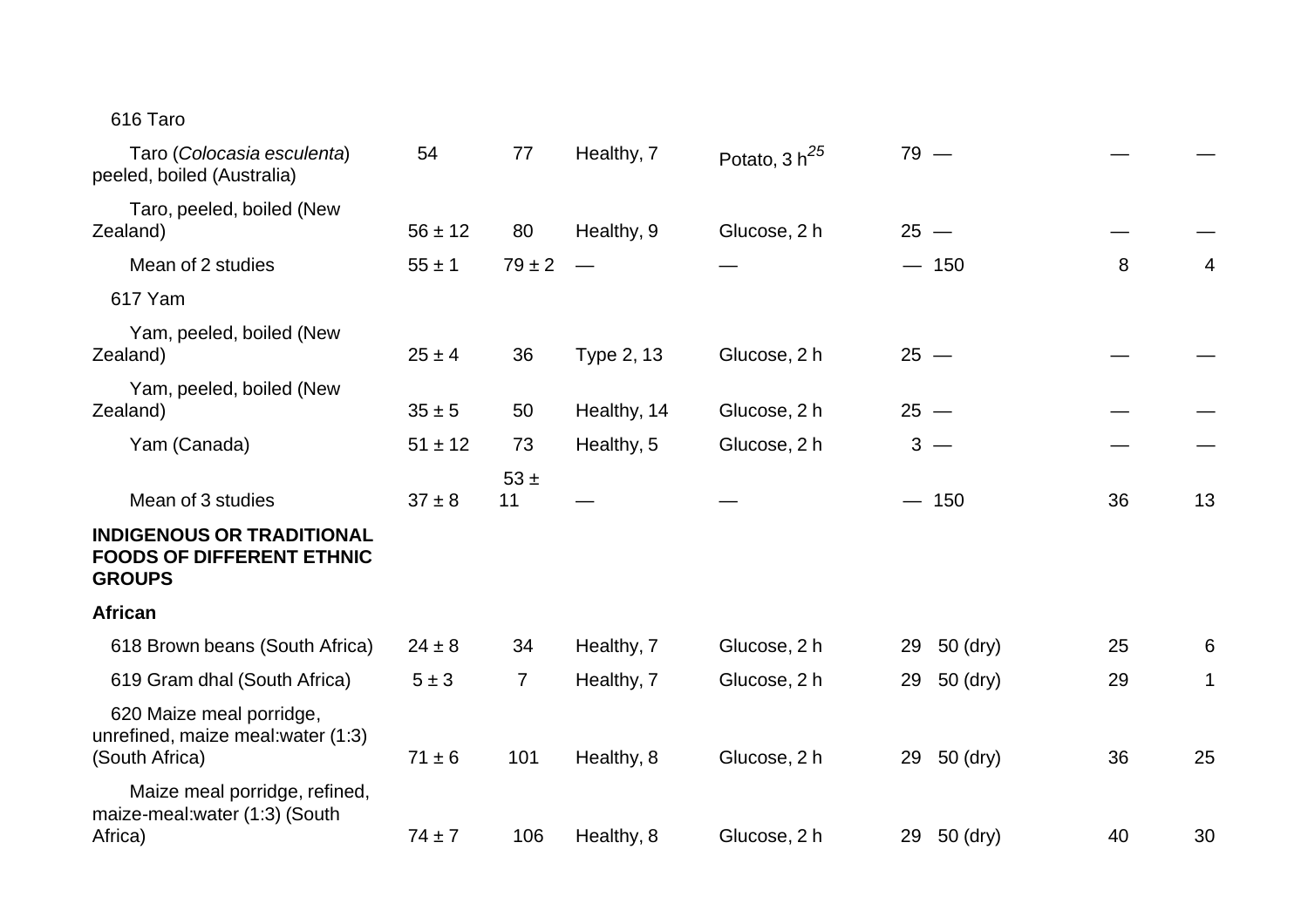| | | | | | | | | |
|---|---|---|---|---|---|---|---|---|
| 616 Taro | | | | | | | | |
| Taro (*Colocasia esculenta*) peeled, boiled (Australia) | 54 | 77 | Healthy, 7 | Potato, 3 h[25] | 79 | — | — | — |
| Taro, peeled, boiled (New Zealand) | 56 ± 12 | 80 | Healthy, 9 | Glucose, 2 h | 25 | — | — | — |
| Mean of 2 studies | 55 ± 1 | 79 ± 2 | — | — | — | 150 | 8 | 4 |
| 617 Yam | | | | | | | | |
| Yam, peeled, boiled (New Zealand) | 25 ± 4 | 36 | Type 2, 13 | Glucose, 2 h | 25 | — | — | — |
| Yam, peeled, boiled (New Zealand) | 35 ± 5 | 50 | Healthy, 14 | Glucose, 2 h | 25 | — | — | — |
| Yam (Canada) | 51 ± 12 | 73 | Healthy, 5 | Glucose, 2 h | 3 | — | — | — |
| Mean of 3 studies | 37 ± 8 | 53 ± 11 | — | — | — | 150 | 36 | 13 |
| **INDIGENOUS OR TRADITIONAL FOODS OF DIFFERENT ETHNIC GROUPS** | | | | | | | | |
| **African** | | | | | | | | |
| 618 Brown beans (South Africa) | 24 ± 8 | 34 | Healthy, 7 | Glucose, 2 h | 29 | 50 (dry) | 25 | 6 |
| 619 Gram dhal (South Africa) | 5 ± 3 | 7 | Healthy, 7 | Glucose, 2 h | 29 | 50 (dry) | 29 | 1 |
| 620 Maize meal porridge, unrefined, maize meal:water (1:3) (South Africa) | 71 ± 6 | 101 | Healthy, 8 | Glucose, 2 h | 29 | 50 (dry) | 36 | 25 |
| Maize meal porridge, refined, maize-meal:water (1:3) (South Africa) | 74 ± 7 | 106 | Healthy, 8 | Glucose, 2 h | 29 | 50 (dry) | 40 | 30 |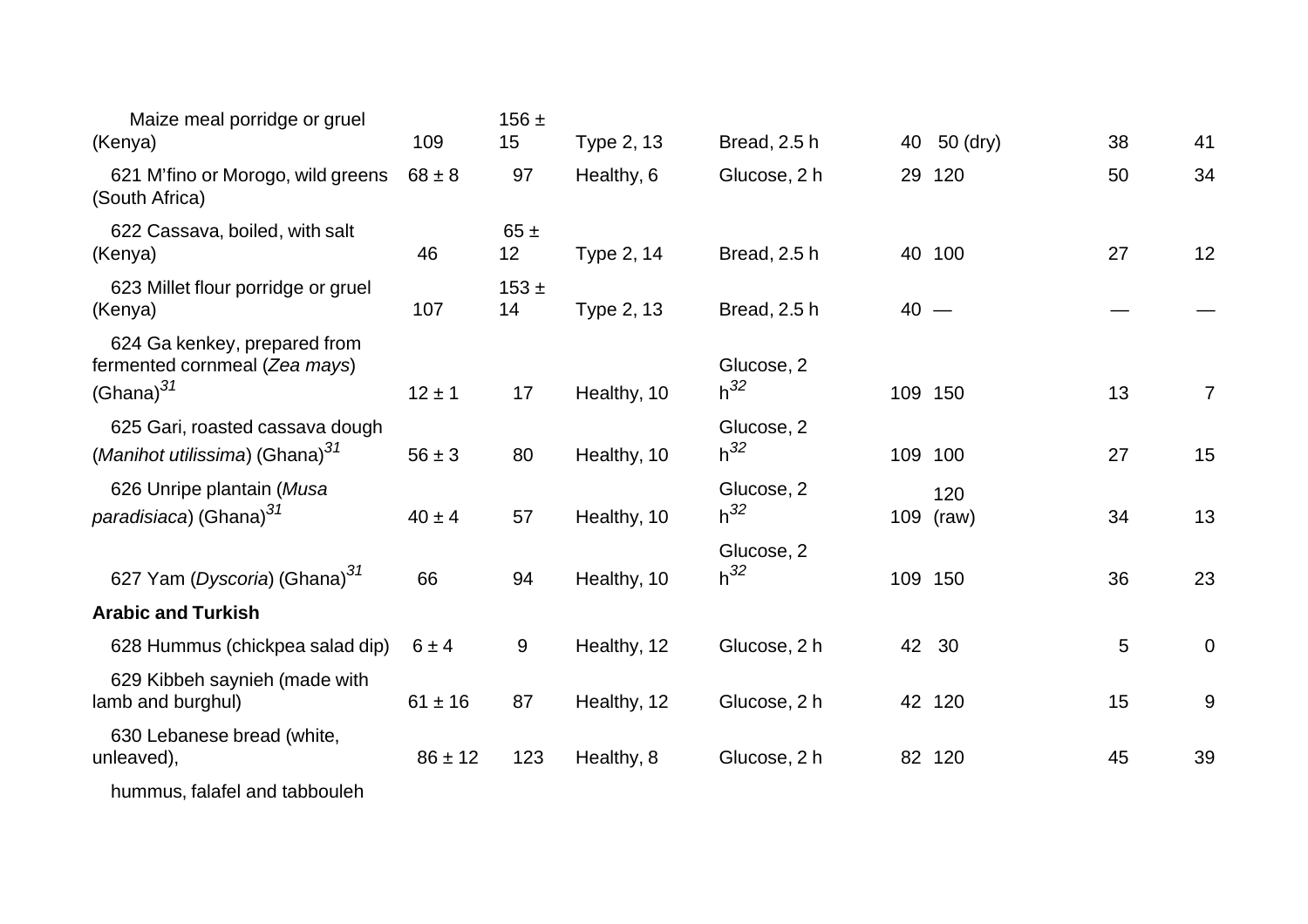| | | | | | | | | |
|---|---|---|---|---|---|---|---|---|
| Maize meal porridge or gruel (Kenya) | 109 | 156 ± 15 | Type 2, 13 | Bread, 2.5 h | 40 | 50 (dry) | 38 | 41 |
| 621 M'fino or Morogo, wild greens (South Africa) | 68 ± 8 | 97 | Healthy, 6 | Glucose, 2 h | 29 | 120 | 50 | 34 |
| 622 Cassava, boiled, with salt (Kenya) | 46 | 65 ± 12 | Type 2, 14 | Bread, 2.5 h | 40 | 100 | 27 | 12 |
| 623 Millet flour porridge or gruel (Kenya) | 107 | 153 ± 14 | Type 2, 13 | Bread, 2.5 h | 40 | — | — | — |
| 624 Ga kenkey, prepared from fermented cornmeal (*Zea mays*) (Ghana)[31] | 12 ± 1 | 17 | Healthy, 10 | Glucose, 2 h[32] | 109 | 150 | 13 | 7 |
| 625 Gari, roasted cassava dough (*Manihot utilissima*) (Ghana)[31] | 56 ± 3 | 80 | Healthy, 10 | Glucose, 2 h[32] | 109 | 100 | 27 | 15 |
| 626 Unripe plantain (*Musa paradisiaca*) (Ghana)[31] | 40 ± 4 | 57 | Healthy, 10 | Glucose, 2 h[32] | 109 | 120 (raw) | 34 | 13 |
| 627 Yam (*Dyscoria*) (Ghana)[31] | 66 | 94 | Healthy, 10 | Glucose, 2 h[32] | 109 | 150 | 36 | 23 |
| **Arabic and Turkish** | | | | | | | | |
| 628 Hummus (chickpea salad dip) | 6 ± 4 | 9 | Healthy, 12 | Glucose, 2 h | 42 | 30 | 5 | 0 |
| 629 Kibbeh saynieh (made with lamb and burghul) | 61 ± 16 | 87 | Healthy, 12 | Glucose, 2 h | 42 | 120 | 15 | 9 |
| 630 Lebanese bread (white, unleaved), hummus, falafel and tabbouleh | 86 ± 12 | 123 | Healthy, 8 | Glucose, 2 h | 82 | 120 | 45 | 39 |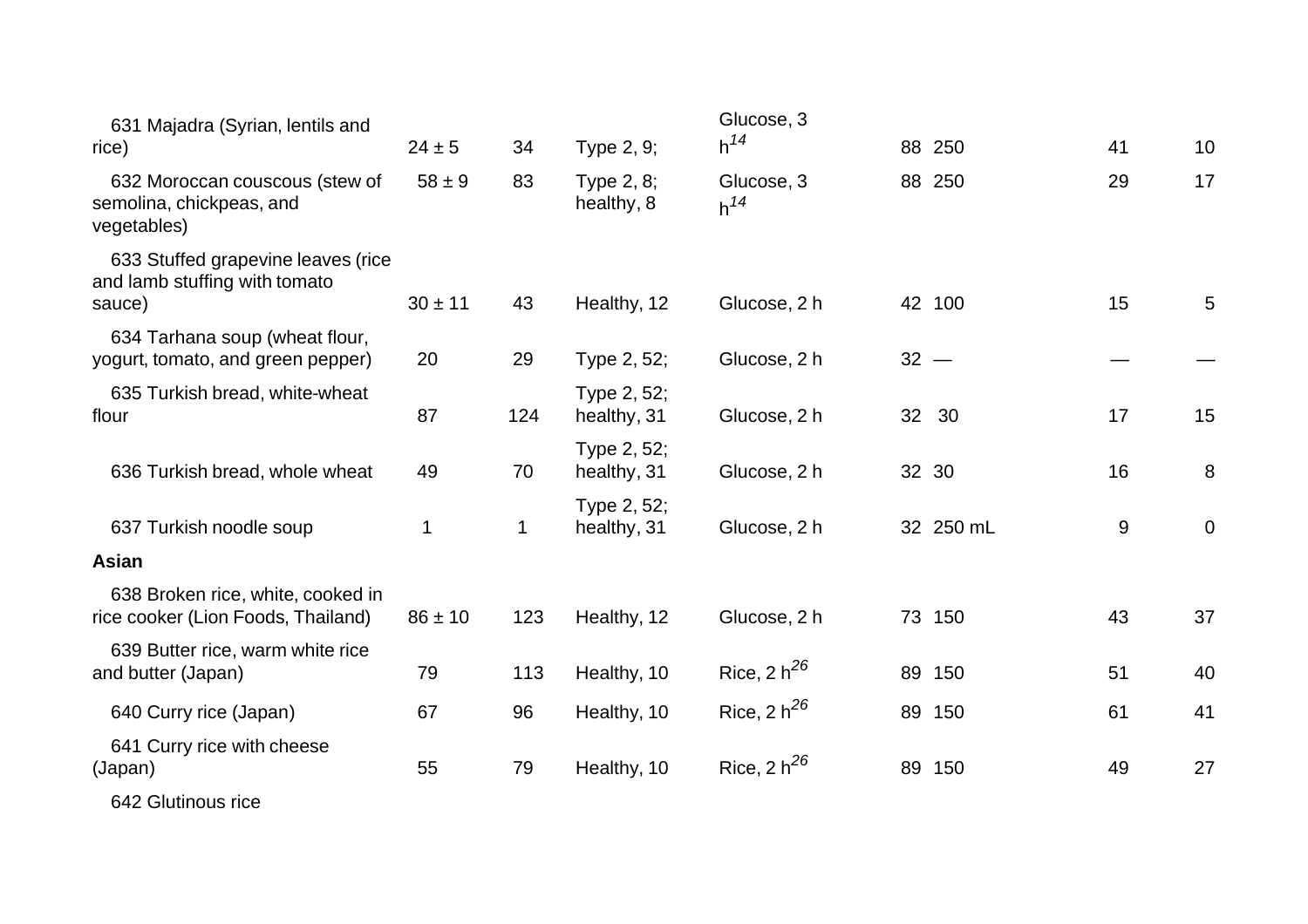| | | | | | | | | |
|---|---|---|---|---|---|---|---|---|
| 631 Majadra (Syrian, lentils and rice) | 24 ± 5 | 34 | Type 2, 9; | Glucose, 3 h[14] | 88 | 250 | 41 | 10 |
| 632 Moroccan couscous (stew of semolina, chickpeas, and vegetables) | 58 ± 9 | 83 | Type 2, 8; healthy, 8 | Glucose, 3 h[14] | 88 | 250 | 29 | 17 |
| 633 Stuffed grapevine leaves (rice and lamb stuffing with tomato sauce) | 30 ± 11 | 43 | Healthy, 12 | Glucose, 2 h | 42 | 100 | 15 | 5 |
| 634 Tarhana soup (wheat flour, yogurt, tomato, and green pepper) | 20 | 29 | Type 2, 52; | Glucose, 2 h | 32 | — | — | — |
| 635 Turkish bread, white-wheat flour | 87 | 124 | Type 2, 52; healthy, 31 | Glucose, 2 h | 32 | 30 | 17 | 15 |
| 636 Turkish bread, whole wheat | 49 | 70 | Type 2, 52; healthy, 31 | Glucose, 2 h | 32 | 30 | 16 | 8 |
| 637 Turkish noodle soup | 1 | 1 | Type 2, 52; healthy, 31 | Glucose, 2 h | 32 | 250 mL | 9 | 0 |
| **Asian** | | | | | | | | |
| 638 Broken rice, white, cooked in rice cooker (Lion Foods, Thailand) | 86 ± 10 | 123 | Healthy, 12 | Glucose, 2 h | 73 | 150 | 43 | 37 |
| 639 Butter rice, warm white rice and butter (Japan) | 79 | 113 | Healthy, 10 | Rice, 2 h[26] | 89 | 150 | 51 | 40 |
| 640 Curry rice (Japan) | 67 | 96 | Healthy, 10 | Rice, 2 h[26] | 89 | 150 | 61 | 41 |
| 641 Curry rice with cheese (Japan) | 55 | 79 | Healthy, 10 | Rice, 2 h[26] | 89 | 150 | 49 | 27 |
| 642 Glutinous rice | | | | | | | | |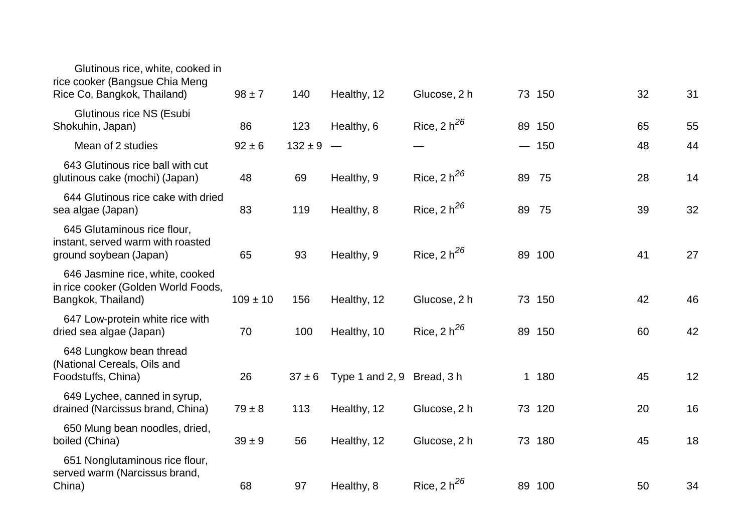| | | | | | | | | |
|---|---|---|---|---|---|---|---|---|
| Glutinous rice, white, cooked in rice cooker (Bangsue Chia Meng Rice Co, Bangkok, Thailand) | 98 ± 7 | 140 | Healthy, 12 | Glucose, 2 h | 73 | 150 | 32 | 31 |
| Glutinous rice NS (Esubi Shokuhin, Japan) | 86 | 123 | Healthy, 6 | Rice, 2 h[26] | 89 | 150 | 65 | 55 |
| Mean of 2 studies | 92 ± 6 | 132 ± 9 | — | — | — | 150 | 48 | 44 |
| 643 Glutinous rice ball with cut glutinous cake (mochi) (Japan) | 48 | 69 | Healthy, 9 | Rice, 2 h[26] | 89 | 75 | 28 | 14 |
| 644 Glutinous rice cake with dried sea algae (Japan) | 83 | 119 | Healthy, 8 | Rice, 2 h[26] | 89 | 75 | 39 | 32 |
| 645 Glutaminous rice flour, instant, served warm with roasted ground soybean (Japan) | 65 | 93 | Healthy, 9 | Rice, 2 h[26] | 89 | 100 | 41 | 27 |
| 646 Jasmine rice, white, cooked in rice cooker (Golden World Foods, Bangkok, Thailand) | 109 ± 10 | 156 | Healthy, 12 | Glucose, 2 h | 73 | 150 | 42 | 46 |
| 647 Low-protein white rice with dried sea algae (Japan) | 70 | 100 | Healthy, 10 | Rice, 2 h[26] | 89 | 150 | 60 | 42 |
| 648 Lungkow bean thread (National Cereals, Oils and Foodstuffs, China) | 26 | 37 ± 6 | Type 1 and 2, 9 | Bread, 3 h | 1 | 180 | 45 | 12 |
| 649 Lychee, canned in syrup, drained (Narcissus brand, China) | 79 ± 8 | 113 | Healthy, 12 | Glucose, 2 h | 73 | 120 | 20 | 16 |
| 650 Mung bean noodles, dried, boiled (China) | 39 ± 9 | 56 | Healthy, 12 | Glucose, 2 h | 73 | 180 | 45 | 18 |
| 651 Nonglutaminous rice flour, served warm (Narcissus brand, China) | 68 | 97 | Healthy, 8 | Rice, 2 h[26] | 89 | 100 | 50 | 34 |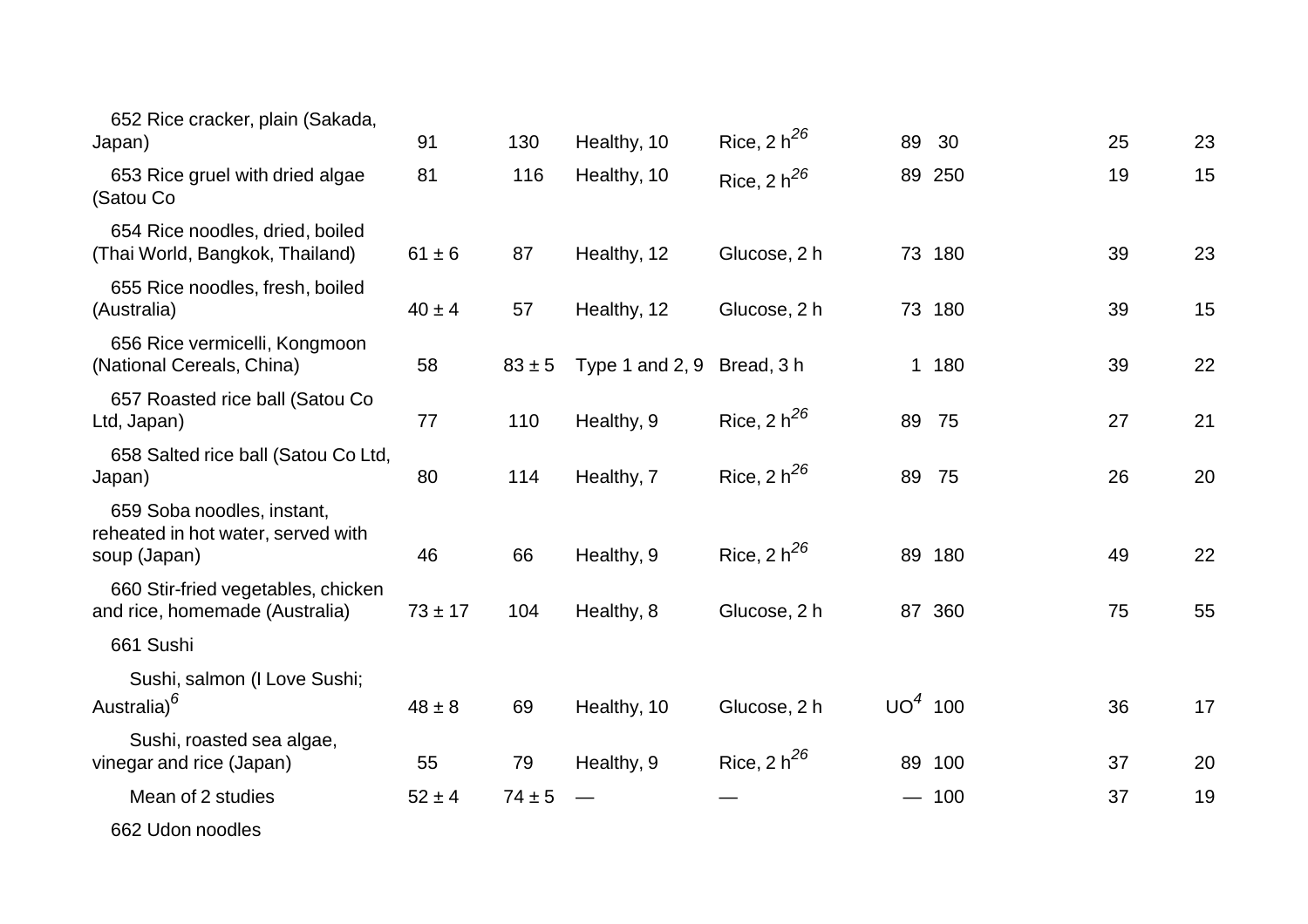| | | | | | | | | |
|---|---|---|---|---|---|---|---|---|
| 652 Rice cracker, plain (Sakada, Japan) | 91 | 130 | Healthy, 10 | Rice, 2 h[26] | 89 | 30 | 25 | 23 |
| 653 Rice gruel with dried algae (Satou Co | 81 | 116 | Healthy, 10 | Rice, 2 h[26] | 89 | 250 | 19 | 15 |
| 654 Rice noodles, dried, boiled (Thai World, Bangkok, Thailand) | 61 ± 6 | 87 | Healthy, 12 | Glucose, 2 h | 73 | 180 | 39 | 23 |
| 655 Rice noodles, fresh, boiled (Australia) | 40 ± 4 | 57 | Healthy, 12 | Glucose, 2 h | 73 | 180 | 39 | 15 |
| 656 Rice vermicelli, Kongmoon (National Cereals, China) | 58 | 83 ± 5 | Type 1 and 2, 9 | Bread, 3 h | 1 | 180 | 39 | 22 |
| 657 Roasted rice ball (Satou Co Ltd, Japan) | 77 | 110 | Healthy, 9 | Rice, 2 h[26] | 89 | 75 | 27 | 21 |
| 658 Salted rice ball (Satou Co Ltd, Japan) | 80 | 114 | Healthy, 7 | Rice, 2 h[26] | 89 | 75 | 26 | 20 |
| 659 Soba noodles, instant, reheated in hot water, served with soup (Japan) | 46 | 66 | Healthy, 9 | Rice, 2 h[26] | 89 | 180 | 49 | 22 |
| 660 Stir-fried vegetables, chicken and rice, homemade (Australia) | 73 ± 17 | 104 | Healthy, 8 | Glucose, 2 h | 87 | 360 | 75 | 55 |
| 661 Sushi | | | | | | | | |
| Sushi, salmon (I Love Sushi; Australia)[6] | 48 ± 8 | 69 | Healthy, 10 | Glucose, 2 h | UO[4] | 100 | 36 | 17 |
| Sushi, roasted sea algae, vinegar and rice (Japan) | 55 | 79 | Healthy, 9 | Rice, 2 h[26] | 89 | 100 | 37 | 20 |
| Mean of 2 studies | 52 ± 4 | 74 ± 5 | — | — | — | 100 | 37 | 19 |
| 662 Udon noodles | | | | | | | | |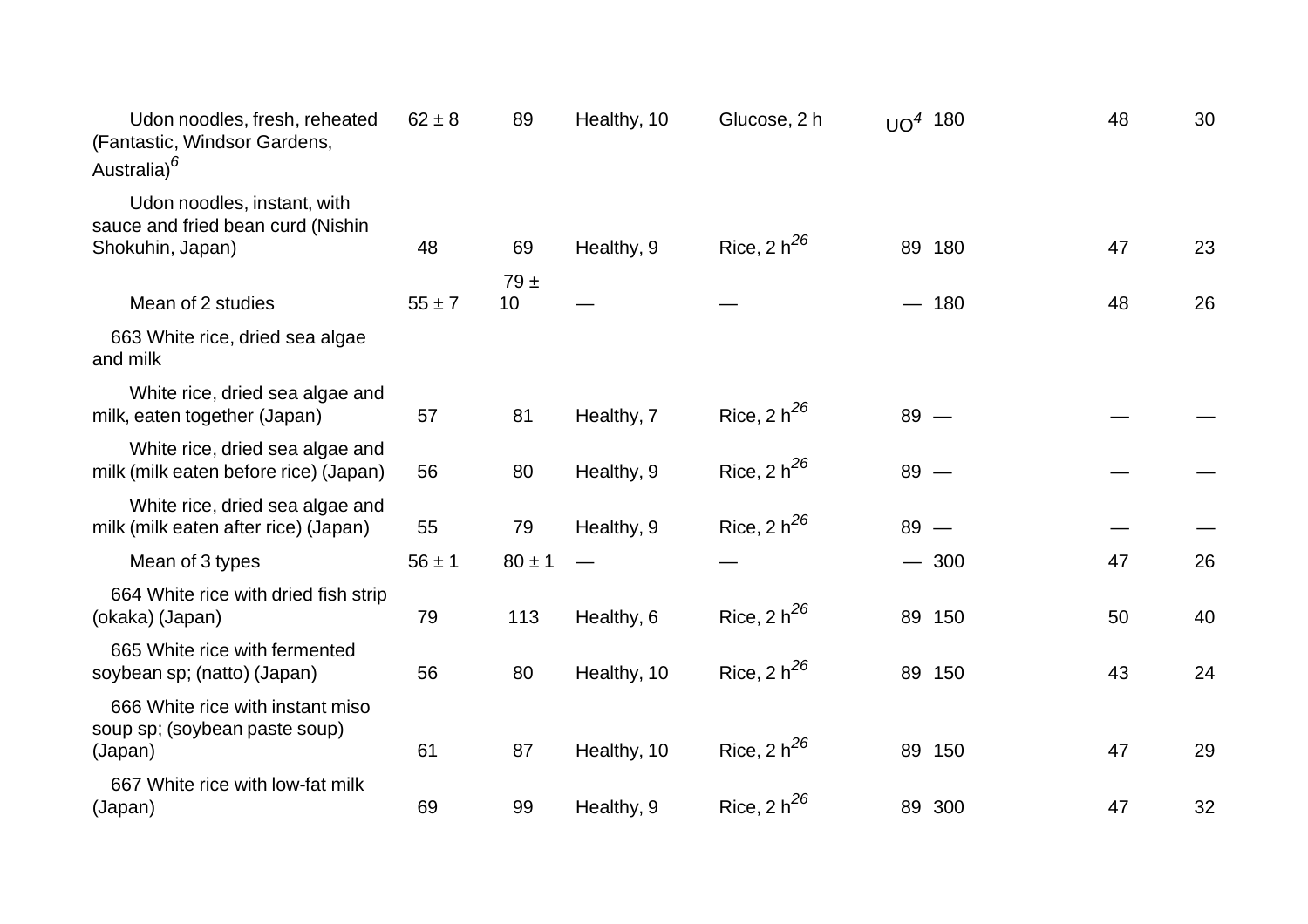| | | | | | | | | |
|---|---|---|---|---|---|---|---|---|
| Udon noodles, fresh, reheated (Fantastic, Windsor Gardens, Australia)[6] | 62 ± 8 | 89 | Healthy, 10 | Glucose, 2 h | UO[4] | 180 | 48 | 30 |
| Udon noodles, instant, with sauce and fried bean curd (Nishin Shokuhin, Japan) | 48 | 69 | Healthy, 9 | Rice, 2 h[26] | 89 | 180 | 47 | 23 |
| Mean of 2 studies | 55 ± 7 | 79 ± 10 | — | — | — | 180 | 48 | 26 |
| 663 White rice, dried sea algae and milk | | | | | | | | |
| White rice, dried sea algae and milk, eaten together (Japan) | 57 | 81 | Healthy, 7 | Rice, 2 h[26] | 89 | — | — | — |
| White rice, dried sea algae and milk (milk eaten before rice) (Japan) | 56 | 80 | Healthy, 9 | Rice, 2 h[26] | 89 | — | — | — |
| White rice, dried sea algae and milk (milk eaten after rice) (Japan) | 55 | 79 | Healthy, 9 | Rice, 2 h[26] | 89 | — | — | — |
| Mean of 3 types | 56 ± 1 | 80 ± 1 | — | — | — | 300 | 47 | 26 |
| 664 White rice with dried fish strip (okaka) (Japan) | 79 | 113 | Healthy, 6 | Rice, 2 h[26] | 89 | 150 | 50 | 40 |
| 665 White rice with fermented soybean sp; (natto) (Japan) | 56 | 80 | Healthy, 10 | Rice, 2 h[26] | 89 | 150 | 43 | 24 |
| 666 White rice with instant miso soup sp; (soybean paste soup) (Japan) | 61 | 87 | Healthy, 10 | Rice, 2 h[26] | 89 | 150 | 47 | 29 |
| 667 White rice with low-fat milk (Japan) | 69 | 99 | Healthy, 9 | Rice, 2 h[26] | 89 | 300 | 47 | 32 |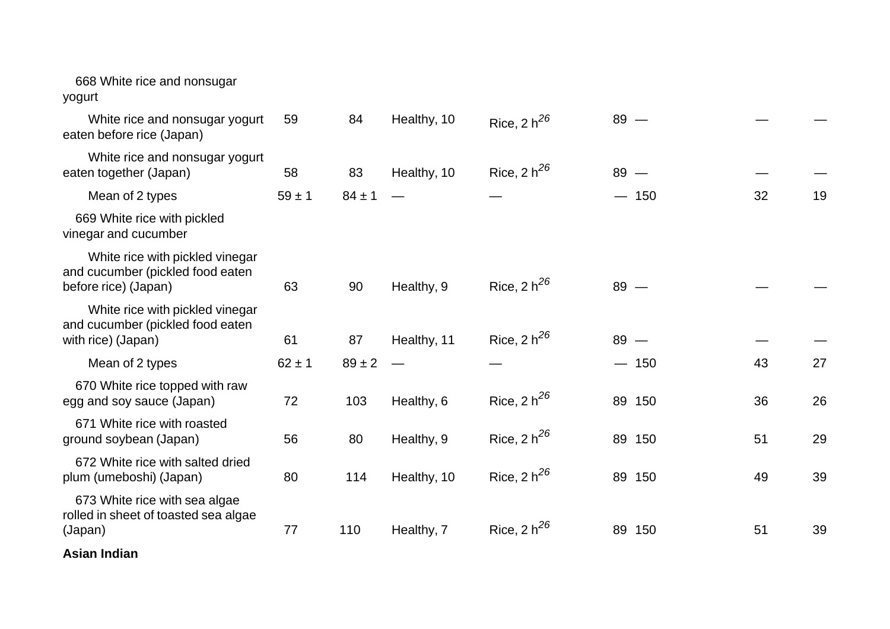| | | | | | | | | |
|---|---|---|---|---|---|---|---|---|
| 668 White rice and nonsugar yogurt | | | | | | | | |
| White rice and nonsugar yogurt eaten before rice (Japan) | 59 | 84 | Healthy, 10 | Rice, 2 h[26] | 89 | — | — | — |
| White rice and nonsugar yogurt eaten together (Japan) | 58 | 83 | Healthy, 10 | Rice, 2 h[26] | 89 | — | — | — |
| Mean of 2 types | 59 ± 1 | 84 ± 1 | — | — | — | 150 | 32 | 19 |
| 669 White rice with pickled vinegar and cucumber | | | | | | | | |
| White rice with pickled vinegar and cucumber (pickled food eaten before rice) (Japan) | 63 | 90 | Healthy, 9 | Rice, 2 h[26] | 89 | — | — | — |
| White rice with pickled vinegar and cucumber (pickled food eaten with rice) (Japan) | 61 | 87 | Healthy, 11 | Rice, 2 h[26] | 89 | — | — | — |
| Mean of 2 types | 62 ± 1 | 89 ± 2 | — | — | — | 150 | 43 | 27 |
| 670 White rice topped with raw egg and soy sauce (Japan) | 72 | 103 | Healthy, 6 | Rice, 2 h[26] | 89 | 150 | 36 | 26 |
| 671 White rice with roasted ground soybean (Japan) | 56 | 80 | Healthy, 9 | Rice, 2 h[26] | 89 | 150 | 51 | 29 |
| 672 White rice with salted dried plum (umeboshi) (Japan) | 80 | 114 | Healthy, 10 | Rice, 2 h[26] | 89 | 150 | 49 | 39 |
| 673 White rice with sea algae rolled in sheet of toasted sea algae (Japan) | 77 | 110 | Healthy, 7 | Rice, 2 h[26] | 89 | 150 | 51 | 39 |
| **Asian Indian** | | | | | | | | |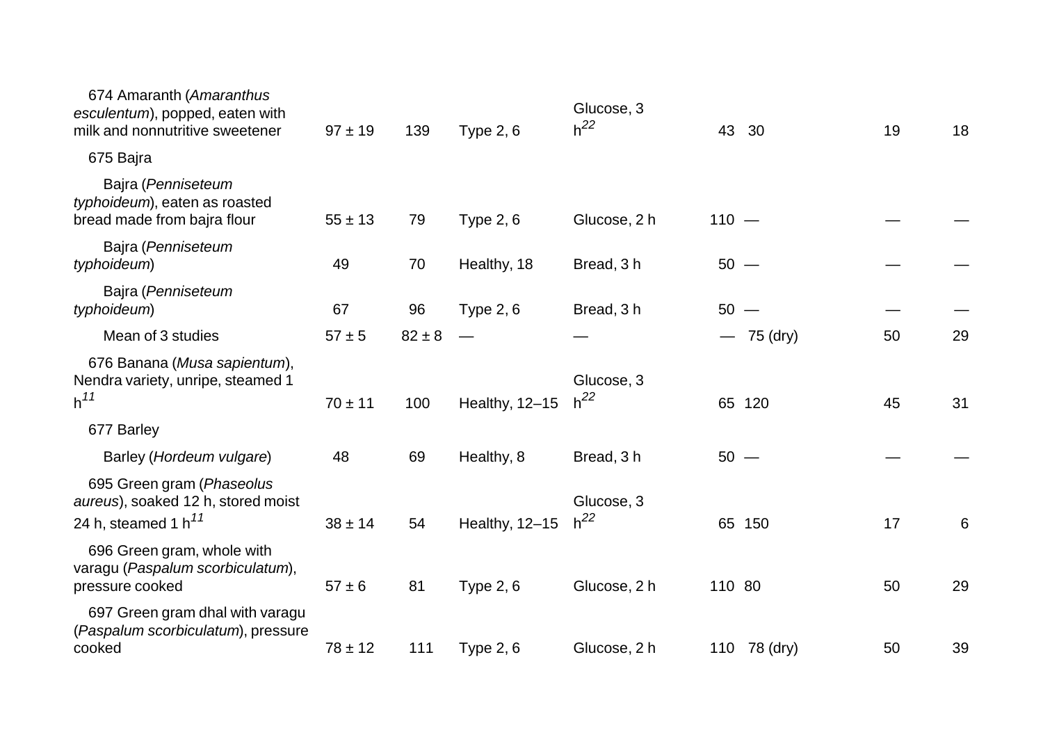| | | | | | | | | |
|---|---|---|---|---|---|---|---|---|
| 674 Amaranth (*Amaranthus esculentum*), popped, eaten with milk and nonnutritive sweetener | 97 ± 19 | 139 | Type 2, 6 | Glucose, 3 h[22] | 43 | 30 | 19 | 18 |
| 675 Bajra | | | | | | | | |
| Bajra (*Penniseteum typhoideum*), eaten as roasted bread made from bajra flour | 55 ± 13 | 79 | Type 2, 6 | Glucose, 2 h | 110 | — | — | — |
| Bajra (*Penniseteum typhoideum*) | 49 | 70 | Healthy, 18 | Bread, 3 h | 50 | — | — | — |
| Bajra (*Penniseteum typhoideum*) | 67 | 96 | Type 2, 6 | Bread, 3 h | 50 | — | — | — |
| Mean of 3 studies | 57 ± 5 | 82 ± 8 | — | — | — | 75 (dry) | 50 | 29 |
| 676 Banana (*Musa sapientum*), Nendra variety, unripe, steamed 1 h[11] | 70 ± 11 | 100 | Healthy, 12–15 | Glucose, 3 h[22] | 65 | 120 | 45 | 31 |
| 677 Barley | | | | | | | | |
| Barley (*Hordeum vulgare*) | 48 | 69 | Healthy, 8 | Bread, 3 h | 50 | — | — | — |
| 695 Green gram (*Phaseolus aureus*), soaked 12 h, stored moist 24 h, steamed 1 h[11] | 38 ± 14 | 54 | Healthy, 12–15 | Glucose, 3 h[22] | 65 | 150 | 17 | 6 |
| 696 Green gram, whole with varagu (*Paspalum scorbiculatum*), pressure cooked | 57 ± 6 | 81 | Type 2, 6 | Glucose, 2 h | 110 | 80 | 50 | 29 |
| 697 Green gram dhal with varagu (*Paspalum scorbiculatum*), pressure cooked | 78 ± 12 | 111 | Type 2, 6 | Glucose, 2 h | 110 | 78 (dry) | 50 | 39 |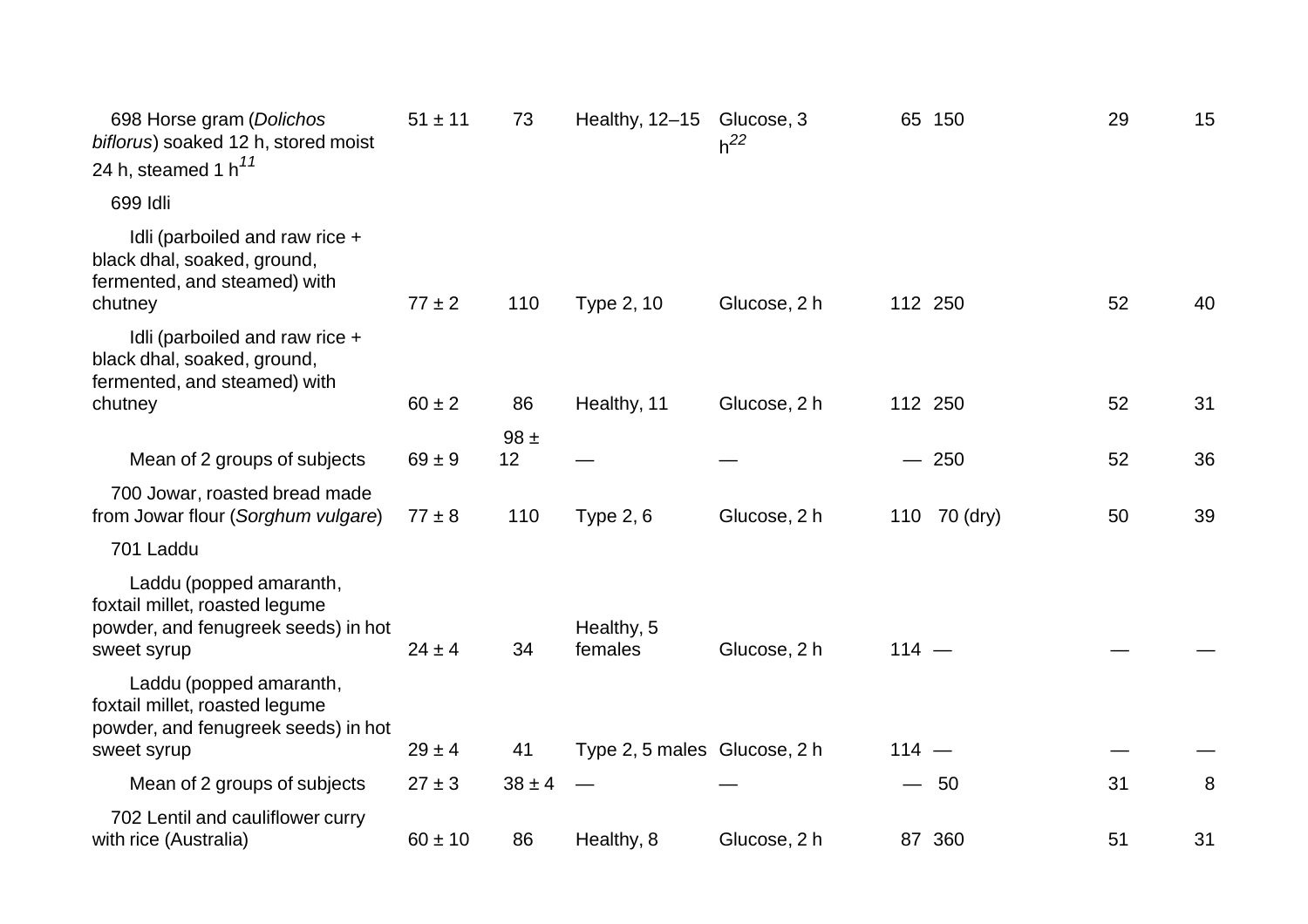| | | | | | | | | |
|---|---|---|---|---|---|---|---|---|
| 698 Horse gram (*Dolichos biflorus*) soaked 12 h, stored moist 24 h, steamed 1 h[11] | 51 ± 11 | 73 | Healthy, 12–15 | Glucose, 3 h[22] | 65 | 150 | 29 | 15 |
| 699 Idli | | | | | | | | |
| Idli (parboiled and raw rice + black dhal, soaked, ground, fermented, and steamed) with chutney | 77 ± 2 | 110 | Type 2, 10 | Glucose, 2 h | 112 | 250 | 52 | 40 |
| Idli (parboiled and raw rice + black dhal, soaked, ground, fermented, and steamed) with chutney | 60 ± 2 | 86 | Healthy, 11 | Glucose, 2 h | 112 | 250 | 52 | 31 |
| Mean of 2 groups of subjects | 69 ± 9 | 98 ± 12 | — | — | — | 250 | 52 | 36 |
| 700 Jowar, roasted bread made from Jowar flour (*Sorghum vulgare*) | 77 ± 8 | 110 | Type 2, 6 | Glucose, 2 h | 110 | 70 (dry) | 50 | 39 |
| 701 Laddu | | | | | | | | |
| Laddu (popped amaranth, foxtail millet, roasted legume powder, and fenugreek seeds) in hot sweet syrup | 24 ± 4 | 34 | Healthy, 5 females | Glucose, 2 h | 114 | — | — | — |
| Laddu (popped amaranth, foxtail millet, roasted legume powder, and fenugreek seeds) in hot sweet syrup | 29 ± 4 | 41 | Type 2, 5 males | Glucose, 2 h | 114 | — | — | — |
| Mean of 2 groups of subjects | 27 ± 3 | 38 ± 4 | — | — | — | 50 | 31 | 8 |
| 702 Lentil and cauliflower curry with rice (Australia) | 60 ± 10 | 86 | Healthy, 8 | Glucose, 2 h | 87 | 360 | 51 | 31 |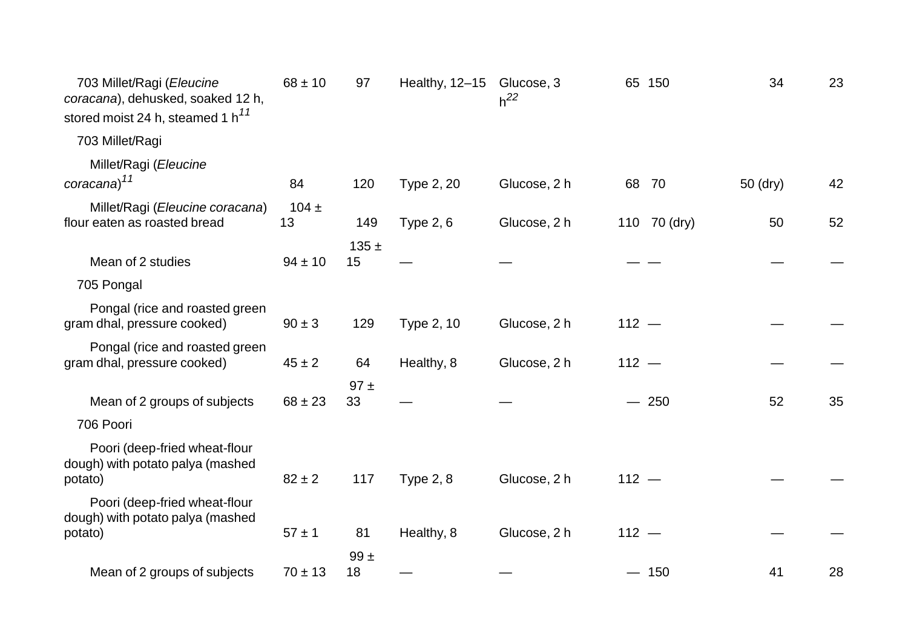| | | | | | | | | |
|---|---|---|---|---|---|---|---|---|
| 703 Millet/Ragi (*Eleucine coracana*), dehusked, soaked 12 h, stored moist 24 h, steamed 1 h[11] | 68 ± 10 | 97 | Healthy, 12–15 | Glucose, 3 h[22] | 65 | 150 | 34 | 23 |
| 703 Millet/Ragi | | | | | | | | |
| Millet/Ragi (*Eleucine coracana*)[11] | 84 | 120 | Type 2, 20 | Glucose, 2 h | 68 | 70 | 50 (dry) | 42 |
| Millet/Ragi (*Eleucine coracana*) flour eaten as roasted bread | 104 ± 13 | 149 | Type 2, 6 | Glucose, 2 h | 110 | 70 (dry) | 50 | 52 |
| Mean of 2 studies | 94 ± 10 | 135 ± 15 | — | — | — | — | — | — |
| 705 Pongal | | | | | | | | |
| Pongal (rice and roasted green gram dhal, pressure cooked) | 90 ± 3 | 129 | Type 2, 10 | Glucose, 2 h | 112 | — | — | — |
| Pongal (rice and roasted green gram dhal, pressure cooked) | 45 ± 2 | 64 | Healthy, 8 | Glucose, 2 h | 112 | — | — | — |
| Mean of 2 groups of subjects | 68 ± 23 | 97 ± 33 | — | — | — | 250 | 52 | 35 |
| 706 Poori | | | | | | | | |
| Poori (deep-fried wheat-flour dough) with potato palya (mashed potato) | 82 ± 2 | 117 | Type 2, 8 | Glucose, 2 h | 112 | — | — | — |
| Poori (deep-fried wheat-flour dough) with potato palya (mashed potato) | 57 ± 1 | 81 | Healthy, 8 | Glucose, 2 h | 112 | — | — | — |
| Mean of 2 groups of subjects | 70 ± 13 | 99 ± 18 | — | — | — | 150 | 41 | 28 |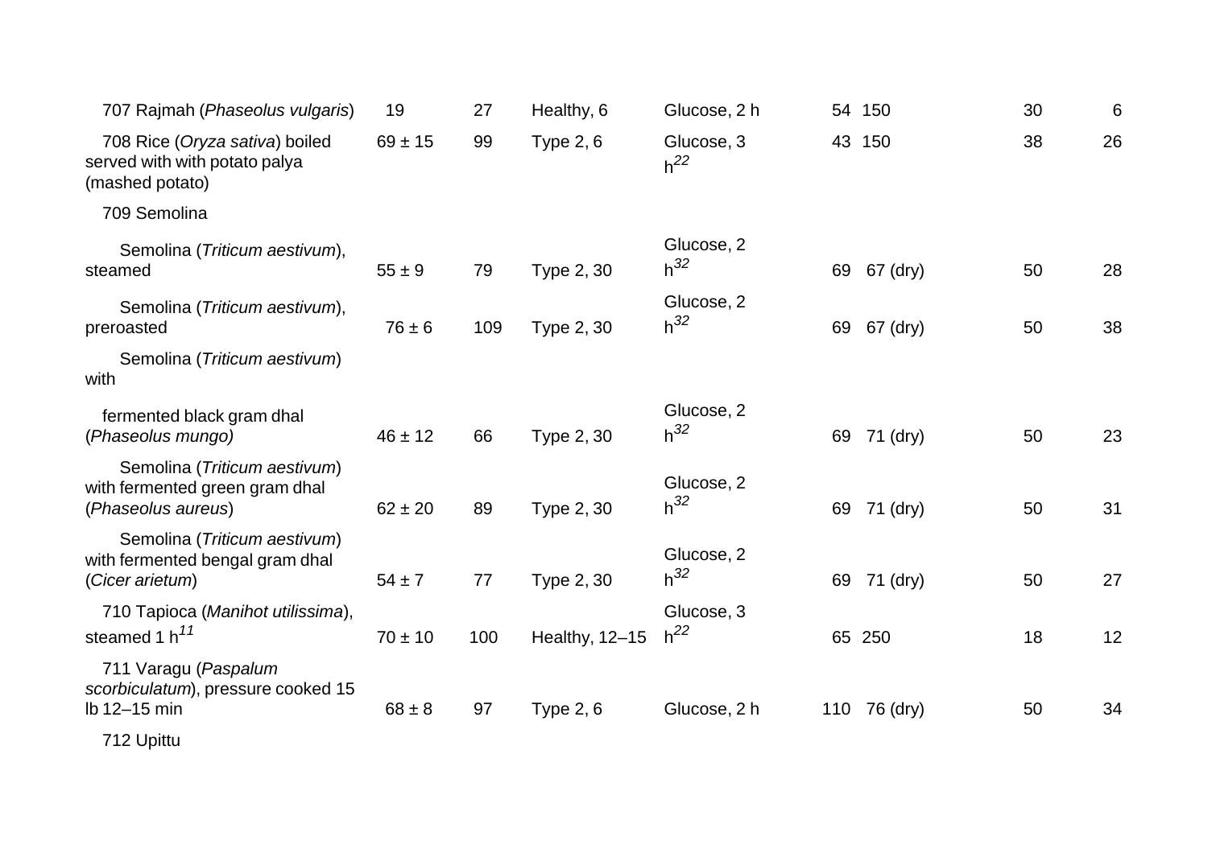| | | | | | | | | |
|---|---|---|---|---|---|---|---|---|
| 707 Rajmah (*Phaseolus vulgaris*) | 19 | 27 | Healthy, 6 | Glucose, 2 h | 54 | 150 | 30 | 6 |
| 708 Rice (*Oryza sativa*) boiled served with with potato palya (mashed potato) | 69 ± 15 | 99 | Type 2, 6 | Glucose, 3 h[22] | 43 | 150 | 38 | 26 |
| 709 Semolina | | | | | | | | |
| Semolina (*Triticum aestivum*), steamed | 55 ± 9 | 79 | Type 2, 30 | Glucose, 2 h[32] | 69 | 67 (dry) | 50 | 28 |
| Semolina (*Triticum aestivum*), preroasted | 76 ± 6 | 109 | Type 2, 30 | Glucose, 2 h[32] | 69 | 67 (dry) | 50 | 38 |
| Semolina (*Triticum aestivum*) with fermented black gram dhal (*Phaseolus mungo)* | 46 ± 12 | 66 | Type 2, 30 | Glucose, 2 h[32] | 69 | 71 (dry) | 50 | 23 |
| Semolina (*Triticum aestivum*) with fermented green gram dhal (*Phaseolus aureus*) | 62 ± 20 | 89 | Type 2, 30 | Glucose, 2 h[32] | 69 | 71 (dry) | 50 | 31 |
| Semolina (*Triticum aestivum*) with fermented bengal gram dhal (*Cicer arietum*) | 54 ± 7 | 77 | Type 2, 30 | Glucose, 2 h[32] | 69 | 71 (dry) | 50 | 27 |
| 710 Tapioca (*Manihot utilissima*), steamed 1 h[11] | 70 ± 10 | 100 | Healthy, 12–15 | Glucose, 3 h[22] | 65 | 250 | 18 | 12 |
| 711 Varagu (*Paspalum scorbiculatum*), pressure cooked 15 lb 12–15 min | 68 ± 8 | 97 | Type 2, 6 | Glucose, 2 h | 110 | 76 (dry) | 50 | 34 |
| 712 Upittu | | | | | | | | |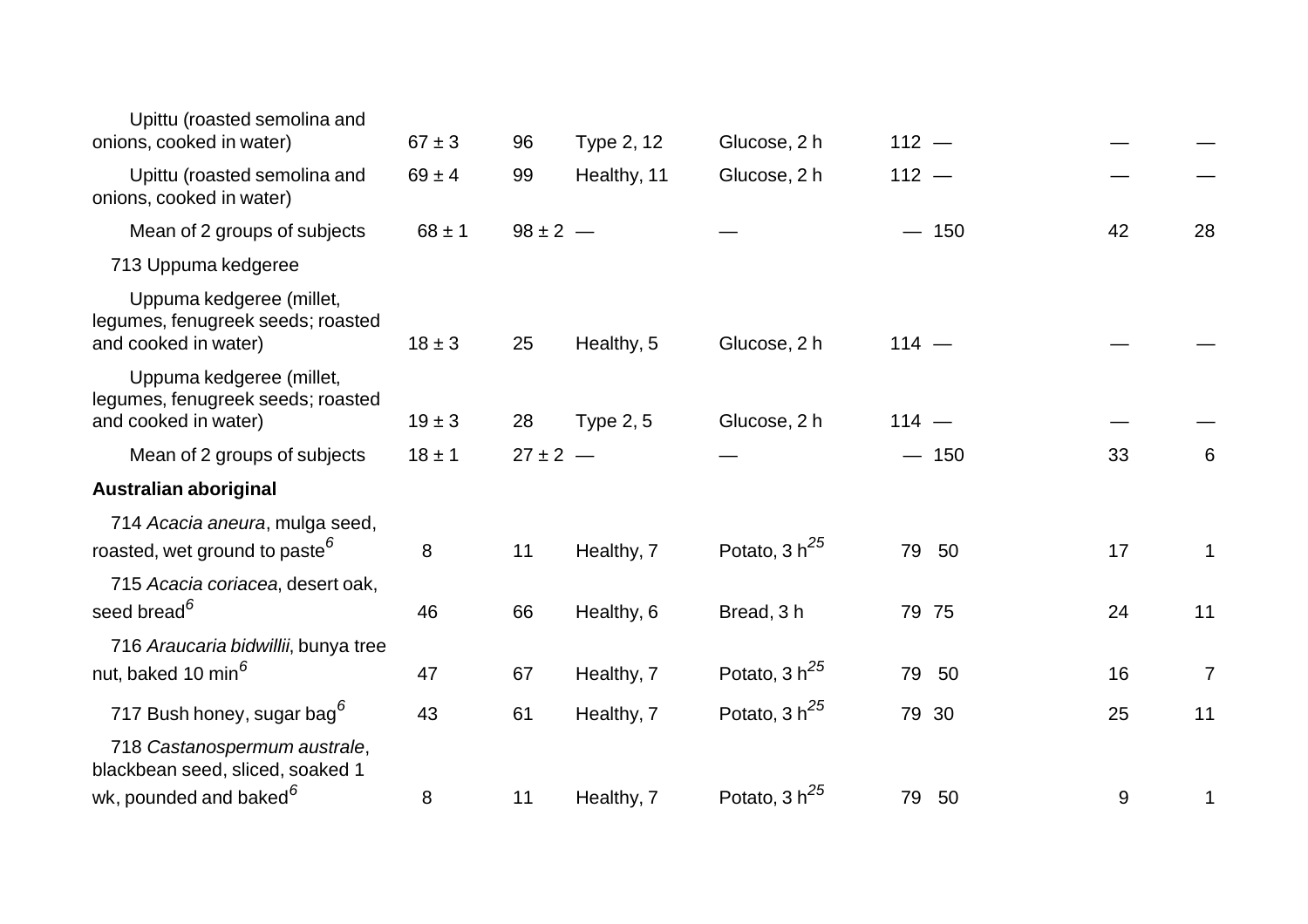| | | | | | | | | |
|---|---|---|---|---|---|---|---|---|
| Upittu (roasted semolina and onions, cooked in water) | 67 ± 3 | 96 | Type 2, 12 | Glucose, 2 h | 112 | — | — | — |
| Upittu (roasted semolina and onions, cooked in water) | 69 ± 4 | 99 | Healthy, 11 | Glucose, 2 h | 112 | — | — | — |
| Mean of 2 groups of subjects | 68 ± 1 | 98 ± 2 | — | — | — | 150 | 42 | 28 |
| 713 Uppuma kedgeree | | | | | | | | |
| Uppuma kedgeree (millet, legumes, fenugreek seeds; roasted and cooked in water) | 18 ± 3 | 25 | Healthy, 5 | Glucose, 2 h | 114 | — | — | — |
| Uppuma kedgeree (millet, legumes, fenugreek seeds; roasted and cooked in water) | 19 ± 3 | 28 | Type 2, 5 | Glucose, 2 h | 114 | — | — | — |
| Mean of 2 groups of subjects | 18 ± 1 | 27 ± 2 | — | — | — | 150 | 33 | 6 |
| **Australian aboriginal** | | | | | | | | |
| 714 *Acacia aneura*, mulga seed, roasted, wet ground to paste[6] | 8 | 11 | Healthy, 7 | Potato, 3 h[25] | 79 | 50 | 17 | 1 |
| 715 *Acacia coriacea*, desert oak, seed bread[6] | 46 | 66 | Healthy, 6 | Bread, 3 h | 79 | 75 | 24 | 11 |
| 716 *Araucaria bidwillii*, bunya tree nut, baked 10 min[6] | 47 | 67 | Healthy, 7 | Potato, 3 h[25] | 79 | 50 | 16 | 7 |
| 717 Bush honey, sugar bag[6] | 43 | 61 | Healthy, 7 | Potato, 3 h[25] | 79 | 30 | 25 | 11 |
| 718 *Castanospermum australe*, blackbean seed, sliced, soaked 1 wk, pounded and baked[6] | 8 | 11 | Healthy, 7 | Potato, 3 h[25] | 79 | 50 | 9 | 1 |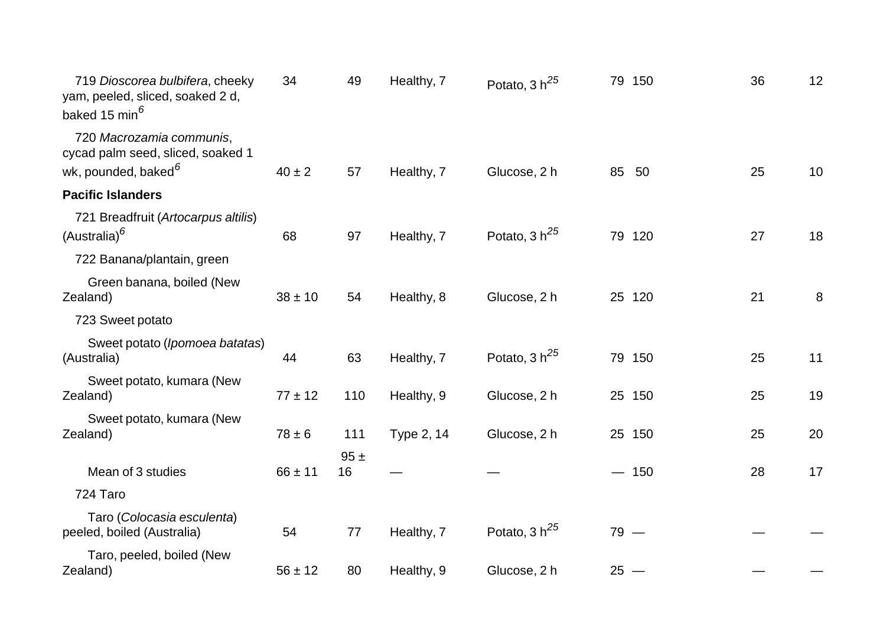| | | | | | | | | |
|---|---|---|---|---|---|---|---|---|
| 719 *Dioscorea bulbifera*, cheeky yam, peeled, sliced, soaked 2 d, baked 15 min[6] | 34 | 49 | Healthy, 7 | Potato, 3 h[25] | 79 | 150 | 36 | 12 |
| 720 *Macrozamia communis*, cycad palm seed, sliced, soaked 1 wk, pounded, baked[6] | 40 ± 2 | 57 | Healthy, 7 | Glucose, 2 h | 85 | 50 | 25 | 10 |
| **Pacific Islanders** | | | | | | | | |
| 721 Breadfruit (*Artocarpus altilis*) (Australia)[6] | 68 | 97 | Healthy, 7 | Potato, 3 h[25] | 79 | 120 | 27 | 18 |
| 722 Banana/plantain, green | | | | | | | | |
| Green banana, boiled (New Zealand) | 38 ± 10 | 54 | Healthy, 8 | Glucose, 2 h | 25 | 120 | 21 | 8 |
| 723 Sweet potato | | | | | | | | |
| Sweet potato (*Ipomoea batatas*) (Australia) | 44 | 63 | Healthy, 7 | Potato, 3 h[25] | 79 | 150 | 25 | 11 |
| Sweet potato, kumara (New Zealand) | 77 ± 12 | 110 | Healthy, 9 | Glucose, 2 h | 25 | 150 | 25 | 19 |
| Sweet potato, kumara (New Zealand) | 78 ± 6 | 111 | Type 2, 14 | Glucose, 2 h | 25 | 150 | 25 | 20 |
| Mean of 3 studies | 66 ± 11 | 95 ± 16 | — | — | — | 150 | 28 | 17 |
| 724 Taro | | | | | | | | |
| Taro (*Colocasia esculenta*) peeled, boiled (Australia) | 54 | 77 | Healthy, 7 | Potato, 3 h[25] | 79 | — | — | — |
| Taro, peeled, boiled (New Zealand) | 56 ± 12 | 80 | Healthy, 9 | Glucose, 2 h | 25 | — | — | — |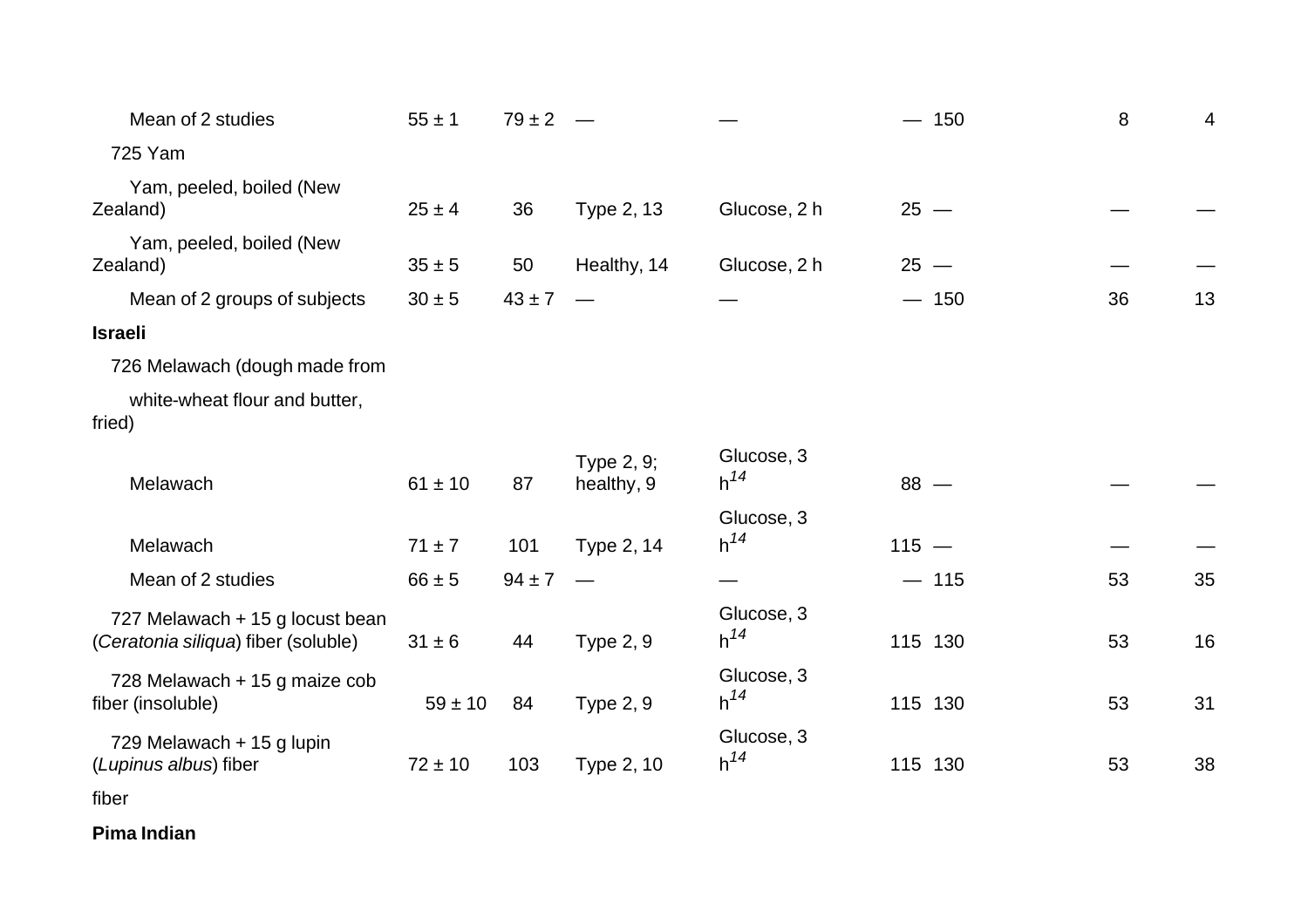| | | | | | | | | |
|---|---|---|---|---|---|---|---|---|
| Mean of 2 studies | 55 ± 1 | 79 ± 2 | — | — | — | 150 | 8 | 4 |
| 725 Yam | | | | | | | | |
| Yam, peeled, boiled (New Zealand) | 25 ± 4 | 36 | Type 2, 13 | Glucose, 2 h | 25 | — | — | — |
| Yam, peeled, boiled (New Zealand) | 35 ± 5 | 50 | Healthy, 14 | Glucose, 2 h | 25 | — | — | — |
| Mean of 2 groups of subjects | 30 ± 5 | 43 ± 7 | — | — | — | 150 | 36 | 13 |
| **Israeli** | | | | | | | | |
| 726 Melawach (dough made from white-wheat flour and butter, fried) | | | | | | | | |
| Melawach | 61 ± 10 | 87 | Type 2, 9; healthy, 9 | Glucose, 3 h[14] | 88 | — | — | — |
| Melawach | 71 ± 7 | 101 | Type 2, 14 | Glucose, 3 h[14] | 115 | — | — | — |
| Mean of 2 studies | 66 ± 5 | 94 ± 7 | — | — | — | 115 | 53 | 35 |
| 727 Melawach + 15 g locust bean (*Ceratonia siliqua*) fiber (soluble) | 31 ± 6 | 44 | Type 2, 9 | Glucose, 3 h[14] | 115 | 130 | 53 | 16 |
| 728 Melawach + 15 g maize cob fiber (insoluble) | 59 ± 10 | 84 | Type 2, 9 | Glucose, 3 h[14] | 115 | 130 | 53 | 31 |
| 729 Melawach + 15 g lupin (*Lupinus albus*) fiber | 72 ± 10 | 103 | Type 2, 10 | Glucose, 3 h[14] | 115 | 130 | 53 | 38 |
| fiber | | | | | | | | |
| **Pima Indian** | | | | | | | | |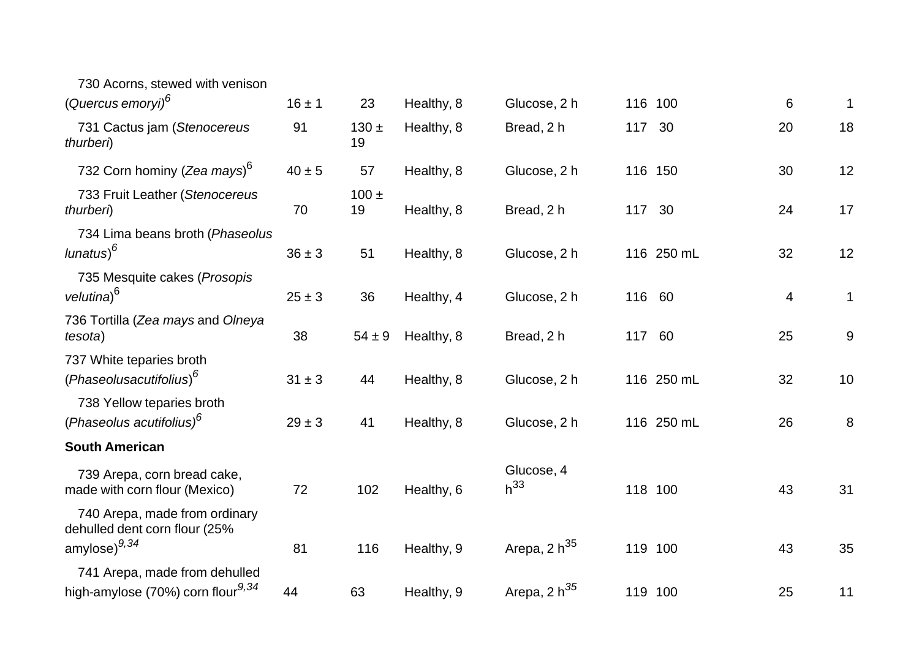| | | | | | | | | |
|---|---|---|---|---|---|---|---|---|
| 730 Acorns, stewed with venison (*Quercus emoryi*)[6] | 16 ± 1 | 23 | Healthy, 8 | Glucose, 2 h | 116 | 100 | 6 | 1 |
| 731 Cactus jam (*Stenocereus thurberi*) | 91 | 130 ± 19 | Healthy, 8 | Bread, 2 h | 117 | 30 | 20 | 18 |
| 732 Corn hominy (*Zea mays*)[6] | 40 ± 5 | 57 | Healthy, 8 | Glucose, 2 h | 116 | 150 | 30 | 12 |
| 733 Fruit Leather (*Stenocereus thurberi*) | 70 | 100 ± 19 | Healthy, 8 | Bread, 2 h | 117 | 30 | 24 | 17 |
| 734 Lima beans broth (*Phaseolus lunatus*)[6] | 36 ± 3 | 51 | Healthy, 8 | Glucose, 2 h | 116 | 250 mL | 32 | 12 |
| 735 Mesquite cakes (*Prosopis velutina*)[6] | 25 ± 3 | 36 | Healthy, 4 | Glucose, 2 h | 116 | 60 | 4 | 1 |
| 736 Tortilla (*Zea mays* and *Olneya tesota*) | 38 | 54 ± 9 | Healthy, 8 | Bread, 2 h | 117 | 60 | 25 | 9 |
| 737 White teparies broth (*Phaseolusacutifolius*)[6] | 31 ± 3 | 44 | Healthy, 8 | Glucose, 2 h | 116 | 250 mL | 32 | 10 |
| 738 Yellow teparies broth (*Phaseolus acutifolius)*[6] | 29 ± 3 | 41 | Healthy, 8 | Glucose, 2 h | 116 | 250 mL | 26 | 8 |
| **South American** | | | | | | | | |
| 739 Arepa, corn bread cake, made with corn flour (Mexico) | 72 | 102 | Healthy, 6 | Glucose, 4 h[33] | 118 | 100 | 43 | 31 |
| 740 Arepa, made from ordinary dehulled dent corn flour (25% amylose)[9,34] | 81 | 116 | Healthy, 9 | Arepa, 2 h[35] | 119 | 100 | 43 | 35 |
| 741 Arepa, made from dehulled high-amylose (70%) corn flour[9,34] | 44 | 63 | Healthy, 9 | Arepa, 2 h[35] | 119 | 100 | 25 | 11 |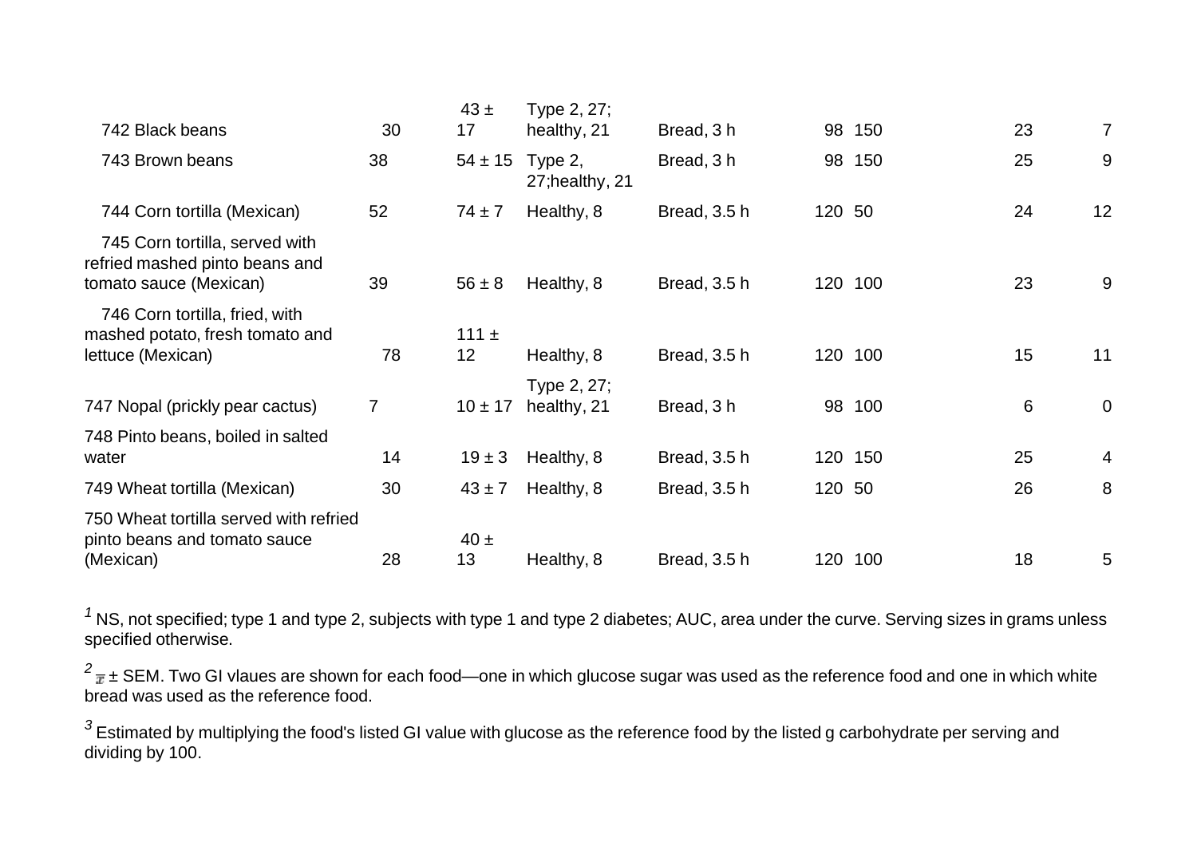| | | | | | | | | |
|---|---|---|---|---|---|---|---|---|
| 742 Black beans | 30 | 43 ± 17 | Type 2, 27; healthy, 21 | Bread, 3 h | 98 | 150 | 23 | 7 |
| 743 Brown beans | 38 | 54 ± 15 | Type 2, 27;healthy, 21 | Bread, 3 h | 98 | 150 | 25 | 9 |
| 744 Corn tortilla (Mexican) | 52 | 74 ± 7 | Healthy, 8 | Bread, 3.5 h | 120 | 50 | 24 | 12 |
| 745 Corn tortilla, served with refried mashed pinto beans and tomato sauce (Mexican) | 39 | 56 ± 8 | Healthy, 8 | Bread, 3.5 h | 120 | 100 | 23 | 9 |
| 746 Corn tortilla, fried, with mashed potato, fresh tomato and lettuce (Mexican) | 78 | 111 ± 12 | Healthy, 8 | Bread, 3.5 h | 120 | 100 | 15 | 11 |
| 747 Nopal (prickly pear cactus) | 7 | 10 ± 17 | Type 2, 27; healthy, 21 | Bread, 3 h | 98 | 100 | 6 | 0 |
| 748 Pinto beans, boiled in salted water | 14 | 19 ± 3 | Healthy, 8 | Bread, 3.5 h | 120 | 150 | 25 | 4 |
| 749 Wheat tortilla (Mexican) | 30 | 43 ± 7 | Healthy, 8 | Bread, 3.5 h | 120 | 50 | 26 | 8 |
| 750 Wheat tortilla served with refried pinto beans and tomato sauce (Mexican) | 28 | 40 ± 13 | Healthy, 8 | Bread, 3.5 h | 120 | 100 | 18 | 5 |

[1] NS, not specified; type 1 and type 2, subjects with type 1 and type 2 diabetes; AUC, area under the curve. Serving sizes in grams unless specified otherwise.

[2] $\bar{x}$ ± SEM. Two GI vlaues are shown for each food—one in which glucose sugar was used as the reference food and one in which white bread was used as the reference food.

[3] Estimated by multiplying the food's listed GI value with glucose as the reference food by the listed g carbohydrate per serving and dividing by 100.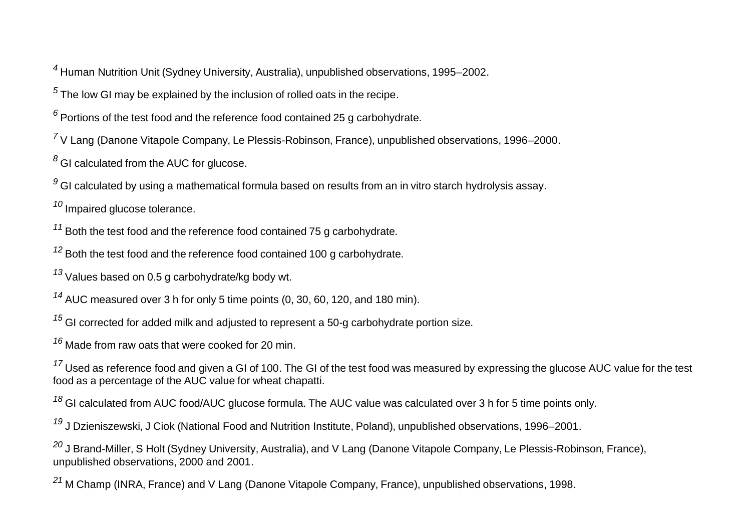[4] Human Nutrition Unit (Sydney University, Australia), unpublished observations, 1995–2002.

[5] The low GI may be explained by the inclusion of rolled oats in the recipe.

[6] Portions of the test food and the reference food contained 25 g carbohydrate.

[7] V Lang (Danone Vitapole Company, Le Plessis-Robinson, France), unpublished observations, 1996–2000.

[8] GI calculated from the AUC for glucose.

[9] GI calculated by using a mathematical formula based on results from an in vitro starch hydrolysis assay.

[10] Impaired glucose tolerance.

[11] Both the test food and the reference food contained 75 g carbohydrate.

[12] Both the test food and the reference food contained 100 g carbohydrate.

[13] Values based on 0.5 g carbohydrate/kg body wt.

[14] AUC measured over 3 h for only 5 time points (0, 30, 60, 120, and 180 min).

[15] GI corrected for added milk and adjusted to represent a 50-g carbohydrate portion size.

[16] Made from raw oats that were cooked for 20 min.

[17] Used as reference food and given a GI of 100. The GI of the test food was measured by expressing the glucose AUC value for the test food as a percentage of the AUC value for wheat chapatti.

[18] GI calculated from AUC food/AUC glucose formula. The AUC value was calculated over 3 h for 5 time points only.

[19] J Dzieniszewski, J Ciok (National Food and Nutrition Institute, Poland), unpublished observations, 1996–2001.

[20] J Brand-Miller, S Holt (Sydney University, Australia), and V Lang (Danone Vitapole Company, Le Plessis-Robinson, France), unpublished observations, 2000 and 2001.

[21] M Champ (INRA, France) and V Lang (Danone Vitapole Company, France), unpublished observations, 1998.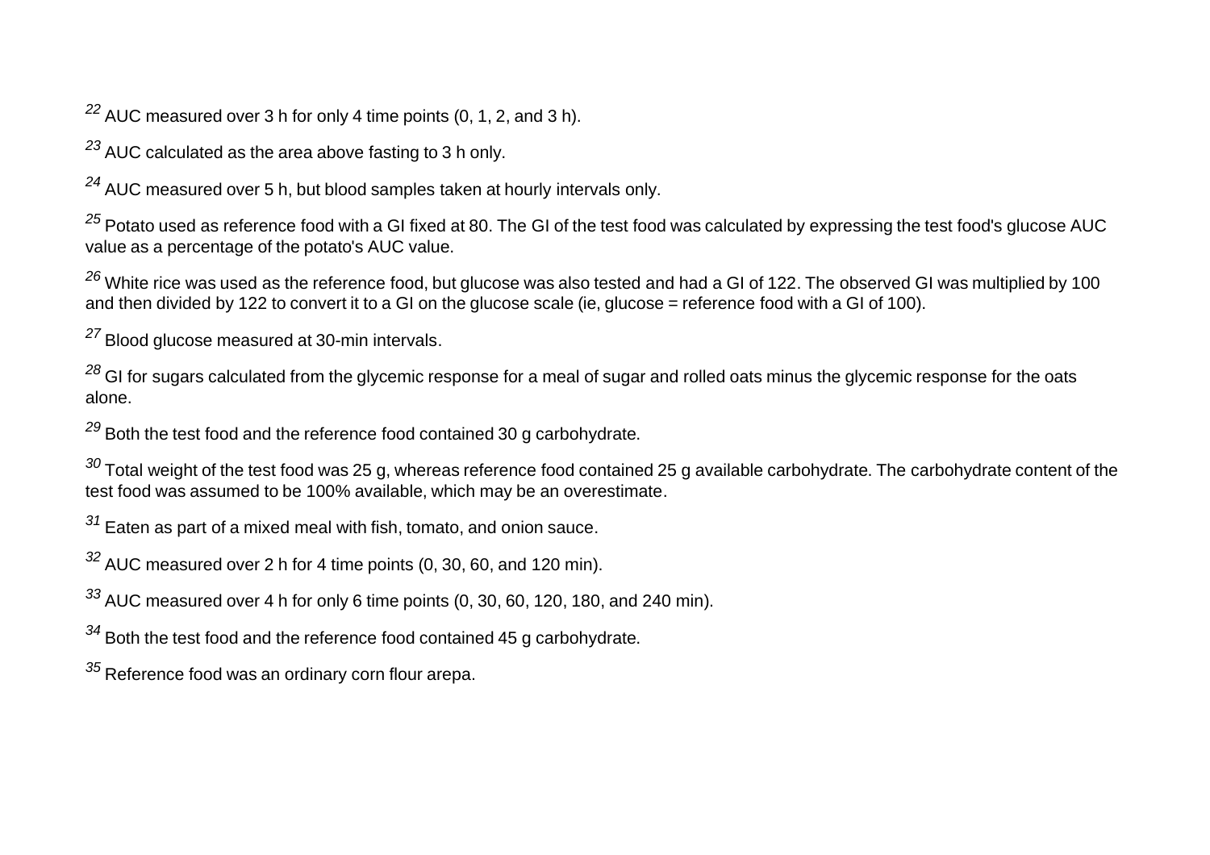[22] AUC measured over 3 h for only 4 time points (0, 1, 2, and 3 h).

[23] AUC calculated as the area above fasting to 3 h only.

[24] AUC measured over 5 h, but blood samples taken at hourly intervals only.

[25] Potato used as reference food with a GI fixed at 80. The GI of the test food was calculated by expressing the test food's glucose AUC value as a percentage of the potato's AUC value.

[26] White rice was used as the reference food, but glucose was also tested and had a GI of 122. The observed GI was multiplied by 100 and then divided by 122 to convert it to a GI on the glucose scale (ie, glucose = reference food with a GI of 100).

[27] Blood glucose measured at 30-min intervals.

[28] GI for sugars calculated from the glycemic response for a meal of sugar and rolled oats minus the glycemic response for the oats alone.

[29] Both the test food and the reference food contained 30 g carbohydrate.

[30] Total weight of the test food was 25 g, whereas reference food contained 25 g available carbohydrate. The carbohydrate content of the test food was assumed to be 100% available, which may be an overestimate.

[31] Eaten as part of a mixed meal with fish, tomato, and onion sauce.

[32] AUC measured over 2 h for 4 time points (0, 30, 60, and 120 min).

[33] AUC measured over 4 h for only 6 time points (0, 30, 60, 120, 180, and 240 min).

[34] Both the test food and the reference food contained 45 g carbohydrate.

[35] Reference food was an ordinary corn flour arepa.